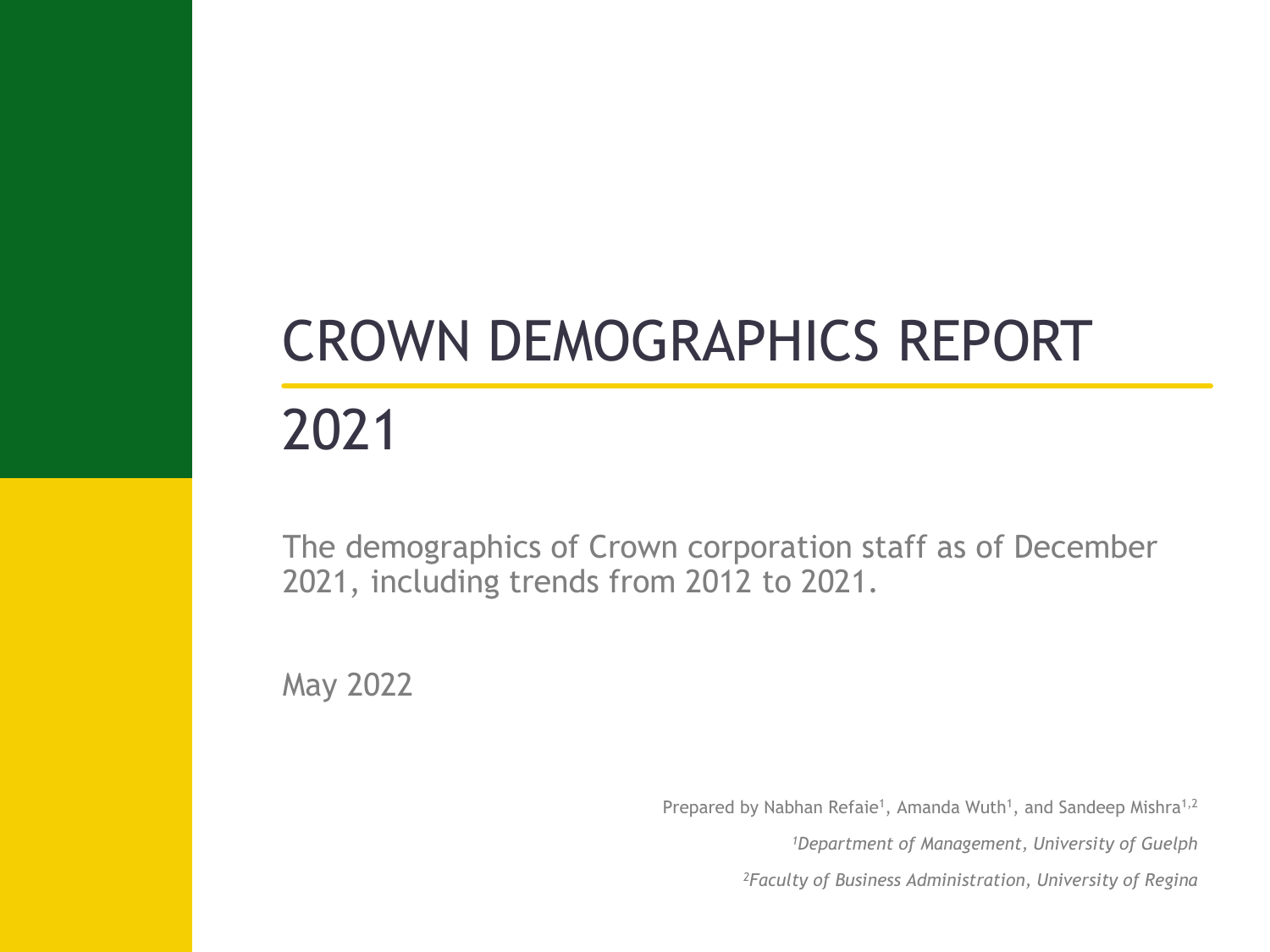# CROWN DEMOGRAPHICS REPORT

## 2021

The demographics of Crown corporation staff as of December 2021, including trends from 2012 to 2021.

May 2022

Prepared by Nabhan Refaie[1], Amanda Wuth[1], and Sandeep Mishra[1,2]

*[1]Department of Management, University of Guelph*

*[2]Faculty of Business Administration, University of Regina*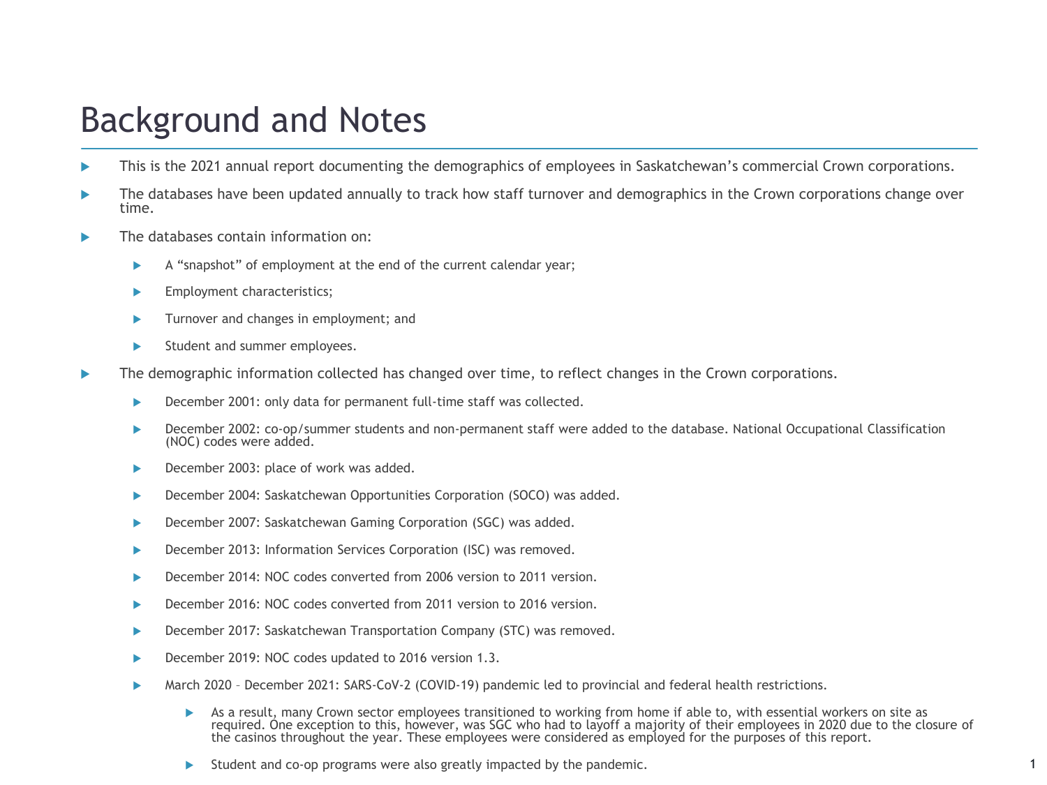# Background and Notes

- This is the 2021 annual report documenting the demographics of employees in Saskatchewan's commercial Crown corporations.
- The databases have been updated annually to track how staff turnover and demographics in the Crown corporations change over time.
- The databases contain information on:
  - A "snapshot" of employment at the end of the current calendar year;
  - Employment characteristics;
  - Turnover and changes in employment; and
  - Student and summer employees.
- The demographic information collected has changed over time, to reflect changes in the Crown corporations.
  - December 2001: only data for permanent full-time staff was collected.
  - December 2002: co-op/summer students and non-permanent staff were added to the database. National Occupational Classification (NOC) codes were added.
  - December 2003: place of work was added.
  - December 2004: Saskatchewan Opportunities Corporation (SOCO) was added.
  - December 2007: Saskatchewan Gaming Corporation (SGC) was added.
  - December 2013: Information Services Corporation (ISC) was removed.
  - December 2014: NOC codes converted from 2006 version to 2011 version.
  - December 2016: NOC codes converted from 2011 version to 2016 version.
  - December 2017: Saskatchewan Transportation Company (STC) was removed.
  - December 2019: NOC codes updated to 2016 version 1.3.
  - March 2020 – December 2021: SARS-CoV-2 (COVID-19) pandemic led to provincial and federal health restrictions.
    - As a result, many Crown sector employees transitioned to working from home if able to, with essential workers on site as required. One exception to this, however, was SGC who had to layoff a majority of their employees in 2020 due to the closure of the casinos throughout the year. These employees were considered as employed for the purposes of this report.
    - Student and co-op programs were also greatly impacted by the pandemic.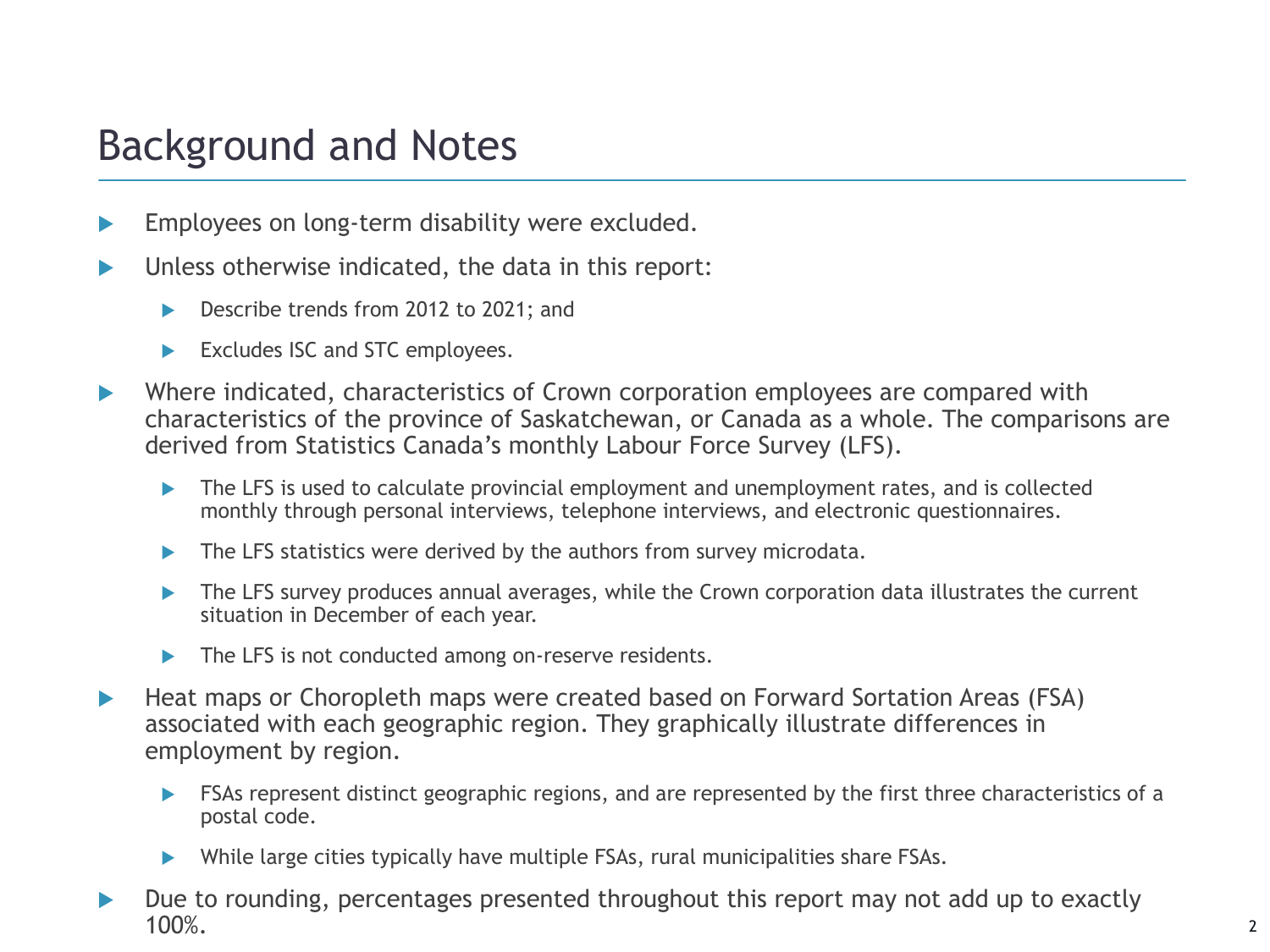# Background and Notes

- Employees on long-term disability were excluded.
- Unless otherwise indicated, the data in this report:
  - Describe trends from 2012 to 2021; and
  - Excludes ISC and STC employees.
- Where indicated, characteristics of Crown corporation employees are compared with characteristics of the province of Saskatchewan, or Canada as a whole. The comparisons are derived from Statistics Canada's monthly Labour Force Survey (LFS).
  - The LFS is used to calculate provincial employment and unemployment rates, and is collected monthly through personal interviews, telephone interviews, and electronic questionnaires.
  - The LFS statistics were derived by the authors from survey microdata.
  - The LFS survey produces annual averages, while the Crown corporation data illustrates the current situation in December of each year.
  - The LFS is not conducted among on-reserve residents.
- Heat maps or Choropleth maps were created based on Forward Sortation Areas (FSA) associated with each geographic region. They graphically illustrate differences in employment by region.
  - FSAs represent distinct geographic regions, and are represented by the first three characteristics of a postal code.
  - While large cities typically have multiple FSAs, rural municipalities share FSAs.
- Due to rounding, percentages presented throughout this report may not add up to exactly 100%.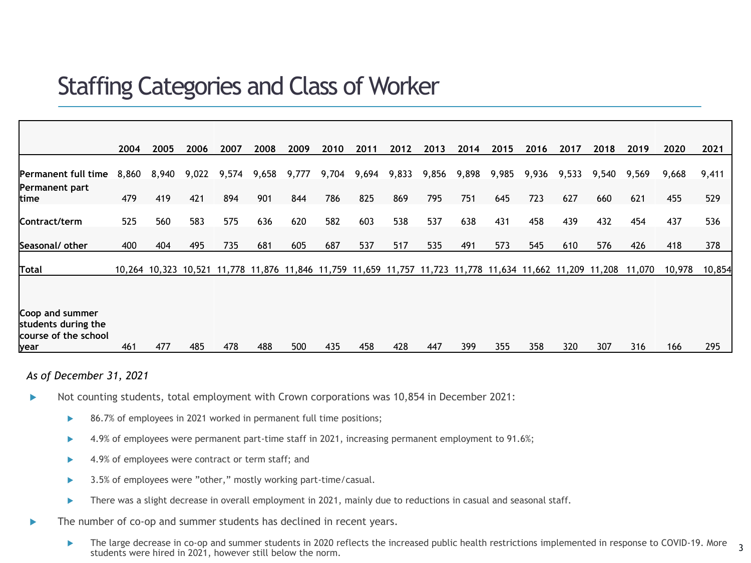# Staffing Categories and Class of Worker

| | 2004 | 2005 | 2006 | 2007 | 2008 | 2009 | 2010 | 2011 | 2012 | 2013 | 2014 | 2015 | 2016 | 2017 | 2018 | 2019 | 2020 | 2021 |
|---|---|---|---|---|---|---|---|---|---|---|---|---|---|---|---|---|---|---|
| **Permanent full time** | 8,860 | 8,940 | 9,022 | 9,574 | 9,658 | 9,777 | 9,704 | 9,694 | 9,833 | 9,856 | 9,898 | 9,985 | 9,936 | 9,533 | 9,540 | 9,569 | 9,668 | 9,411 |
| **Permanent part time** | 479 | 419 | 421 | 894 | 901 | 844 | 786 | 825 | 869 | 795 | 751 | 645 | 723 | 627 | 660 | 621 | 455 | 529 |
| **Contract/term** | 525 | 560 | 583 | 575 | 636 | 620 | 582 | 603 | 538 | 537 | 638 | 431 | 458 | 439 | 432 | 454 | 437 | 536 |
| **Seasonal/ other** | 400 | 404 | 495 | 735 | 681 | 605 | 687 | 537 | 517 | 535 | 491 | 573 | 545 | 610 | 576 | 426 | 418 | 378 |
| **Total** | 10,264 | 10,323 | 10,521 | 11,778 | 11,876 | 11,846 | 11,759 | 11,659 | 11,757 | 11,723 | 11,778 | 11,634 | 11,662 | 11,209 | 11,208 | 11,070 | 10,978 | 10,854 |
| **Coop and summer students during the course of the school year** | 461 | 477 | 485 | 478 | 488 | 500 | 435 | 458 | 428 | 447 | 399 | 355 | 358 | 320 | 307 | 316 | 166 | 295 |

*As of December 31, 2021*

- Not counting students, total employment with Crown corporations was 10,854 in December 2021:
  - 86.7% of employees in 2021 worked in permanent full time positions;
  - 4.9% of employees were permanent part-time staff in 2021, increasing permanent employment to 91.6%;
  - 4.9% of employees were contract or term staff; and
  - 3.5% of employees were "other," mostly working part-time/casual.
  - There was a slight decrease in overall employment in 2021, mainly due to reductions in casual and seasonal staff.
- The number of co-op and summer students has declined in recent years.
  - The large decrease in co-op and summer students in 2020 reflects the increased public health restrictions implemented in response to COVID-19. More students were hired in 2021, however still below the norm.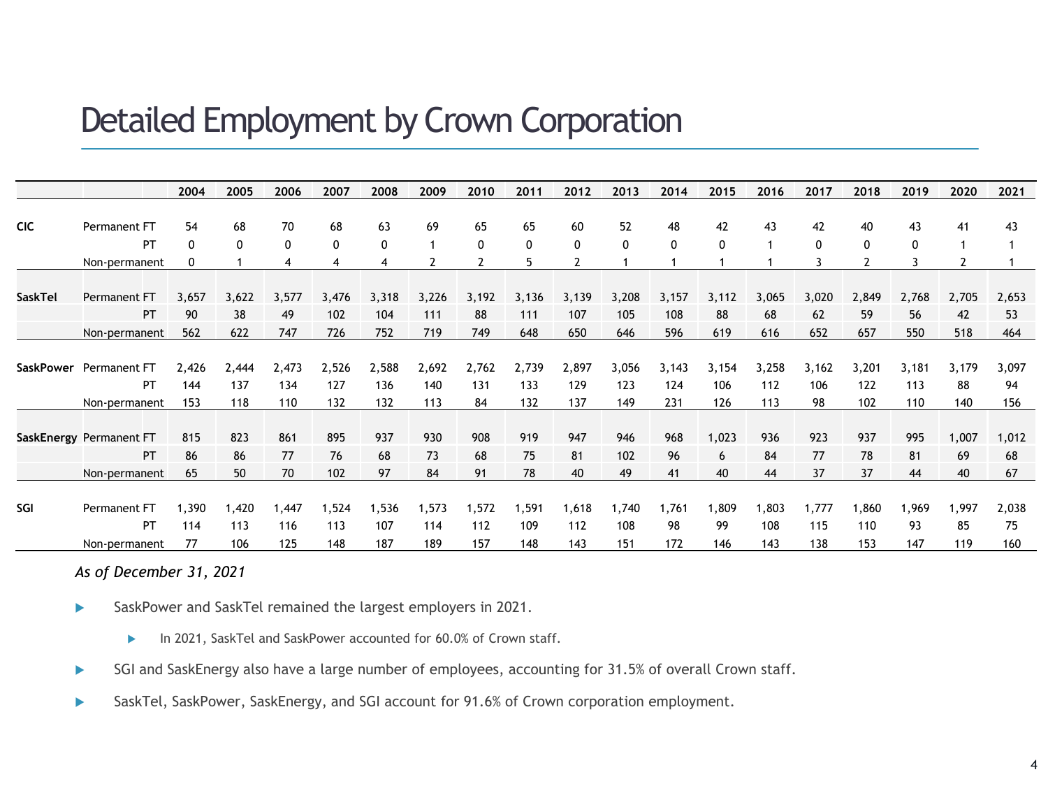# Detailed Employment by Crown Corporation

| | | 2004 | 2005 | 2006 | 2007 | 2008 | 2009 | 2010 | 2011 | 2012 | 2013 | 2014 | 2015 | 2016 | 2017 | 2018 | 2019 | 2020 | 2021 |
|---|---|---|---|---|---|---|---|---|---|---|---|---|---|---|---|---|---|---|---|
| **CIC** | Permanent FT | 54 | 68 | 70 | 68 | 63 | 69 | 65 | 65 | 60 | 52 | 48 | 42 | 43 | 42 | 40 | 43 | 41 | 43 |
| | PT | 0 | 0 | 0 | 0 | 0 | 1 | 0 | 0 | 0 | 0 | 0 | 0 | 1 | 0 | 0 | 0 | 1 | 1 |
| | Non-permanent | 0 | 1 | 4 | 4 | 4 | 2 | 2 | 5 | 2 | 1 | 1 | 1 | 1 | 3 | 2 | 3 | 2 | 1 |
| **SaskTel** | Permanent FT | 3,657 | 3,622 | 3,577 | 3,476 | 3,318 | 3,226 | 3,192 | 3,136 | 3,139 | 3,208 | 3,157 | 3,112 | 3,065 | 3,020 | 2,849 | 2,768 | 2,705 | 2,653 |
| | PT | 90 | 38 | 49 | 102 | 104 | 111 | 88 | 111 | 107 | 105 | 108 | 88 | 68 | 62 | 59 | 56 | 42 | 53 |
| | Non-permanent | 562 | 622 | 747 | 726 | 752 | 719 | 749 | 648 | 650 | 646 | 596 | 619 | 616 | 652 | 657 | 550 | 518 | 464 |
| **SaskPower** | Permanent FT | 2,426 | 2,444 | 2,473 | 2,526 | 2,588 | 2,692 | 2,762 | 2,739 | 2,897 | 3,056 | 3,143 | 3,154 | 3,258 | 3,162 | 3,201 | 3,181 | 3,179 | 3,097 |
| | PT | 144 | 137 | 134 | 127 | 136 | 140 | 131 | 133 | 129 | 123 | 124 | 106 | 112 | 106 | 122 | 113 | 88 | 94 |
| | Non-permanent | 153 | 118 | 110 | 132 | 132 | 113 | 84 | 132 | 137 | 149 | 231 | 126 | 113 | 98 | 102 | 110 | 140 | 156 |
| **SaskEnergy** | Permanent FT | 815 | 823 | 861 | 895 | 937 | 930 | 908 | 919 | 947 | 946 | 968 | 1,023 | 936 | 923 | 937 | 995 | 1,007 | 1,012 |
| | PT | 86 | 86 | 77 | 76 | 68 | 73 | 68 | 75 | 81 | 102 | 96 | 6 | 84 | 77 | 78 | 81 | 69 | 68 |
| | Non-permanent | 65 | 50 | 70 | 102 | 97 | 84 | 91 | 78 | 40 | 49 | 41 | 40 | 44 | 37 | 37 | 44 | 40 | 67 |
| **SGI** | Permanent FT | 1,390 | 1,420 | 1,447 | 1,524 | 1,536 | 1,573 | 1,572 | 1,591 | 1,618 | 1,740 | 1,761 | 1,809 | 1,803 | 1,777 | 1,860 | 1,969 | 1,997 | 2,038 |
| | PT | 114 | 113 | 116 | 113 | 107 | 114 | 112 | 109 | 112 | 108 | 98 | 99 | 108 | 115 | 110 | 93 | 85 | 75 |
| | Non-permanent | 77 | 106 | 125 | 148 | 187 | 189 | 157 | 148 | 143 | 151 | 172 | 146 | 143 | 138 | 153 | 147 | 119 | 160 |

*As of December 31, 2021*

- SaskPower and SaskTel remained the largest employers in 2021.
  - In 2021, SaskTel and SaskPower accounted for 60.0% of Crown staff.
- SGI and SaskEnergy also have a large number of employees, accounting for 31.5% of overall Crown staff.
- SaskTel, SaskPower, SaskEnergy, and SGI account for 91.6% of Crown corporation employment.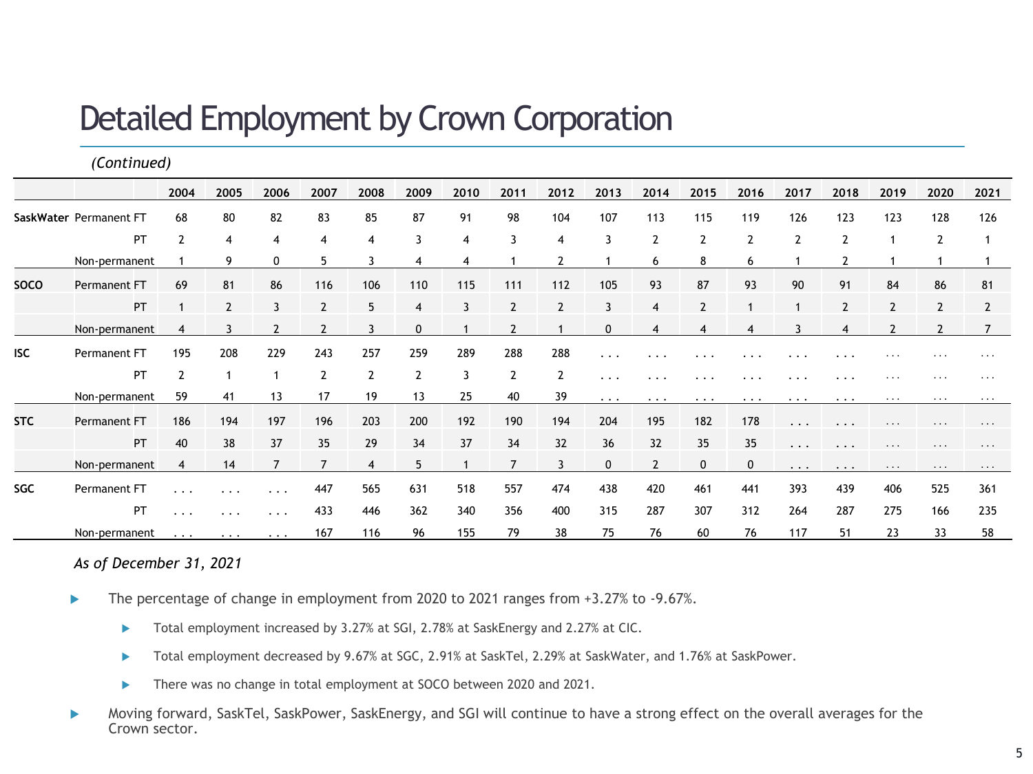# Detailed Employment by Crown Corporation

*(Continued)*

| | | 2004 | 2005 | 2006 | 2007 | 2008 | 2009 | 2010 | 2011 | 2012 | 2013 | 2014 | 2015 | 2016 | 2017 | 2018 | 2019 | 2020 | 2021 |
|---|---|---|---|---|---|---|---|---|---|---|---|---|---|---|---|---|---|---|---|
| **SaskWater** | Permanent FT | 68 | 80 | 82 | 83 | 85 | 87 | 91 | 98 | 104 | 107 | 113 | 115 | 119 | 126 | 123 | 123 | 128 | 126 |
| | PT | 2 | 4 | 4 | 4 | 4 | 3 | 4 | 3 | 4 | 3 | 2 | 2 | 2 | 2 | 2 | 1 | 2 | 1 |
| | Non-permanent | 1 | 9 | 0 | 5 | 3 | 4 | 4 | 1 | 2 | 1 | 6 | 8 | 6 | 1 | 2 | 1 | 1 | 1 |
| **SOCO** | Permanent FT | 69 | 81 | 86 | 116 | 106 | 110 | 115 | 111 | 112 | 105 | 93 | 87 | 93 | 90 | 91 | 84 | 86 | 81 |
| | PT | 1 | 2 | 3 | 2 | 5 | 4 | 3 | 2 | 2 | 3 | 4 | 2 | 1 | 1 | 2 | 2 | 2 | 2 |
| | Non-permanent | 4 | 3 | 2 | 2 | 3 | 0 | 1 | 2 | 1 | 0 | 4 | 4 | 4 | 3 | 4 | 2 | 2 | 7 |
| **ISC** | Permanent FT | 195 | 208 | 229 | 243 | 257 | 259 | 289 | 288 | 288 | ... | ... | ... | ... | ... | ... | ... | ... | ... |
| | PT | 2 | 1 | 1 | 2 | 2 | 2 | 3 | 2 | 2 | ... | ... | ... | ... | ... | ... | ... | ... | ... |
| | Non-permanent | 59 | 41 | 13 | 17 | 19 | 13 | 25 | 40 | 39 | ... | ... | ... | ... | ... | ... | ... | ... | ... |
| **STC** | Permanent FT | 186 | 194 | 197 | 196 | 203 | 200 | 192 | 190 | 194 | 204 | 195 | 182 | 178 | ... | ... | ... | ... | ... |
| | PT | 40 | 38 | 37 | 35 | 29 | 34 | 37 | 34 | 32 | 36 | 32 | 35 | 35 | ... | ... | ... | ... | ... |
| | Non-permanent | 4 | 14 | 7 | 7 | 4 | 5 | 1 | 7 | 3 | 0 | 2 | 0 | 0 | ... | ... | ... | ... | ... |
| **SGC** | Permanent FT | ... | ... | ... | 447 | 565 | 631 | 518 | 557 | 474 | 438 | 420 | 461 | 441 | 393 | 439 | 406 | 525 | 361 |
| | PT | ... | ... | ... | 433 | 446 | 362 | 340 | 356 | 400 | 315 | 287 | 307 | 312 | 264 | 287 | 275 | 166 | 235 |
| | Non-permanent | ... | ... | ... | 167 | 116 | 96 | 155 | 79 | 38 | 75 | 76 | 60 | 76 | 117 | 51 | 23 | 33 | 58 |

*As of December 31, 2021*

- The percentage of change in employment from 2020 to 2021 ranges from +3.27% to -9.67%.
  - Total employment increased by 3.27% at SGI, 2.78% at SaskEnergy and 2.27% at CIC.
  - Total employment decreased by 9.67% at SGC, 2.91% at SaskTel, 2.29% at SaskWater, and 1.76% at SaskPower.
  - There was no change in total employment at SOCO between 2020 and 2021.
- Moving forward, SaskTel, SaskPower, SaskEnergy, and SGI will continue to have a strong effect on the overall averages for the Crown sector.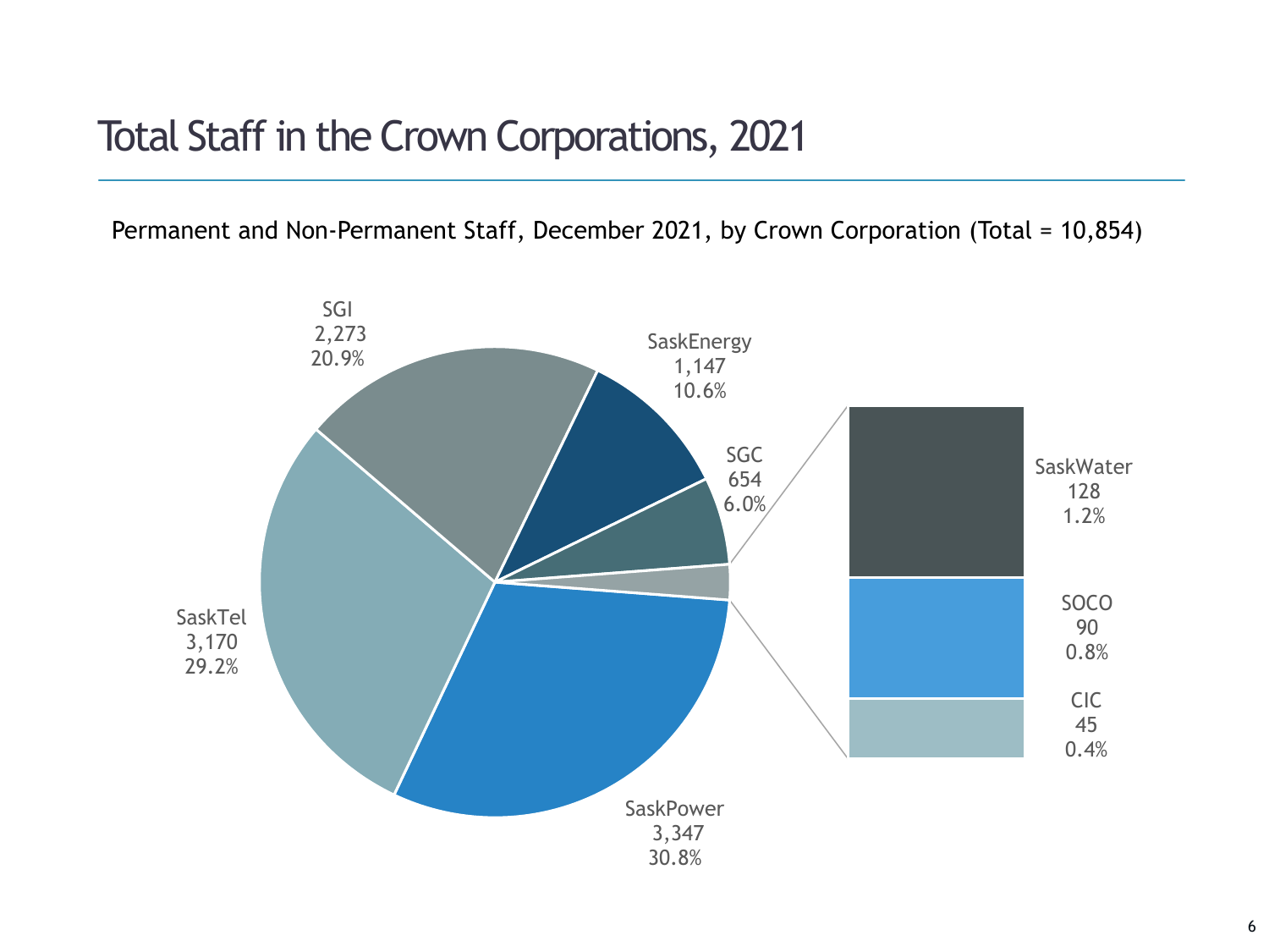# Total Staff in the Crown Corporations, 2021

Permanent and Non-Permanent Staff, December 2021, by Crown Corporation (Total = 10,854)

| Crown Corporation | Staff | Percent |
| --- | --- | --- |
| SaskPower | 3,347 | 30.8% |
| SaskTel | 3,170 | 29.2% |
| SGI | 2,273 | 20.9% |
| SaskEnergy | 1,147 | 10.6% |
| SGC | 654 | 6.0% |
| SaskWater | 128 | 1.2% |
| SOCO | 90 | 0.8% |
| CIC | 45 | 0.4% |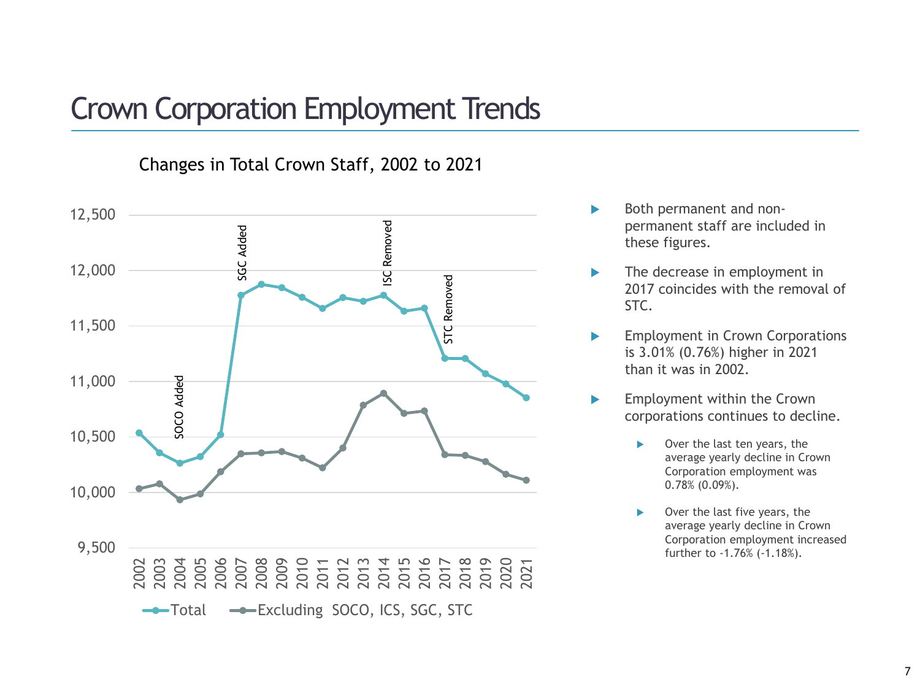# Crown Corporation Employment Trends

Changes in Total Crown Staff, 2002 to 2021

- Both permanent and non-permanent staff are included in these figures.
- The decrease in employment in 2017 coincides with the removal of STC.
- Employment in Crown Corporations is 3.01% (0.76%) higher in 2021 than it was in 2002.
- Employment within the Crown corporations continues to decline.
  - Over the last ten years, the average yearly decline in Crown Corporation employment was 0.78% (0.09%).
  - Over the last five years, the average yearly decline in Crown Corporation employment increased further to -1.76% (-1.18%).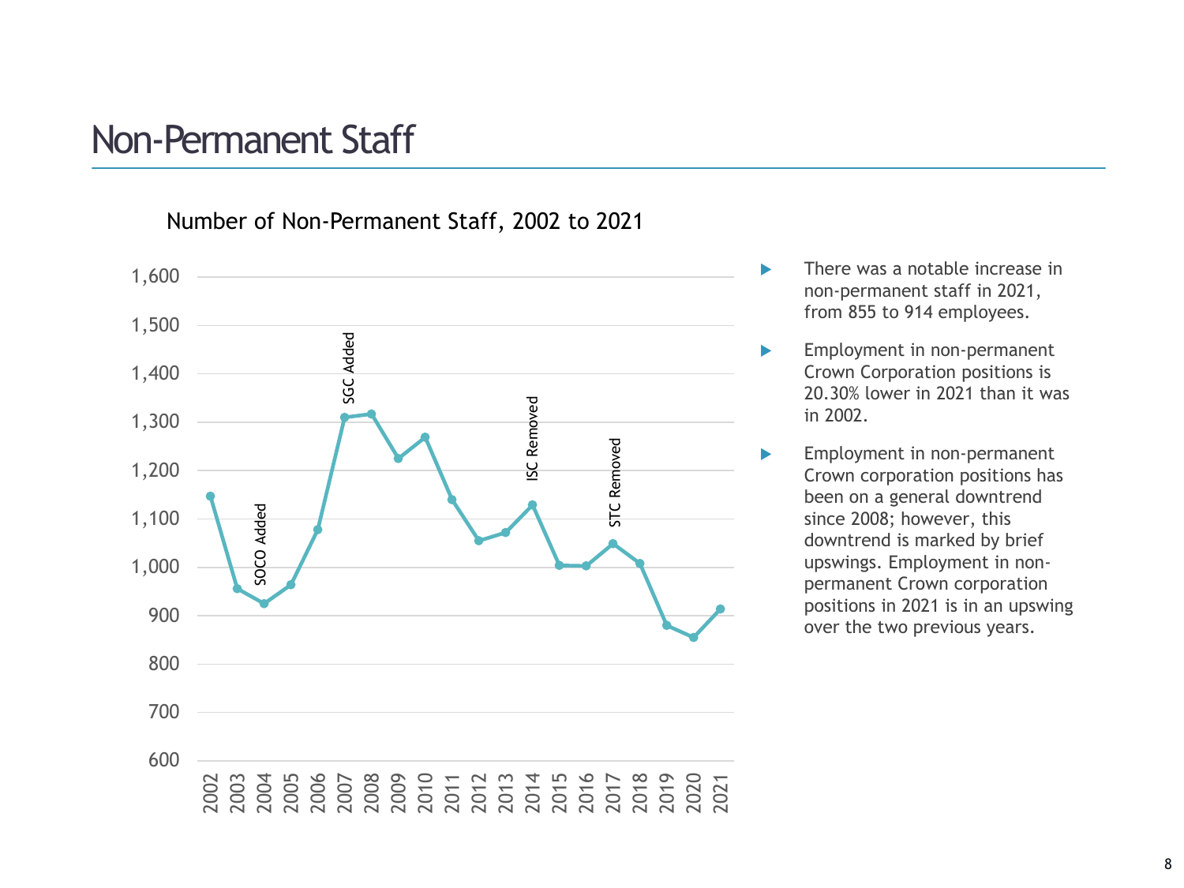# Non-Permanent Staff

Number of Non-Permanent Staff, 2002 to 2021

- There was a notable increase in non-permanent staff in 2021, from 855 to 914 employees.
- Employment in non-permanent Crown Corporation positions is 20.30% lower in 2021 than it was in 2002.
- Employment in non-permanent Crown corporation positions has been on a general downtrend since 2008; however, this downtrend is marked by brief upswings. Employment in non-permanent Crown corporation positions in 2021 is in an upswing over the two previous years.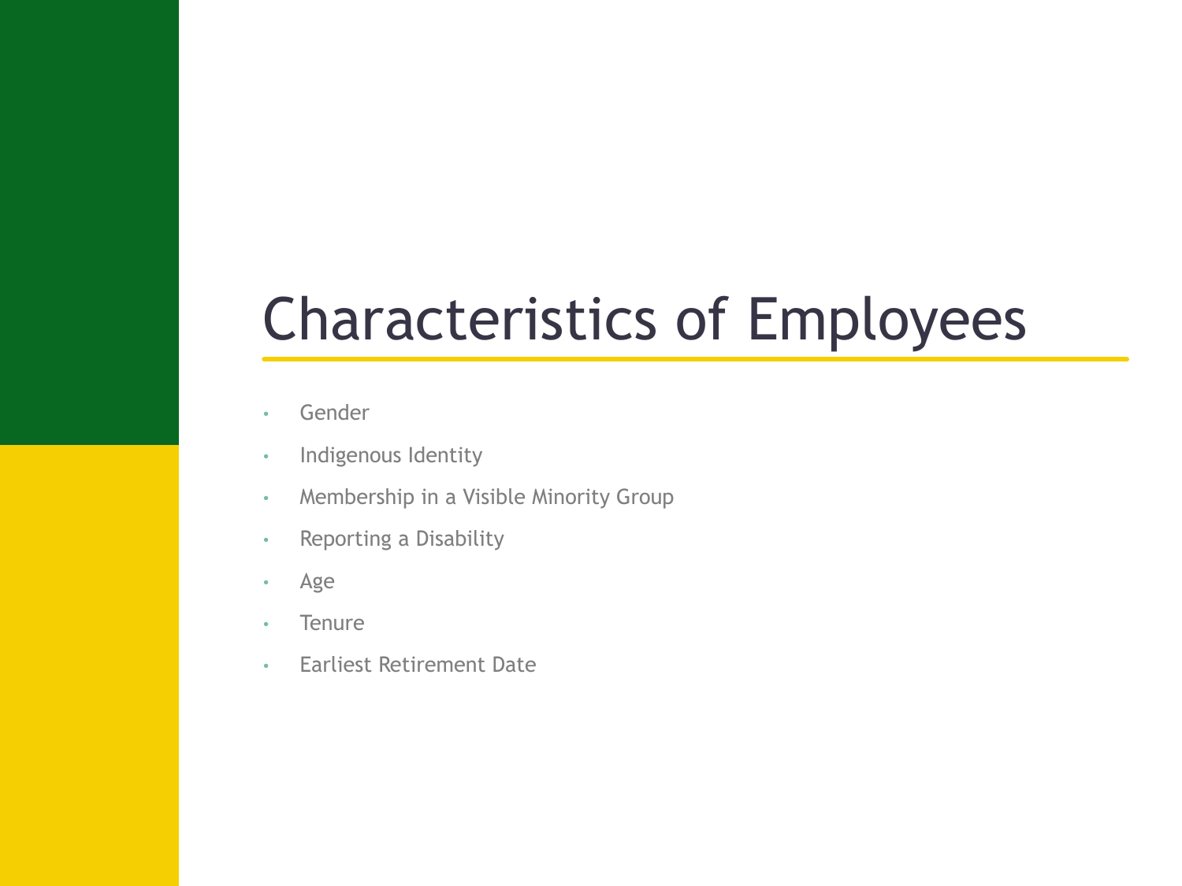# Characteristics of Employees

- Gender
- Indigenous Identity
- Membership in a Visible Minority Group
- Reporting a Disability
- Age
- Tenure
- Earliest Retirement Date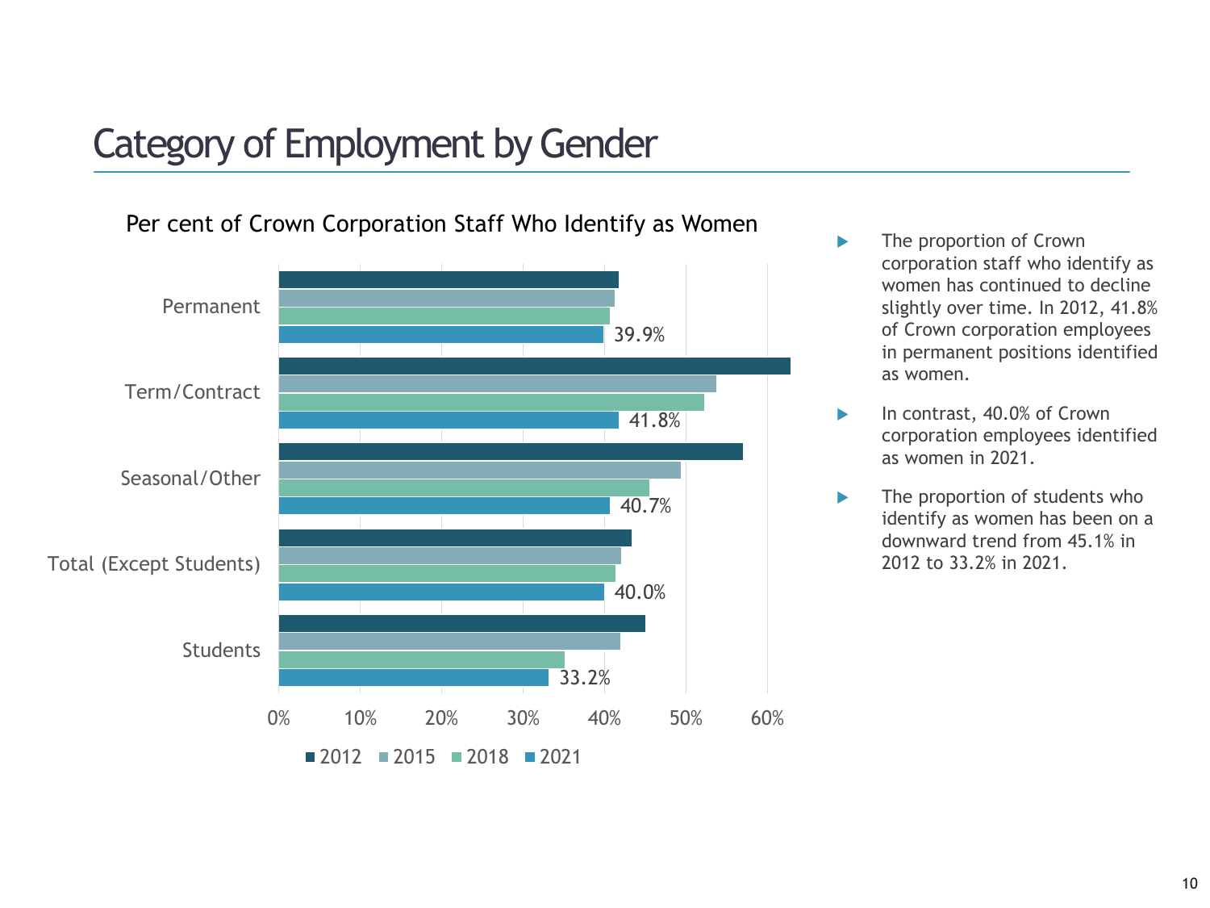# Category of Employment by Gender

Per cent of Crown Corporation Staff Who Identify as Women

| Category | 2012 | 2015 | 2018 | 2021 |
|---|---|---|---|---|
| Permanent | | | | 39.9% |
| Term/Contract | | | | 41.8% |
| Seasonal/Other | | | | 40.7% |
| Total (Except Students) | | | | 40.0% |
| Students | | | | 33.2% |

- The proportion of Crown corporation staff who identify as women has continued to decline slightly over time. In 2012, 41.8% of Crown corporation employees in permanent positions identified as women.
- In contrast, 40.0% of Crown corporation employees identified as women in 2021.
- The proportion of students who identify as women has been on a downward trend from 45.1% in 2012 to 33.2% in 2021.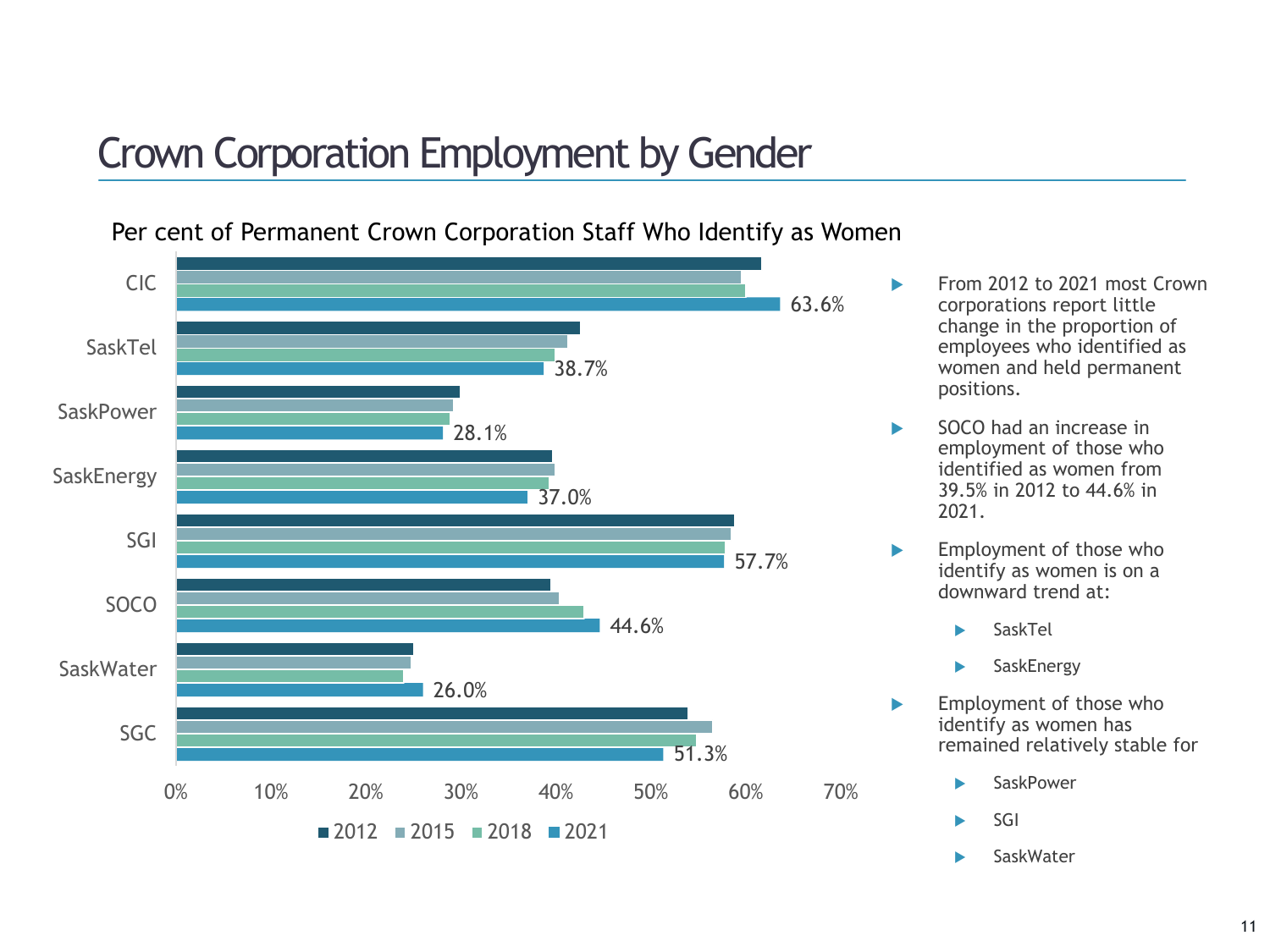# Crown Corporation Employment by Gender

Per cent of Permanent Crown Corporation Staff Who Identify as Women

| | 2021 |
|---|---|
| CIC | 63.6% |
| SaskTel | 38.7% |
| SaskPower | 28.1% |
| SaskEnergy | 37.0% |
| SGI | 57.7% |
| SOCO | 44.6% |
| SaskWater | 26.0% |
| SGC | 51.3% |

- From 2012 to 2021 most Crown corporations report little change in the proportion of employees who identified as women and held permanent positions.
- SOCO had an increase in employment of those who identified as women from 39.5% in 2012 to 44.6% in 2021.
- Employment of those who identify as women is on a downward trend at:
  - SaskTel
  - SaskEnergy
- Employment of those who identify as women has remained relatively stable for
  - SaskPower
  - SGI
  - SaskWater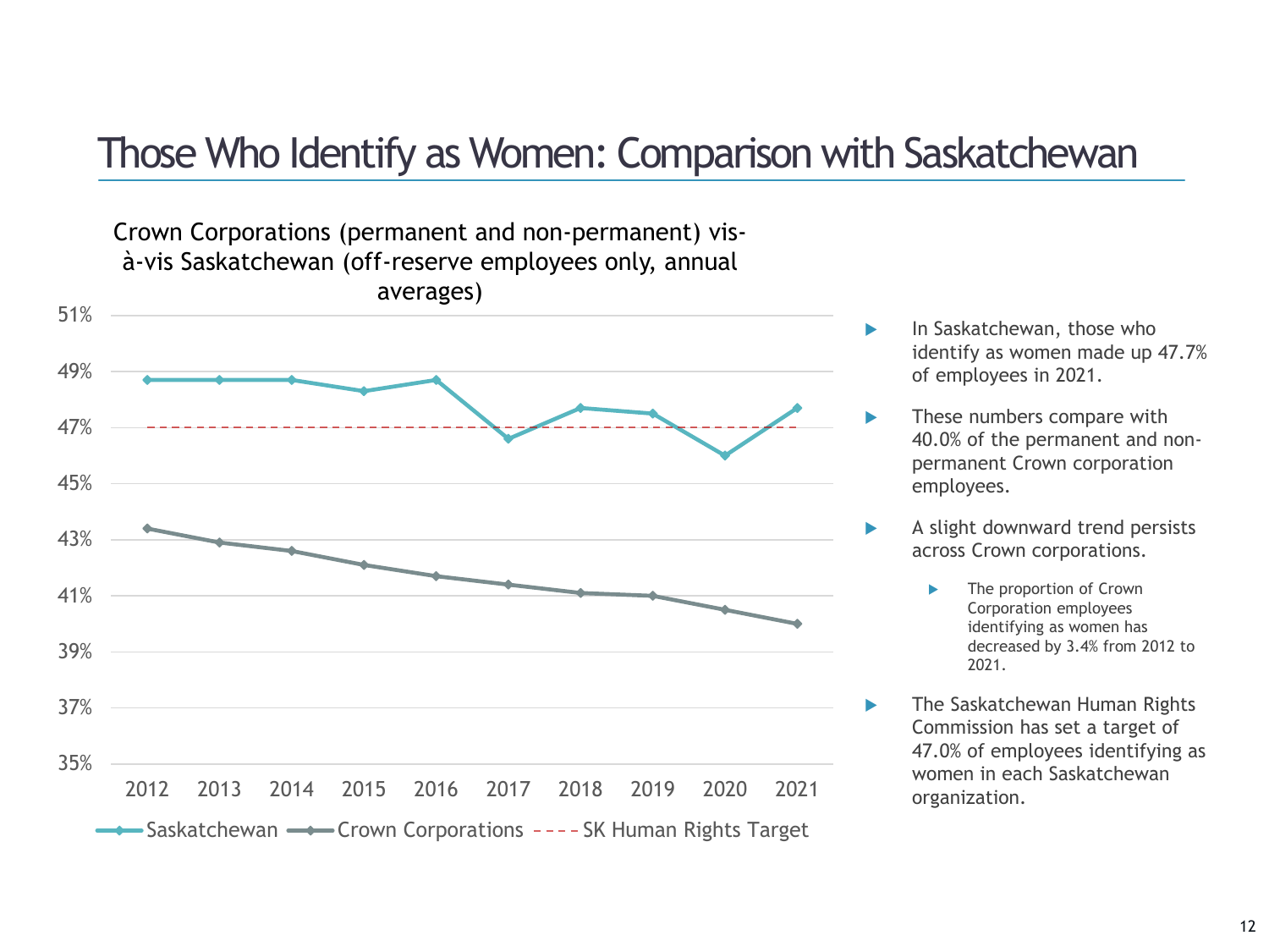# Those Who Identify as Women: Comparison with Saskatchewan

Crown Corporations (permanent and non-permanent) vis-à-vis Saskatchewan (off-reserve employees only, annual averages)

- In Saskatchewan, those who identify as women made up 47.7% of employees in 2021.
- These numbers compare with 40.0% of the permanent and non-permanent Crown corporation employees.
- A slight downward trend persists across Crown corporations.
  - The proportion of Crown Corporation employees identifying as women has decreased by 3.4% from 2012 to 2021.
- The Saskatchewan Human Rights Commission has set a target of 47.0% of employees identifying as women in each Saskatchewan organization.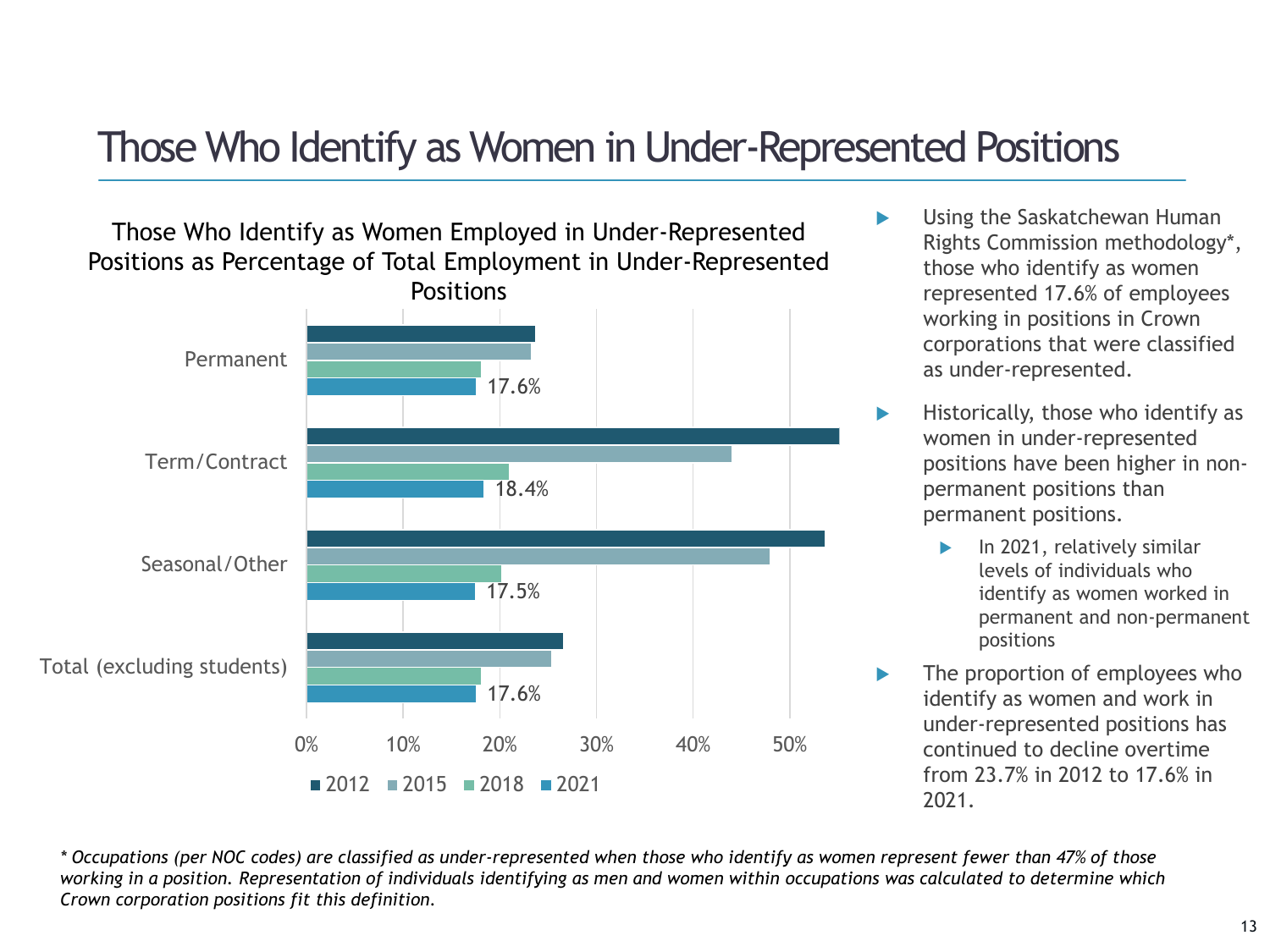# Those Who Identify as Women in Under-Represented Positions

Those Who Identify as Women Employed in Under-Represented Positions as Percentage of Total Employment in Under-Represented Positions

| | 2021 |
|---|---|
| Permanent | 17.6% |
| Term/Contract | 18.4% |
| Seasonal/Other | 17.5% |
| Total (excluding students) | 17.6% |

- Using the Saskatchewan Human Rights Commission methodology*, those who identify as women represented 17.6% of employees working in positions in Crown corporations that were classified as under-represented.
- Historically, those who identify as women in under-represented positions have been higher in non-permanent positions than permanent positions.
  - In 2021, relatively similar levels of individuals who identify as women worked in permanent and non-permanent positions
- The proportion of employees who identify as women and work in under-represented positions has continued to decline overtime from 23.7% in 2012 to 17.6% in 2021.

*\* Occupations (per NOC codes) are classified as under-represented when those who identify as women represent fewer than 47% of those working in a position. Representation of individuals identifying as men and women within occupations was calculated to determine which Crown corporation positions fit this definition.*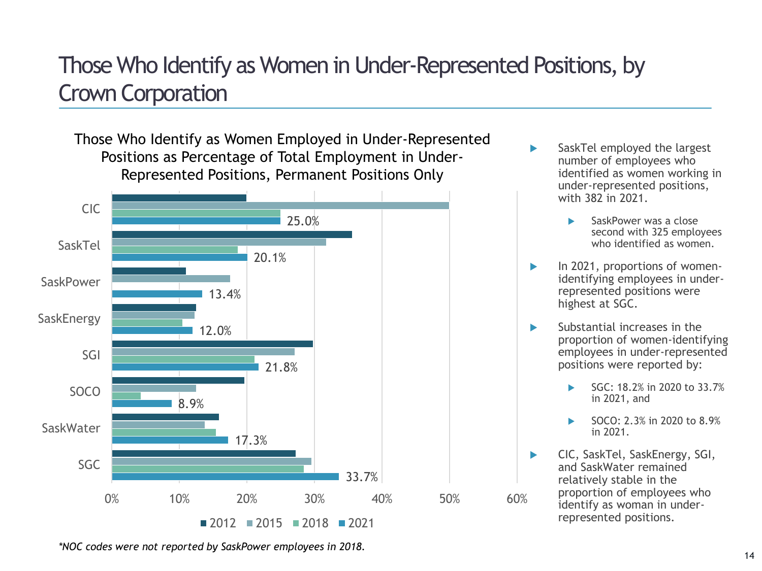# Those Who Identify as Women in Under-Represented Positions, by Crown Corporation

**Those Who Identify as Women Employed in Under-Represented Positions as Percentage of Total Employment in Under-Represented Positions, Permanent Positions Only**

| Crown Corporation | 2021 |
|---|---|
| CIC | 25.0% |
| SaskTel | 20.1% |
| SaskPower | 13.4% |
| SaskEnergy | 12.0% |
| SGI | 21.8% |
| SOCO | 8.9% |
| SaskWater | 17.3% |
| SGC | 33.7% |

*\*NOC codes were not reported by SaskPower employees in 2018.*

- SaskTel employed the largest number of employees who identified as women working in under-represented positions, with 382 in 2021.
  - SaskPower was a close second with 325 employees who identified as women.
- In 2021, proportions of women-identifying employees in under-represented positions were highest at SGC.
- Substantial increases in the proportion of women-identifying employees in under-represented positions were reported by:
  - SGC: 18.2% in 2020 to 33.7% in 2021, and
  - SOCO: 2.3% in 2020 to 8.9% in 2021.
- CIC, SaskTel, SaskEnergy, SGI, and SaskWater remained relatively stable in the proportion of employees who identify as woman in under-represented positions.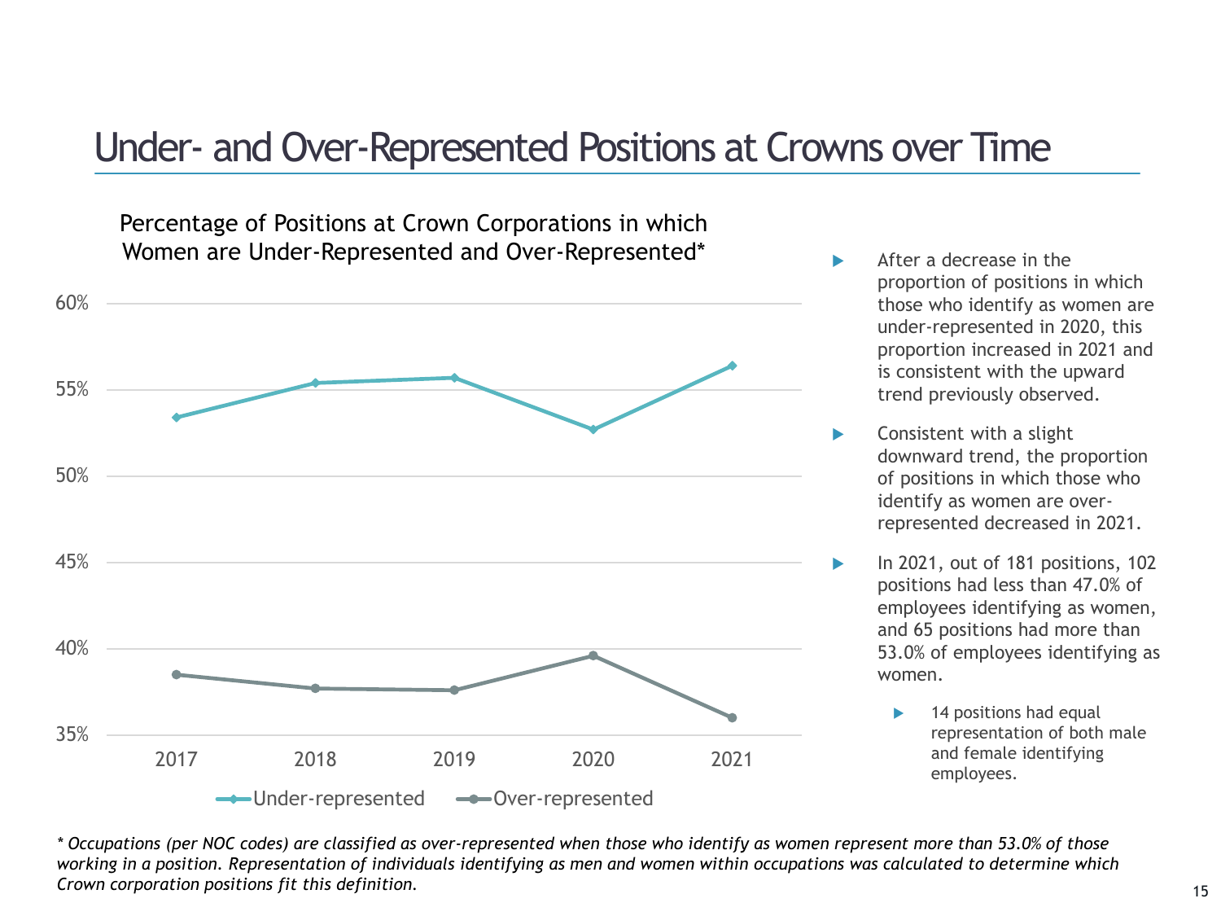# Under- and Over-Represented Positions at Crowns over Time

Percentage of Positions at Crown Corporations in which Women are Under-Represented and Over-Represented*

- After a decrease in the proportion of positions in which those who identify as women are under-represented in 2020, this proportion increased in 2021 and is consistent with the upward trend previously observed.
- Consistent with a slight downward trend, the proportion of positions in which those who identify as women are over-represented decreased in 2021.
- In 2021, out of 181 positions, 102 positions had less than 47.0% of employees identifying as women, and 65 positions had more than 53.0% of employees identifying as women.
  - 14 positions had equal representation of both male and female identifying employees.

*\* Occupations (per NOC codes) are classified as over-represented when those who identify as women represent more than 53.0% of those working in a position. Representation of individuals identifying as men and women within occupations was calculated to determine which Crown corporation positions fit this definition.*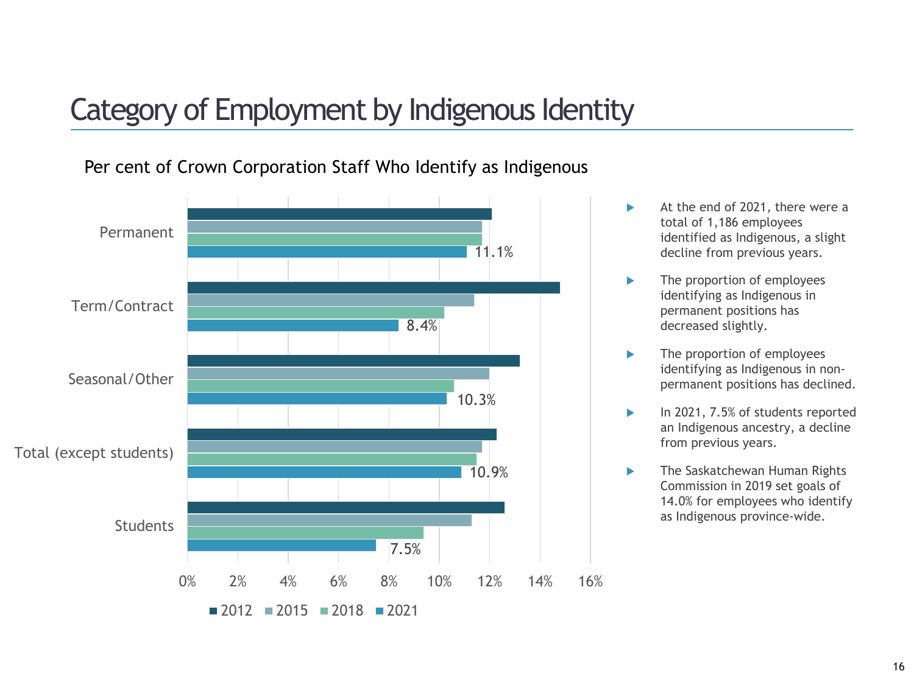# Category of Employment by Indigenous Identity

Per cent of Crown Corporation Staff Who Identify as Indigenous

| | 2021 |
|---|---|
| Permanent | 11.1% |
| Term/Contract | 8.4% |
| Seasonal/Other | 10.3% |
| Total (except students) | 10.9% |
| Students | 7.5% |

- At the end of 2021, there were a total of 1,186 employees identified as Indigenous, a slight decline from previous years.
- The proportion of employees identifying as Indigenous in permanent positions has decreased slightly.
- The proportion of employees identifying as Indigenous in non-permanent positions has declined.
- In 2021, 7.5% of students reported an Indigenous ancestry, a decline from previous years.
- The Saskatchewan Human Rights Commission in 2019 set goals of 14.0% for employees who identify as Indigenous province-wide.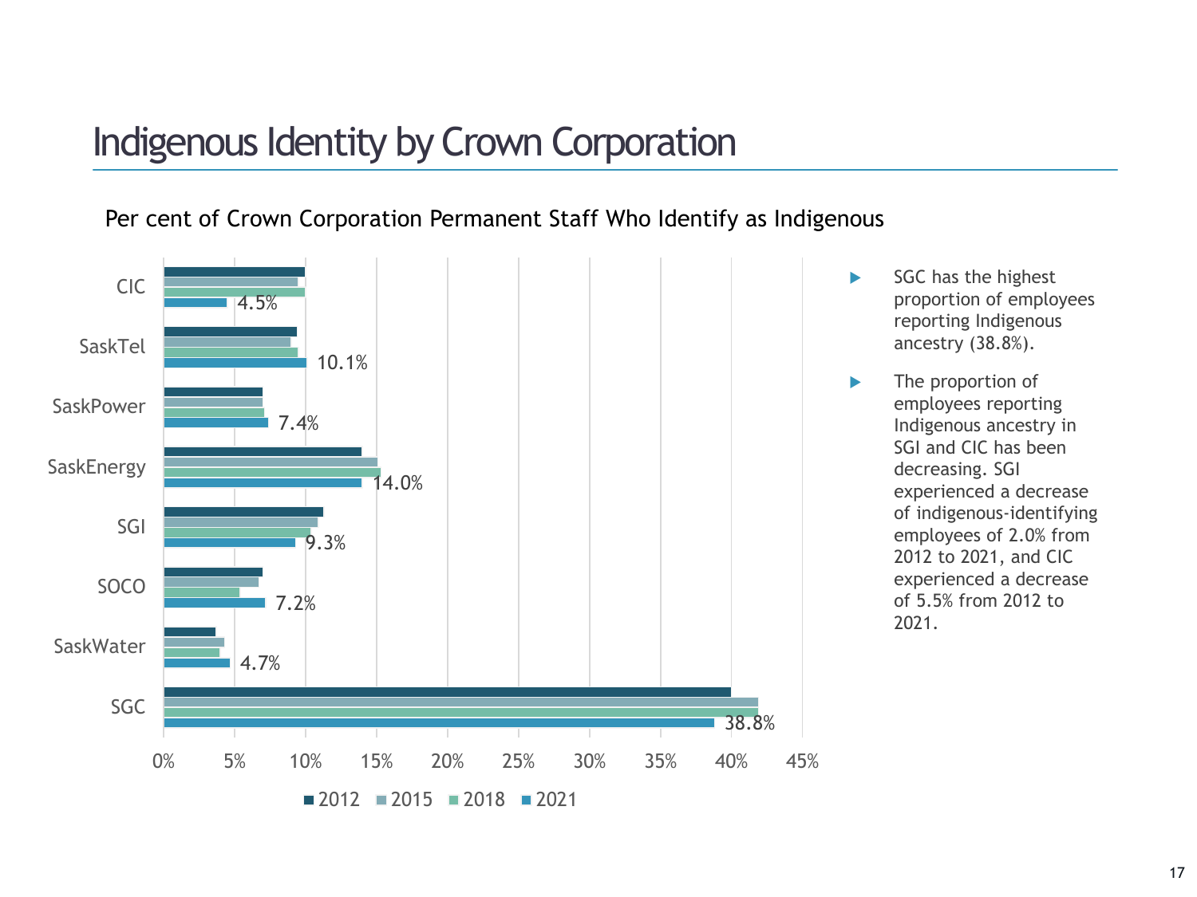# Indigenous Identity by Crown Corporation

Per cent of Crown Corporation Permanent Staff Who Identify as Indigenous

| Crown Corporation | 2021 |
|---|---|
| CIC | 4.5% |
| SaskTel | 10.1% |
| SaskPower | 7.4% |
| SaskEnergy | 14.0% |
| SGI | 9.3% |
| SOCO | 7.2% |
| SaskWater | 4.7% |
| SGC | 38.8% |

Legend: 2012, 2015, 2018, 2021

- SGC has the highest proportion of employees reporting Indigenous ancestry (38.8%).
- The proportion of employees reporting Indigenous ancestry in SGI and CIC has been decreasing. SGI experienced a decrease of indigenous-identifying employees of 2.0% from 2012 to 2021, and CIC experienced a decrease of 5.5% from 2012 to 2021.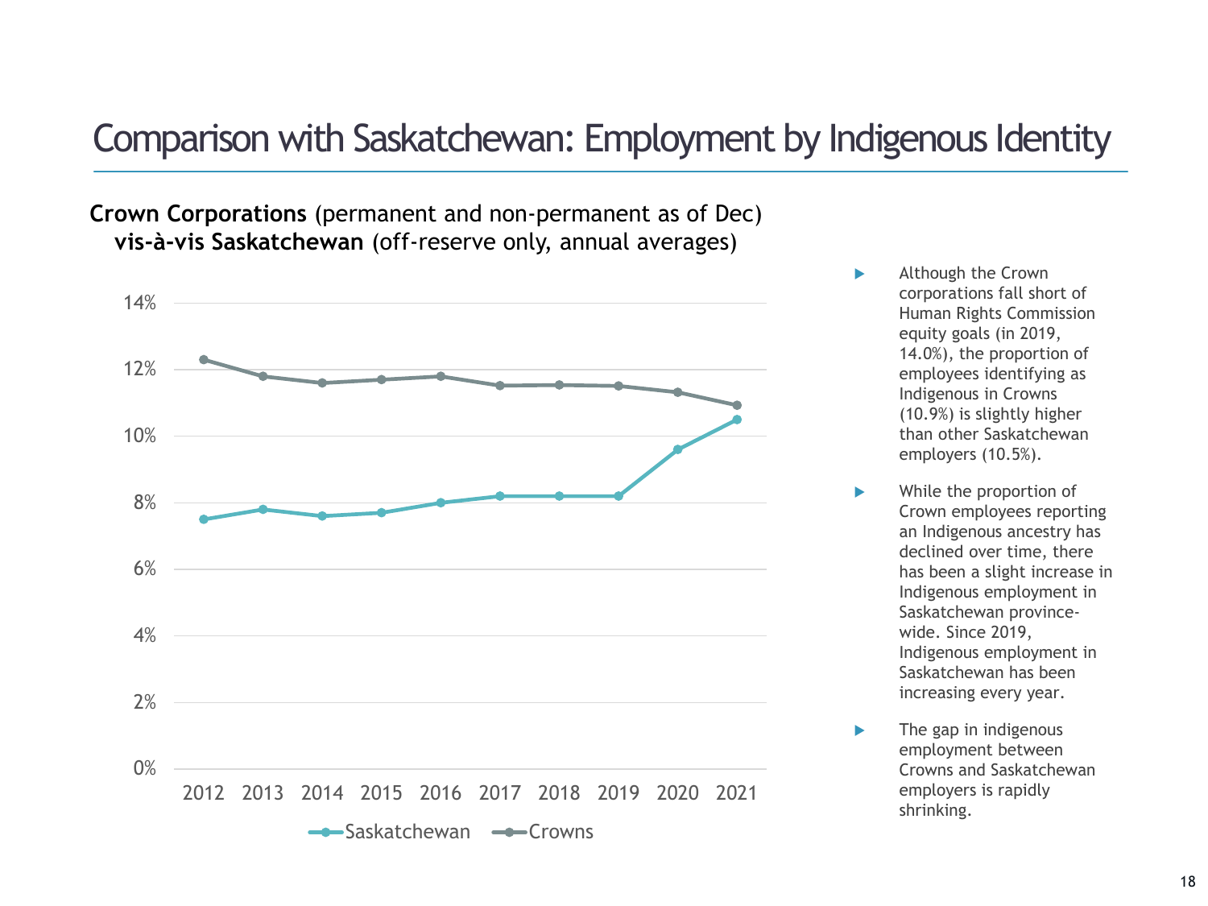# Comparison with Saskatchewan: Employment by Indigenous Identity

**Crown Corporations** (permanent and non-permanent as of Dec) **vis-à-vis Saskatchewan** (off-reserve only, annual averages)

| Year | Saskatchewan | Crowns |
|---|---|---|
| 2012 | 7.5% | 12.3% |
| 2013 | 7.8% | 11.8% |
| 2014 | 7.6% | 11.6% |
| 2015 | 7.7% | 11.7% |
| 2016 | 8.0% | 11.8% |
| 2017 | 8.2% | 11.5% |
| 2018 | 8.2% | 11.5% |
| 2019 | 8.2% | 11.5% |
| 2020 | 9.6% | 11.3% |
| 2021 | 10.5% | 10.9% |

- Although the Crown corporations fall short of Human Rights Commission equity goals (in 2019, 14.0%), the proportion of employees identifying as Indigenous in Crowns (10.9%) is slightly higher than other Saskatchewan employers (10.5%).
- While the proportion of Crown employees reporting an Indigenous ancestry has declined over time, there has been a slight increase in Indigenous employment in Saskatchewan province-wide. Since 2019, Indigenous employment in Saskatchewan has been increasing every year.
- The gap in indigenous employment between Crowns and Saskatchewan employers is rapidly shrinking.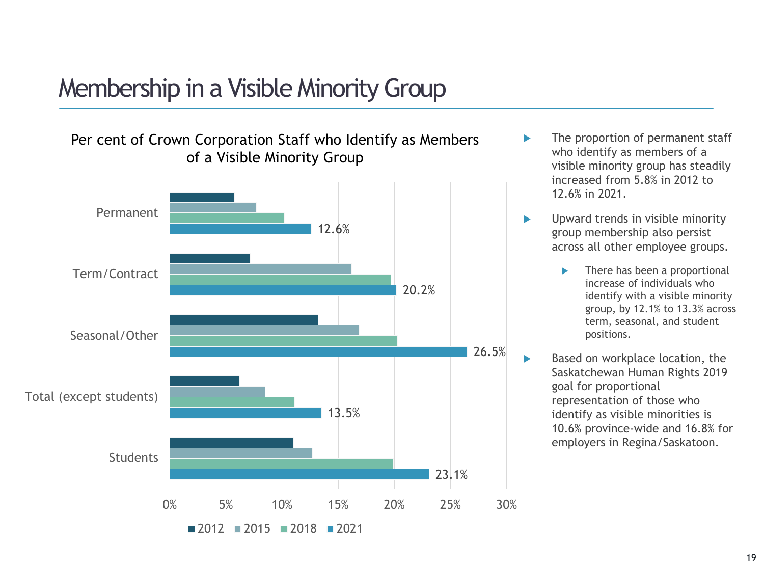# Membership in a Visible Minority Group

**Per cent of Crown Corporation Staff who Identify as Members of a Visible Minority Group**

| | 2012 | 2015 | 2018 | 2021 |
|---|---|---|---|---|
| Permanent | | | | 12.6% |
| Term/Contract | | | | 20.2% |
| Seasonal/Other | | | | 26.5% |
| Total (except students) | | | | 13.5% |
| Students | | | | 23.1% |

- The proportion of permanent staff who identify as members of a visible minority group has steadily increased from 5.8% in 2012 to 12.6% in 2021.
- Upward trends in visible minority group membership also persist across all other employee groups.
  - There has been a proportional increase of individuals who identify with a visible minority group, by 12.1% to 13.3% across term, seasonal, and student positions.
- Based on workplace location, the Saskatchewan Human Rights 2019 goal for proportional representation of those who identify as visible minorities is 10.6% province-wide and 16.8% for employers in Regina/Saskatoon.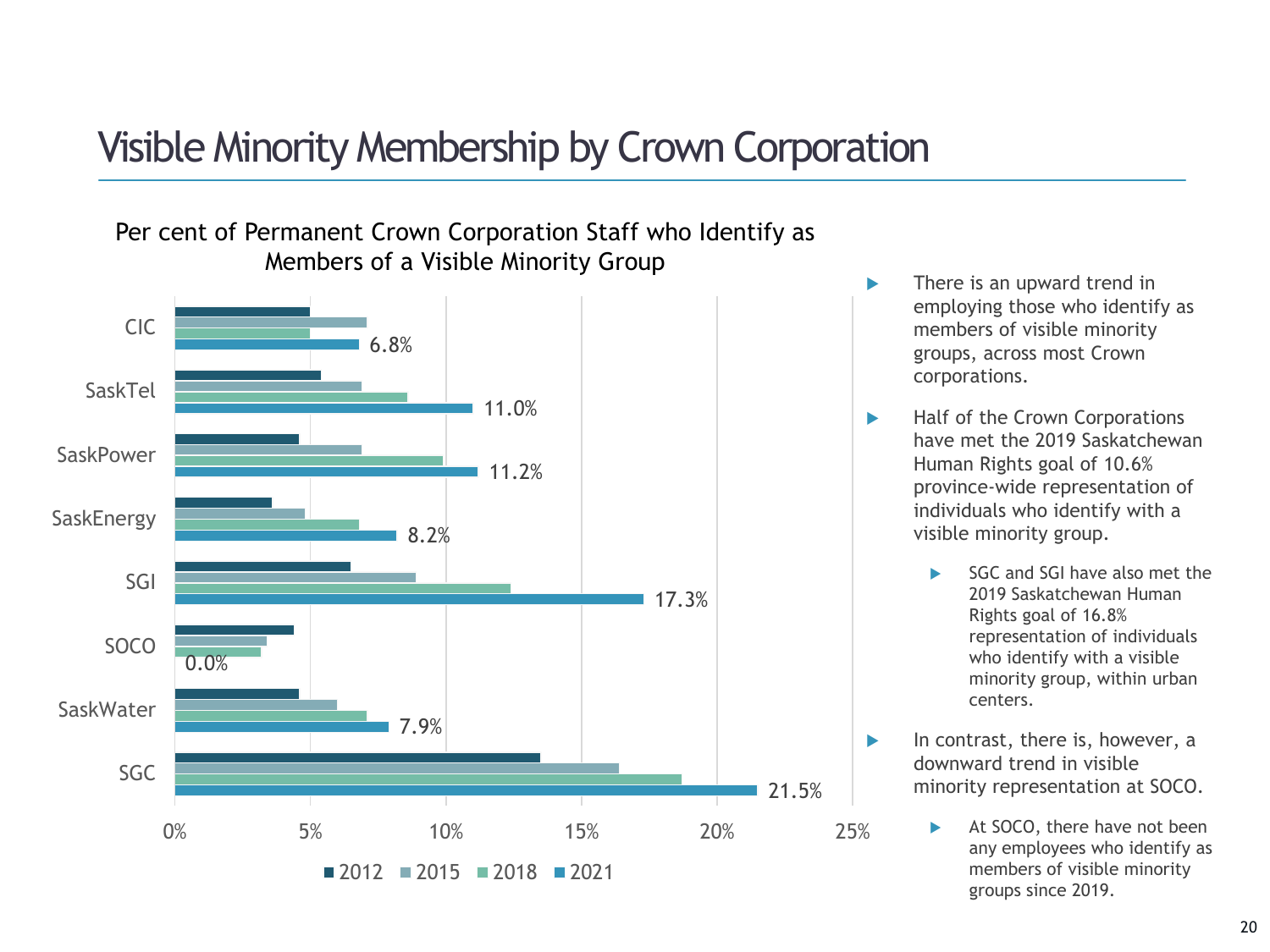# Visible Minority Membership by Crown Corporation

**Per cent of Permanent Crown Corporation Staff who Identify as Members of a Visible Minority Group**

| Crown Corporation | 2021 |
| --- | --- |
| CIC | 6.8% |
| SaskTel | 11.0% |
| SaskPower | 11.2% |
| SaskEnergy | 8.2% |
| SGI | 17.3% |
| SOCO | 0.0% |
| SaskWater | 7.9% |
| SGC | 21.5% |

- There is an upward trend in employing those who identify as members of visible minority groups, across most Crown corporations.
- Half of the Crown Corporations have met the 2019 Saskatchewan Human Rights goal of 10.6% province-wide representation of individuals who identify with a visible minority group.
  - SGC and SGI have also met the 2019 Saskatchewan Human Rights goal of 16.8% representation of individuals who identify with a visible minority group, within urban centers.
- In contrast, there is, however, a downward trend in visible minority representation at SOCO.
  - At SOCO, there have not been any employees who identify as members of visible minority groups since 2019.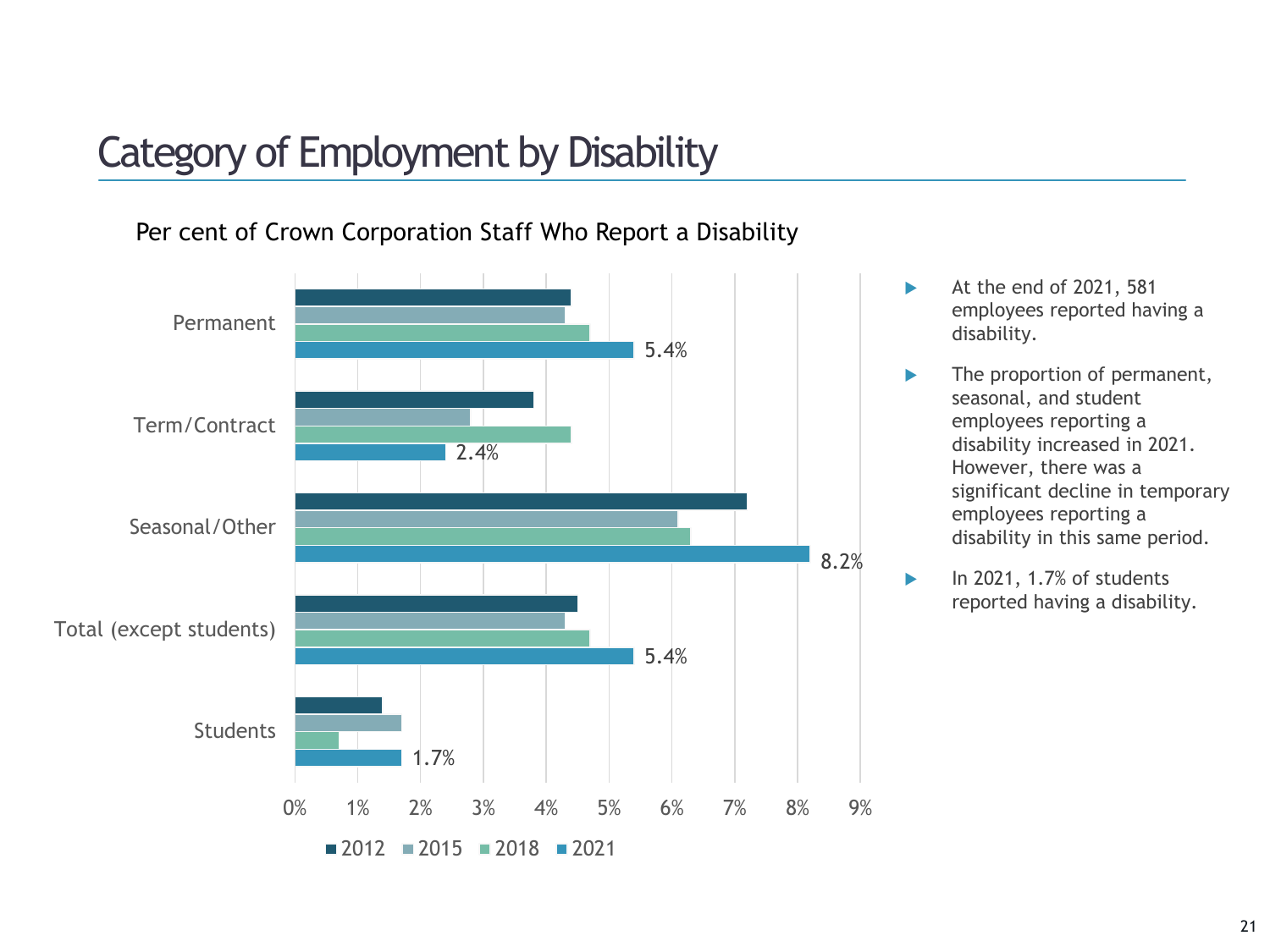# Category of Employment by Disability

Per cent of Crown Corporation Staff Who Report a Disability

| | 2012 | 2015 | 2018 | 2021 |
|---|---|---|---|---|
| Permanent | | | | 5.4% |
| Term/Contract | | | | 2.4% |
| Seasonal/Other | | | | 8.2% |
| Total (except students) | | | | 5.4% |
| Students | | | | 1.7% |

- At the end of 2021, 581 employees reported having a disability.
- The proportion of permanent, seasonal, and student employees reporting a disability increased in 2021. However, there was a significant decline in temporary employees reporting a disability in this same period.
- In 2021, 1.7% of students reported having a disability.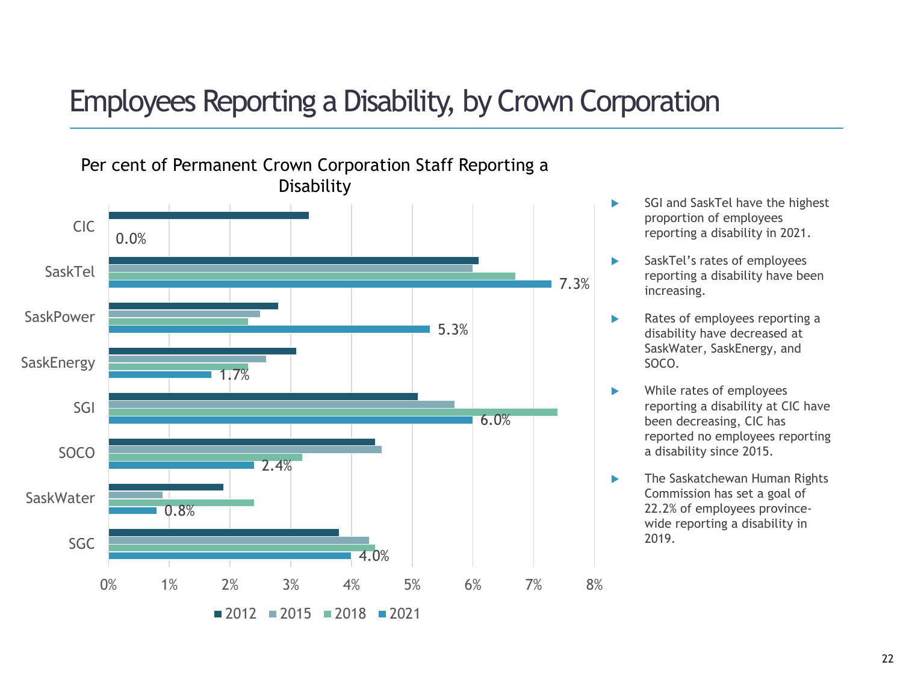# Employees Reporting a Disability, by Crown Corporation

Per cent of Permanent Crown Corporation Staff Reporting a Disability

| | 2021 |
|---|---|
| CIC | 0.0% |
| SaskTel | 7.3% |
| SaskPower | 5.3% |
| SaskEnergy | 1.7% |
| SGI | 6.0% |
| SOCO | 2.4% |
| SaskWater | 0.8% |
| SGC | 4.0% |

2012, 2015, 2018, 2021

- SGI and SaskTel have the highest proportion of employees reporting a disability in 2021.
- SaskTel's rates of employees reporting a disability have been increasing.
- Rates of employees reporting a disability have decreased at SaskWater, SaskEnergy, and SOCO.
- While rates of employees reporting a disability at CIC have been decreasing, CIC has reported no employees reporting a disability since 2015.
- The Saskatchewan Human Rights Commission has set a goal of 22.2% of employees province-wide reporting a disability in 2019.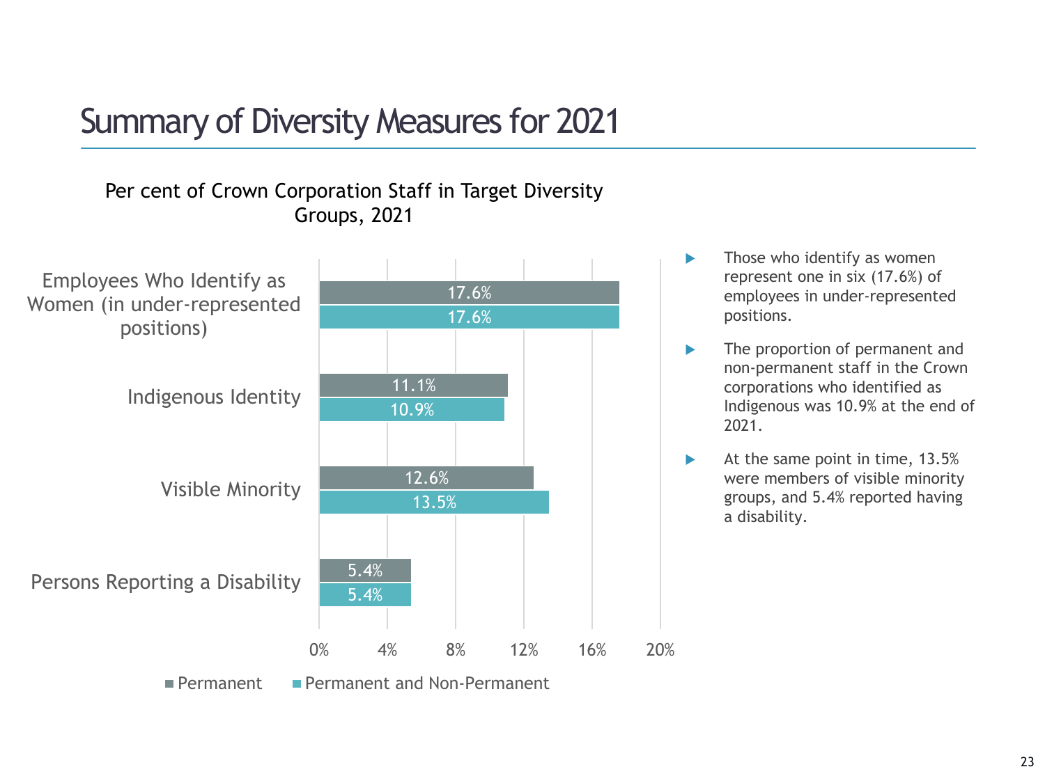# Summary of Diversity Measures for 2021

Per cent of Crown Corporation Staff in Target Diversity Groups, 2021

| | Permanent | Permanent and Non-Permanent |
|---|---|---|
| Employees Who Identify as Women (in under-represented positions) | 17.6% | 17.6% |
| Indigenous Identity | 11.1% | 10.9% |
| Visible Minority | 12.6% | 13.5% |
| Persons Reporting a Disability | 5.4% | 5.4% |

- Those who identify as women represent one in six (17.6%) of employees in under-represented positions.
- The proportion of permanent and non-permanent staff in the Crown corporations who identified as Indigenous was 10.9% at the end of 2021.
- At the same point in time, 13.5% were members of visible minority groups, and 5.4% reported having a disability.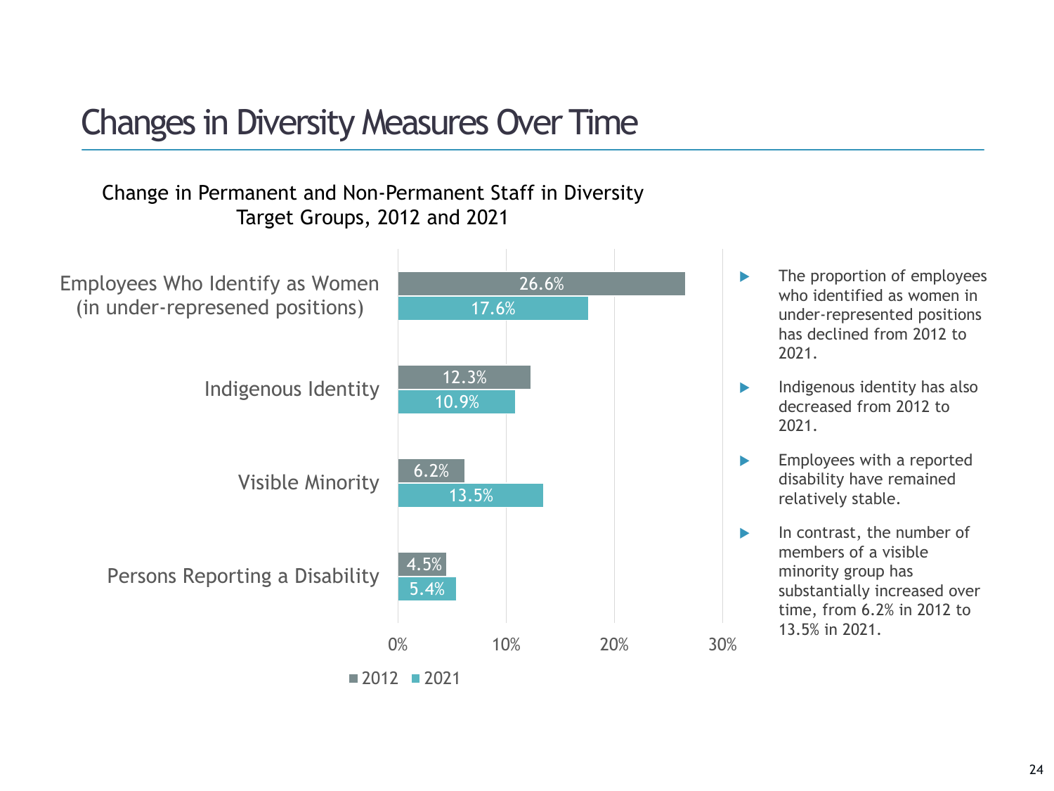# Changes in Diversity Measures Over Time

Change in Permanent and Non-Permanent Staff in Diversity Target Groups, 2012 and 2021

| | 2012 | 2021 |
|---|---|---|
| Employees Who Identify as Women (in under-represened positions) | 26.6% | 17.6% |
| Indigenous Identity | 12.3% | 10.9% |
| Visible Minority | 6.2% | 13.5% |
| Persons Reporting a Disability | 4.5% | 5.4% |

- The proportion of employees who identified as women in under-represented positions has declined from 2012 to 2021.
- Indigenous identity has also decreased from 2012 to 2021.
- Employees with a reported disability have remained relatively stable.
- In contrast, the number of members of a visible minority group has substantially increased over time, from 6.2% in 2012 to 13.5% in 2021.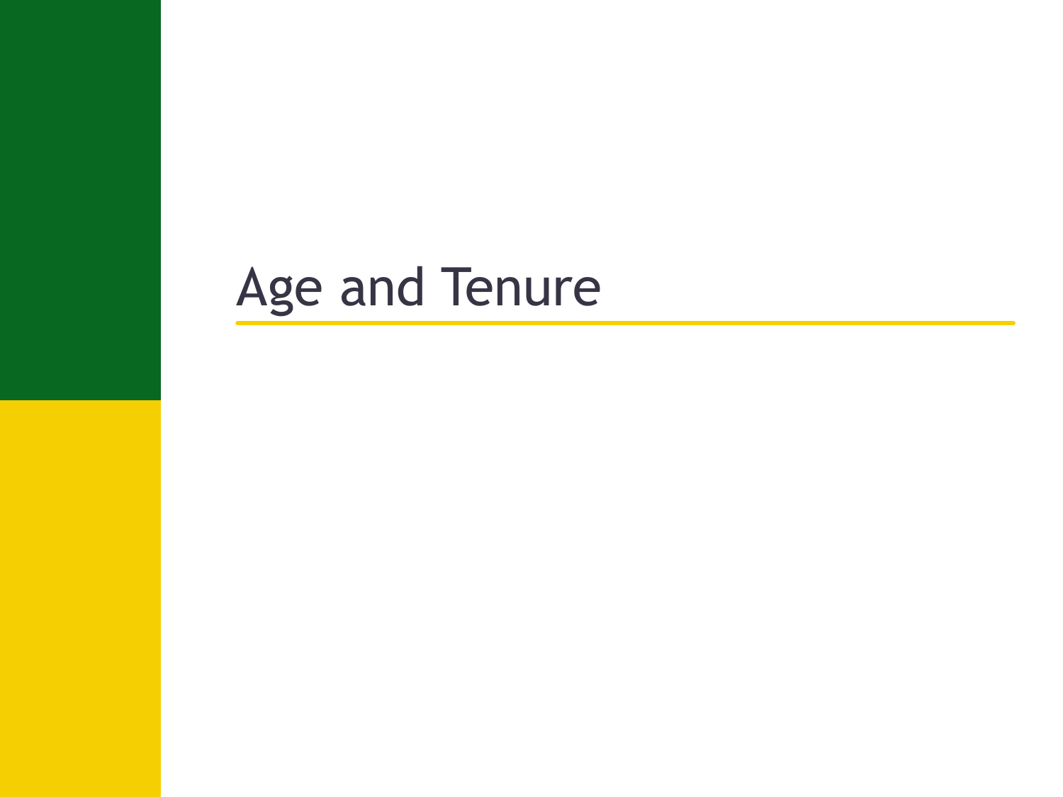# Age and Tenure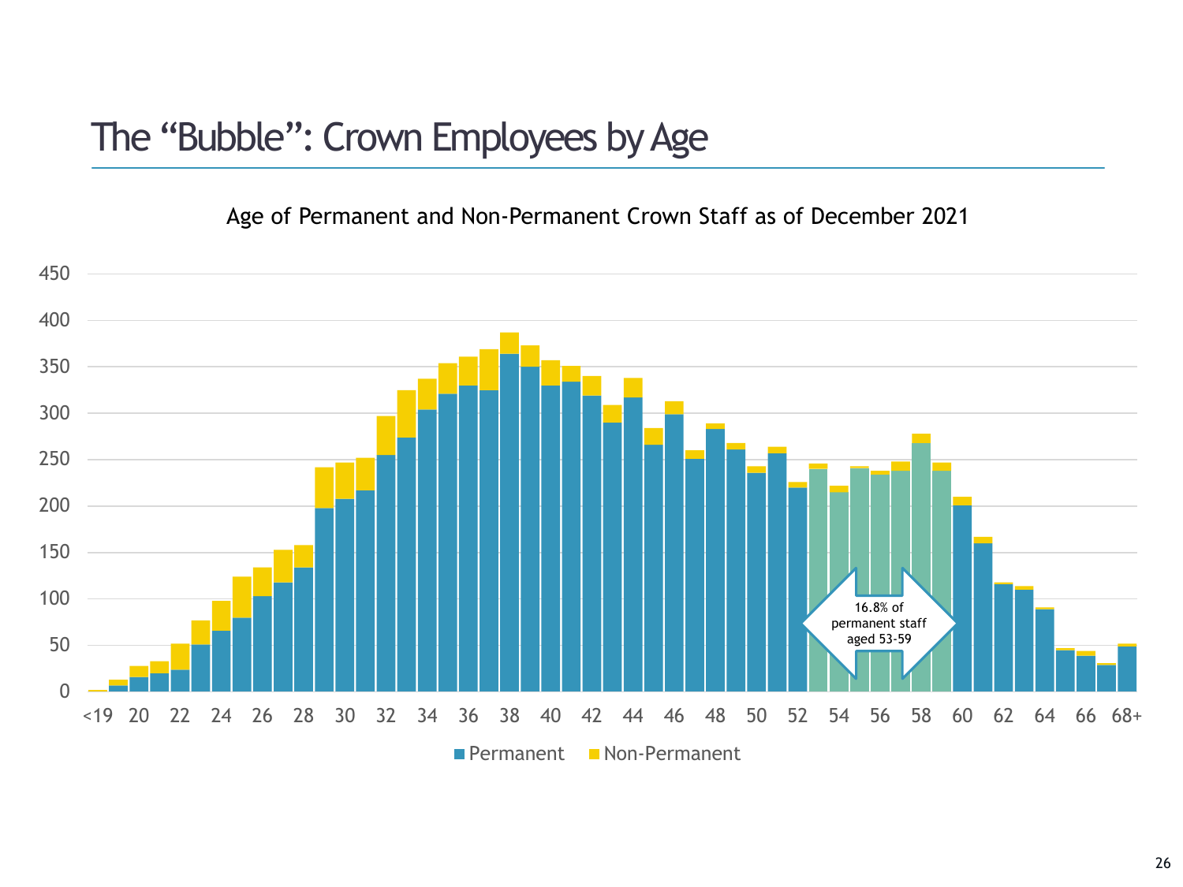# The "Bubble": Crown Employees by Age

Age of Permanent and Non-Permanent Crown Staff as of December 2021

450
400
350
300
250
200
150
100
50
0

<19 20 22 24 26 28 30 32 34 36 38 40 42 44 46 48 50 52 54 56 58 60 62 64 66 68+

16.8% of permanent staff aged 53-59

Permanent   Non-Permanent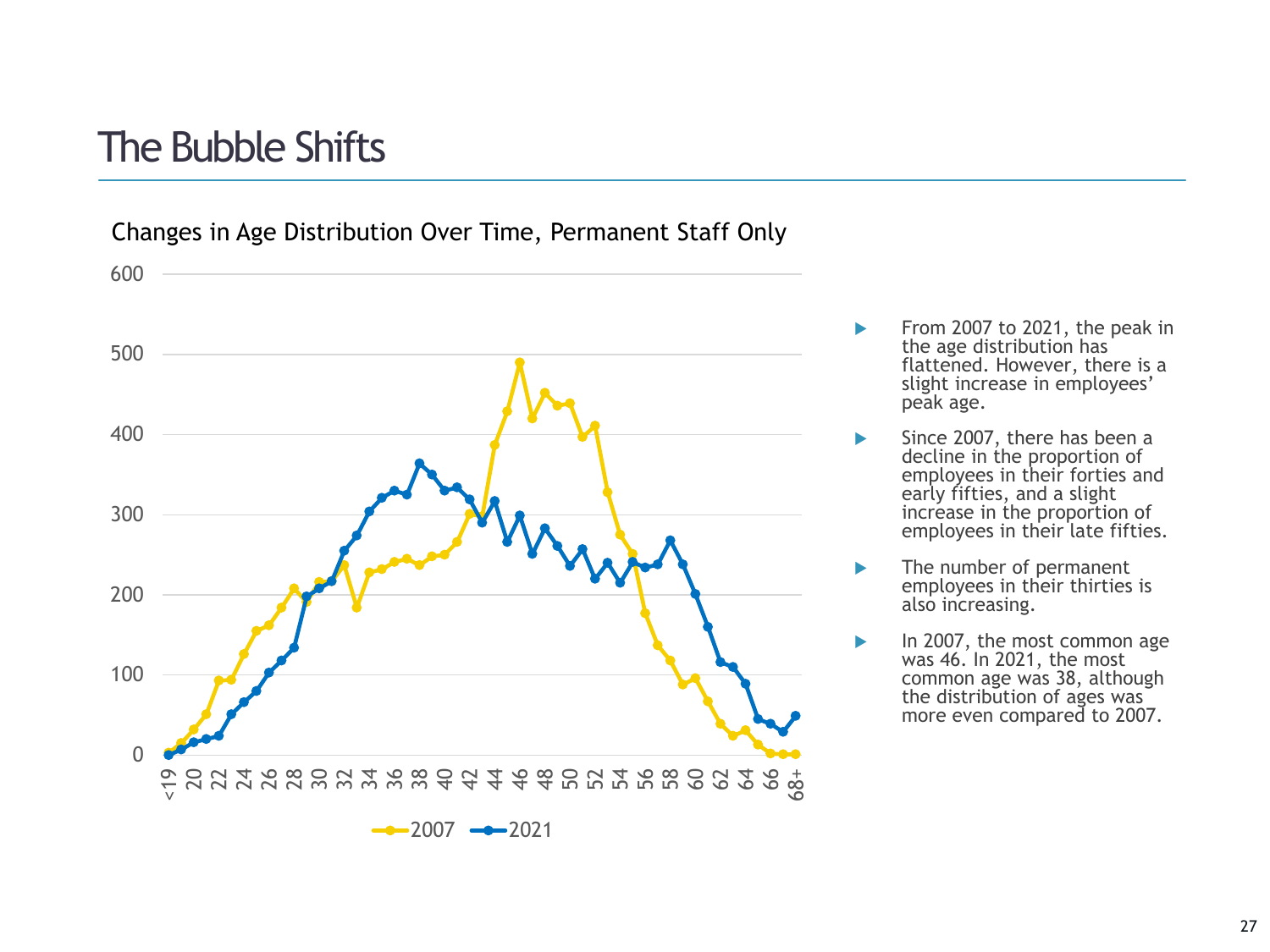# The Bubble Shifts

Changes in Age Distribution Over Time, Permanent Staff Only

- From 2007 to 2021, the peak in the age distribution has flattened. However, there is a slight increase in employees' peak age.
- Since 2007, there has been a decline in the proportion of employees in their forties and early fifties, and a slight increase in the proportion of employees in their late fifties.
- The number of permanent employees in their thirties is also increasing.
- In 2007, the most common age was 46. In 2021, the most common age was 38, although the distribution of ages was more even compared to 2007.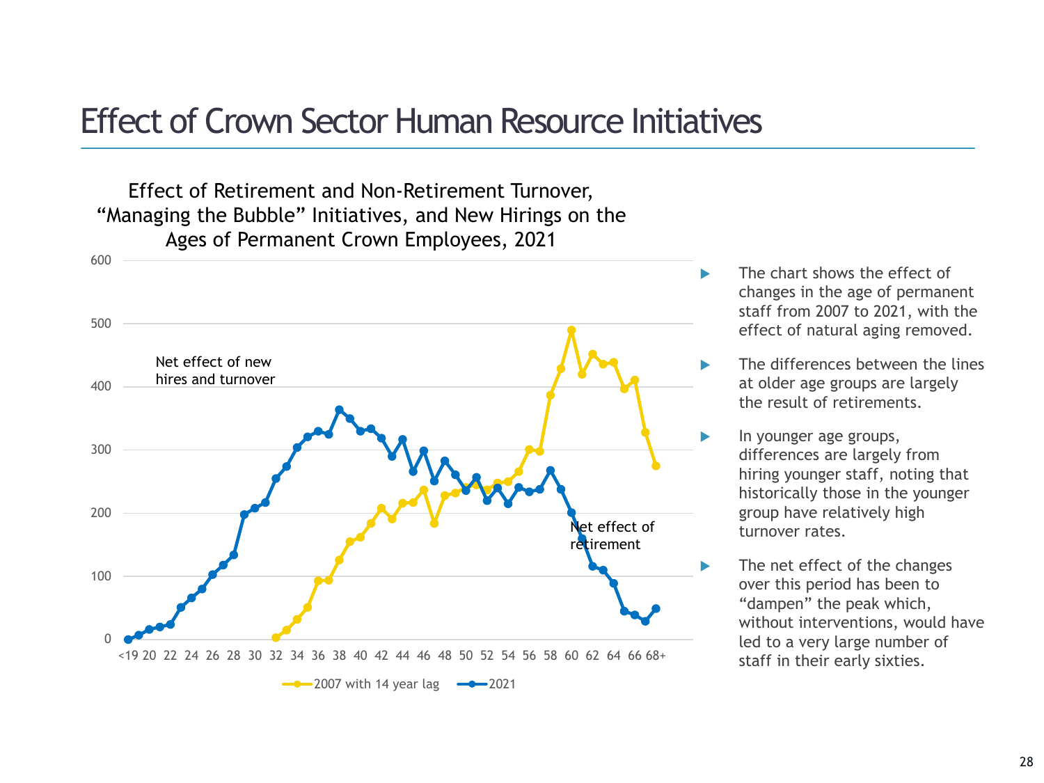# Effect of Crown Sector Human Resource Initiatives

Effect of Retirement and Non-Retirement Turnover, "Managing the Bubble" Initiatives, and New Hirings on the Ages of Permanent Crown Employees, 2021

- The chart shows the effect of changes in the age of permanent staff from 2007 to 2021, with the effect of natural aging removed.
- The differences between the lines at older age groups are largely the result of retirements.
- In younger age groups, differences are largely from hiring younger staff, noting that historically those in the younger group have relatively high turnover rates.
- The net effect of the changes over this period has been to "dampen" the peak which, without interventions, would have led to a very large number of staff in their early sixties.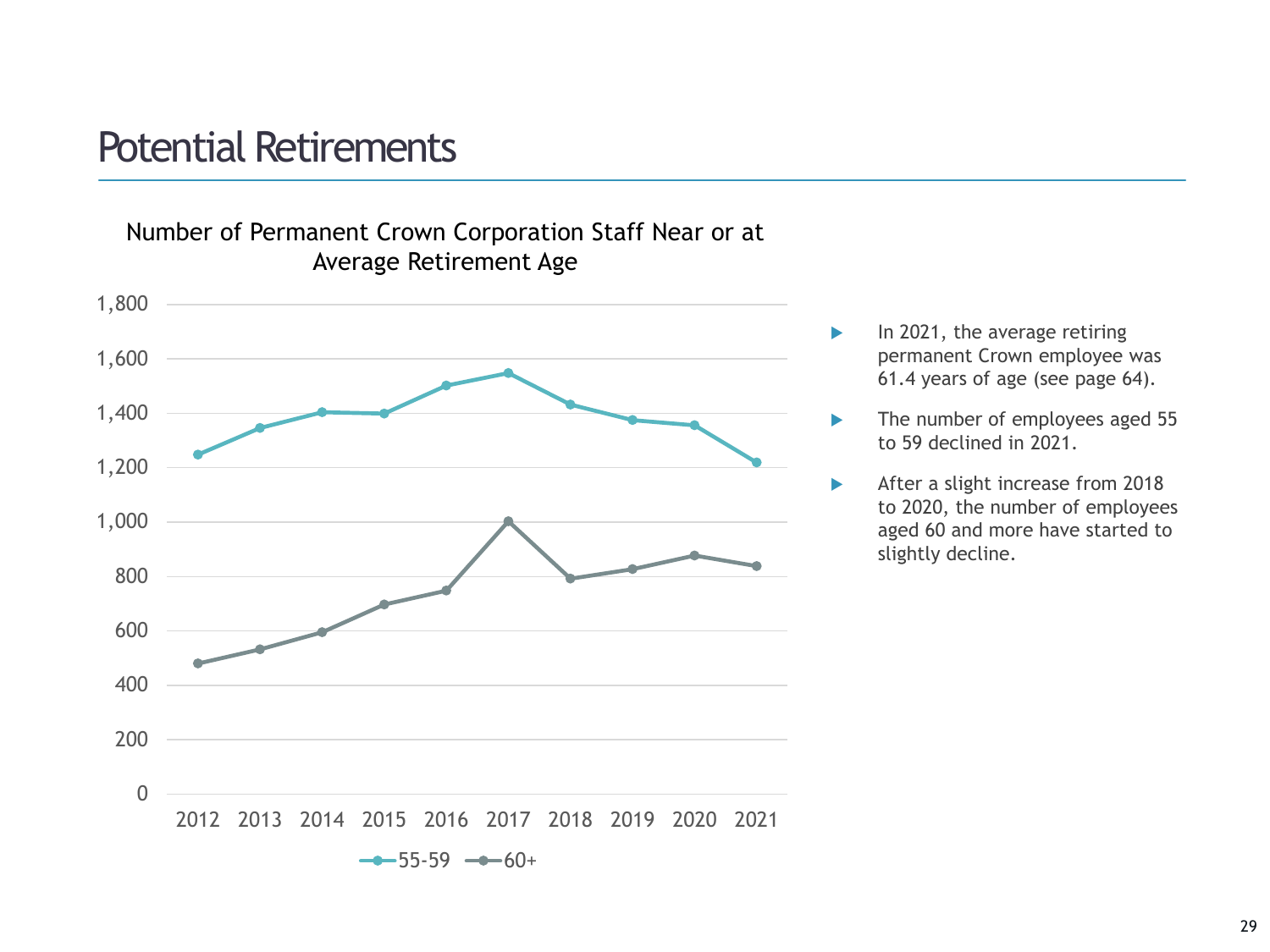# Potential Retirements

Number of Permanent Crown Corporation Staff Near or at Average Retirement Age

- In 2021, the average retiring permanent Crown employee was 61.4 years of age (see page 64).
- The number of employees aged 55 to 59 declined in 2021.
- After a slight increase from 2018 to 2020, the number of employees aged 60 and more have started to slightly decline.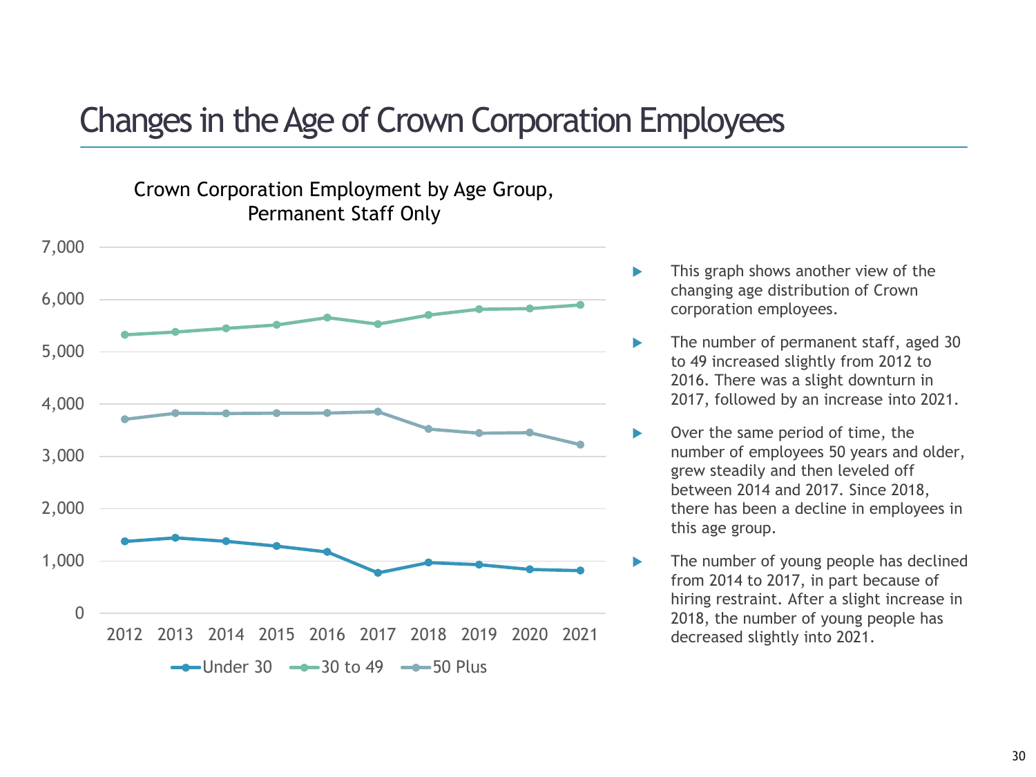# Changes in the Age of Crown Corporation Employees

Crown Corporation Employment by Age Group, Permanent Staff Only

- This graph shows another view of the changing age distribution of Crown corporation employees.
- The number of permanent staff, aged 30 to 49 increased slightly from 2012 to 2016. There was a slight downturn in 2017, followed by an increase into 2021.
- Over the same period of time, the number of employees 50 years and older, grew steadily and then leveled off between 2014 and 2017. Since 2018, there has been a decline in employees in this age group.
- The number of young people has declined from 2014 to 2017, in part because of hiring restraint. After a slight increase in 2018, the number of young people has decreased slightly into 2021.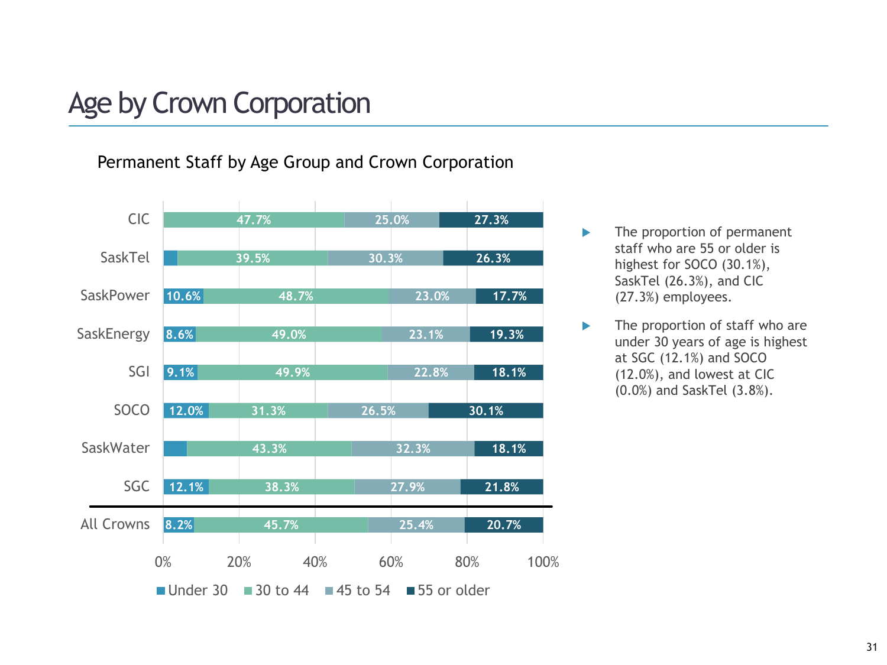# Age by Crown Corporation

Permanent Staff by Age Group and Crown Corporation

| | Under 30 | 30 to 44 | 45 to 54 | 55 or older |
|---|---|---|---|---|
| CIC | | 47.7% | 25.0% | 27.3% |
| SaskTel | | 39.5% | 30.3% | 26.3% |
| SaskPower | 10.6% | 48.7% | 23.0% | 17.7% |
| SaskEnergy | 8.6% | 49.0% | 23.1% | 19.3% |
| SGI | 9.1% | 49.9% | 22.8% | 18.1% |
| SOCO | 12.0% | 31.3% | 26.5% | 30.1% |
| SaskWater | | 43.3% | 32.3% | 18.1% |
| SGC | 12.1% | 38.3% | 27.9% | 21.8% |
| All Crowns | 8.2% | 45.7% | 25.4% | 20.7% |

- The proportion of permanent staff who are 55 or older is highest for SOCO (30.1%), SaskTel (26.3%), and CIC (27.3%) employees.
- The proportion of staff who are under 30 years of age is highest at SGC (12.1%) and SOCO (12.0%), and lowest at CIC (0.0%) and SaskTel (3.8%).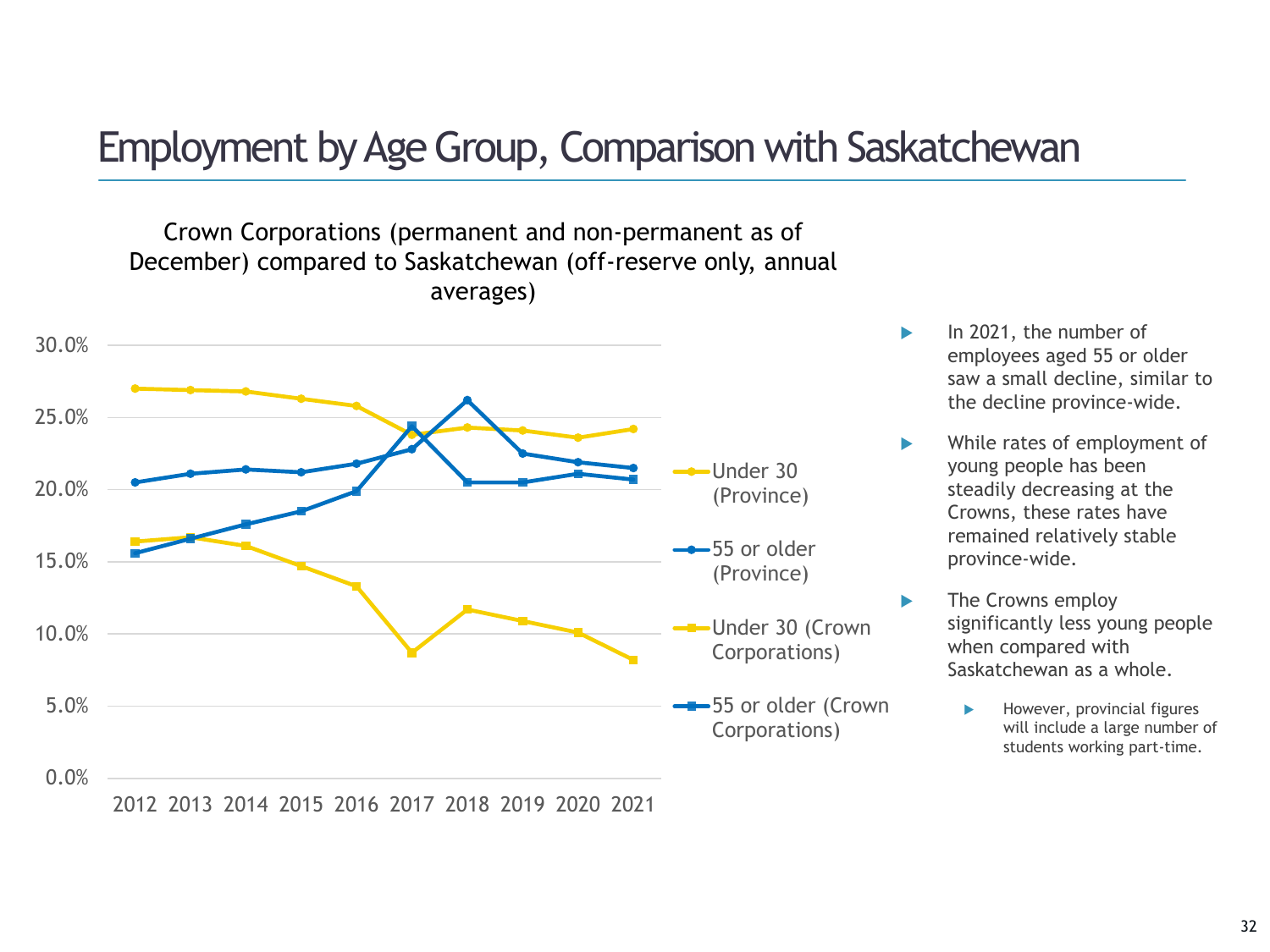# Employment by Age Group, Comparison with Saskatchewan

Crown Corporations (permanent and non-permanent as of December) compared to Saskatchewan (off-reserve only, annual averages)

- In 2021, the number of employees aged 55 or older saw a small decline, similar to the decline province-wide.
- While rates of employment of young people has been steadily decreasing at the Crowns, these rates have remained relatively stable province-wide.
- The Crowns employ significantly less young people when compared with Saskatchewan as a whole.
  - However, provincial figures will include a large number of students working part-time.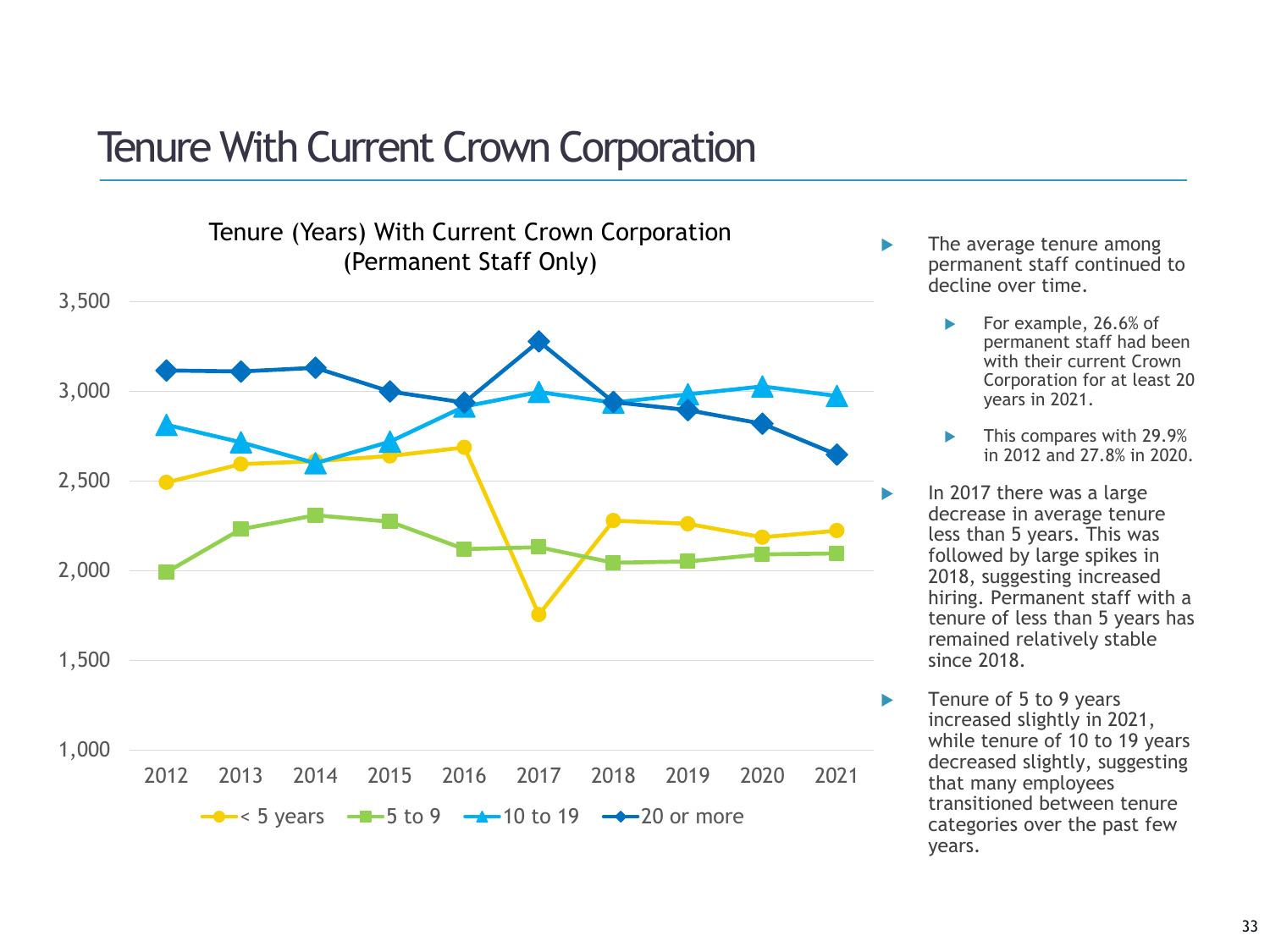# Tenure With Current Crown Corporation

**Tenure (Years) With Current Crown Corporation (Permanent Staff Only)**

| Year | < 5 years | 5 to 9 | 10 to 19 | 20 or more |
|---|---|---|---|---|
| 2012 | 2,490 | 1,990 | 2,810 | 3,115 |
| 2013 | 2,595 | 2,230 | 2,715 | 3,110 |
| 2014 | 2,610 | 2,310 | 2,600 | 3,130 |
| 2015 | 2,640 | 2,275 | 2,720 | 3,000 |
| 2016 | 2,690 | 2,120 | 2,915 | 2,940 |
| 2017 | 1,755 | 2,130 | 2,995 | 3,280 |
| 2018 | 2,280 | 2,045 | 2,940 | 2,940 |
| 2019 | 2,265 | 2,050 | 2,980 | 2,895 |
| 2020 | 2,185 | 2,090 | 3,025 | 2,820 |
| 2021 | 2,225 | 2,095 | 2,975 | 2,650 |

- The average tenure among permanent staff continued to decline over time.
  - For example, 26.6% of permanent staff had been with their current Crown Corporation for at least 20 years in 2021.
  - This compares with 29.9% in 2012 and 27.8% in 2020.
- In 2017 there was a large decrease in average tenure less than 5 years. This was followed by large spikes in 2018, suggesting increased hiring. Permanent staff with a tenure of less than 5 years has remained relatively stable since 2018.
- Tenure of 5 to 9 years increased slightly in 2021, while tenure of 10 to 19 years decreased slightly, suggesting that many employees transitioned between tenure categories over the past few years.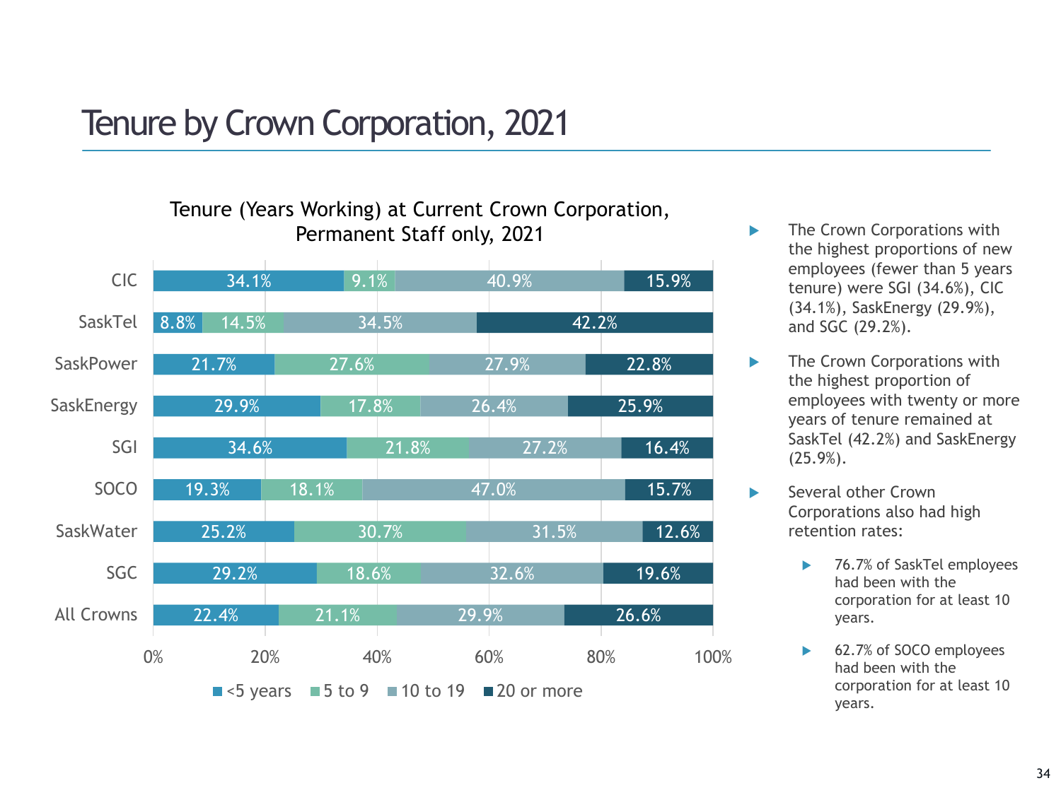# Tenure by Crown Corporation, 2021

**Tenure (Years Working) at Current Crown Corporation, Permanent Staff only, 2021**

| | <5 years | 5 to 9 | 10 to 19 | 20 or more |
|---|---|---|---|---|
| CIC | 34.1% | 9.1% | 40.9% | 15.9% |
| SaskTel | 8.8% | 14.5% | 34.5% | 42.2% |
| SaskPower | 21.7% | 27.6% | 27.9% | 22.8% |
| SaskEnergy | 29.9% | 17.8% | 26.4% | 25.9% |
| SGI | 34.6% | 21.8% | 27.2% | 16.4% |
| SOCO | 19.3% | 18.1% | 47.0% | 15.7% |
| SaskWater | 25.2% | 30.7% | 31.5% | 12.6% |
| SGC | 29.2% | 18.6% | 32.6% | 19.6% |
| All Crowns | 22.4% | 21.1% | 29.9% | 26.6% |

- The Crown Corporations with the highest proportions of new employees (fewer than 5 years tenure) were SGI (34.6%), CIC (34.1%), SaskEnergy (29.9%), and SGC (29.2%).
- The Crown Corporations with the highest proportion of employees with twenty or more years of tenure remained at SaskTel (42.2%) and SaskEnergy (25.9%).
- Several other Crown Corporations also had high retention rates:
  - 76.7% of SaskTel employees had been with the corporation for at least 10 years.
  - 62.7% of SOCO employees had been with the corporation for at least 10 years.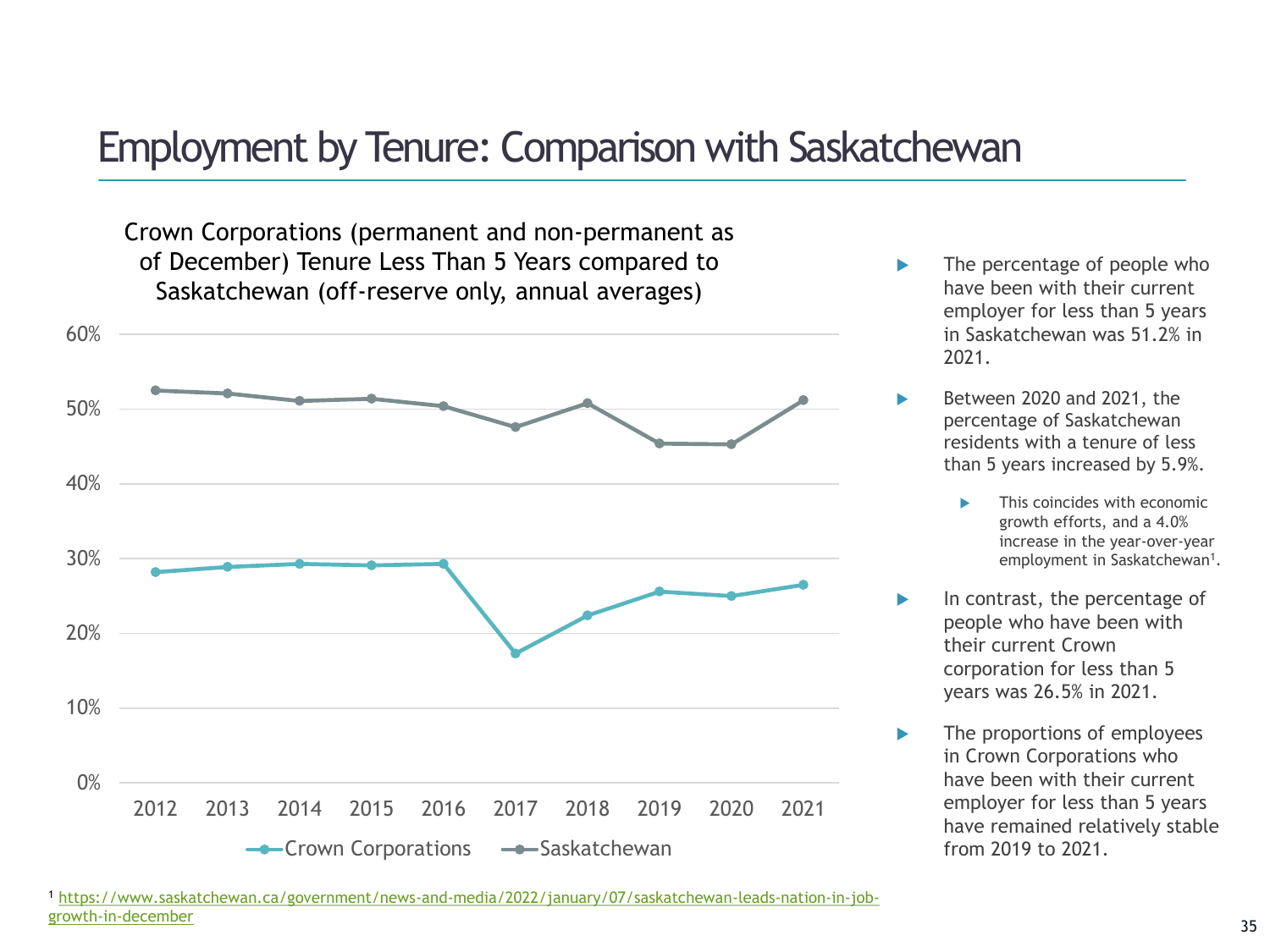# Employment by Tenure: Comparison with Saskatchewan

Crown Corporations (permanent and non-permanent as of December) Tenure Less Than 5 Years compared to Saskatchewan (off-reserve only, annual averages)

- The percentage of people who have been with their current employer for less than 5 years in Saskatchewan was 51.2% in 2021.
- Between 2020 and 2021, the percentage of Saskatchewan residents with a tenure of less than 5 years increased by 5.9%.
  - This coincides with economic growth efforts, and a 4.0% increase in the year-over-year employment in Saskatchewan[1].
- In contrast, the percentage of people who have been with their current Crown corporation for less than 5 years was 26.5% in 2021.
- The proportions of employees in Crown Corporations who have been with their current employer for less than 5 years have remained relatively stable from 2019 to 2021.

[1] https://www.saskatchewan.ca/government/news-and-media/2022/january/07/saskatchewan-leads-nation-in-job-growth-in-december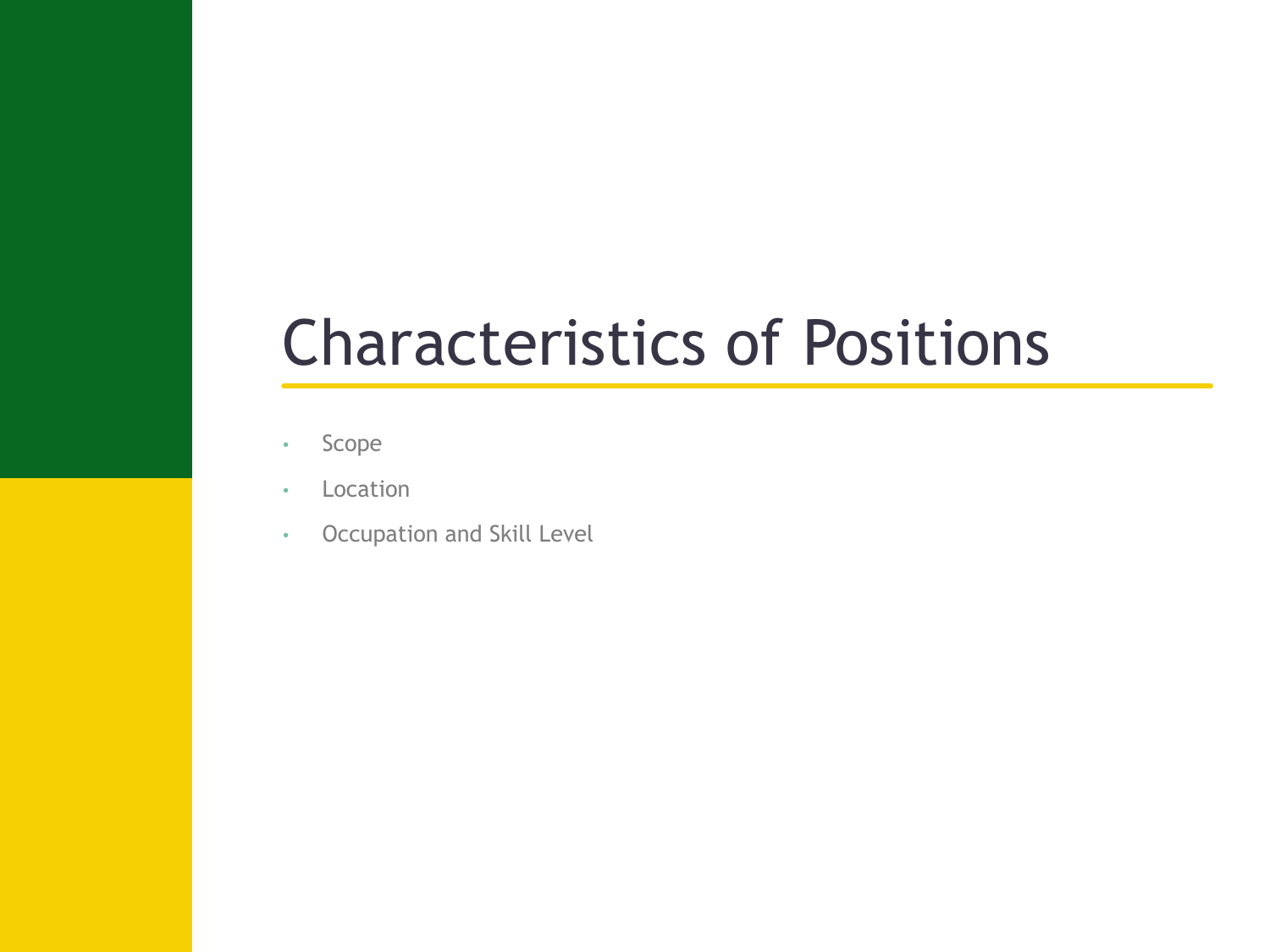# Characteristics of Positions

- Scope
- Location
- Occupation and Skill Level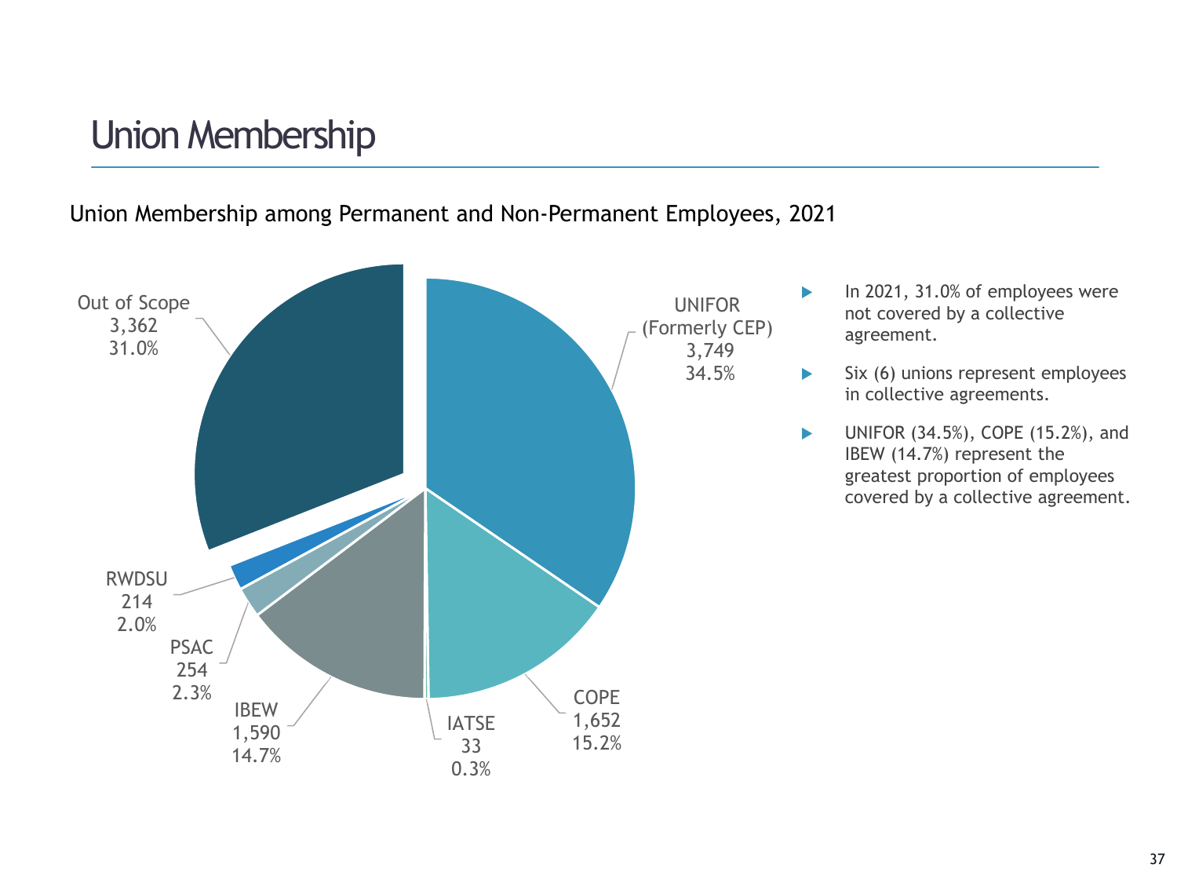# Union Membership

Union Membership among Permanent and Non-Permanent Employees, 2021

| Category | Employees | Percentage |
|---|---|---|
| UNIFOR (Formerly CEP) | 3,749 | 34.5% |
| COPE | 1,652 | 15.2% |
| IATSE | 33 | 0.3% |
| IBEW | 1,590 | 14.7% |
| PSAC | 254 | 2.3% |
| RWDSU | 214 | 2.0% |
| Out of Scope | 3,362 | 31.0% |

- In 2021, 31.0% of employees were not covered by a collective agreement.
- Six (6) unions represent employees in collective agreements.
- UNIFOR (34.5%), COPE (15.2%), and IBEW (14.7%) represent the greatest proportion of employees covered by a collective agreement.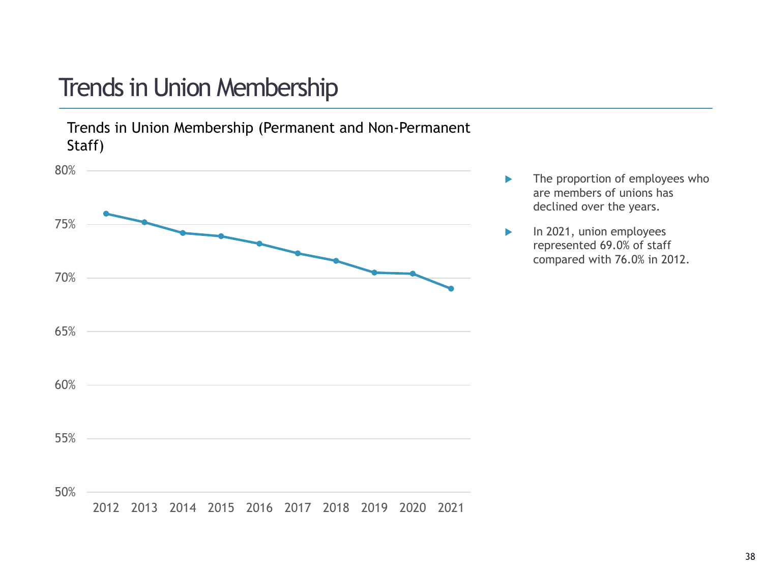# Trends in Union Membership

Trends in Union Membership (Permanent and Non-Permanent Staff)

- The proportion of employees who are members of unions has declined over the years.
- In 2021, union employees represented 69.0% of staff compared with 76.0% in 2012.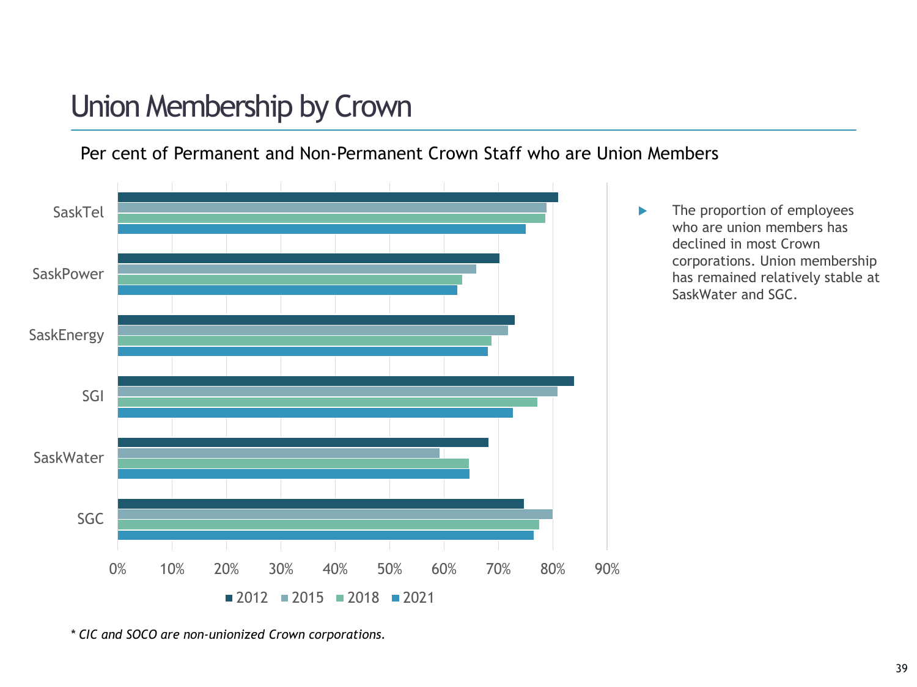# Union Membership by Crown

Per cent of Permanent and Non-Permanent Crown Staff who are Union Members

- The proportion of employees who are union members has declined in most Crown corporations. Union membership has remained relatively stable at SaskWater and SGC.

*\* CIC and SOCO are non-unionized Crown corporations.*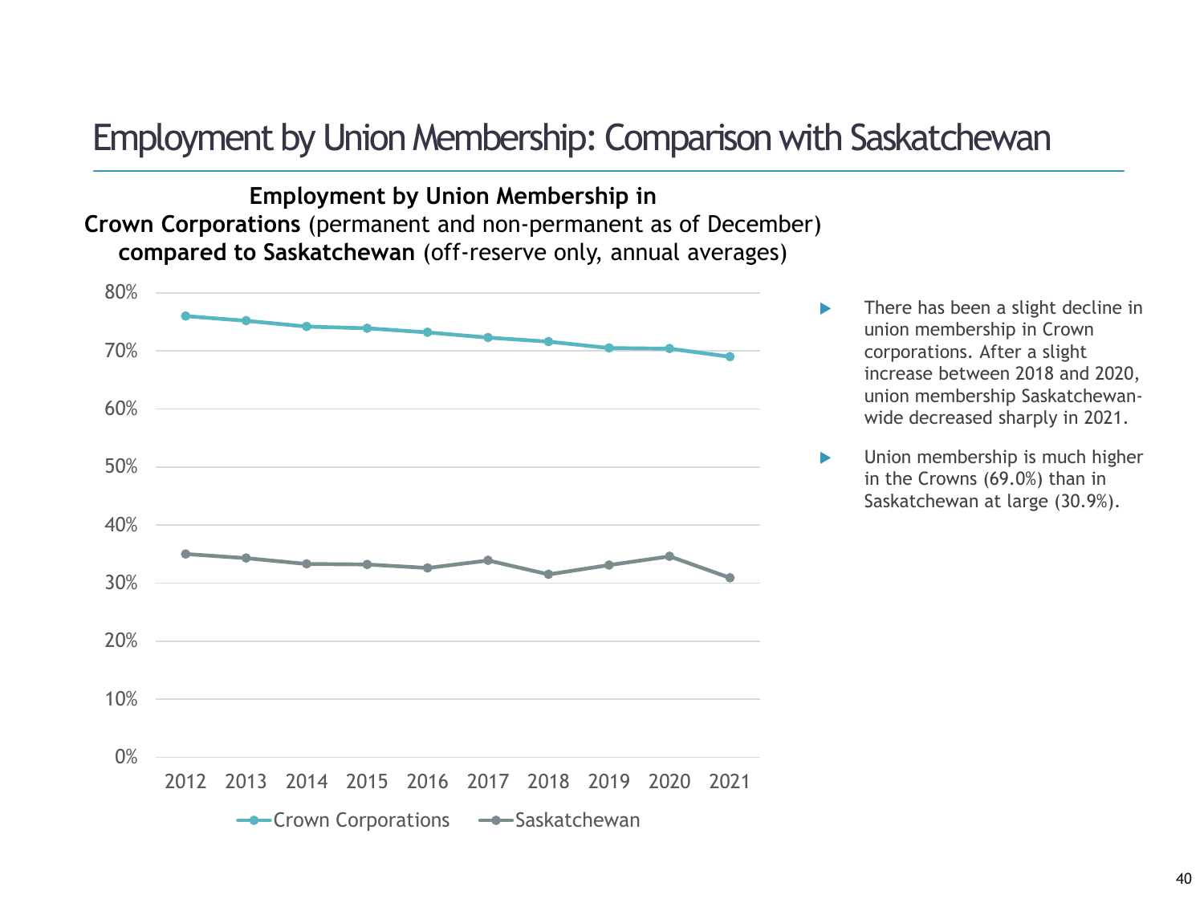# Employment by Union Membership: Comparison with Saskatchewan

**Employment by Union Membership in Crown Corporations** (permanent and non-permanent as of December) **compared to Saskatchewan** (off-reserve only, annual averages)

- There has been a slight decline in union membership in Crown corporations. After a slight increase between 2018 and 2020, union membership Saskatchewan-wide decreased sharply in 2021.
- Union membership is much higher in the Crowns (69.0%) than in Saskatchewan at large (30.9%).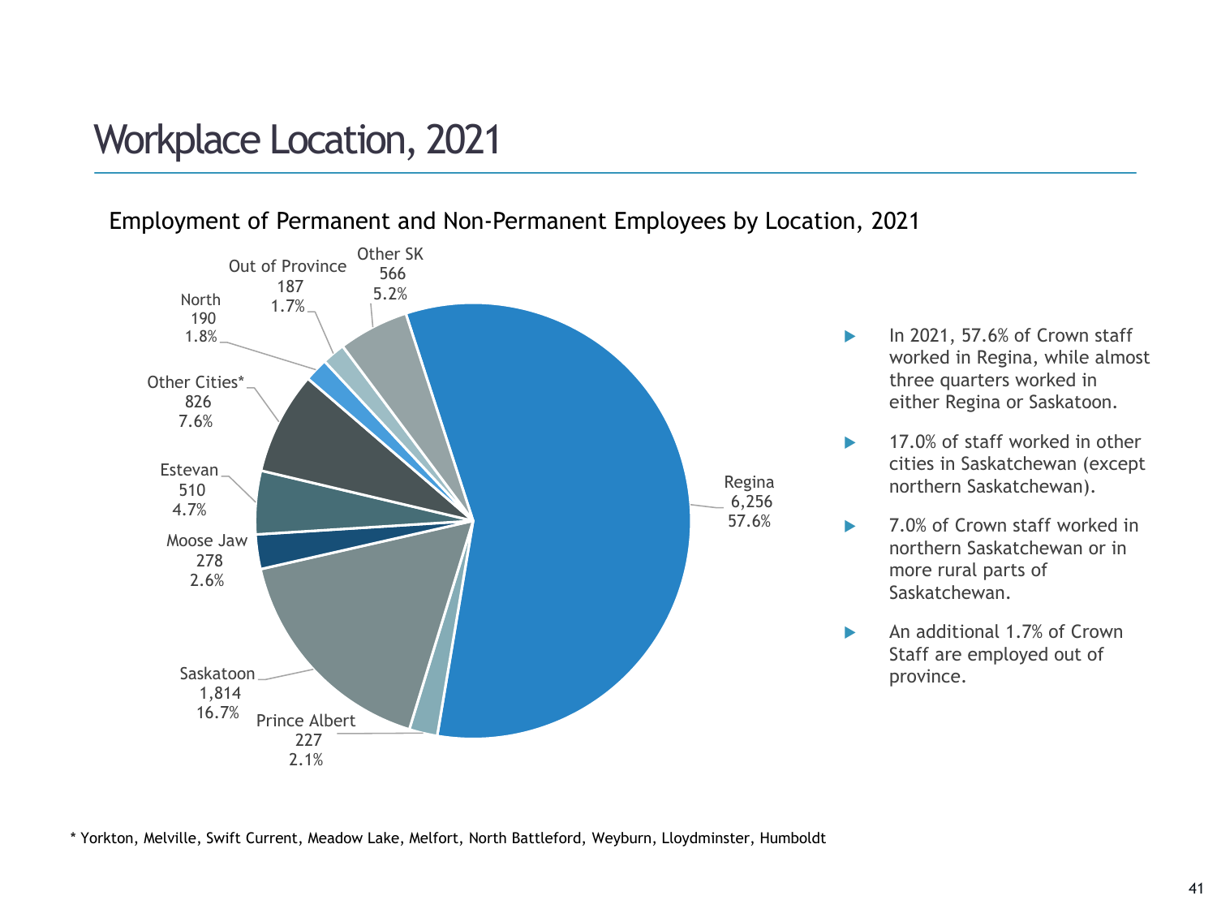# Workplace Location, 2021

## Employment of Permanent and Non-Permanent Employees by Location, 2021

| Location | Employees | Percentage |
| --- | --- | --- |
| Regina | 6,256 | 57.6% |
| Prince Albert | 227 | 2.1% |
| Saskatoon | 1,814 | 16.7% |
| Moose Jaw | 278 | 2.6% |
| Estevan | 510 | 4.7% |
| Other Cities* | 826 | 7.6% |
| North | 190 | 1.8% |
| Out of Province | 187 | 1.7% |
| Other SK | 566 | 5.2% |

- In 2021, 57.6% of Crown staff worked in Regina, while almost three quarters worked in either Regina or Saskatoon.
- 17.0% of staff worked in other cities in Saskatchewan (except northern Saskatchewan).
- 7.0% of Crown staff worked in northern Saskatchewan or in more rural parts of Saskatchewan.
- An additional 1.7% of Crown Staff are employed out of province.

* Yorkton, Melville, Swift Current, Meadow Lake, Melfort, North Battleford, Weyburn, Lloydminster, Humboldt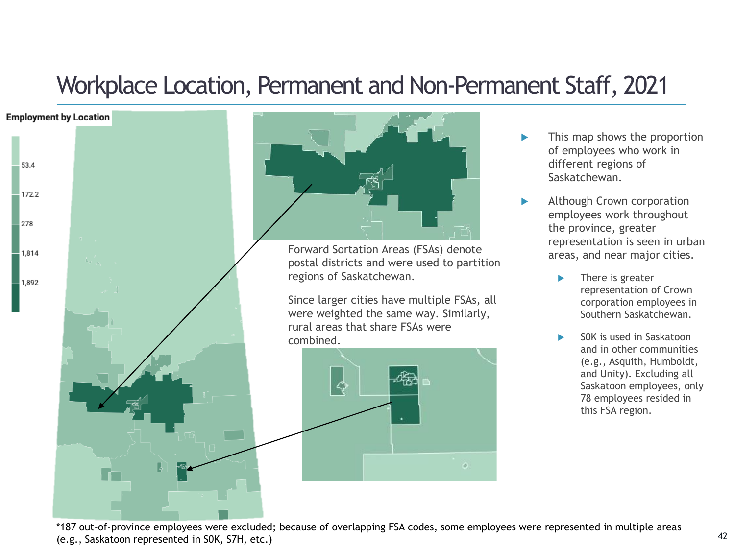# Workplace Location, Permanent and Non-Permanent Staff, 2021

**Employment by Location**

53.4
172.2
278
1,814
1,892

Forward Sortation Areas (FSAs) denote postal districts and were used to partition regions of Saskatchewan.

Since larger cities have multiple FSAs, all were weighted the same way. Similarly, rural areas that share FSAs were combined.

- This map shows the proportion of employees who work in different regions of Saskatchewan.
- Although Crown corporation employees work throughout the province, greater representation is seen in urban areas, and near major cities.
  - There is greater representation of Crown corporation employees in Southern Saskatchewan.
  - S0K is used in Saskatoon and in other communities (e.g., Asquith, Humboldt, and Unity). Excluding all Saskatoon employees, only 78 employees resided in this FSA region.

*187 out-of-province employees were excluded; because of overlapping FSA codes, some employees were represented in multiple areas (e.g., Saskatoon represented in S0K, S7H, etc.)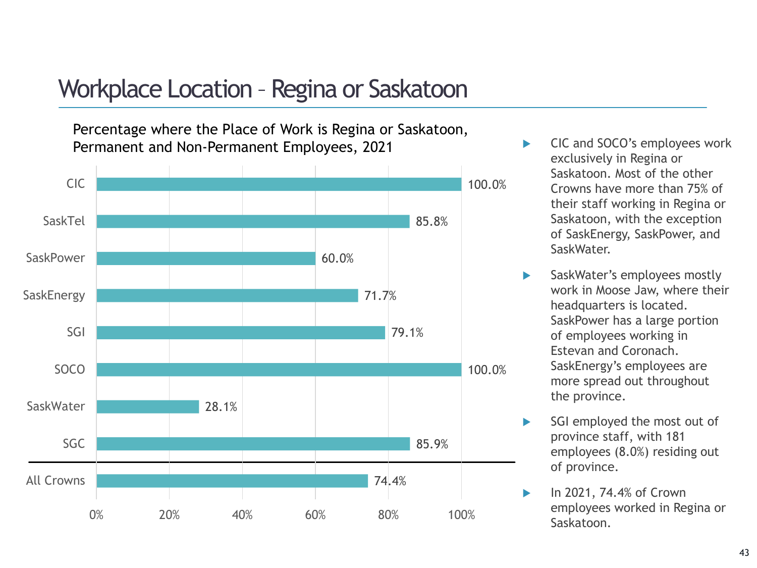# Workplace Location – Regina or Saskatoon

Percentage where the Place of Work is Regina or Saskatoon, Permanent and Non-Permanent Employees, 2021

| Crown | Percentage |
|---|---|
| CIC | 100.0% |
| SaskTel | 85.8% |
| SaskPower | 60.0% |
| SaskEnergy | 71.7% |
| SGI | 79.1% |
| SOCO | 100.0% |
| SaskWater | 28.1% |
| SGC | 85.9% |
| All Crowns | 74.4% |

- CIC and SOCO's employees work exclusively in Regina or Saskatoon. Most of the other Crowns have more than 75% of their staff working in Regina or Saskatoon, with the exception of SaskEnergy, SaskPower, and SaskWater.
- SaskWater's employees mostly work in Moose Jaw, where their headquarters is located. SaskPower has a large portion of employees working in Estevan and Coronach. SaskEnergy's employees are more spread out throughout the province.
- SGI employed the most out of province staff, with 181 employees (8.0%) residing out of province.
- In 2021, 74.4% of Crown employees worked in Regina or Saskatoon.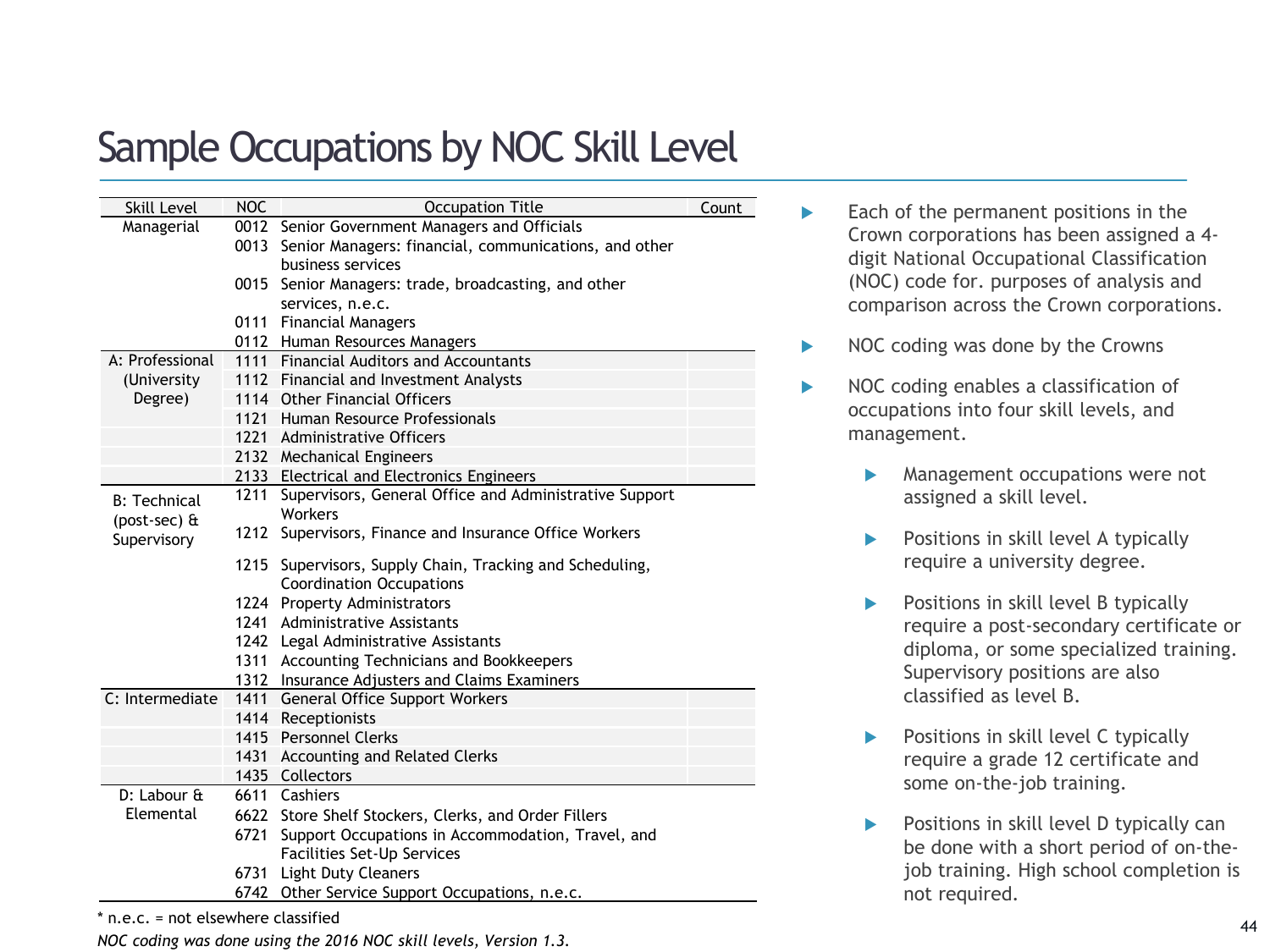# Sample Occupations by NOC Skill Level

| Skill Level | NOC | Occupation Title | Count |
|---|---|---|---|
| Managerial | 0012 | Senior Government Managers and Officials | |
| | 0013 | Senior Managers: financial, communications, and other business services | |
| | 0015 | Senior Managers: trade, broadcasting, and other services, n.e.c. | |
| | 0111 | Financial Managers | |
| | 0112 | Human Resources Managers | |
| A: Professional (University Degree) | 1111 | Financial Auditors and Accountants | |
| | 1112 | Financial and Investment Analysts | |
| | 1114 | Other Financial Officers | |
| | 1121 | Human Resource Professionals | |
| | 1221 | Administrative Officers | |
| | 2132 | Mechanical Engineers | |
| | 2133 | Electrical and Electronics Engineers | |
| B: Technical (post-sec) & Supervisory | 1211 | Supervisors, General Office and Administrative Support Workers | |
| | 1212 | Supervisors, Finance and Insurance Office Workers | |
| | 1215 | Supervisors, Supply Chain, Tracking and Scheduling, Coordination Occupations | |
| | 1224 | Property Administrators | |
| | 1241 | Administrative Assistants | |
| | 1242 | Legal Administrative Assistants | |
| | 1311 | Accounting Technicians and Bookkeepers | |
| | 1312 | Insurance Adjusters and Claims Examiners | |
| C: Intermediate | 1411 | General Office Support Workers | |
| | 1414 | Receptionists | |
| | 1415 | Personnel Clerks | |
| | 1431 | Accounting and Related Clerks | |
| | 1435 | Collectors | |
| D: Labour & Elemental | 6611 | Cashiers | |
| | 6622 | Store Shelf Stockers, Clerks, and Order Fillers | |
| | 6721 | Support Occupations in Accommodation, Travel, and Facilities Set-Up Services | |
| | 6731 | Light Duty Cleaners | |
| | 6742 | Other Service Support Occupations, n.e.c. | |

* n.e.c. = not elsewhere classified

*NOC coding was done using the 2016 NOC skill levels, Version 1.3.*

- Each of the permanent positions in the Crown corporations has been assigned a 4-digit National Occupational Classification (NOC) code for. purposes of analysis and comparison across the Crown corporations.
- NOC coding was done by the Crowns
- NOC coding enables a classification of occupations into four skill levels, and management.
  - Management occupations were not assigned a skill level.
  - Positions in skill level A typically require a university degree.
  - Positions in skill level B typically require a post-secondary certificate or diploma, or some specialized training. Supervisory positions are also classified as level B.
  - Positions in skill level C typically require a grade 12 certificate and some on-the-job training.
  - Positions in skill level D typically can be done with a short period of on-the-job training. High school completion is not required.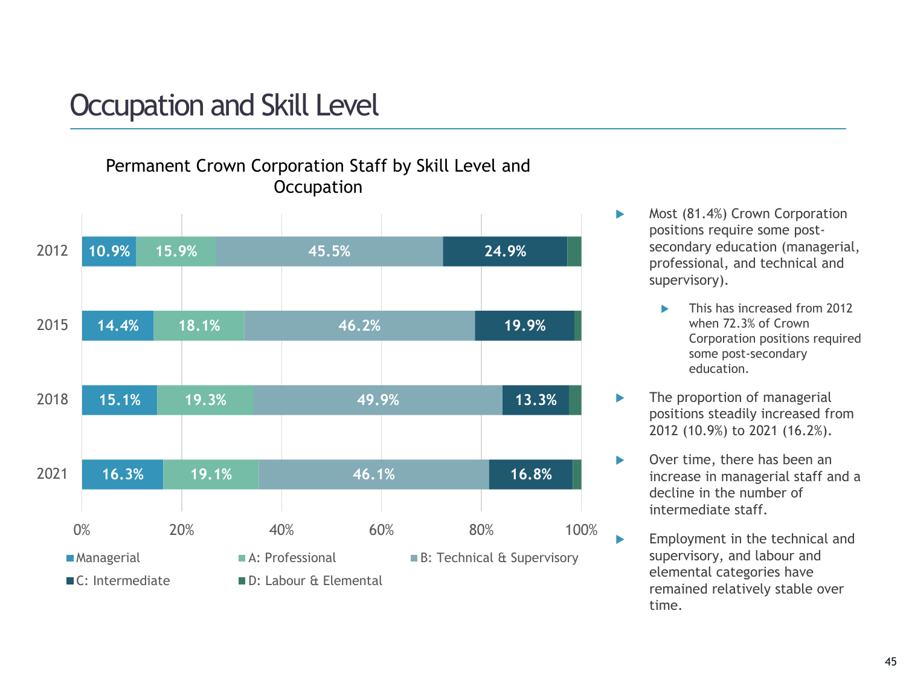# Occupation and Skill Level

**Permanent Crown Corporation Staff by Skill Level and Occupation**

| Year | Managerial | A: Professional | B: Technical & Supervisory | C: Intermediate | D: Labour & Elemental |
|---|---|---|---|---|---|
| 2012 | 10.9% | 15.9% | 45.5% | 24.9% | |
| 2015 | 14.4% | 18.1% | 46.2% | 19.9% | |
| 2018 | 15.1% | 19.3% | 49.9% | 13.3% | |
| 2021 | 16.3% | 19.1% | 46.1% | 16.8% | |

- Most (81.4%) Crown Corporation positions require some post-secondary education (managerial, professional, and technical and supervisory).
  - This has increased from 2012 when 72.3% of Crown Corporation positions required some post-secondary education.
- The proportion of managerial positions steadily increased from 2012 (10.9%) to 2021 (16.2%).
- Over time, there has been an increase in managerial staff and a decline in the number of intermediate staff.
- Employment in the technical and supervisory, and labour and elemental categories have remained relatively stable over time.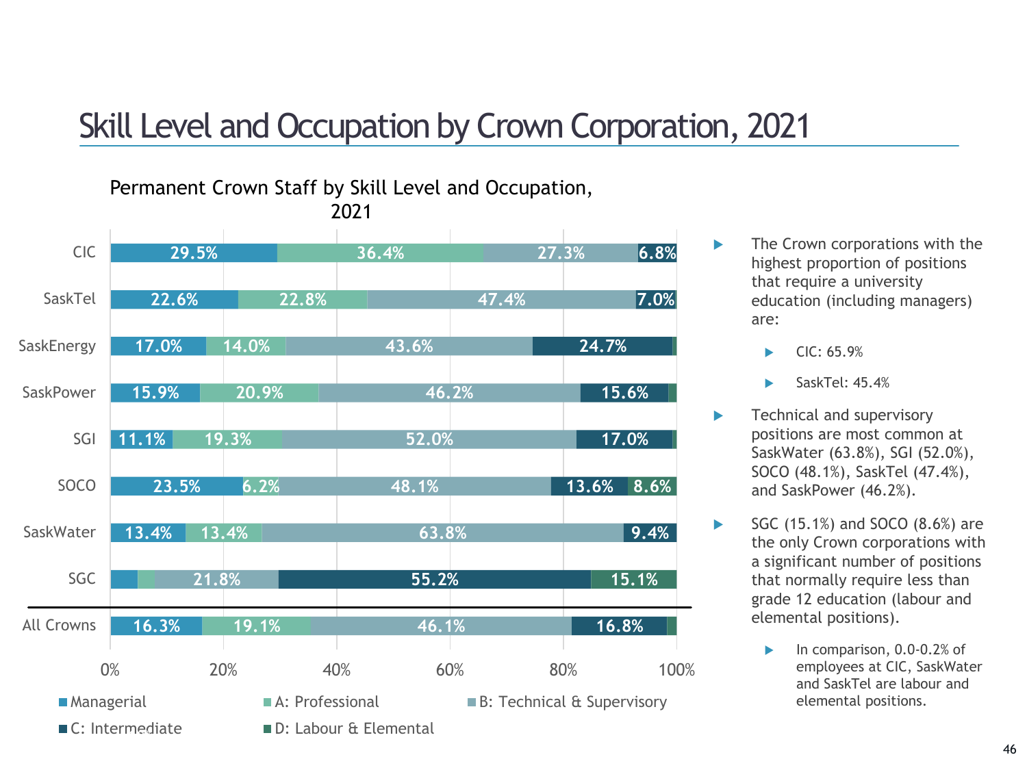# Skill Level and Occupation by Crown Corporation, 2021

**Permanent Crown Staff by Skill Level and Occupation, 2021**

| | Managerial | A: Professional | B: Technical & Supervisory | C: Intermediate | D: Labour & Elemental |
|---|---|---|---|---|---|
| CIC | 29.5% | 36.4% | 27.3% | 6.8% | |
| SaskTel | 22.6% | 22.8% | 47.4% | 7.0% | |
| SaskEnergy | 17.0% | 14.0% | 43.6% | 24.7% | |
| SaskPower | 15.9% | 20.9% | 46.2% | 15.6% | |
| SGI | 11.1% | 19.3% | 52.0% | 17.0% | |
| SOCO | 23.5% | 6.2% | 48.1% | 13.6% | 8.6% |
| SaskWater | 13.4% | 13.4% | 63.8% | 9.4% | |
| SGC | | | 21.8% | 55.2% | 15.1% |
| All Crowns | 16.3% | 19.1% | 46.1% | 16.8% | |

- The Crown corporations with the highest proportion of positions that require a university education (including managers) are:
  - CIC: 65.9%
  - SaskTel: 45.4%
- Technical and supervisory positions are most common at SaskWater (63.8%), SGI (52.0%), SOCO (48.1%), SaskTel (47.4%), and SaskPower (46.2%).
- SGC (15.1%) and SOCO (8.6%) are the only Crown corporations with a significant number of positions that normally require less than grade 12 education (labour and elemental positions).
  - In comparison, 0.0-0.2% of employees at CIC, SaskWater and SaskTel are labour and elemental positions.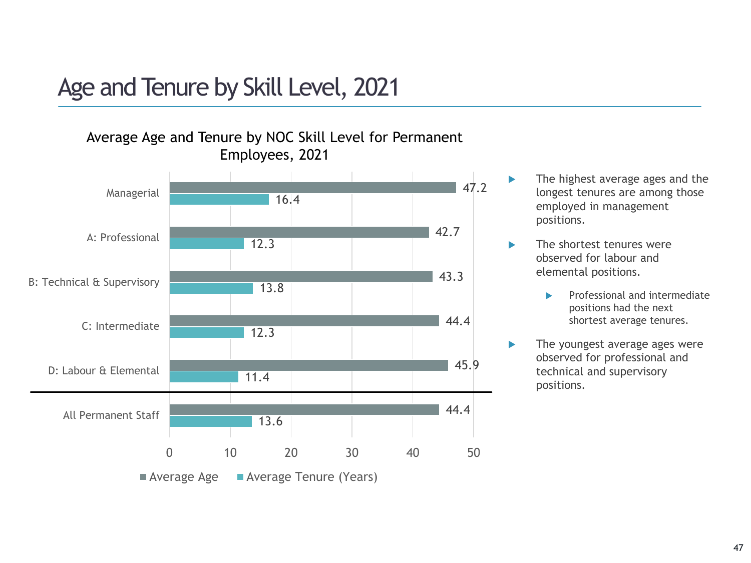# Age and Tenure by Skill Level, 2021

**Average Age and Tenure by NOC Skill Level for Permanent Employees, 2021**

| | Average Age | Average Tenure (Years) |
|---|---|---|
| Managerial | 47.2 | 16.4 |
| A: Professional | 42.7 | 12.3 |
| B: Technical & Supervisory | 43.3 | 13.8 |
| C: Intermediate | 44.4 | 12.3 |
| D: Labour & Elemental | 45.9 | 11.4 |
| All Permanent Staff | 44.4 | 13.6 |

- The highest average ages and the longest tenures are among those employed in management positions.
- The shortest tenures were observed for labour and elemental positions.
  - Professional and intermediate positions had the next shortest average tenures.
- The youngest average ages were observed for professional and technical and supervisory positions.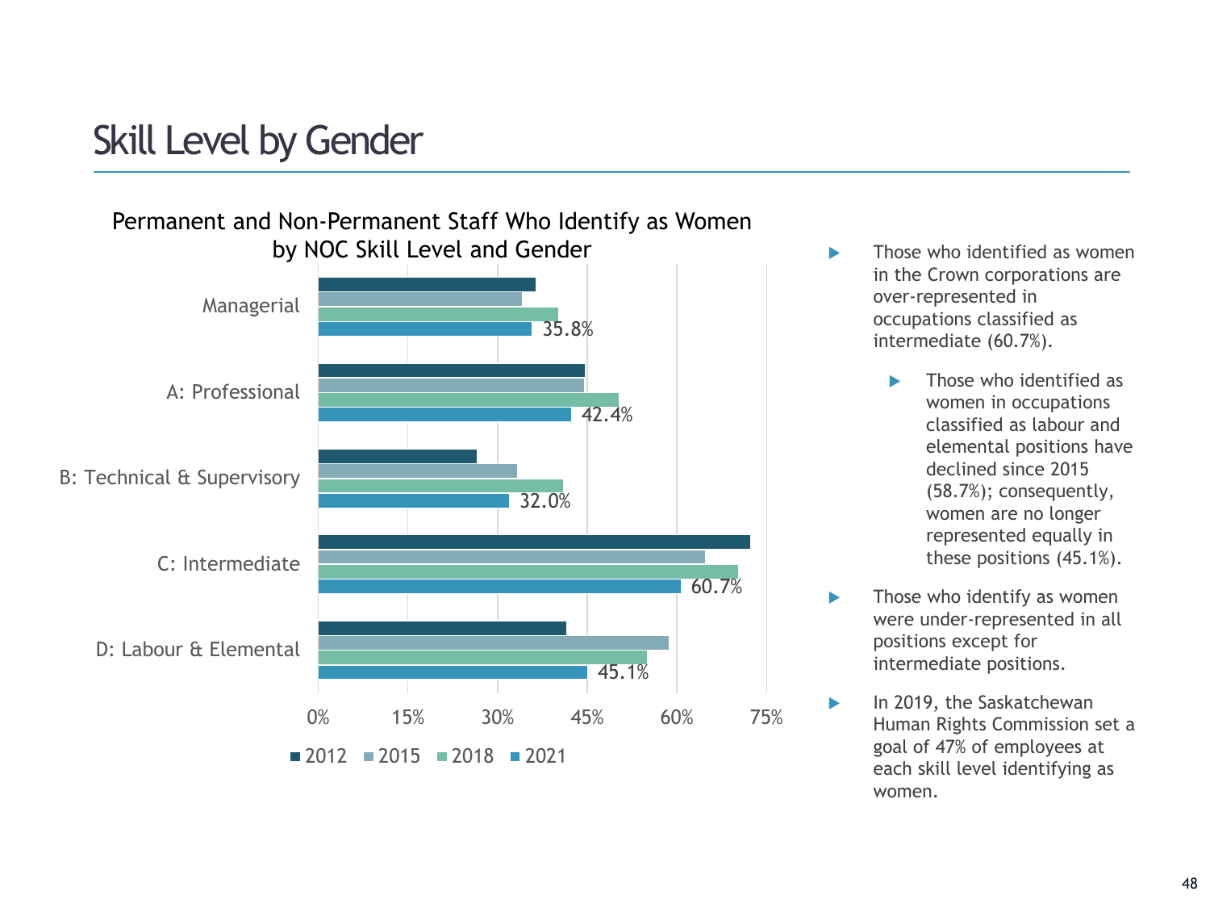# Skill Level by Gender

**Permanent and Non-Permanent Staff Who Identify as Women by NOC Skill Level and Gender**

| NOC Skill Level | 2021 |
|---|---|
| Managerial | 35.8% |
| A: Professional | 42.4% |
| B: Technical & Supervisory | 32.0% |
| C: Intermediate | 60.7% |
| D: Labour & Elemental | 45.1% |

Legend: 2012, 2015, 2018, 2021

- Those who identified as women in the Crown corporations are over-represented in occupations classified as intermediate (60.7%).
  - Those who identified as women in occupations classified as labour and elemental positions have declined since 2015 (58.7%); consequently, women are no longer represented equally in these positions (45.1%).
- Those who identify as women were under-represented in all positions except for intermediate positions.
- In 2019, the Saskatchewan Human Rights Commission set a goal of 47% of employees at each skill level identifying as women.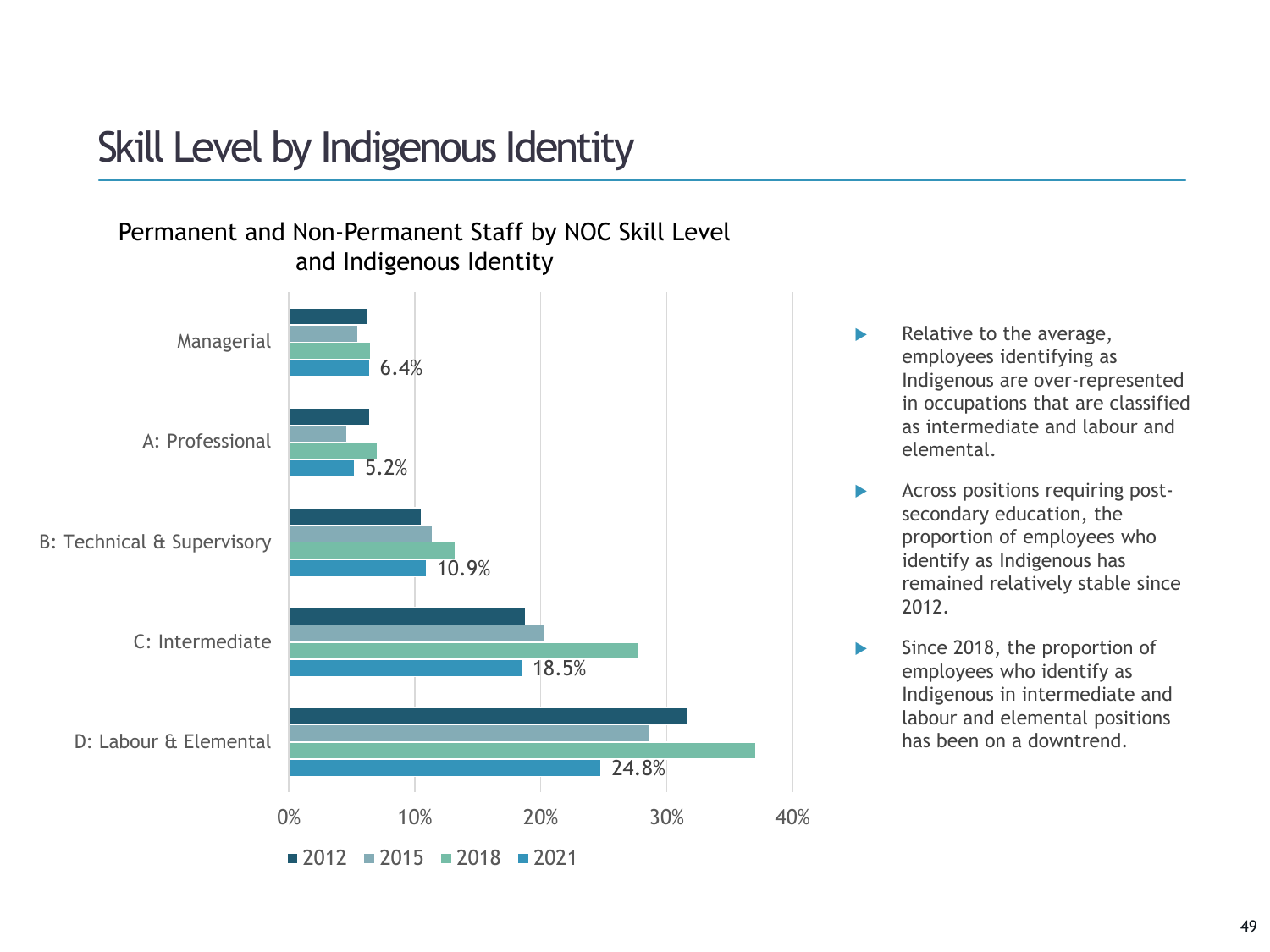# Skill Level by Indigenous Identity

**Permanent and Non-Permanent Staff by NOC Skill Level and Indigenous Identity**

| NOC Skill Level | 2021 |
| --- | --- |
| Managerial | 6.4% |
| A: Professional | 5.2% |
| B: Technical & Supervisory | 10.9% |
| C: Intermediate | 18.5% |
| D: Labour & Elemental | 24.8% |

Legend: 2012, 2015, 2018, 2021

- Relative to the average, employees identifying as Indigenous are over-represented in occupations that are classified as intermediate and labour and elemental.
- Across positions requiring post-secondary education, the proportion of employees who identify as Indigenous has remained relatively stable since 2012.
- Since 2018, the proportion of employees who identify as Indigenous in intermediate and labour and elemental positions has been on a downtrend.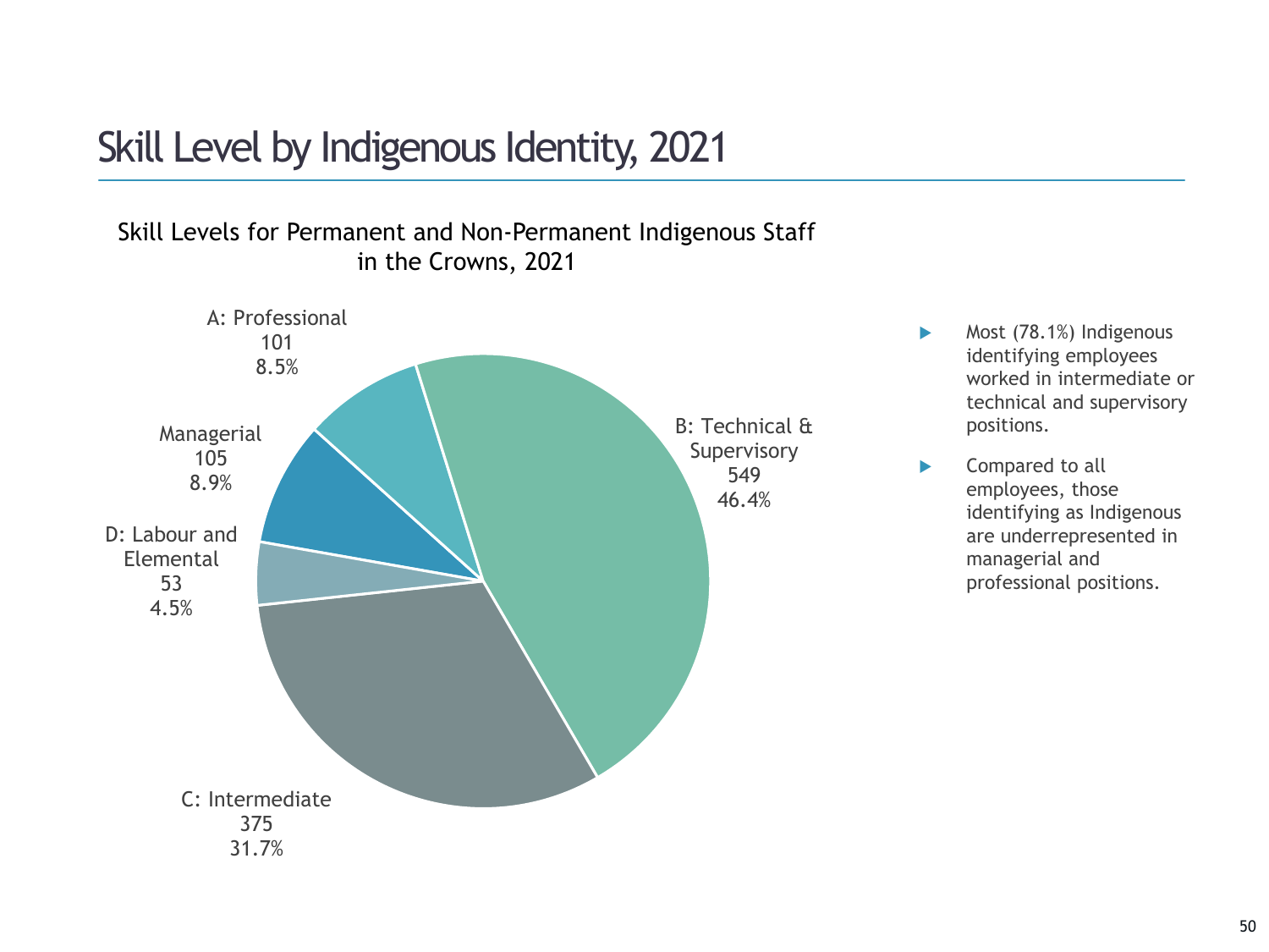# Skill Level by Indigenous Identity, 2021

Skill Levels for Permanent and Non-Permanent Indigenous Staff in the Crowns, 2021

| Skill Level | Count | Percent |
|---|---|---|
| A: Professional | 101 | 8.5% |
| B: Technical & Supervisory | 549 | 46.4% |
| C: Intermediate | 375 | 31.7% |
| D: Labour and Elemental | 53 | 4.5% |
| Managerial | 105 | 8.9% |

- Most (78.1%) Indigenous identifying employees worked in intermediate or technical and supervisory positions.
- Compared to all employees, those identifying as Indigenous are underrepresented in managerial and professional positions.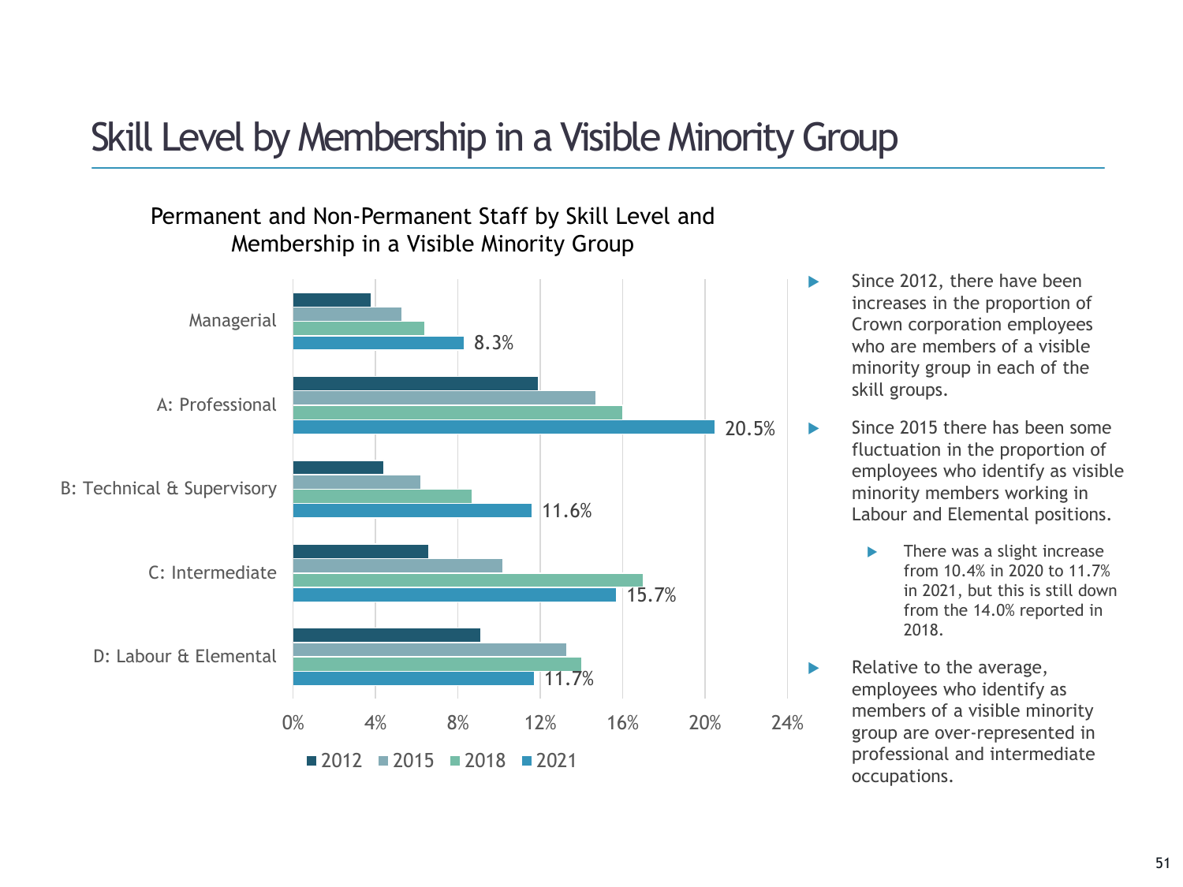# Skill Level by Membership in a Visible Minority Group

Permanent and Non-Permanent Staff by Skill Level and Membership in a Visible Minority Group

| Skill Level | 2021 |
|---|---|
| Managerial | 8.3% |
| A: Professional | 20.5% |
| B: Technical & Supervisory | 11.6% |
| C: Intermediate | 15.7% |
| D: Labour & Elemental | 11.7% |

Legend: 2012, 2015, 2018, 2021

- Since 2012, there have been increases in the proportion of Crown corporation employees who are members of a visible minority group in each of the skill groups.
- Since 2015 there has been some fluctuation in the proportion of employees who identify as visible minority members working in Labour and Elemental positions.
  - There was a slight increase from 10.4% in 2020 to 11.7% in 2021, but this is still down from the 14.0% reported in 2018.
- Relative to the average, employees who identify as members of a visible minority group are over-represented in professional and intermediate occupations.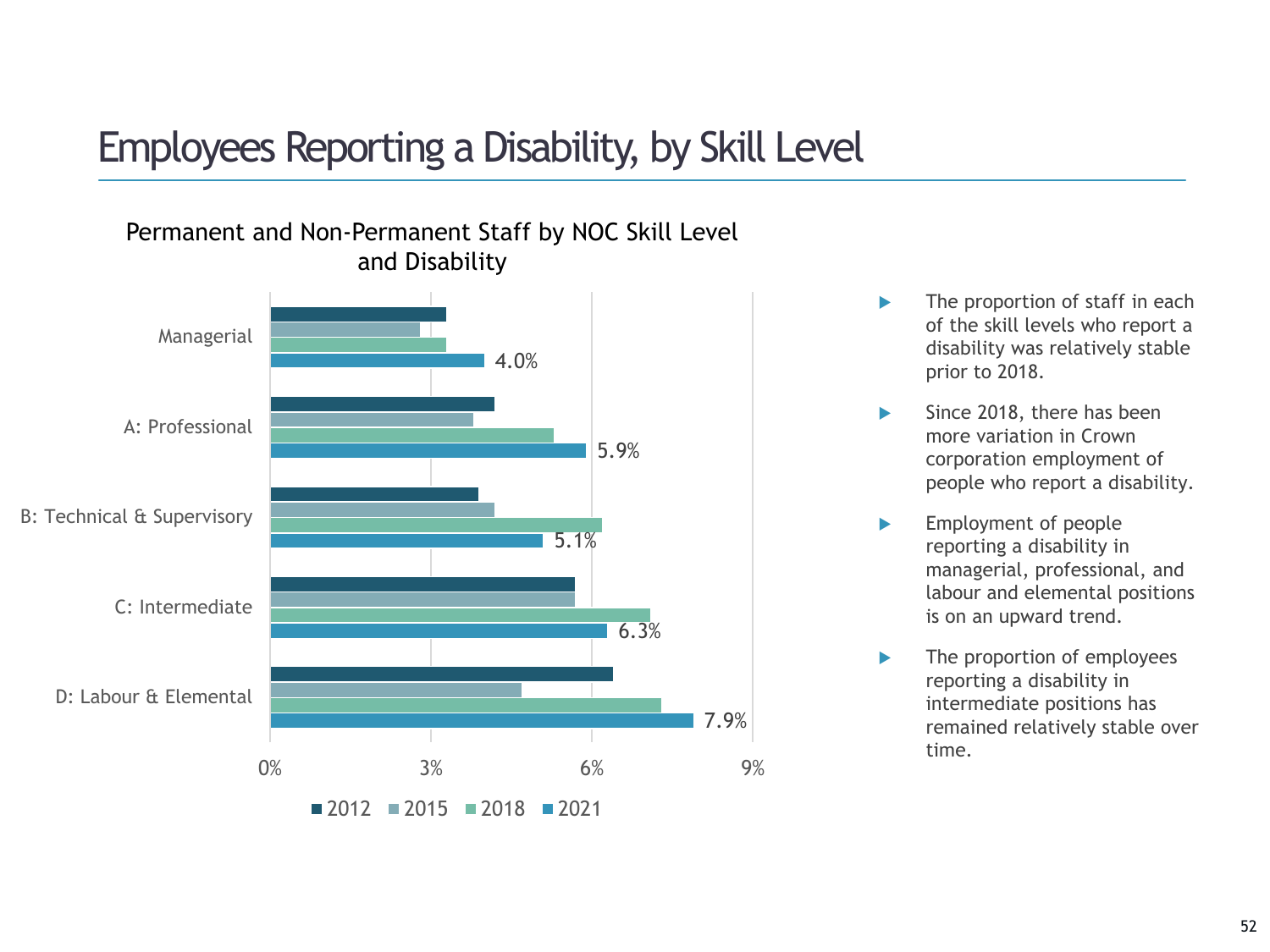# Employees Reporting a Disability, by Skill Level

Permanent and Non-Permanent Staff by NOC Skill Level and Disability

| Skill Level | 2021 |
|---|---|
| Managerial | 4.0% |
| A: Professional | 5.9% |
| B: Technical & Supervisory | 5.1% |
| C: Intermediate | 6.3% |
| D: Labour & Elemental | 7.9% |

■ 2012 ■ 2015 ■ 2018 ■ 2021

- The proportion of staff in each of the skill levels who report a disability was relatively stable prior to 2018.
- Since 2018, there has been more variation in Crown corporation employment of people who report a disability.
- Employment of people reporting a disability in managerial, professional, and labour and elemental positions is on an upward trend.
- The proportion of employees reporting a disability in intermediate positions has remained relatively stable over time.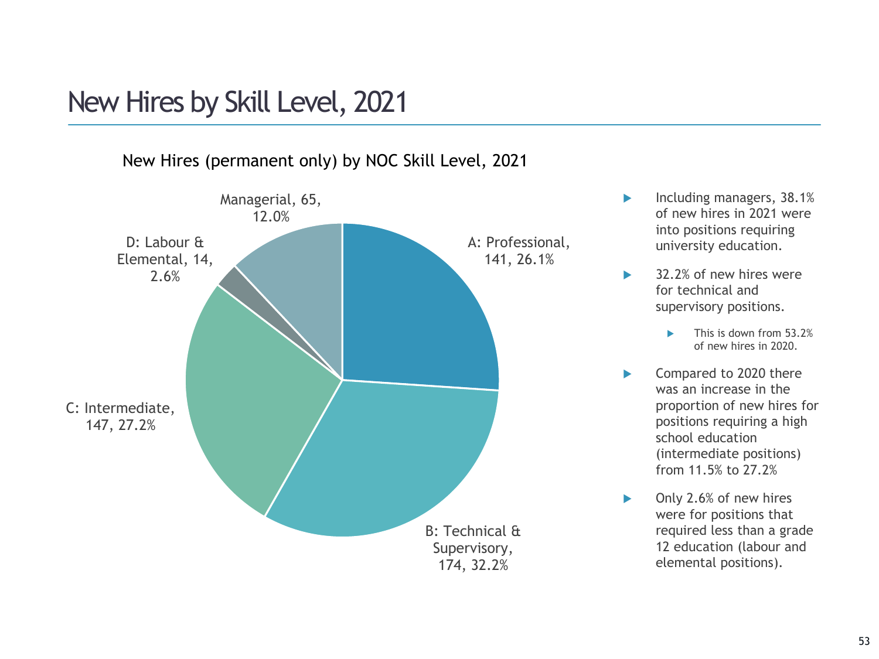# New Hires by Skill Level, 2021

New Hires (permanent only) by NOC Skill Level, 2021

| NOC Skill Level | New Hires | Percent |
|---|---|---|
| Managerial | 65 | 12.0% |
| A: Professional | 141 | 26.1% |
| B: Technical & Supervisory | 174 | 32.2% |
| C: Intermediate | 147 | 27.2% |
| D: Labour & Elemental | 14 | 2.6% |

- Including managers, 38.1% of new hires in 2021 were into positions requiring university education.
- 32.2% of new hires were for technical and supervisory positions.
  - This is down from 53.2% of new hires in 2020.
- Compared to 2020 there was an increase in the proportion of new hires for positions requiring a high school education (intermediate positions) from 11.5% to 27.2%
- Only 2.6% of new hires were for positions that required less than a grade 12 education (labour and elemental positions).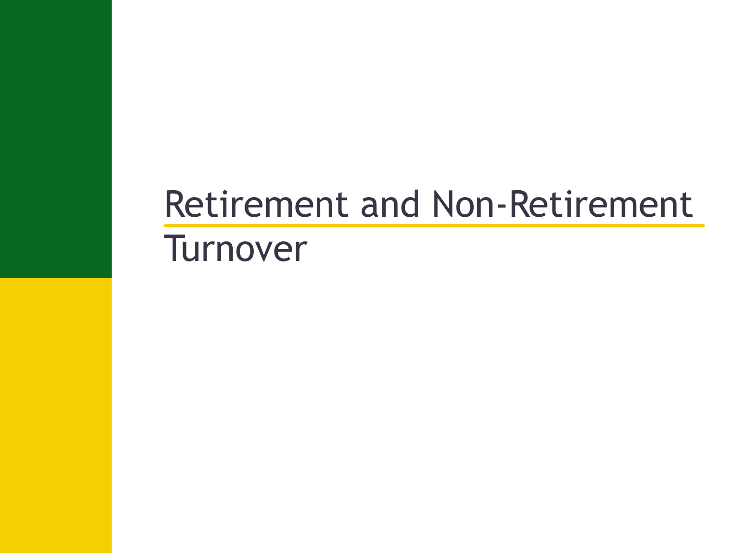# Retirement and Non-Retirement Turnover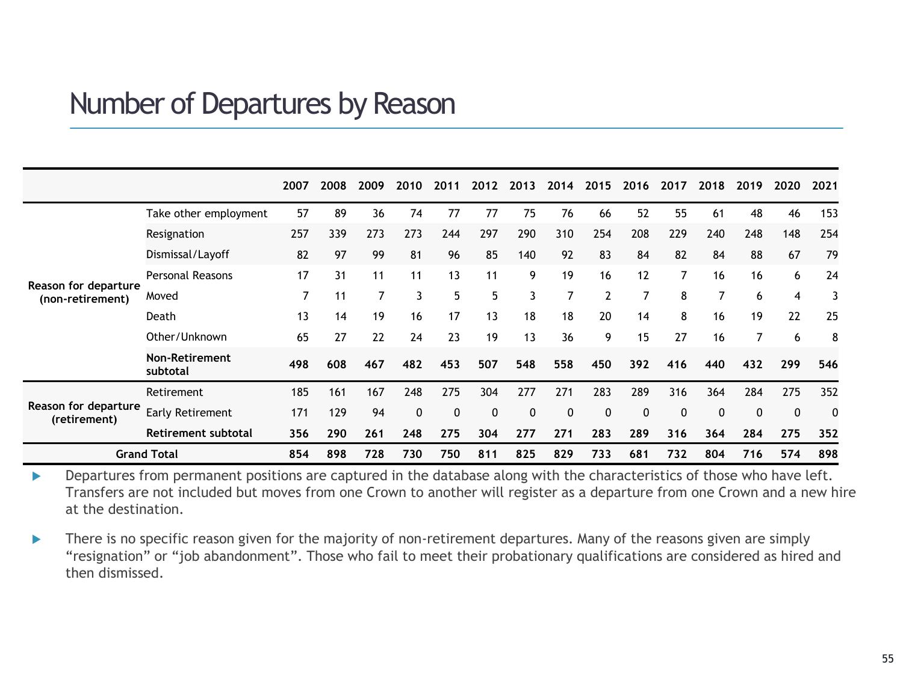# Number of Departures by Reason

| | | 2007 | 2008 | 2009 | 2010 | 2011 | 2012 | 2013 | 2014 | 2015 | 2016 | 2017 | 2018 | 2019 | 2020 | 2021 |
|---|---|---|---|---|---|---|---|---|---|---|---|---|---|---|---|---|
| Reason for departure (non-retirement) | Take other employment | 57 | 89 | 36 | 74 | 77 | 77 | 75 | 76 | 66 | 52 | 55 | 61 | 48 | 46 | 153 |
| | Resignation | 257 | 339 | 273 | 273 | 244 | 297 | 290 | 310 | 254 | 208 | 229 | 240 | 248 | 148 | 254 |
| | Dismissal/Layoff | 82 | 97 | 99 | 81 | 96 | 85 | 140 | 92 | 83 | 84 | 82 | 84 | 88 | 67 | 79 |
| | Personal Reasons | 17 | 31 | 11 | 11 | 13 | 11 | 9 | 19 | 16 | 12 | 7 | 16 | 16 | 6 | 24 |
| | Moved | 7 | 11 | 7 | 3 | 5 | 5 | 3 | 7 | 2 | 7 | 8 | 7 | 6 | 4 | 3 |
| | Death | 13 | 14 | 19 | 16 | 17 | 13 | 18 | 18 | 20 | 14 | 8 | 16 | 19 | 22 | 25 |
| | Other/Unknown | 65 | 27 | 22 | 24 | 23 | 19 | 13 | 36 | 9 | 15 | 27 | 16 | 7 | 6 | 8 |
| | **Non-Retirement subtotal** | **498** | **608** | **467** | **482** | **453** | **507** | **548** | **558** | **450** | **392** | **416** | **440** | **432** | **299** | **546** |
| Reason for departure (retirement) | Retirement | 185 | 161 | 167 | 248 | 275 | 304 | 277 | 271 | 283 | 289 | 316 | 364 | 284 | 275 | 352 |
| | Early Retirement | 171 | 129 | 94 | 0 | 0 | 0 | 0 | 0 | 0 | 0 | 0 | 0 | 0 | 0 | 0 |
| | **Retirement subtotal** | **356** | **290** | **261** | **248** | **275** | **304** | **277** | **271** | **283** | **289** | **316** | **364** | **284** | **275** | **352** |
| **Grand Total** | | **854** | **898** | **728** | **730** | **750** | **811** | **825** | **829** | **733** | **681** | **732** | **804** | **716** | **574** | **898** |

- Departures from permanent positions are captured in the database along with the characteristics of those who have left. Transfers are not included but moves from one Crown to another will register as a departure from one Crown and a new hire at the destination.
- There is no specific reason given for the majority of non-retirement departures. Many of the reasons given are simply “resignation” or “job abandonment”. Those who fail to meet their probationary qualifications are considered as hired and then dismissed.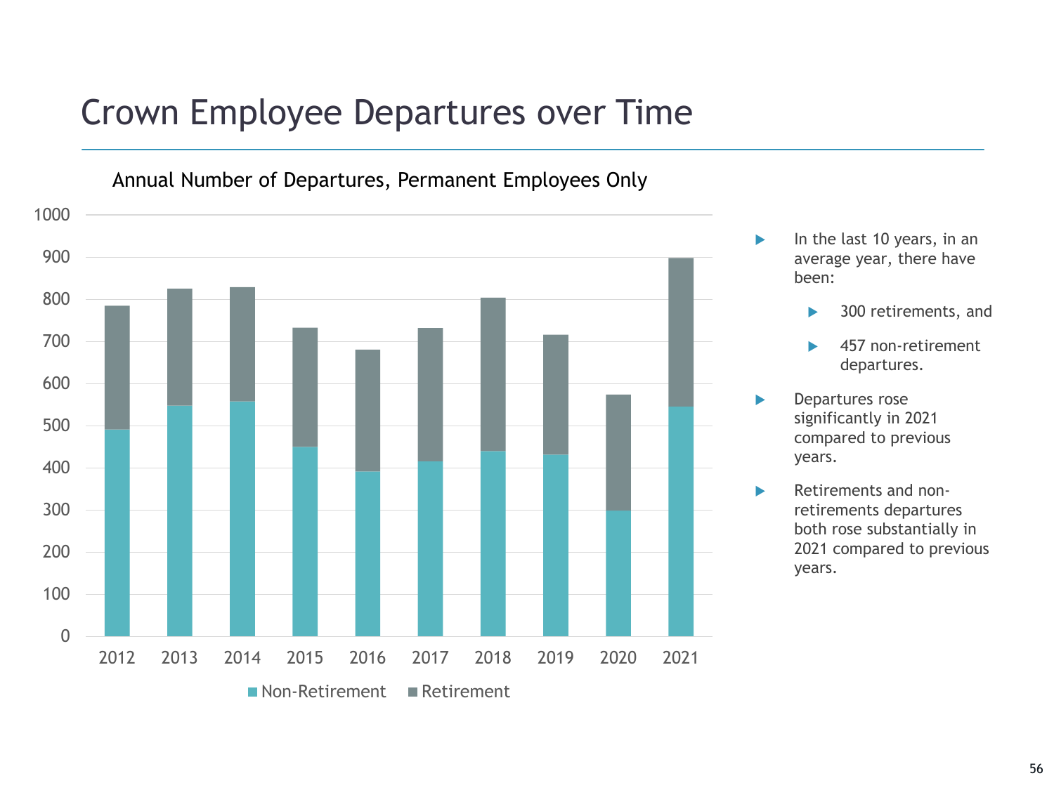# Crown Employee Departures over Time

Annual Number of Departures, Permanent Employees Only

- In the last 10 years, in an average year, there have been:
  - 300 retirements, and
  - 457 non-retirement departures.
- Departures rose significantly in 2021 compared to previous years.
- Retirements and non-retirements departures both rose substantially in 2021 compared to previous years.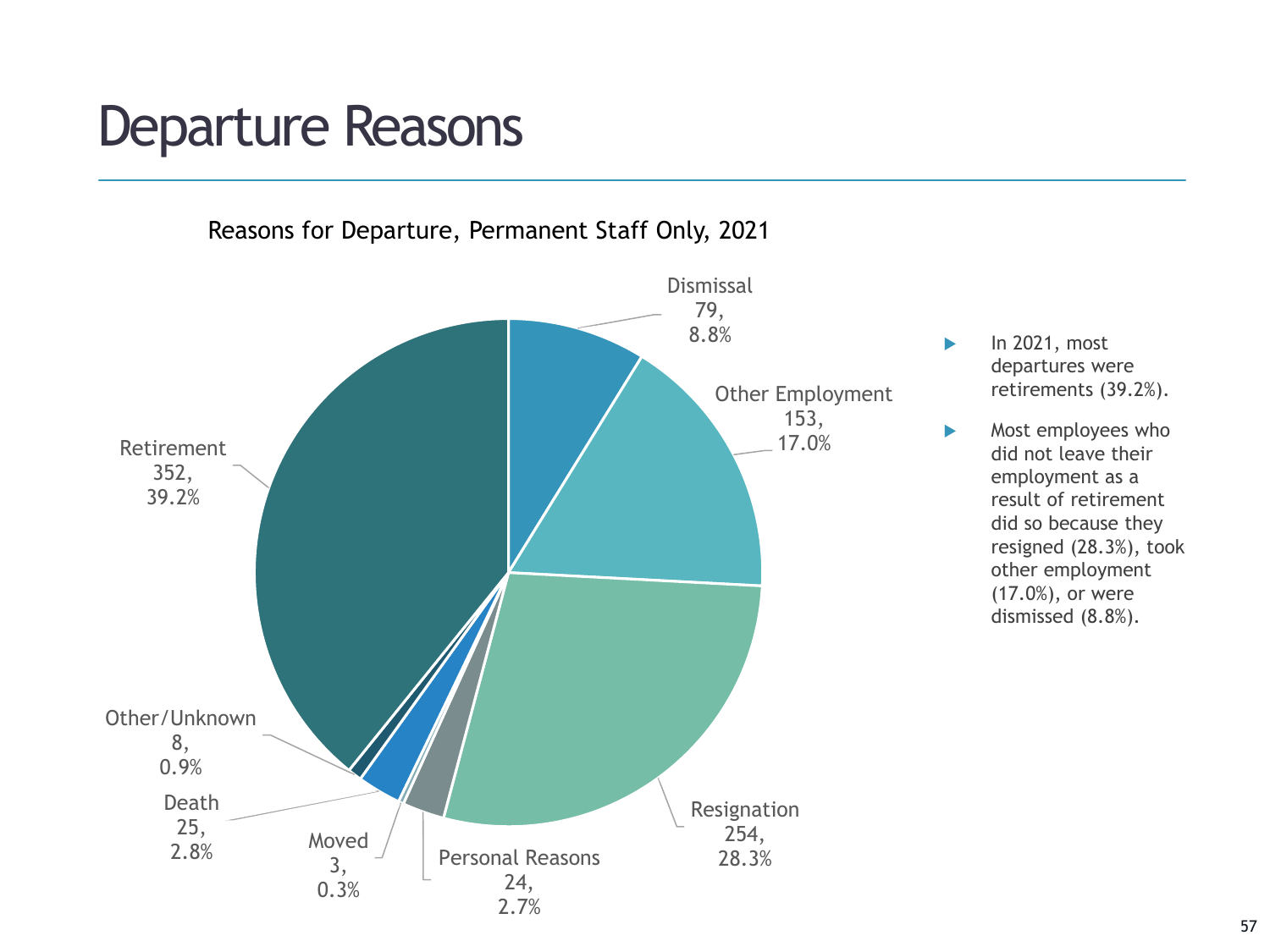# Departure Reasons

Reasons for Departure, Permanent Staff Only, 2021

| Reason | Count | Percent |
|---|---|---|
| Dismissal | 79 | 8.8% |
| Other Employment | 153 | 17.0% |
| Resignation | 254 | 28.3% |
| Personal Reasons | 24 | 2.7% |
| Moved | 3 | 0.3% |
| Death | 25 | 2.8% |
| Other/Unknown | 8 | 0.9% |
| Retirement | 352 | 39.2% |

- In 2021, most departures were retirements (39.2%).
- Most employees who did not leave their employment as a result of retirement did so because they resigned (28.3%), took other employment (17.0%), or were dismissed (8.8%).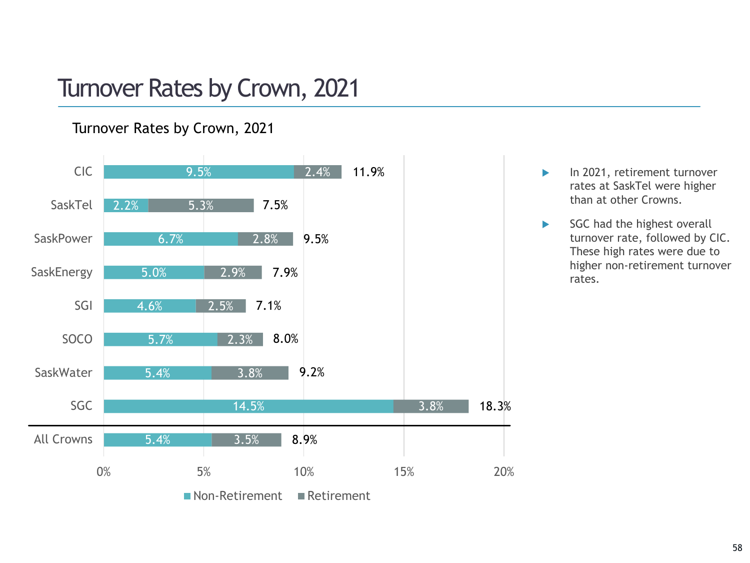# Turnover Rates by Crown, 2021

Turnover Rates by Crown, 2021

| Crown | Non-Retirement | Retirement | Total |
|---|---|---|---|
| CIC | 9.5% | 2.4% | 11.9% |
| SaskTel | 2.2% | 5.3% | 7.5% |
| SaskPower | 6.7% | 2.8% | 9.5% |
| SaskEnergy | 5.0% | 2.9% | 7.9% |
| SGI | 4.6% | 2.5% | 7.1% |
| SOCO | 5.7% | 2.3% | 8.0% |
| SaskWater | 5.4% | 3.8% | 9.2% |
| SGC | 14.5% | 3.8% | 18.3% |
| All Crowns | 5.4% | 3.5% | 8.9% |

- In 2021, retirement turnover rates at SaskTel were higher than at other Crowns.
- SGC had the highest overall turnover rate, followed by CIC. These high rates were due to higher non-retirement turnover rates.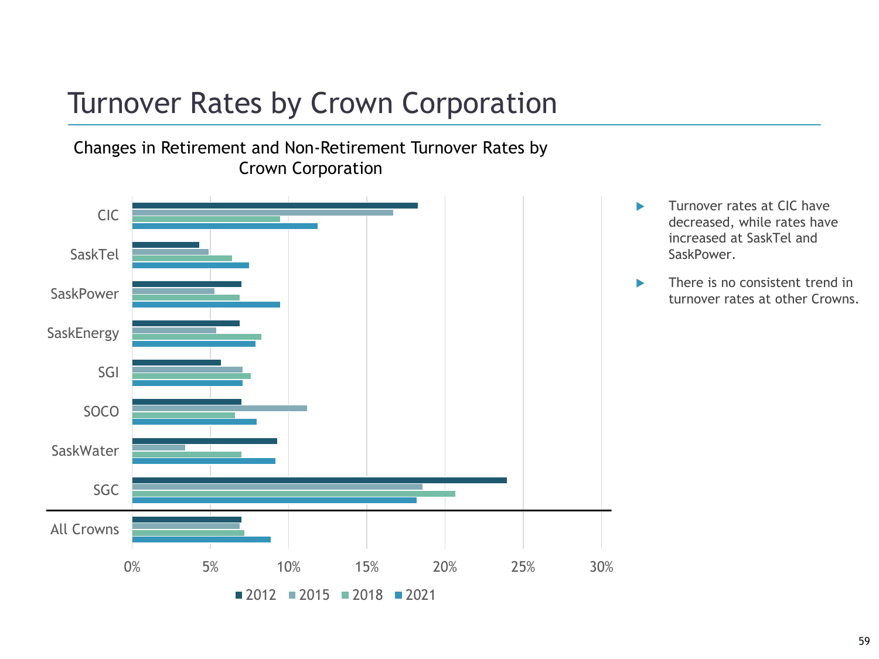# Turnover Rates by Crown Corporation

Changes in Retirement and Non-Retirement Turnover Rates by Crown Corporation

- Turnover rates at CIC have decreased, while rates have increased at SaskTel and SaskPower.
- There is no consistent trend in turnover rates at other Crowns.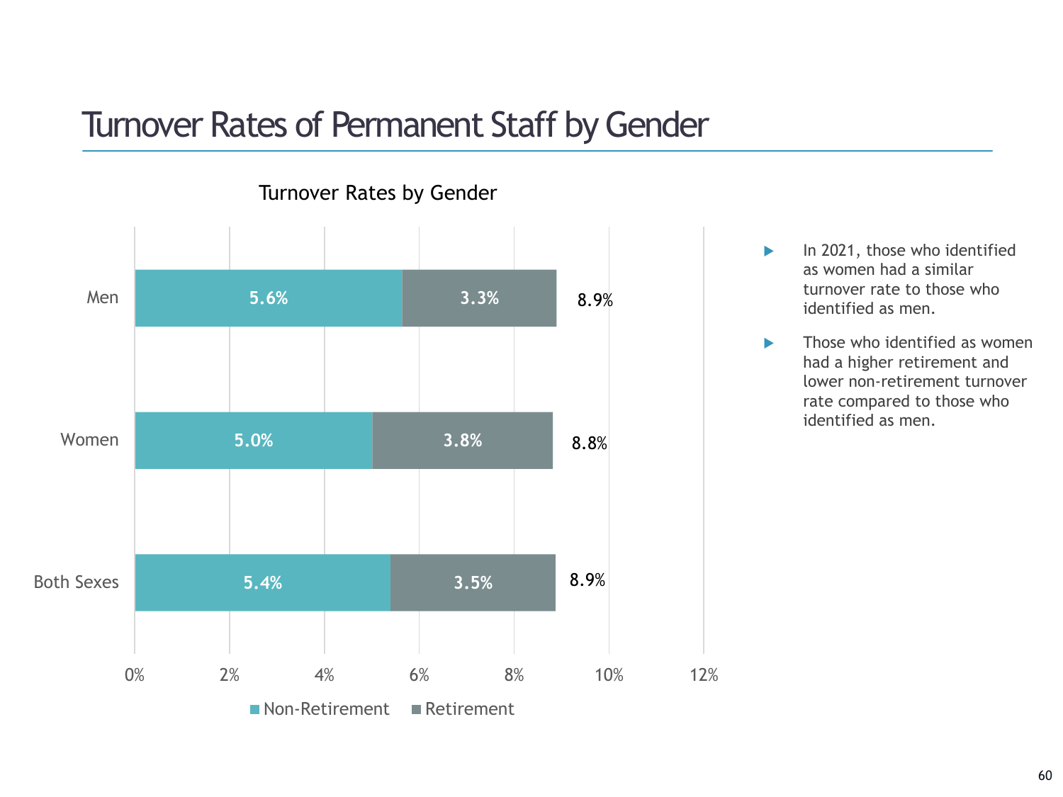# Turnover Rates of Permanent Staff by Gender

**Turnover Rates by Gender**

| | Non-Retirement | Retirement | Total |
|---|---|---|---|
| Men | 5.6% | 3.3% | 8.9% |
| Women | 5.0% | 3.8% | 8.8% |
| Both Sexes | 5.4% | 3.5% | 8.9% |

- In 2021, those who identified as women had a similar turnover rate to those who identified as men.
- Those who identified as women had a higher retirement and lower non-retirement turnover rate compared to those who identified as men.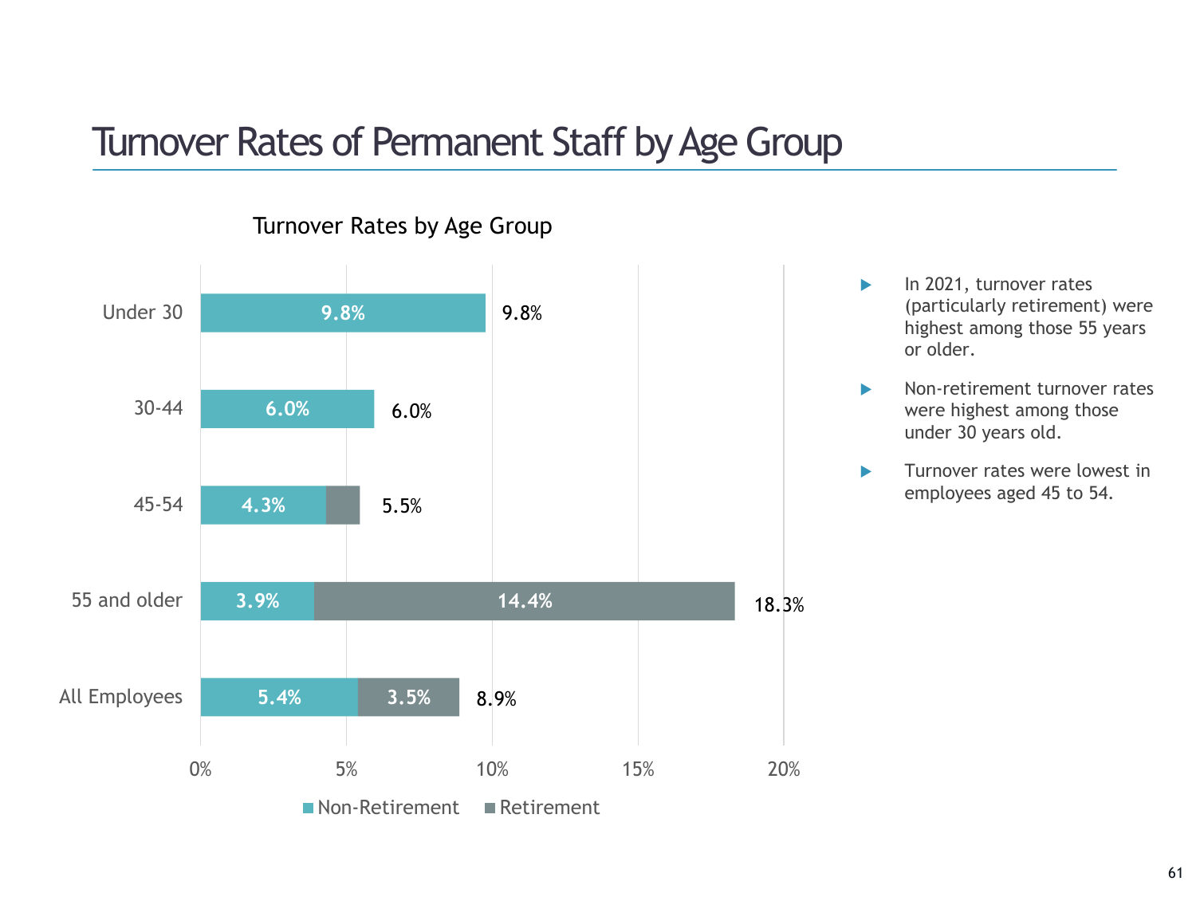# Turnover Rates of Permanent Staff by Age Group

**Turnover Rates by Age Group**

| Age Group | Non-Retirement | Retirement | Total |
|---|---|---|---|
| Under 30 | 9.8% | | 9.8% |
| 30-44 | 6.0% | | 6.0% |
| 45-54 | 4.3% | | 5.5% |
| 55 and older | 3.9% | 14.4% | 18.3% |
| All Employees | 5.4% | 3.5% | 8.9% |

- In 2021, turnover rates (particularly retirement) were highest among those 55 years or older.
- Non-retirement turnover rates were highest among those under 30 years old.
- Turnover rates were lowest in employees aged 45 to 54.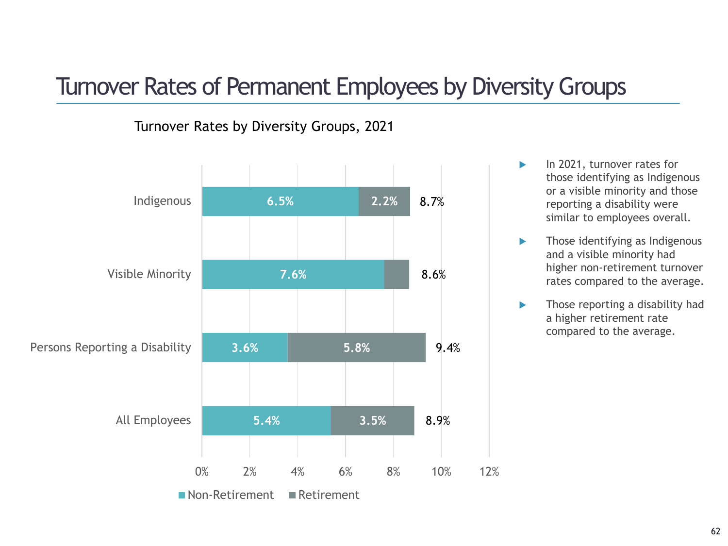# Turnover Rates of Permanent Employees by Diversity Groups

Turnover Rates by Diversity Groups, 2021

| | Non-Retirement | Retirement | Total |
|---|---|---|---|
| Indigenous | 6.5% | 2.2% | 8.7% |
| Visible Minority | 7.6% | | 8.6% |
| Persons Reporting a Disability | 3.6% | 5.8% | 9.4% |
| All Employees | 5.4% | 3.5% | 8.9% |

- In 2021, turnover rates for those identifying as Indigenous or a visible minority and those reporting a disability were similar to employees overall.
- Those identifying as Indigenous and a visible minority had higher non-retirement turnover rates compared to the average.
- Those reporting a disability had a higher retirement rate compared to the average.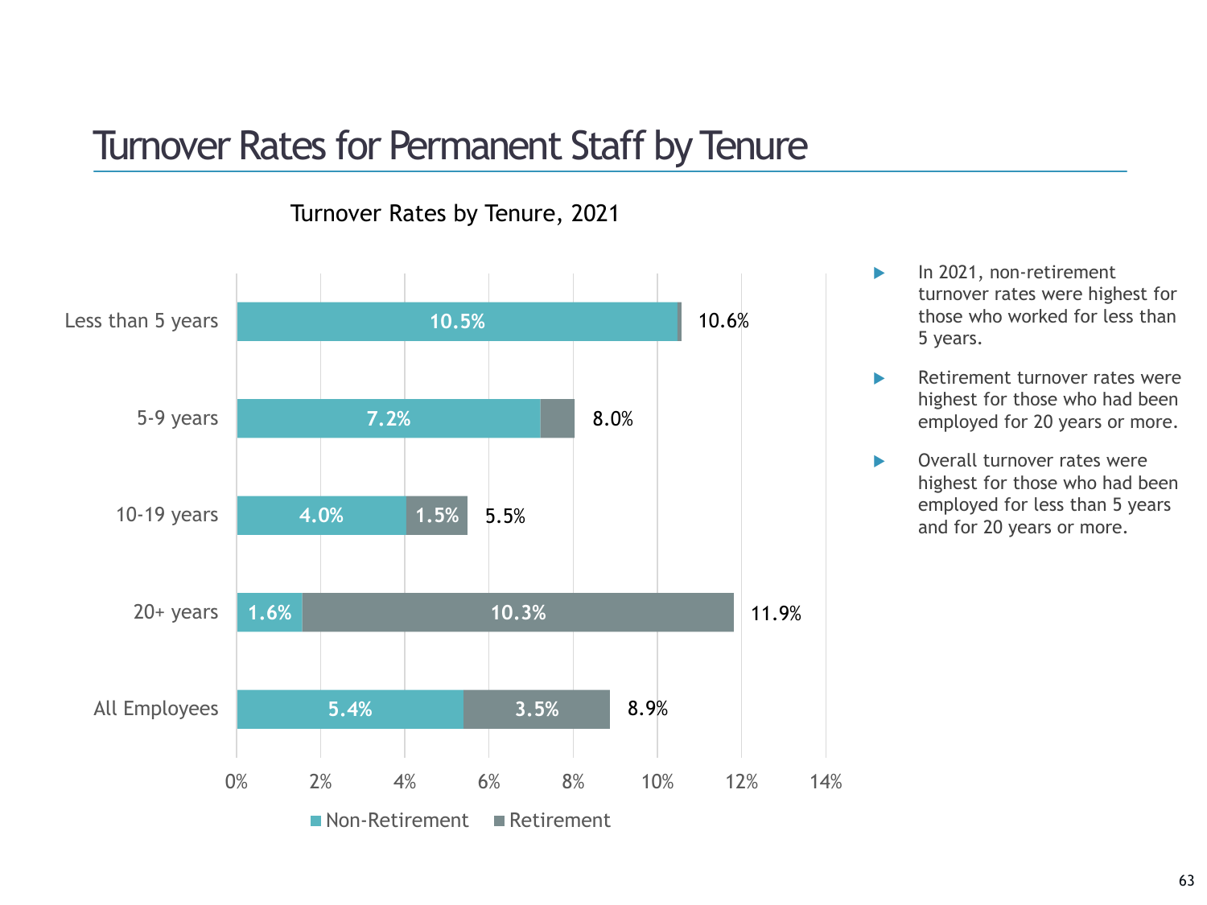# Turnover Rates for Permanent Staff by Tenure

Turnover Rates by Tenure, 2021

| Tenure | Non-Retirement | Retirement | Total |
|---|---|---|---|
| Less than 5 years | 10.5% | | 10.6% |
| 5-9 years | 7.2% | | 8.0% |
| 10-19 years | 4.0% | 1.5% | 5.5% |
| 20+ years | 1.6% | 10.3% | 11.9% |
| All Employees | 5.4% | 3.5% | 8.9% |

- In 2021, non-retirement turnover rates were highest for those who worked for less than 5 years.
- Retirement turnover rates were highest for those who had been employed for 20 years or more.
- Overall turnover rates were highest for those who had been employed for less than 5 years and for 20 years or more.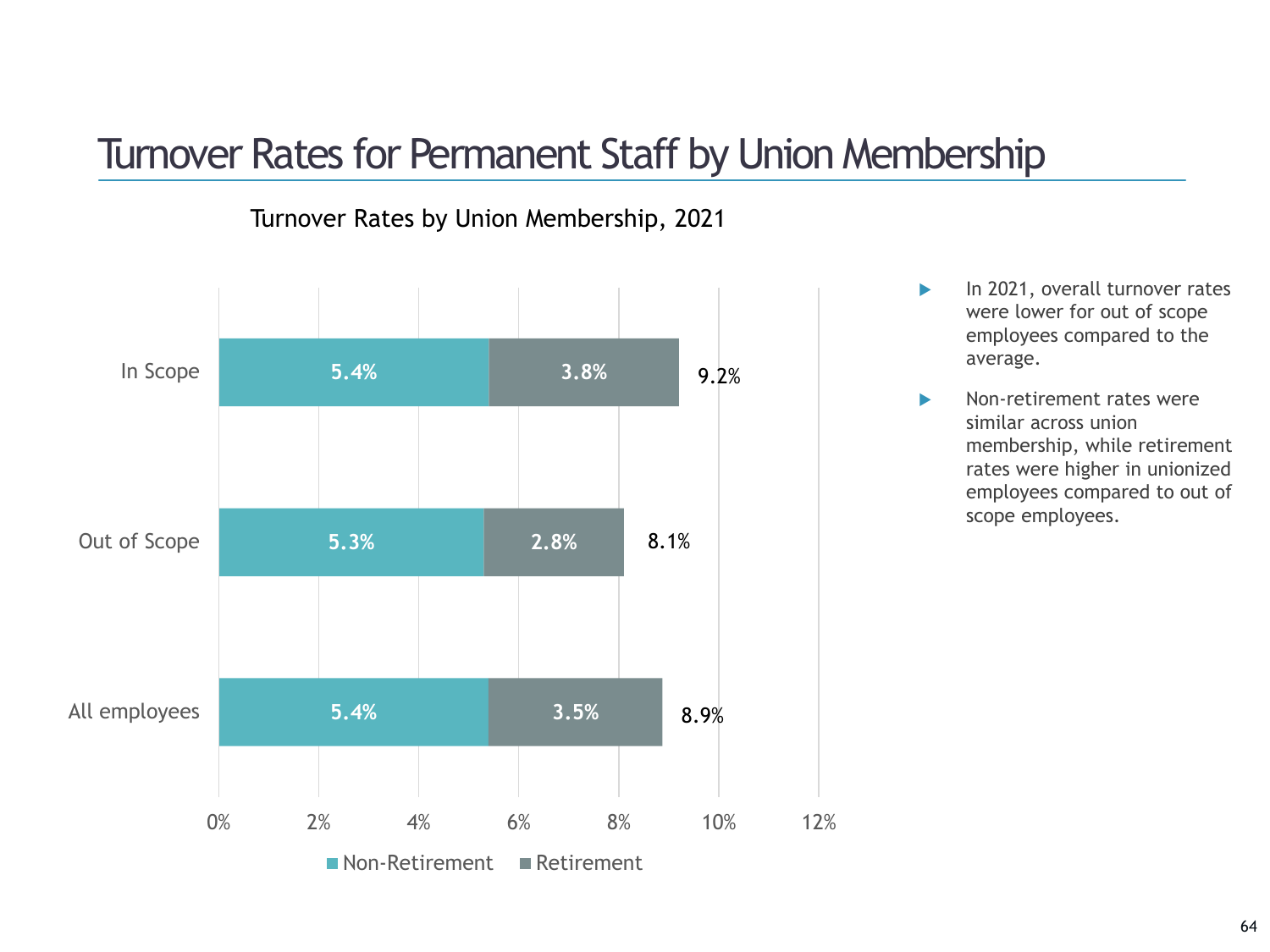# Turnover Rates for Permanent Staff by Union Membership

Turnover Rates by Union Membership, 2021

| | Non-Retirement | Retirement | Total |
|---|---|---|---|
| In Scope | 5.4% | 3.8% | 9.2% |
| Out of Scope | 5.3% | 2.8% | 8.1% |
| All employees | 5.4% | 3.5% | 8.9% |

- In 2021, overall turnover rates were lower for out of scope employees compared to the average.
- Non-retirement rates were similar across union membership, while retirement rates were higher in unionized employees compared to out of scope employees.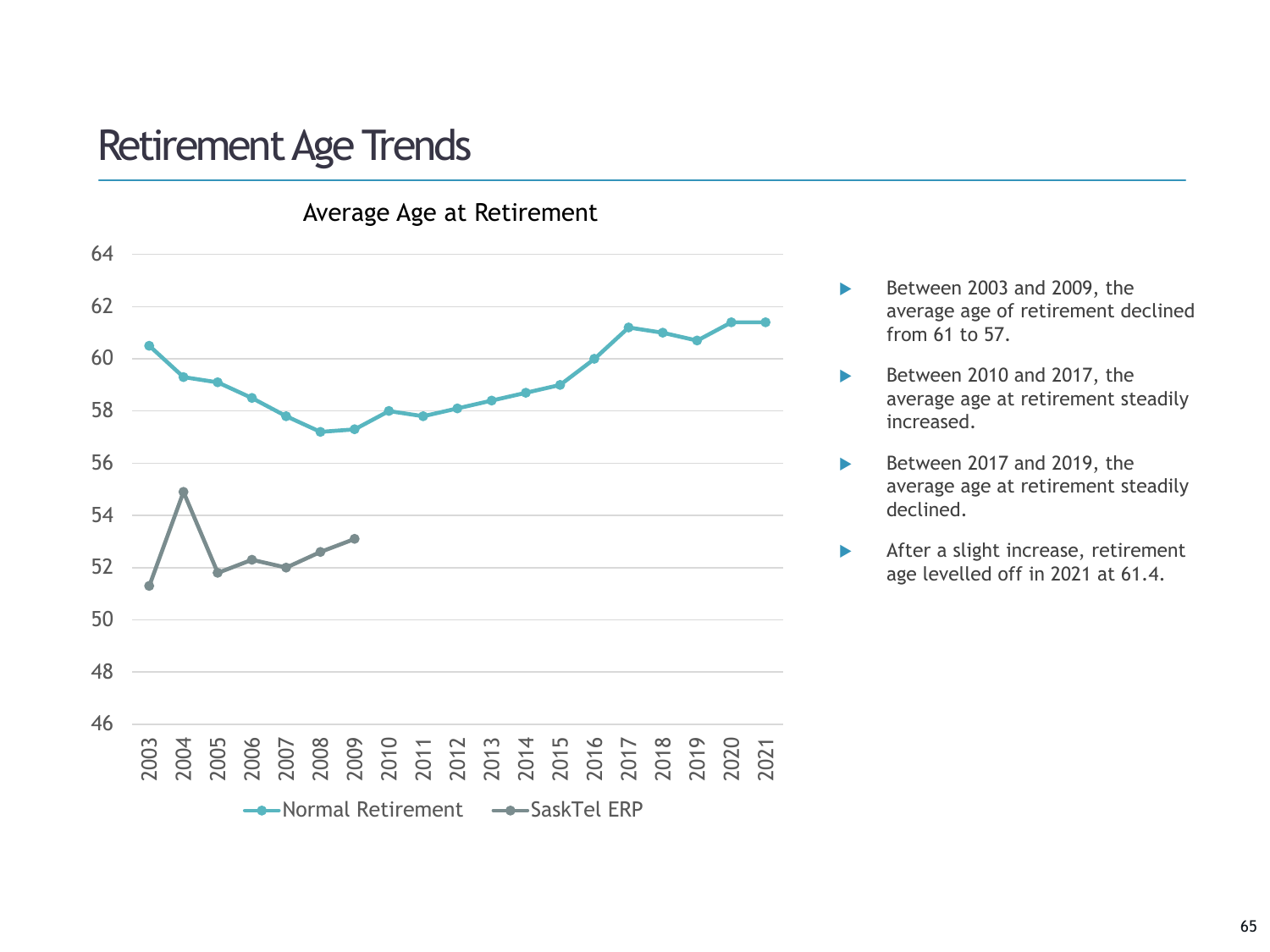# Retirement Age Trends

Average Age at Retirement

- Between 2003 and 2009, the average age of retirement declined from 61 to 57.
- Between 2010 and 2017, the average age at retirement steadily increased.
- Between 2017 and 2019, the average age at retirement steadily declined.
- After a slight increase, retirement age levelled off in 2021 at 61.4.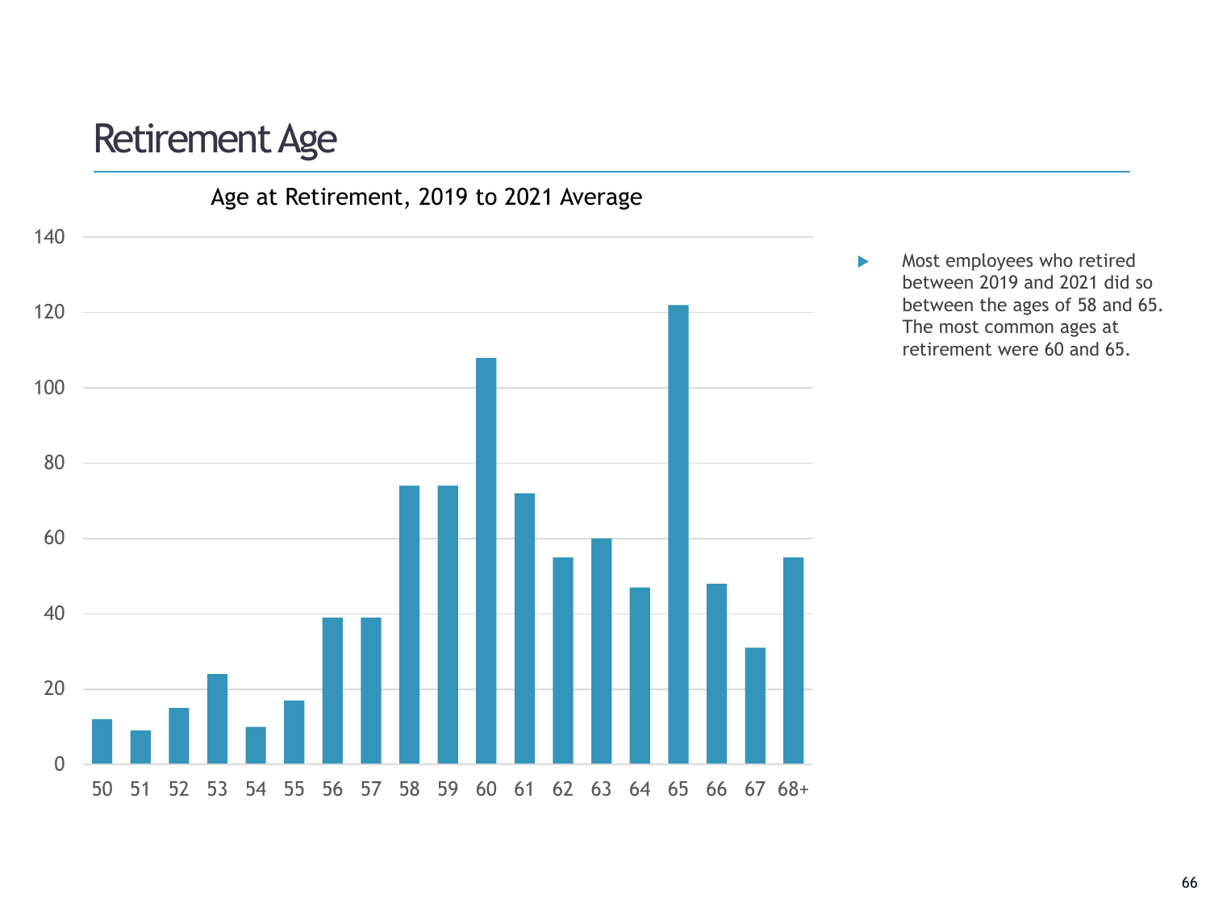# Retirement Age

Age at Retirement, 2019 to 2021 Average

| Age | Count |
|---|---|
| 50 | 12 |
| 51 | 9 |
| 52 | 15 |
| 53 | 24 |
| 54 | 10 |
| 55 | 17 |
| 56 | 39 |
| 57 | 39 |
| 58 | 74 |
| 59 | 74 |
| 60 | 108 |
| 61 | 72 |
| 62 | 55 |
| 63 | 60 |
| 64 | 47 |
| 65 | 122 |
| 66 | 48 |
| 67 | 31 |
| 68+ | 55 |

- Most employees who retired between 2019 and 2021 did so between the ages of 58 and 65. The most common ages at retirement were 60 and 65.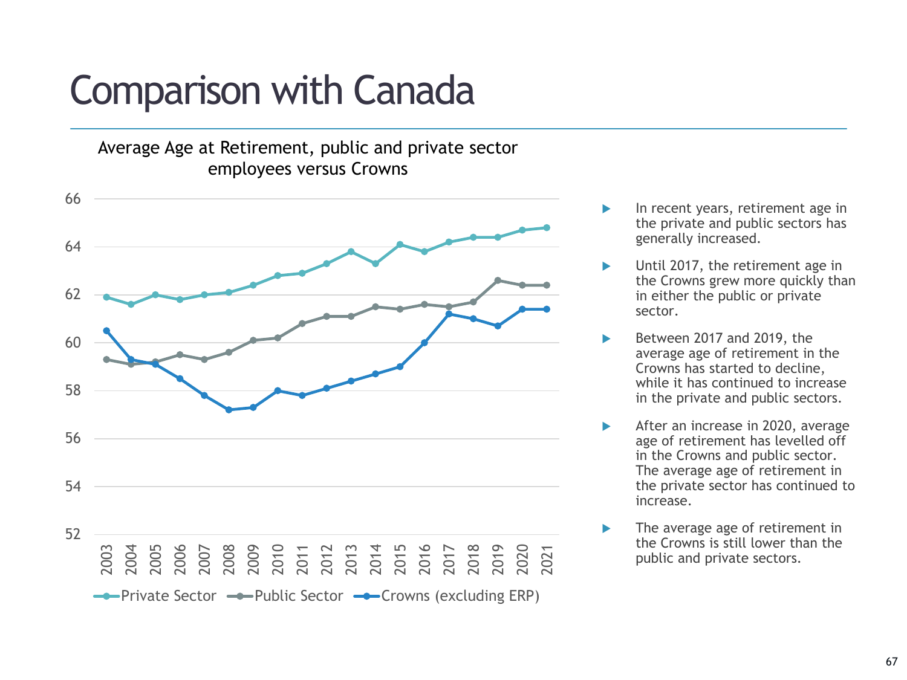# Comparison with Canada

Average Age at Retirement, public and private sector employees versus Crowns

- In recent years, retirement age in the private and public sectors has generally increased.
- Until 2017, the retirement age in the Crowns grew more quickly than in either the public or private sector.
- Between 2017 and 2019, the average age of retirement in the Crowns has started to decline, while it has continued to increase in the private and public sectors.
- After an increase in 2020, average age of retirement has levelled off in the Crowns and public sector. The average age of retirement in the private sector has continued to increase.
- The average age of retirement in the Crowns is still lower than the public and private sectors.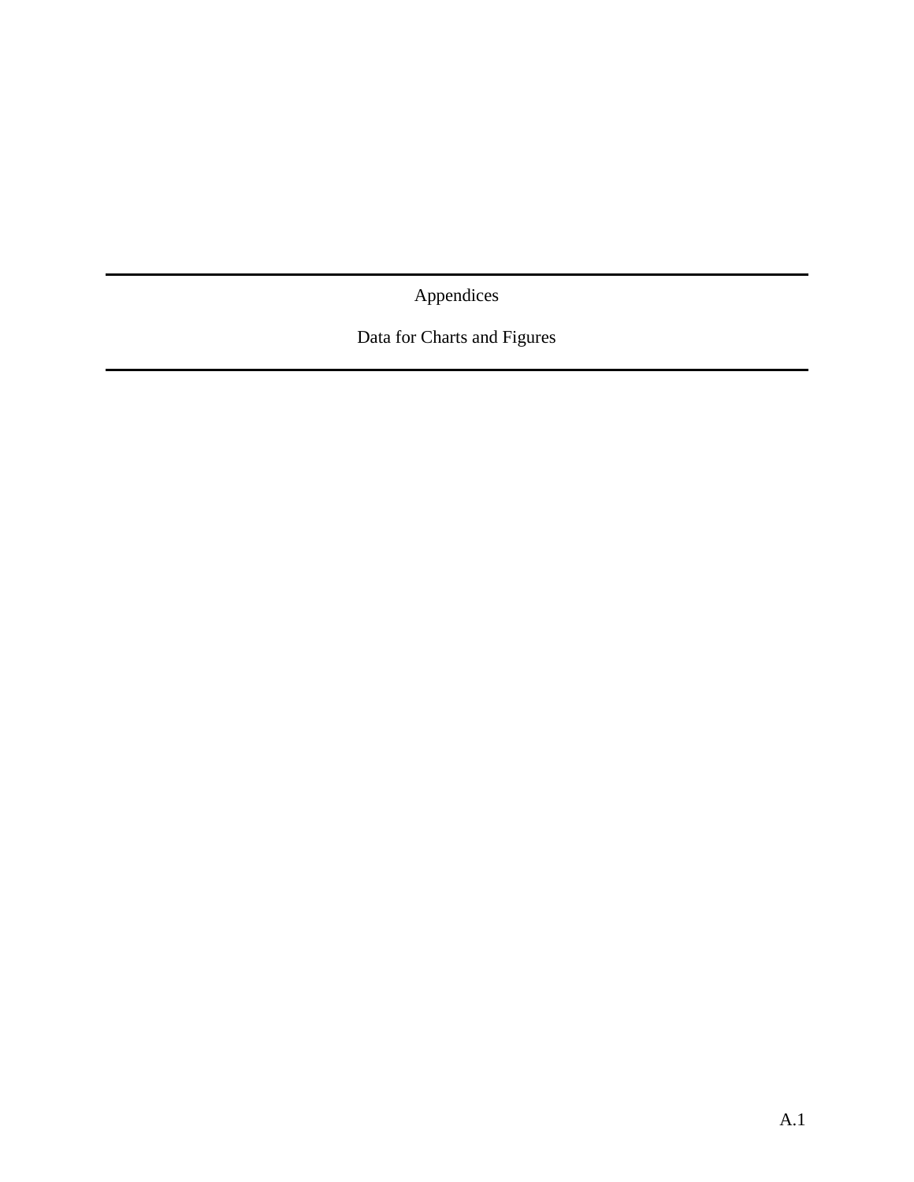# Appendices

## Data for Charts and Figures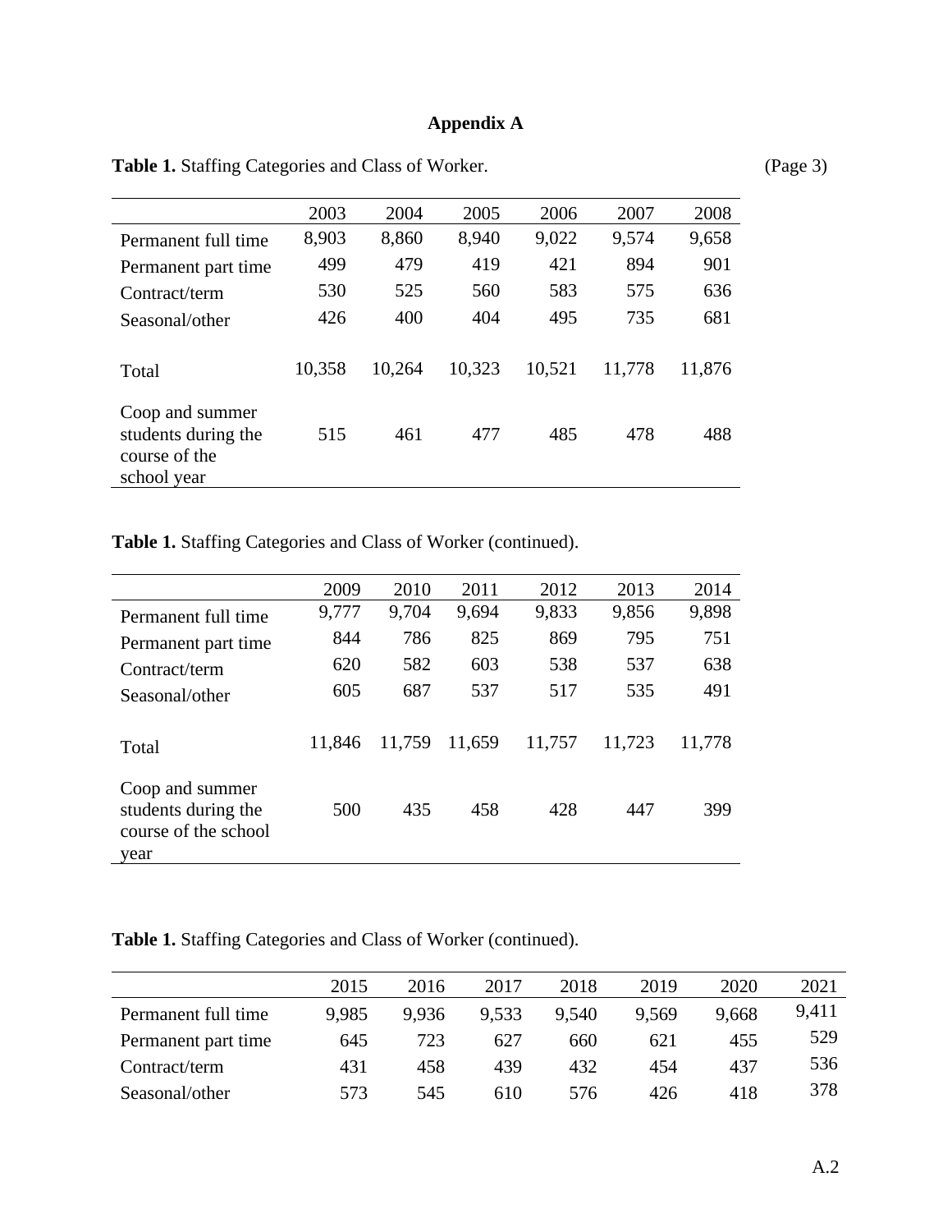**Appendix A**

**Table 1.** Staffing Categories and Class of Worker. (Page 3)

| | 2003 | 2004 | 2005 | 2006 | 2007 | 2008 |
|---|---|---|---|---|---|---|
| Permanent full time | 8,903 | 8,860 | 8,940 | 9,022 | 9,574 | 9,658 |
| Permanent part time | 499 | 479 | 419 | 421 | 894 | 901 |
| Contract/term | 530 | 525 | 560 | 583 | 575 | 636 |
| Seasonal/other | 426 | 400 | 404 | 495 | 735 | 681 |
| Total | 10,358 | 10,264 | 10,323 | 10,521 | 11,778 | 11,876 |
| Coop and summer students during the course of the school year | 515 | 461 | 477 | 485 | 478 | 488 |

**Table 1.** Staffing Categories and Class of Worker (continued).

| | 2009 | 2010 | 2011 | 2012 | 2013 | 2014 |
|---|---|---|---|---|---|---|
| Permanent full time | 9,777 | 9,704 | 9,694 | 9,833 | 9,856 | 9,898 |
| Permanent part time | 844 | 786 | 825 | 869 | 795 | 751 |
| Contract/term | 620 | 582 | 603 | 538 | 537 | 638 |
| Seasonal/other | 605 | 687 | 537 | 517 | 535 | 491 |
| Total | 11,846 | 11,759 | 11,659 | 11,757 | 11,723 | 11,778 |
| Coop and summer students during the course of the school year | 500 | 435 | 458 | 428 | 447 | 399 |

**Table 1.** Staffing Categories and Class of Worker (continued).

| | 2015 | 2016 | 2017 | 2018 | 2019 | 2020 | 2021 |
|---|---|---|---|---|---|---|---|
| Permanent full time | 9,985 | 9,936 | 9,533 | 9,540 | 9,569 | 9,668 | 9,411 |
| Permanent part time | 645 | 723 | 627 | 660 | 621 | 455 | 529 |
| Contract/term | 431 | 458 | 439 | 432 | 454 | 437 | 536 |
| Seasonal/other | 573 | 545 | 610 | 576 | 426 | 418 | 378 |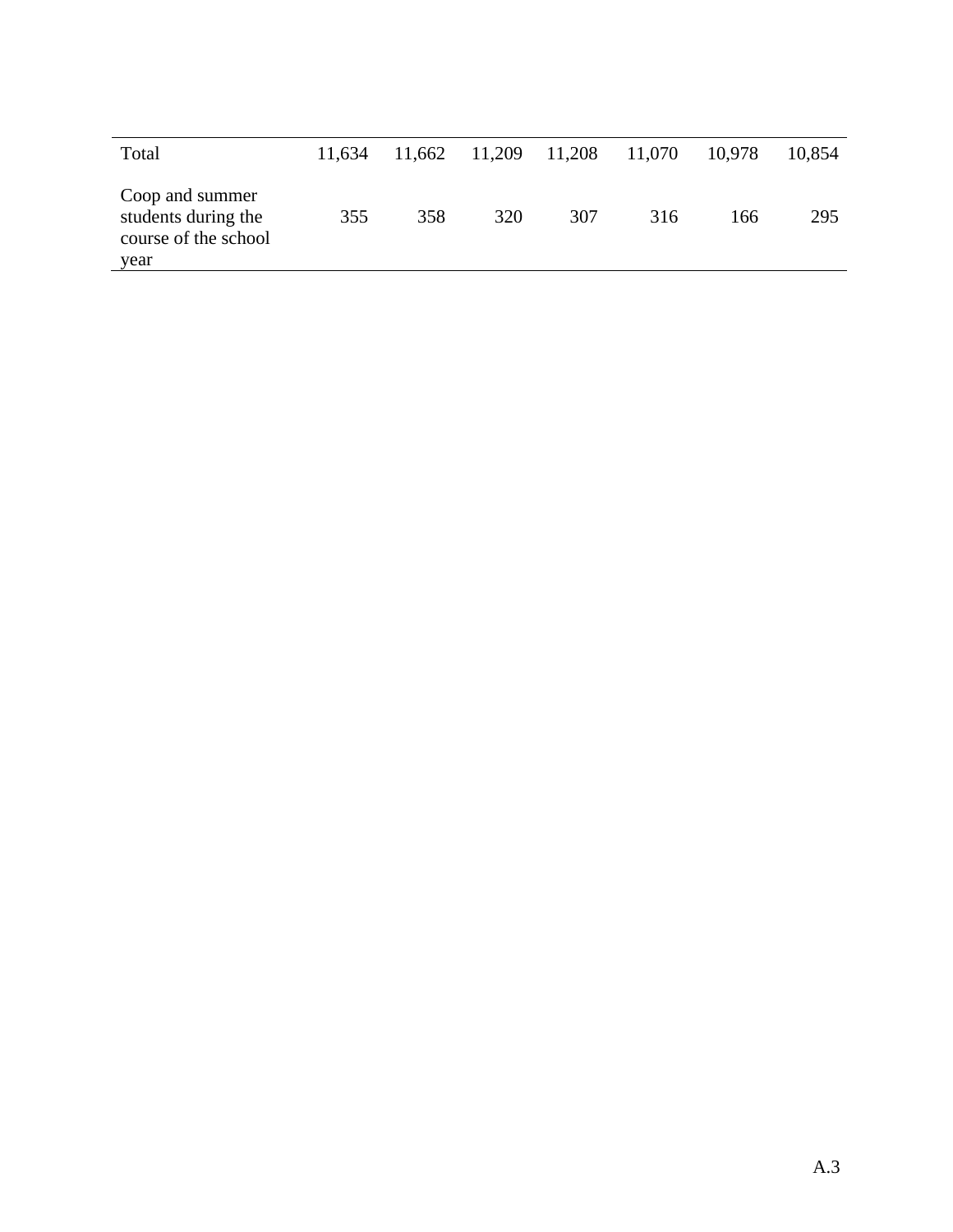|  |  |  |  |  |  |  |  |
| --- | --- | --- | --- | --- | --- | --- | --- |
| Total | 11,634 | 11,662 | 11,209 | 11,208 | 11,070 | 10,978 | 10,854 |
| Coop and summer students during the course of the school year | 355 | 358 | 320 | 307 | 316 | 166 | 295 |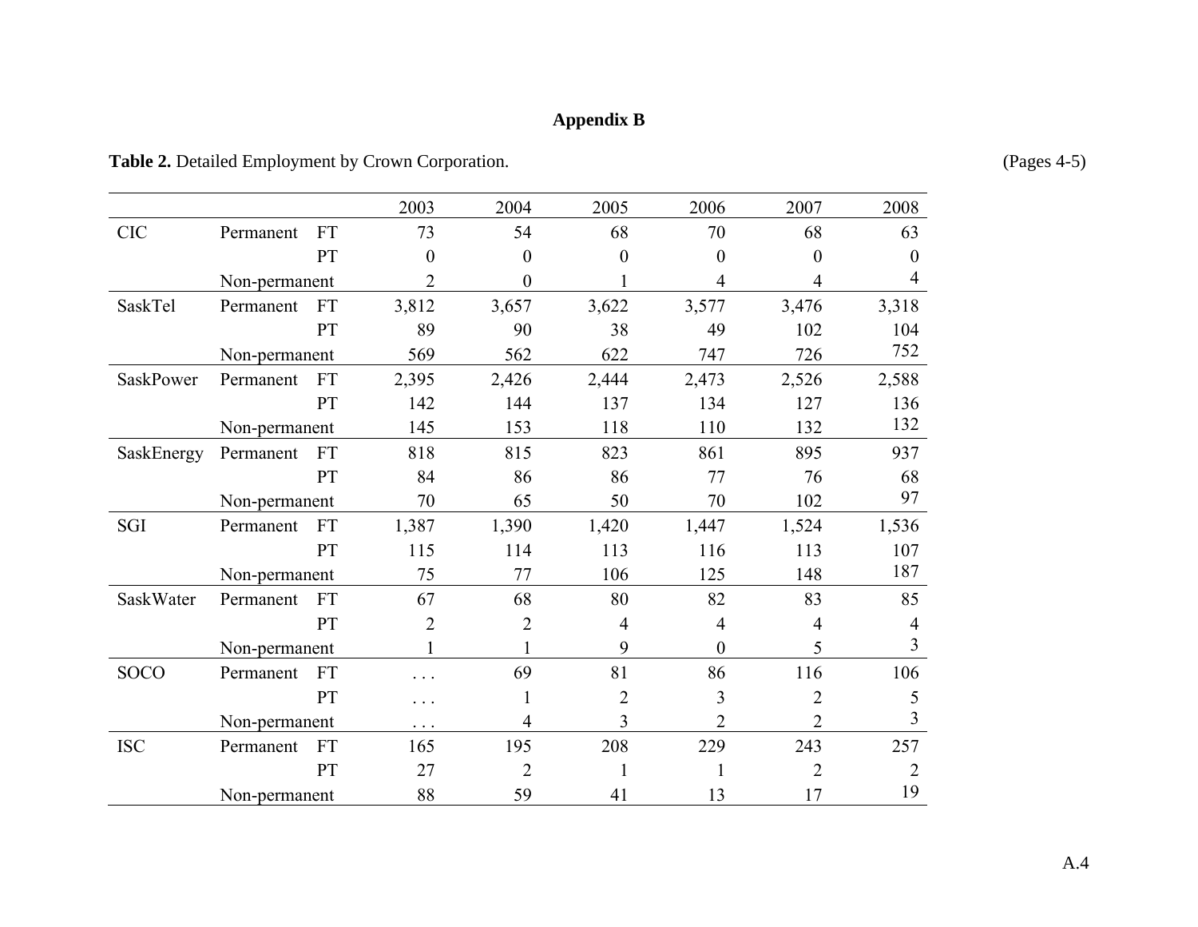**Appendix B**

**Table 2.** Detailed Employment by Crown Corporation. (Pages 4-5)

| | | | 2003 | 2004 | 2005 | 2006 | 2007 | 2008 |
|---|---|---|---|---|---|---|---|---|
| CIC | Permanent | FT | 73 | 54 | 68 | 70 | 68 | 63 |
| | | PT | 0 | 0 | 0 | 0 | 0 | 0 |
| | Non-permanent | | 2 | 0 | 1 | 4 | 4 | 4 |
| SaskTel | Permanent | FT | 3,812 | 3,657 | 3,622 | 3,577 | 3,476 | 3,318 |
| | | PT | 89 | 90 | 38 | 49 | 102 | 104 |
| | Non-permanent | | 569 | 562 | 622 | 747 | 726 | 752 |
| SaskPower | Permanent | FT | 2,395 | 2,426 | 2,444 | 2,473 | 2,526 | 2,588 |
| | | PT | 142 | 144 | 137 | 134 | 127 | 136 |
| | Non-permanent | | 145 | 153 | 118 | 110 | 132 | 132 |
| SaskEnergy | Permanent | FT | 818 | 815 | 823 | 861 | 895 | 937 |
| | | PT | 84 | 86 | 86 | 77 | 76 | 68 |
| | Non-permanent | | 70 | 65 | 50 | 70 | 102 | 97 |
| SGI | Permanent | FT | 1,387 | 1,390 | 1,420 | 1,447 | 1,524 | 1,536 |
| | | PT | 115 | 114 | 113 | 116 | 113 | 107 |
| | Non-permanent | | 75 | 77 | 106 | 125 | 148 | 187 |
| SaskWater | Permanent | FT | 67 | 68 | 80 | 82 | 83 | 85 |
| | | PT | 2 | 2 | 4 | 4 | 4 | 4 |
| | Non-permanent | | 1 | 1 | 9 | 0 | 5 | 3 |
| SOCO | Permanent | FT | . . . | 69 | 81 | 86 | 116 | 106 |
| | | PT | . . . | 1 | 2 | 3 | 2 | 5 |
| | Non-permanent | | . . . | 4 | 3 | 2 | 2 | 3 |
| ISC | Permanent | FT | 165 | 195 | 208 | 229 | 243 | 257 |
| | | PT | 27 | 2 | 1 | 1 | 2 | 2 |
| | Non-permanent | | 88 | 59 | 41 | 13 | 17 | 19 |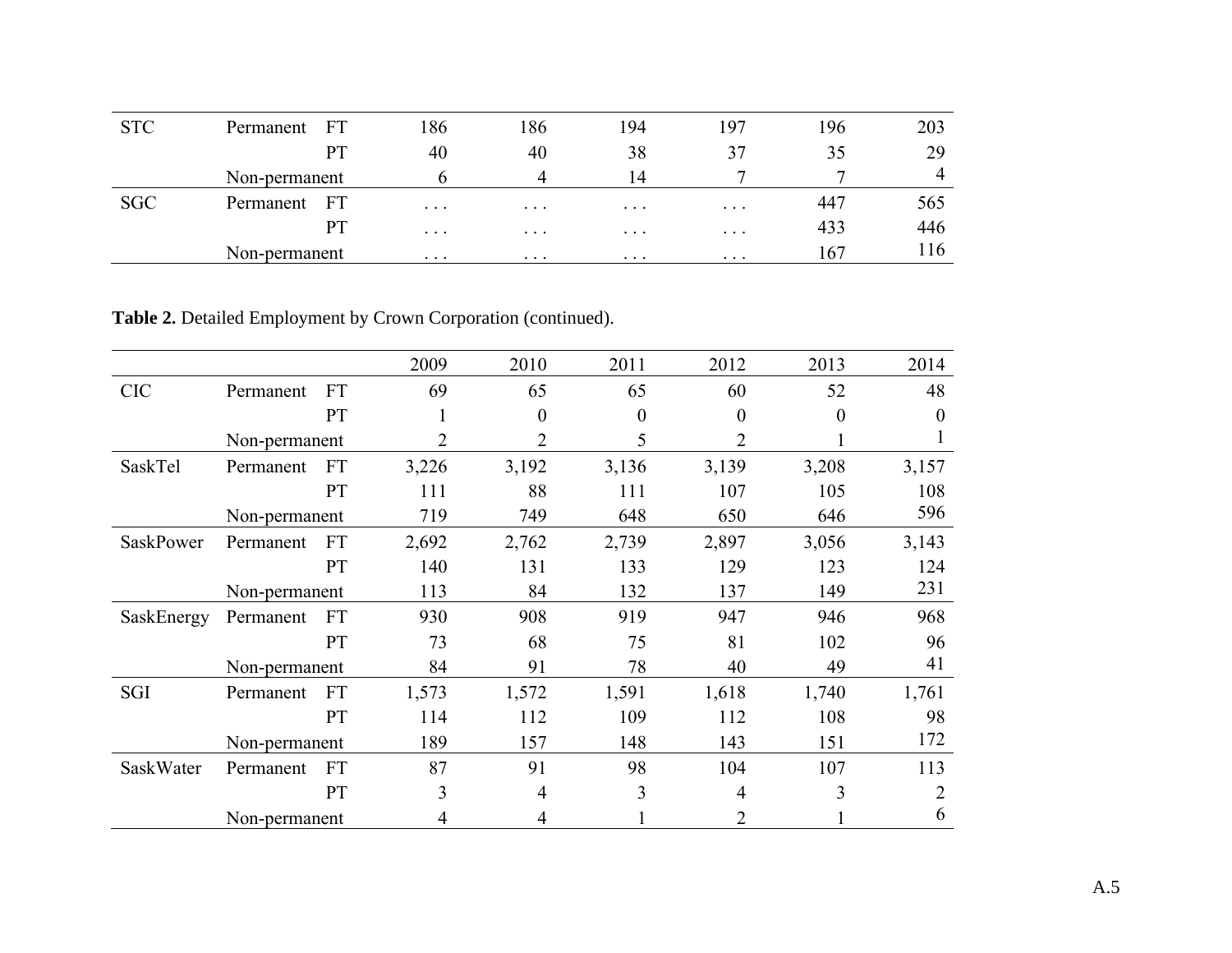| | | | | | | | | |
|---|---|---|---|---|---|---|---|---|
| STC | Permanent | FT | 186 | 186 | 194 | 197 | 196 | 203 |
| | | PT | 40 | 40 | 38 | 37 | 35 | 29 |
| | Non-permanent | | 6 | 4 | 14 | 7 | 7 | 4 |
| SGC | Permanent | FT | . . . | . . . | . . . | . . . | 447 | 565 |
| | | PT | . . . | . . . | . . . | . . . | 433 | 446 |
| | Non-permanent | | . . . | . . . | . . . | . . . | 167 | 116 |

**Table 2.** Detailed Employment by Crown Corporation (continued).

| | | | 2009 | 2010 | 2011 | 2012 | 2013 | 2014 |
|---|---|---|---|---|---|---|---|---|
| CIC | Permanent | FT | 69 | 65 | 65 | 60 | 52 | 48 |
| | | PT | 1 | 0 | 0 | 0 | 0 | 0 |
| | Non-permanent | | 2 | 2 | 5 | 2 | 1 | 1 |
| SaskTel | Permanent | FT | 3,226 | 3,192 | 3,136 | 3,139 | 3,208 | 3,157 |
| | | PT | 111 | 88 | 111 | 107 | 105 | 108 |
| | Non-permanent | | 719 | 749 | 648 | 650 | 646 | 596 |
| SaskPower | Permanent | FT | 2,692 | 2,762 | 2,739 | 2,897 | 3,056 | 3,143 |
| | | PT | 140 | 131 | 133 | 129 | 123 | 124 |
| | Non-permanent | | 113 | 84 | 132 | 137 | 149 | 231 |
| SaskEnergy | Permanent | FT | 930 | 908 | 919 | 947 | 946 | 968 |
| | | PT | 73 | 68 | 75 | 81 | 102 | 96 |
| | Non-permanent | | 84 | 91 | 78 | 40 | 49 | 41 |
| SGI | Permanent | FT | 1,573 | 1,572 | 1,591 | 1,618 | 1,740 | 1,761 |
| | | PT | 114 | 112 | 109 | 112 | 108 | 98 |
| | Non-permanent | | 189 | 157 | 148 | 143 | 151 | 172 |
| SaskWater | Permanent | FT | 87 | 91 | 98 | 104 | 107 | 113 |
| | | PT | 3 | 4 | 3 | 4 | 3 | 2 |
| | Non-permanent | | 4 | 4 | 1 | 2 | 1 | 6 |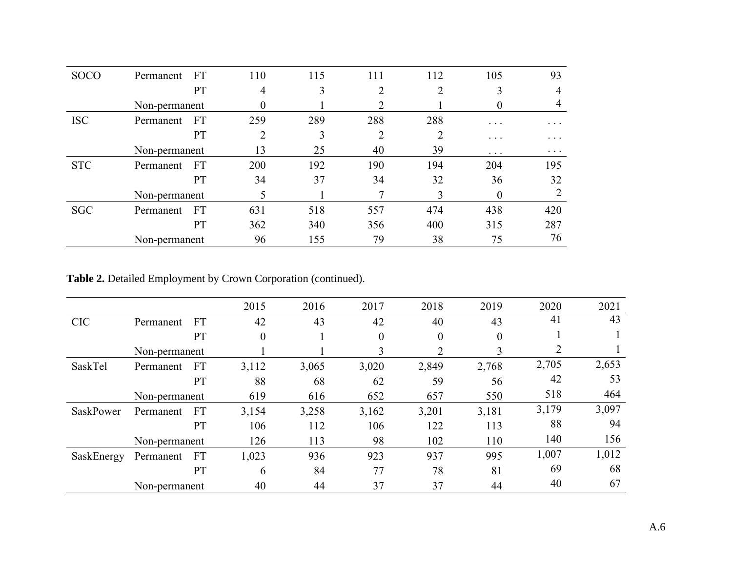| | | | | | | | | |
|---|---|---|---|---|---|---|---|---|
| SOCO | Permanent | FT | 110 | 115 | 111 | 112 | 105 | 93 |
| | | PT | 4 | 3 | 2 | 2 | 3 | 4 |
| | Non-permanent | | 0 | 1 | 2 | 1 | 0 | 4 |
| ISC | Permanent | FT | 259 | 289 | 288 | 288 | . . . | . . . |
| | | PT | 2 | 3 | 2 | 2 | . . . | . . . |
| | Non-permanent | | 13 | 25 | 40 | 39 | . . . | . . . |
| STC | Permanent | FT | 200 | 192 | 190 | 194 | 204 | 195 |
| | | PT | 34 | 37 | 34 | 32 | 36 | 32 |
| | Non-permanent | | 5 | 1 | 7 | 3 | 0 | 2 |
| SGC | Permanent | FT | 631 | 518 | 557 | 474 | 438 | 420 |
| | | PT | 362 | 340 | 356 | 400 | 315 | 287 |
| | Non-permanent | | 96 | 155 | 79 | 38 | 75 | 76 |

**Table 2.** Detailed Employment by Crown Corporation (continued).

| | | | 2015 | 2016 | 2017 | 2018 | 2019 | 2020 | 2021 |
|---|---|---|---|---|---|---|---|---|---|
| CIC | Permanent | FT | 42 | 43 | 42 | 40 | 43 | 41 | 43 |
| | | PT | 0 | 1 | 0 | 0 | 0 | 1 | 1 |
| | Non-permanent | | 1 | 1 | 3 | 2 | 3 | 2 | 1 |
| SaskTel | Permanent | FT | 3,112 | 3,065 | 3,020 | 2,849 | 2,768 | 2,705 | 2,653 |
| | | PT | 88 | 68 | 62 | 59 | 56 | 42 | 53 |
| | Non-permanent | | 619 | 616 | 652 | 657 | 550 | 518 | 464 |
| SaskPower | Permanent | FT | 3,154 | 3,258 | 3,162 | 3,201 | 3,181 | 3,179 | 3,097 |
| | | PT | 106 | 112 | 106 | 122 | 113 | 88 | 94 |
| | Non-permanent | | 126 | 113 | 98 | 102 | 110 | 140 | 156 |
| SaskEnergy | Permanent | FT | 1,023 | 936 | 923 | 937 | 995 | 1,007 | 1,012 |
| | | PT | 6 | 84 | 77 | 78 | 81 | 69 | 68 |
| | Non-permanent | | 40 | 44 | 37 | 37 | 44 | 40 | 67 |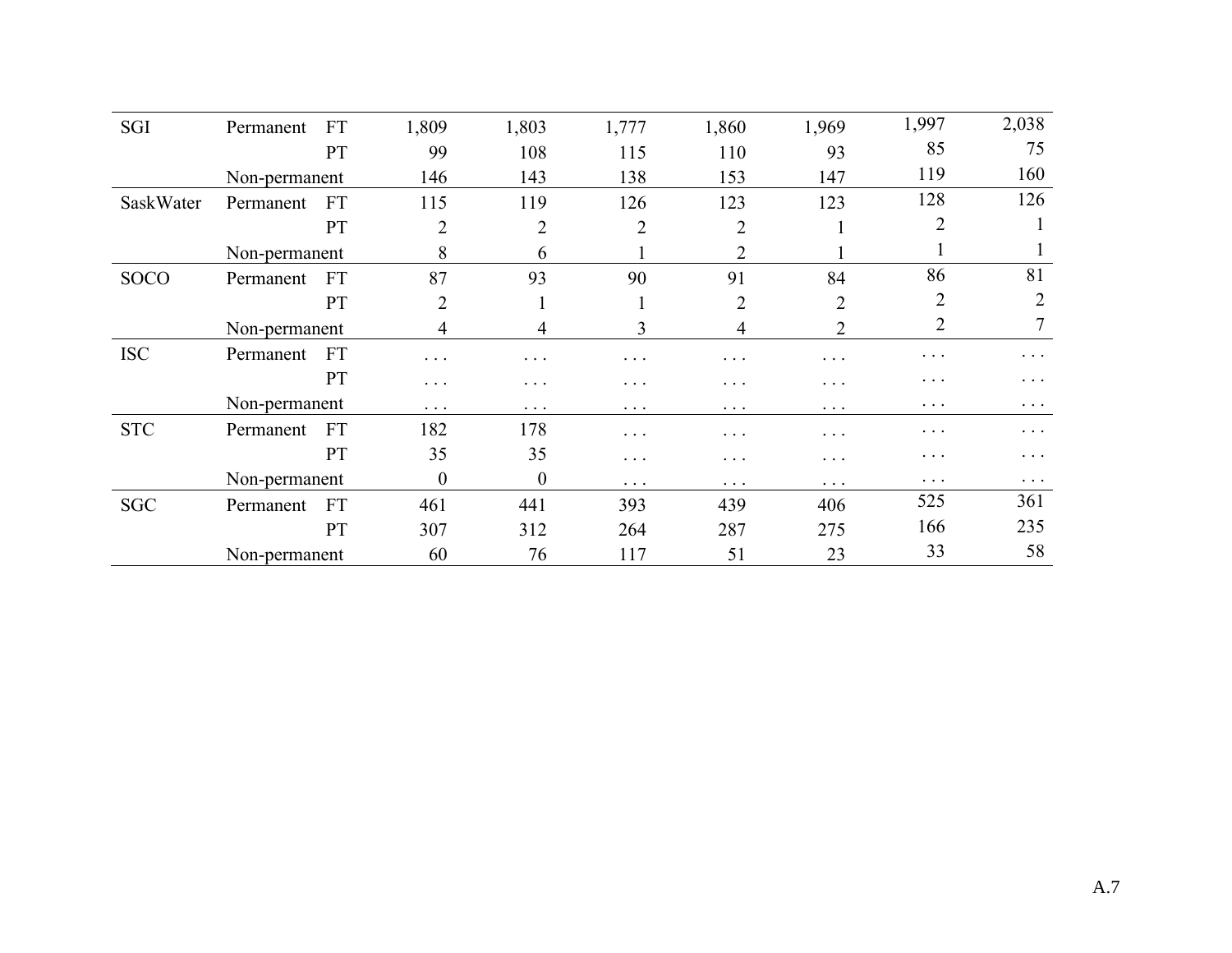| | | | | | | | | | |
|---|---|---|---|---|---|---|---|---|---|
| SGI | Permanent | FT | 1,809 | 1,803 | 1,777 | 1,860 | 1,969 | 1,997 | 2,038 |
| | | PT | 99 | 108 | 115 | 110 | 93 | 85 | 75 |
| | Non-permanent | | 146 | 143 | 138 | 153 | 147 | 119 | 160 |
| SaskWater | Permanent | FT | 115 | 119 | 126 | 123 | 123 | 128 | 126 |
| | | PT | 2 | 2 | 2 | 2 | 1 | 2 | 1 |
| | Non-permanent | | 8 | 6 | 1 | 2 | 1 | 1 | 1 |
| SOCO | Permanent | FT | 87 | 93 | 90 | 91 | 84 | 86 | 81 |
| | | PT | 2 | 1 | 1 | 2 | 2 | 2 | 2 |
| | Non-permanent | | 4 | 4 | 3 | 4 | 2 | 2 | 7 |
| ISC | Permanent | FT | . . . | . . . | . . . | . . . | . . . | . . . | . . . |
| | | PT | . . . | . . . | . . . | . . . | . . . | . . . | . . . |
| | Non-permanent | | . . . | . . . | . . . | . . . | . . . | . . . | . . . |
| STC | Permanent | FT | 182 | 178 | . . . | . . . | . . . | . . . | . . . |
| | | PT | 35 | 35 | . . . | . . . | . . . | . . . | . . . |
| | Non-permanent | | 0 | 0 | . . . | . . . | . . . | . . . | . . . |
| SGC | Permanent | FT | 461 | 441 | 393 | 439 | 406 | 525 | 361 |
| | | PT | 307 | 312 | 264 | 287 | 275 | 166 | 235 |
| | Non-permanent | | 60 | 76 | 117 | 51 | 23 | 33 | 58 |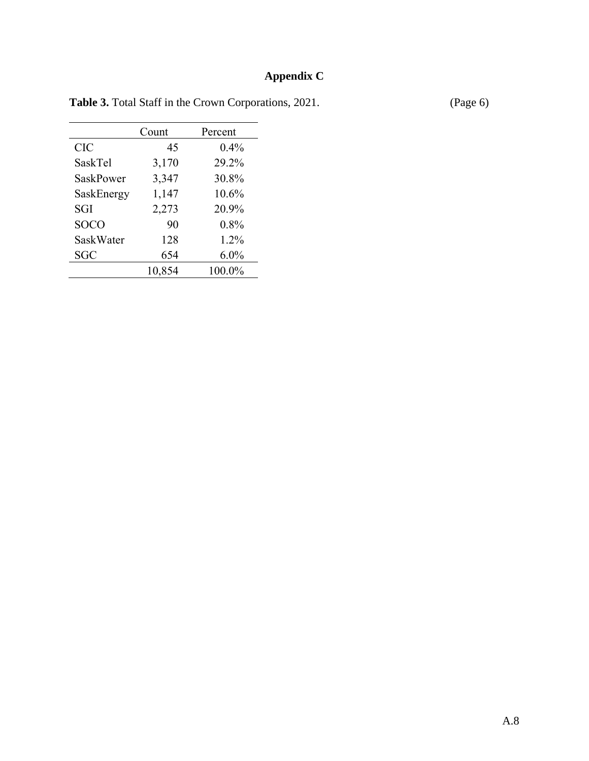# Appendix C

**Table 3.** Total Staff in the Crown Corporations, 2021. (Page 6)

| | Count | Percent |
|---|---:|---:|
| CIC | 45 | 0.4% |
| SaskTel | 3,170 | 29.2% |
| SaskPower | 3,347 | 30.8% |
| SaskEnergy | 1,147 | 10.6% |
| SGI | 2,273 | 20.9% |
| SOCO | 90 | 0.8% |
| SaskWater | 128 | 1.2% |
| SGC | 654 | 6.0% |
| | 10,854 | 100.0% |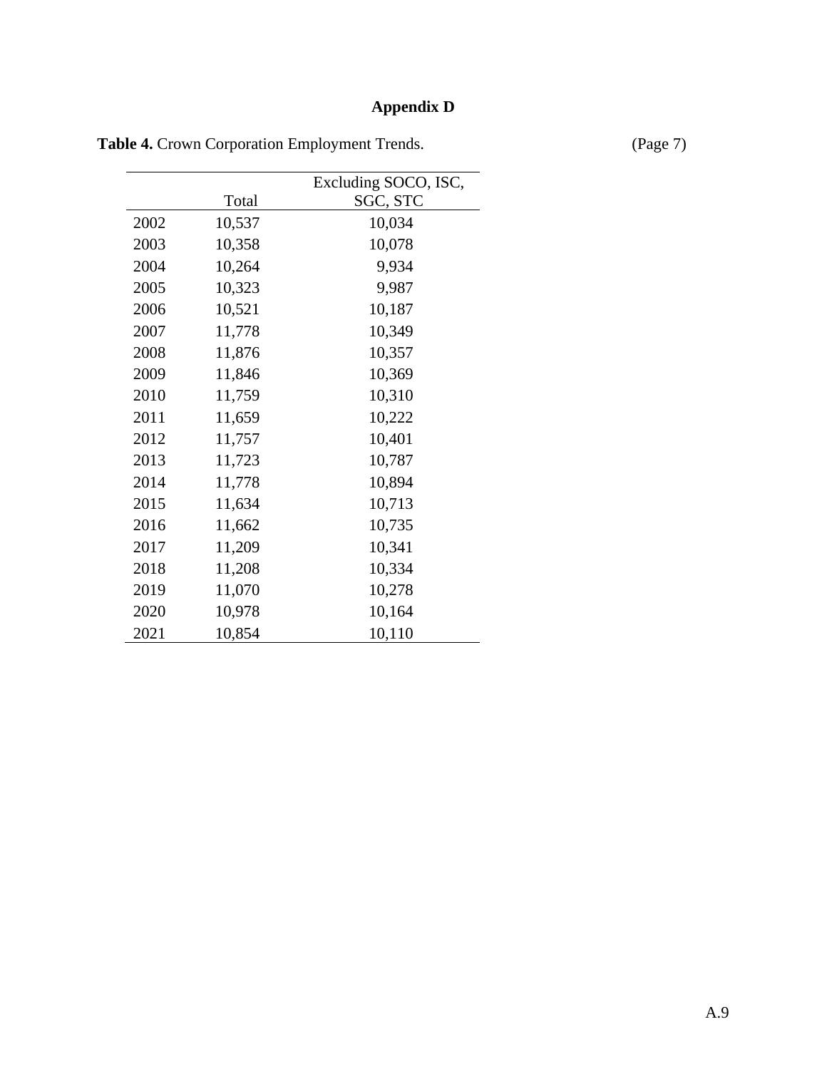## Appendix D

**Table 4.** Crown Corporation Employment Trends. (Page 7)

| | Total | Excluding SOCO, ISC, SGC, STC |
|---|---|---|
| 2002 | 10,537 | 10,034 |
| 2003 | 10,358 | 10,078 |
| 2004 | 10,264 | 9,934 |
| 2005 | 10,323 | 9,987 |
| 2006 | 10,521 | 10,187 |
| 2007 | 11,778 | 10,349 |
| 2008 | 11,876 | 10,357 |
| 2009 | 11,846 | 10,369 |
| 2010 | 11,759 | 10,310 |
| 2011 | 11,659 | 10,222 |
| 2012 | 11,757 | 10,401 |
| 2013 | 11,723 | 10,787 |
| 2014 | 11,778 | 10,894 |
| 2015 | 11,634 | 10,713 |
| 2016 | 11,662 | 10,735 |
| 2017 | 11,209 | 10,341 |
| 2018 | 11,208 | 10,334 |
| 2019 | 11,070 | 10,278 |
| 2020 | 10,978 | 10,164 |
| 2021 | 10,854 | 10,110 |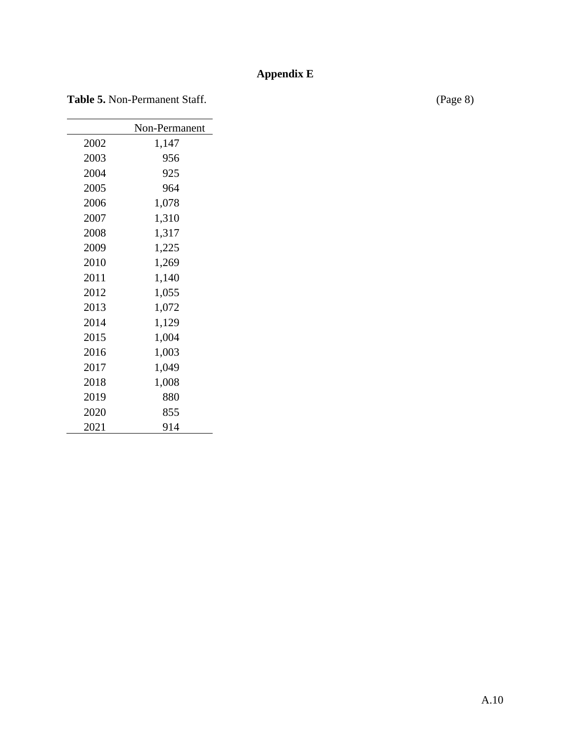# Appendix E

**Table 5.** Non-Permanent Staff. (Page 8)

| | Non-Permanent |
|---|---|
| 2002 | 1,147 |
| 2003 | 956 |
| 2004 | 925 |
| 2005 | 964 |
| 2006 | 1,078 |
| 2007 | 1,310 |
| 2008 | 1,317 |
| 2009 | 1,225 |
| 2010 | 1,269 |
| 2011 | 1,140 |
| 2012 | 1,055 |
| 2013 | 1,072 |
| 2014 | 1,129 |
| 2015 | 1,004 |
| 2016 | 1,003 |
| 2017 | 1,049 |
| 2018 | 1,008 |
| 2019 | 880 |
| 2020 | 855 |
| 2021 | 914 |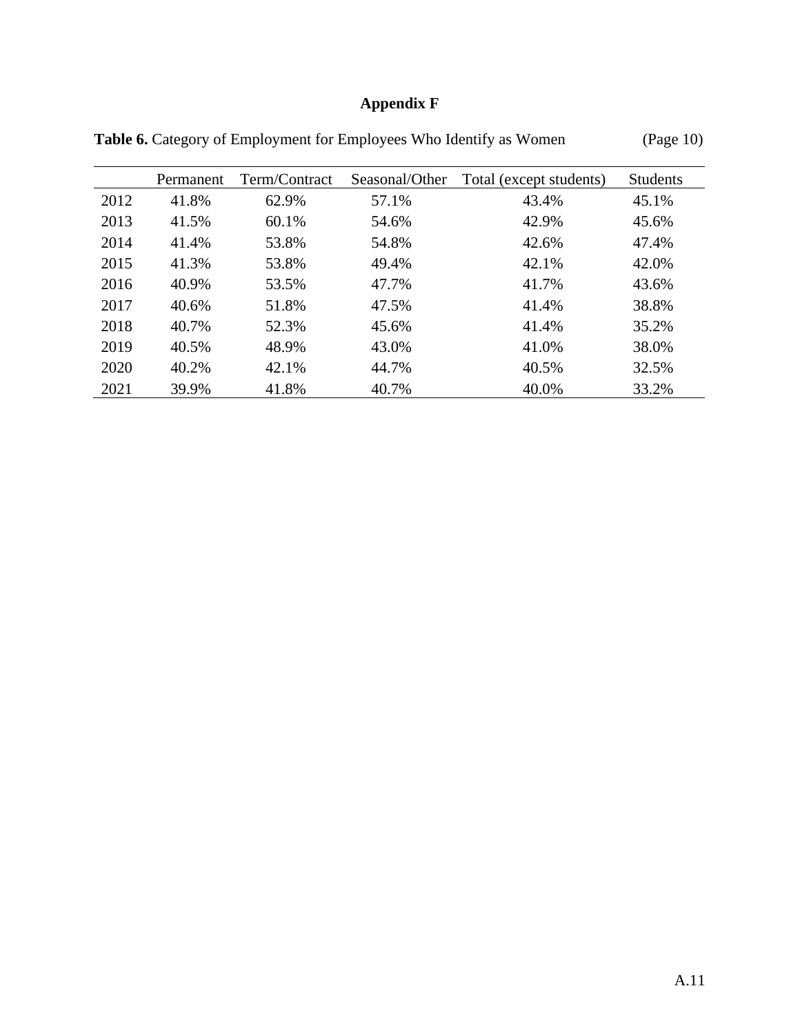## Appendix F

**Table 6.** Category of Employment for Employees Who Identify as Women (Page 10)

| | Permanent | Term/Contract | Seasonal/Other | Total (except students) | Students |
|---|---|---|---|---|---|
| 2012 | 41.8% | 62.9% | 57.1% | 43.4% | 45.1% |
| 2013 | 41.5% | 60.1% | 54.6% | 42.9% | 45.6% |
| 2014 | 41.4% | 53.8% | 54.8% | 42.6% | 47.4% |
| 2015 | 41.3% | 53.8% | 49.4% | 42.1% | 42.0% |
| 2016 | 40.9% | 53.5% | 47.7% | 41.7% | 43.6% |
| 2017 | 40.6% | 51.8% | 47.5% | 41.4% | 38.8% |
| 2018 | 40.7% | 52.3% | 45.6% | 41.4% | 35.2% |
| 2019 | 40.5% | 48.9% | 43.0% | 41.0% | 38.0% |
| 2020 | 40.2% | 42.1% | 44.7% | 40.5% | 32.5% |
| 2021 | 39.9% | 41.8% | 40.7% | 40.0% | 33.2% |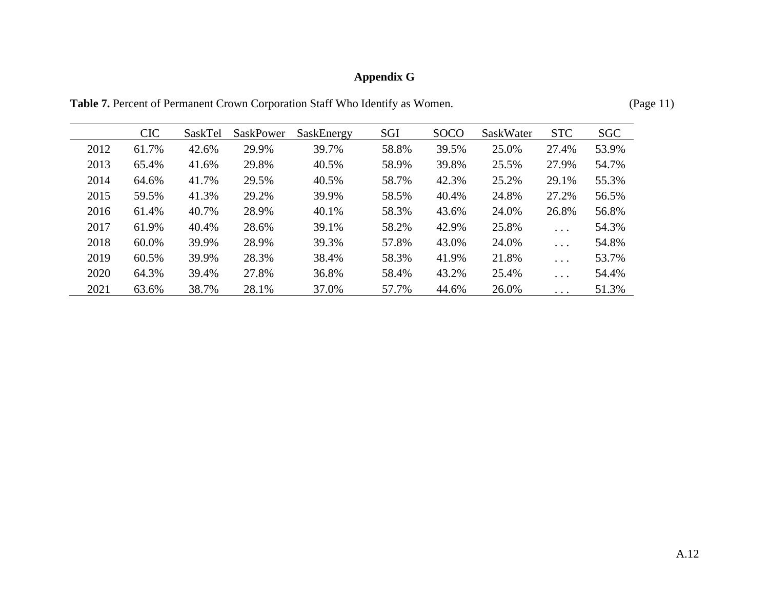## Appendix G

**Table 7.** Percent of Permanent Crown Corporation Staff Who Identify as Women. (Page 11)

| | CIC | SaskTel | SaskPower | SaskEnergy | SGI | SOCO | SaskWater | STC | SGC |
|---|---|---|---|---|---|---|---|---|---|
| 2012 | 61.7% | 42.6% | 29.9% | 39.7% | 58.8% | 39.5% | 25.0% | 27.4% | 53.9% |
| 2013 | 65.4% | 41.6% | 29.8% | 40.5% | 58.9% | 39.8% | 25.5% | 27.9% | 54.7% |
| 2014 | 64.6% | 41.7% | 29.5% | 40.5% | 58.7% | 42.3% | 25.2% | 29.1% | 55.3% |
| 2015 | 59.5% | 41.3% | 29.2% | 39.9% | 58.5% | 40.4% | 24.8% | 27.2% | 56.5% |
| 2016 | 61.4% | 40.7% | 28.9% | 40.1% | 58.3% | 43.6% | 24.0% | 26.8% | 56.8% |
| 2017 | 61.9% | 40.4% | 28.6% | 39.1% | 58.2% | 42.9% | 25.8% | . . . | 54.3% |
| 2018 | 60.0% | 39.9% | 28.9% | 39.3% | 57.8% | 43.0% | 24.0% | . . . | 54.8% |
| 2019 | 60.5% | 39.9% | 28.3% | 38.4% | 58.3% | 41.9% | 21.8% | . . . | 53.7% |
| 2020 | 64.3% | 39.4% | 27.8% | 36.8% | 58.4% | 43.2% | 25.4% | . . . | 54.4% |
| 2021 | 63.6% | 38.7% | 28.1% | 37.0% | 57.7% | 44.6% | 26.0% | . . . | 51.3% |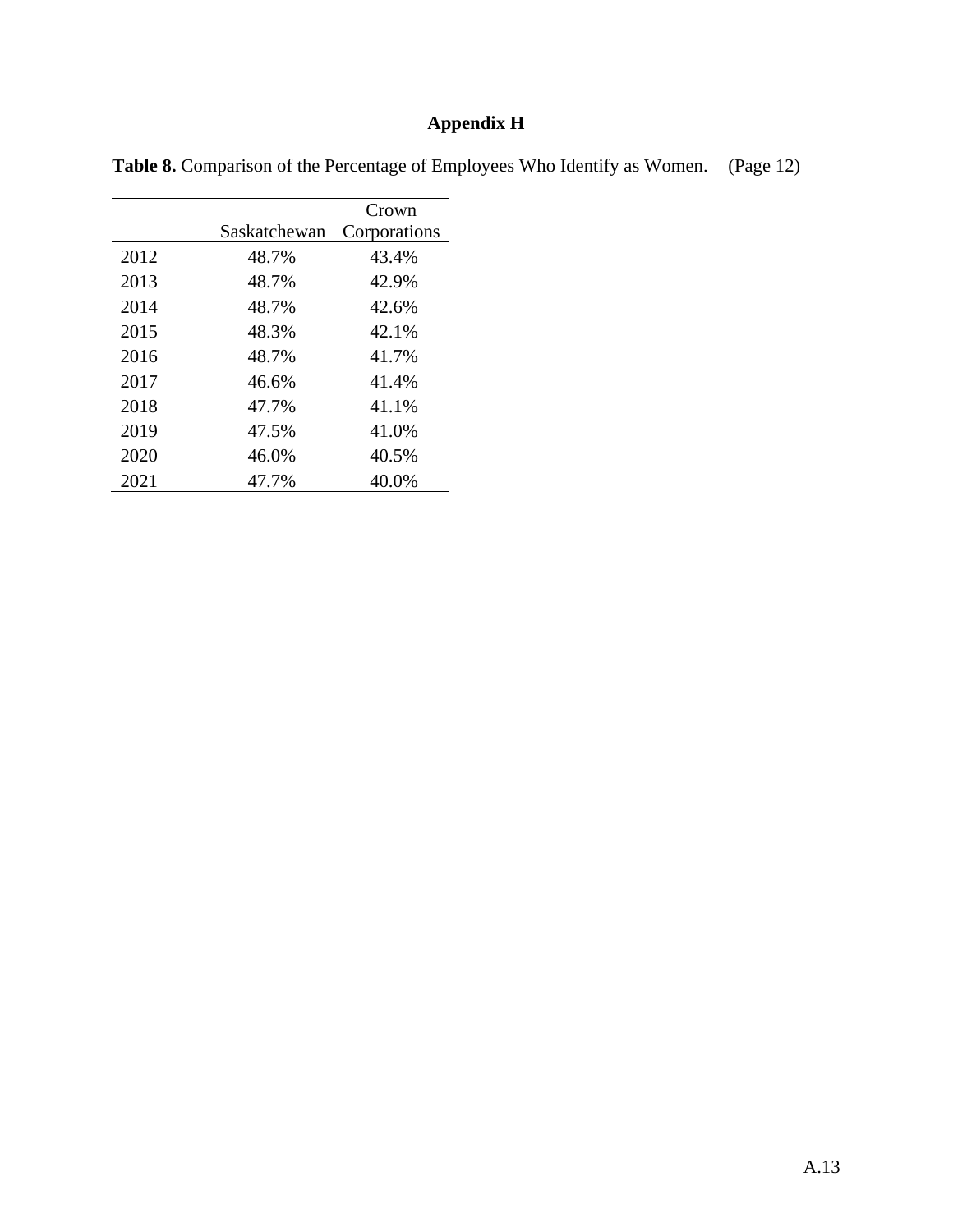# Appendix H

**Table 8.** Comparison of the Percentage of Employees Who Identify as Women. (Page 12)

| | Saskatchewan | Crown Corporations |
|---|---|---|
| 2012 | 48.7% | 43.4% |
| 2013 | 48.7% | 42.9% |
| 2014 | 48.7% | 42.6% |
| 2015 | 48.3% | 42.1% |
| 2016 | 48.7% | 41.7% |
| 2017 | 46.6% | 41.4% |
| 2018 | 47.7% | 41.1% |
| 2019 | 47.5% | 41.0% |
| 2020 | 46.0% | 40.5% |
| 2021 | 47.7% | 40.0% |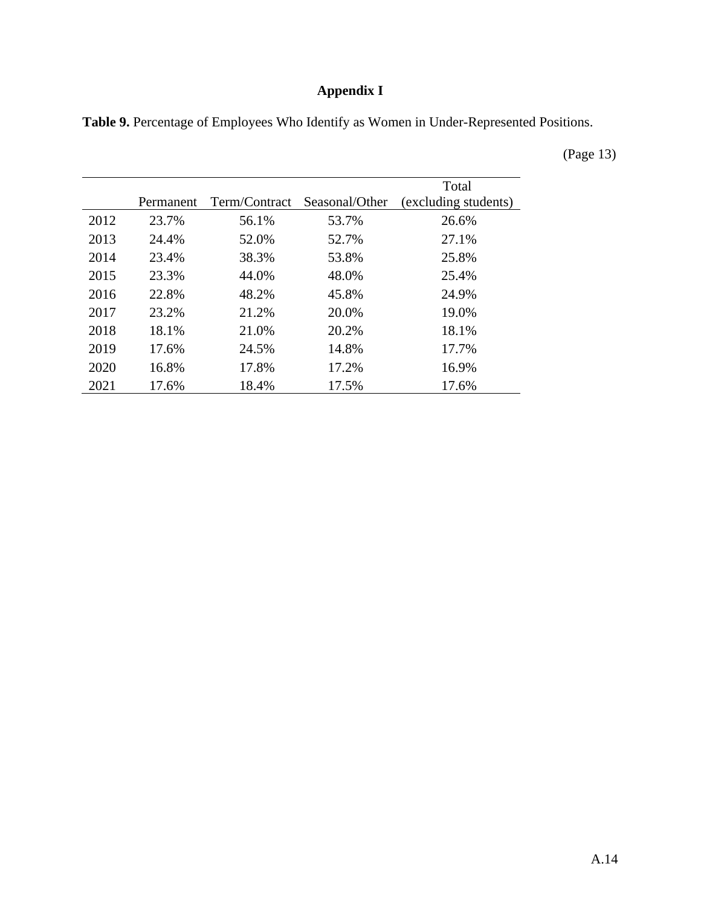# Appendix I

**Table 9.** Percentage of Employees Who Identify as Women in Under-Represented Positions.

(Page 13)

| | Permanent | Term/Contract | Seasonal/Other | Total (excluding students) |
|---|---|---|---|---|
| 2012 | 23.7% | 56.1% | 53.7% | 26.6% |
| 2013 | 24.4% | 52.0% | 52.7% | 27.1% |
| 2014 | 23.4% | 38.3% | 53.8% | 25.8% |
| 2015 | 23.3% | 44.0% | 48.0% | 25.4% |
| 2016 | 22.8% | 48.2% | 45.8% | 24.9% |
| 2017 | 23.2% | 21.2% | 20.0% | 19.0% |
| 2018 | 18.1% | 21.0% | 20.2% | 18.1% |
| 2019 | 17.6% | 24.5% | 14.8% | 17.7% |
| 2020 | 16.8% | 17.8% | 17.2% | 16.9% |
| 2021 | 17.6% | 18.4% | 17.5% | 17.6% |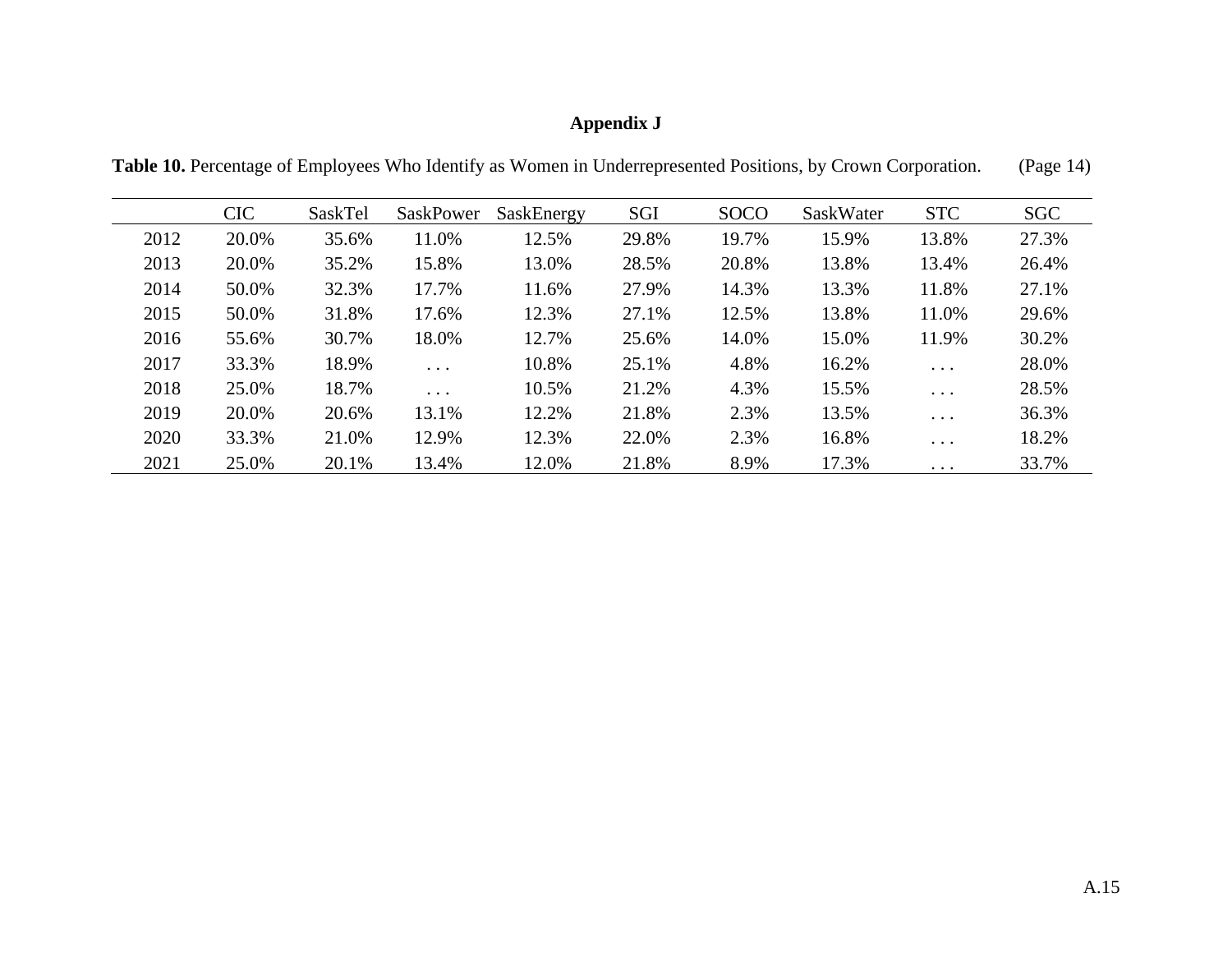**Appendix J**

**Table 10.** Percentage of Employees Who Identify as Women in Underrepresented Positions, by Crown Corporation. (Page 14)

| | CIC | SaskTel | SaskPower | SaskEnergy | SGI | SOCO | SaskWater | STC | SGC |
|---|---|---|---|---|---|---|---|---|---|
| 2012 | 20.0% | 35.6% | 11.0% | 12.5% | 29.8% | 19.7% | 15.9% | 13.8% | 27.3% |
| 2013 | 20.0% | 35.2% | 15.8% | 13.0% | 28.5% | 20.8% | 13.8% | 13.4% | 26.4% |
| 2014 | 50.0% | 32.3% | 17.7% | 11.6% | 27.9% | 14.3% | 13.3% | 11.8% | 27.1% |
| 2015 | 50.0% | 31.8% | 17.6% | 12.3% | 27.1% | 12.5% | 13.8% | 11.0% | 29.6% |
| 2016 | 55.6% | 30.7% | 18.0% | 12.7% | 25.6% | 14.0% | 15.0% | 11.9% | 30.2% |
| 2017 | 33.3% | 18.9% | . . . | 10.8% | 25.1% | 4.8% | 16.2% | . . . | 28.0% |
| 2018 | 25.0% | 18.7% | . . . | 10.5% | 21.2% | 4.3% | 15.5% | . . . | 28.5% |
| 2019 | 20.0% | 20.6% | 13.1% | 12.2% | 21.8% | 2.3% | 13.5% | . . . | 36.3% |
| 2020 | 33.3% | 21.0% | 12.9% | 12.3% | 22.0% | 2.3% | 16.8% | . . . | 18.2% |
| 2021 | 25.0% | 20.1% | 13.4% | 12.0% | 21.8% | 8.9% | 17.3% | . . . | 33.7% |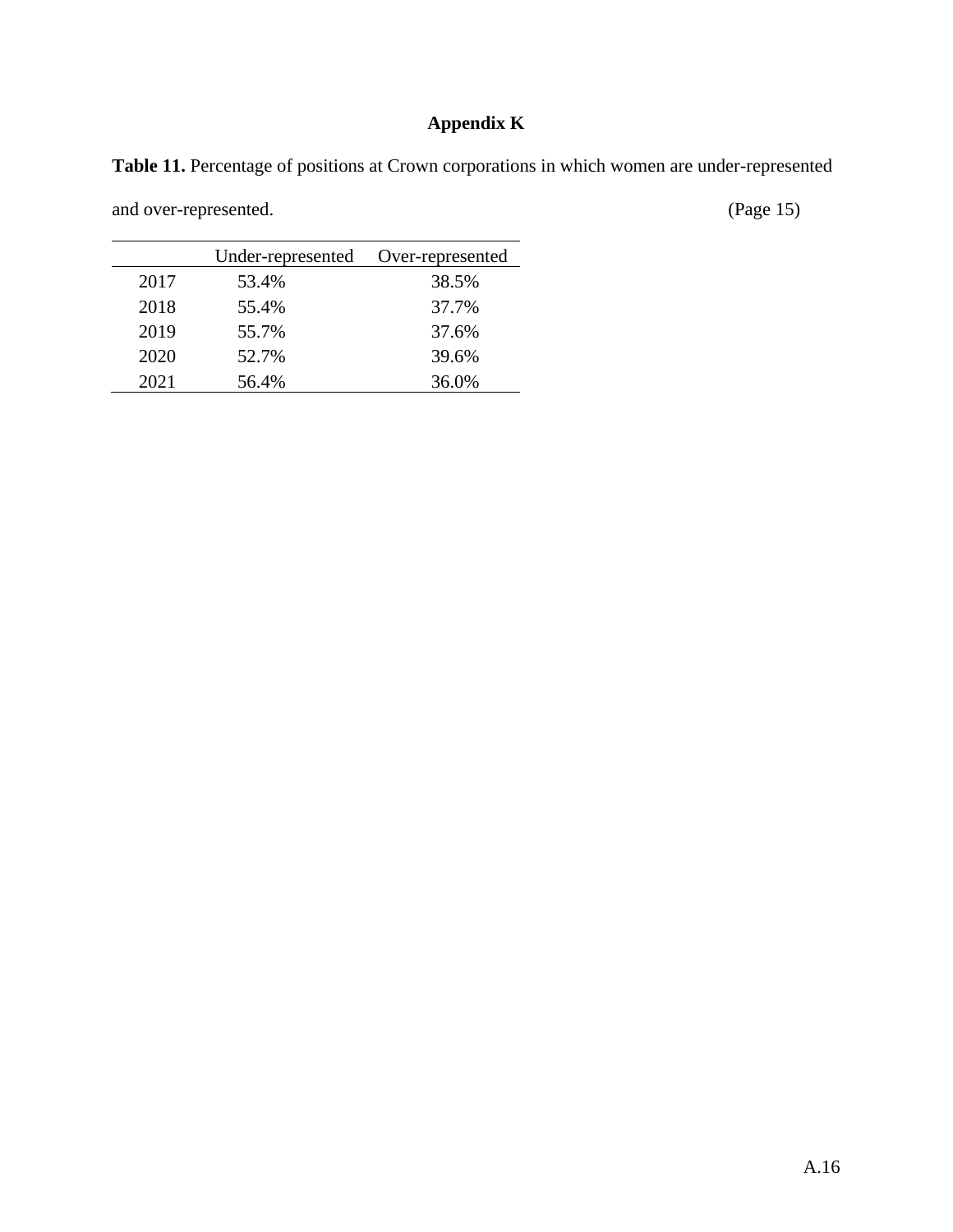# Appendix K

**Table 11.** Percentage of positions at Crown corporations in which women are under-represented and over-represented. (Page 15)

| | Under-represented | Over-represented |
|---|---|---|
| 2017 | 53.4% | 38.5% |
| 2018 | 55.4% | 37.7% |
| 2019 | 55.7% | 37.6% |
| 2020 | 52.7% | 39.6% |
| 2021 | 56.4% | 36.0% |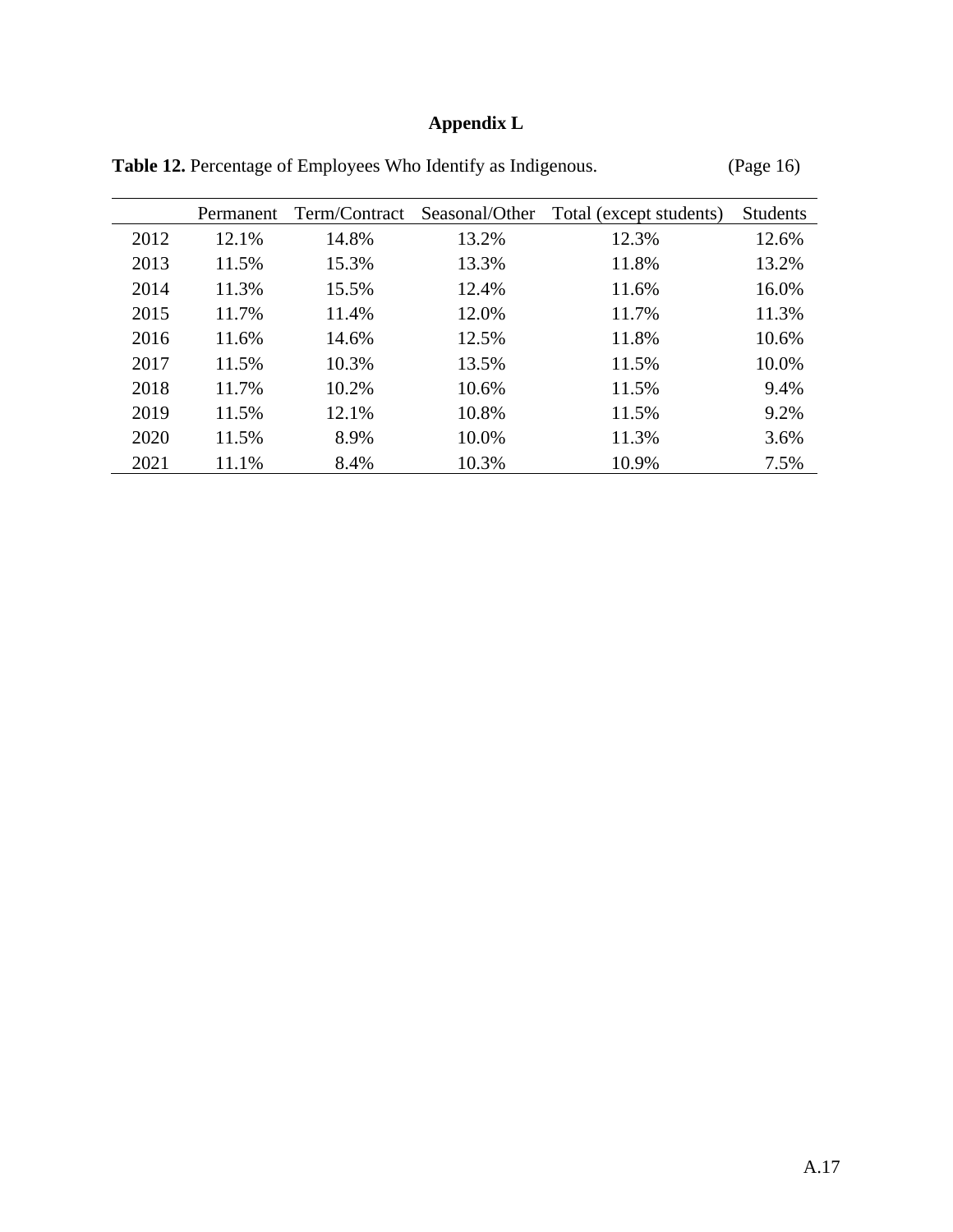# Appendix L

**Table 12.** Percentage of Employees Who Identify as Indigenous. (Page 16)

| | Permanent | Term/Contract | Seasonal/Other | Total (except students) | Students |
|---|---|---|---|---|---|
| 2012 | 12.1% | 14.8% | 13.2% | 12.3% | 12.6% |
| 2013 | 11.5% | 15.3% | 13.3% | 11.8% | 13.2% |
| 2014 | 11.3% | 15.5% | 12.4% | 11.6% | 16.0% |
| 2015 | 11.7% | 11.4% | 12.0% | 11.7% | 11.3% |
| 2016 | 11.6% | 14.6% | 12.5% | 11.8% | 10.6% |
| 2017 | 11.5% | 10.3% | 13.5% | 11.5% | 10.0% |
| 2018 | 11.7% | 10.2% | 10.6% | 11.5% | 9.4% |
| 2019 | 11.5% | 12.1% | 10.8% | 11.5% | 9.2% |
| 2020 | 11.5% | 8.9% | 10.0% | 11.3% | 3.6% |
| 2021 | 11.1% | 8.4% | 10.3% | 10.9% | 7.5% |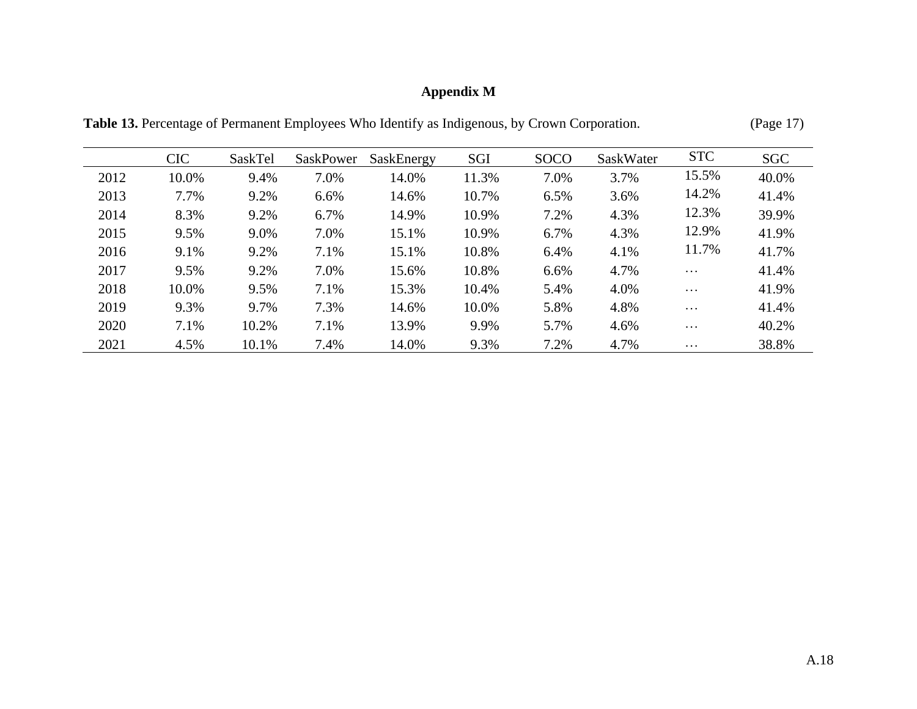## Appendix M

**Table 13.** Percentage of Permanent Employees Who Identify as Indigenous, by Crown Corporation. (Page 17)

| | CIC | SaskTel | SaskPower | SaskEnergy | SGI | SOCO | SaskWater | STC | SGC |
|---|---|---|---|---|---|---|---|---|---|
| 2012 | 10.0% | 9.4% | 7.0% | 14.0% | 11.3% | 7.0% | 3.7% | 15.5% | 40.0% |
| 2013 | 7.7% | 9.2% | 6.6% | 14.6% | 10.7% | 6.5% | 3.6% | 14.2% | 41.4% |
| 2014 | 8.3% | 9.2% | 6.7% | 14.9% | 10.9% | 7.2% | 4.3% | 12.3% | 39.9% |
| 2015 | 9.5% | 9.0% | 7.0% | 15.1% | 10.9% | 6.7% | 4.3% | 12.9% | 41.9% |
| 2016 | 9.1% | 9.2% | 7.1% | 15.1% | 10.8% | 6.4% | 4.1% | 11.7% | 41.7% |
| 2017 | 9.5% | 9.2% | 7.0% | 15.6% | 10.8% | 6.6% | 4.7% | … | 41.4% |
| 2018 | 10.0% | 9.5% | 7.1% | 15.3% | 10.4% | 5.4% | 4.0% | … | 41.9% |
| 2019 | 9.3% | 9.7% | 7.3% | 14.6% | 10.0% | 5.8% | 4.8% | … | 41.4% |
| 2020 | 7.1% | 10.2% | 7.1% | 13.9% | 9.9% | 5.7% | 4.6% | … | 40.2% |
| 2021 | 4.5% | 10.1% | 7.4% | 14.0% | 9.3% | 7.2% | 4.7% | … | 38.8% |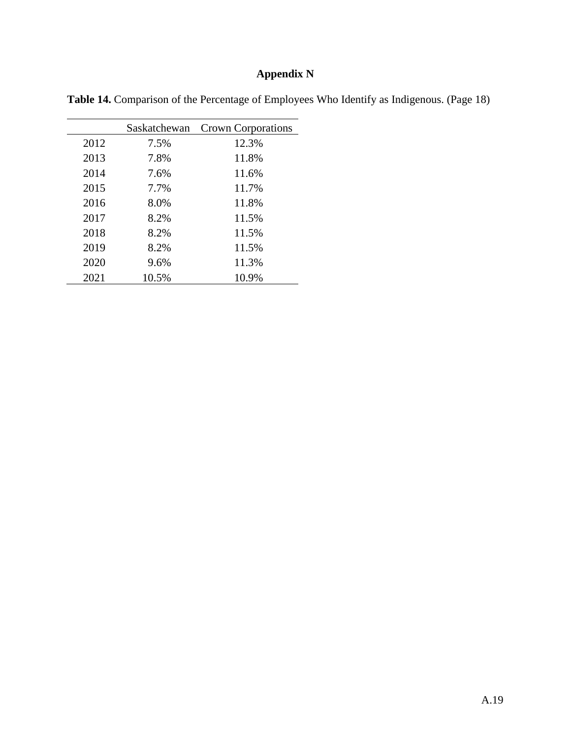# Appendix N

**Table 14.** Comparison of the Percentage of Employees Who Identify as Indigenous. (Page 18)

| | Saskatchewan | Crown Corporations |
|---|---|---|
| 2012 | 7.5% | 12.3% |
| 2013 | 7.8% | 11.8% |
| 2014 | 7.6% | 11.6% |
| 2015 | 7.7% | 11.7% |
| 2016 | 8.0% | 11.8% |
| 2017 | 8.2% | 11.5% |
| 2018 | 8.2% | 11.5% |
| 2019 | 8.2% | 11.5% |
| 2020 | 9.6% | 11.3% |
| 2021 | 10.5% | 10.9% |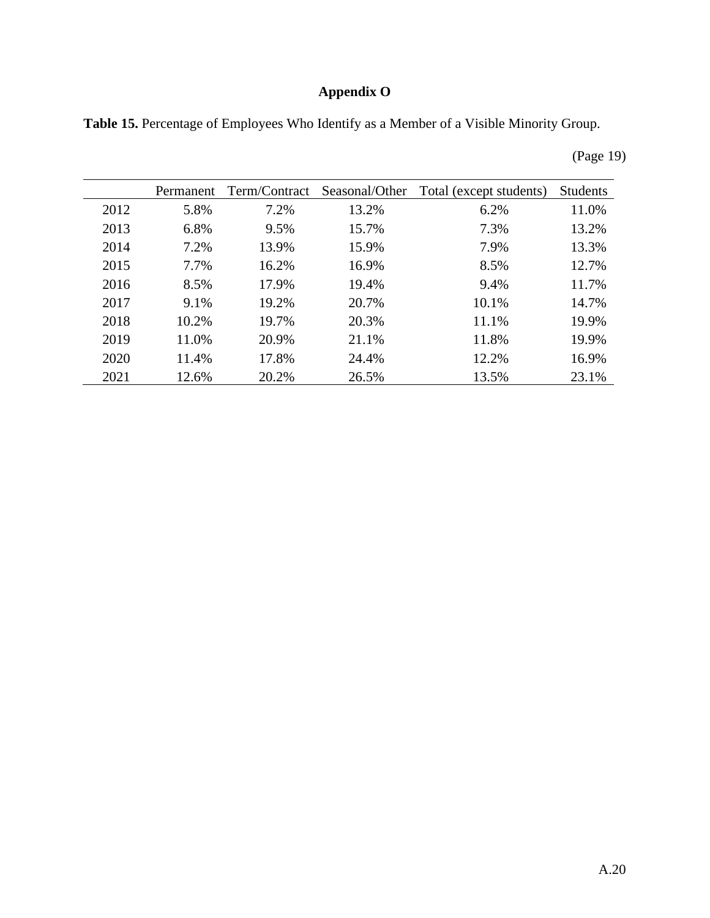# Appendix O

**Table 15.** Percentage of Employees Who Identify as a Member of a Visible Minority Group.

(Page 19)

| | Permanent | Term/Contract | Seasonal/Other | Total (except students) | Students |
|---|---|---|---|---|---|
| 2012 | 5.8% | 7.2% | 13.2% | 6.2% | 11.0% |
| 2013 | 6.8% | 9.5% | 15.7% | 7.3% | 13.2% |
| 2014 | 7.2% | 13.9% | 15.9% | 7.9% | 13.3% |
| 2015 | 7.7% | 16.2% | 16.9% | 8.5% | 12.7% |
| 2016 | 8.5% | 17.9% | 19.4% | 9.4% | 11.7% |
| 2017 | 9.1% | 19.2% | 20.7% | 10.1% | 14.7% |
| 2018 | 10.2% | 19.7% | 20.3% | 11.1% | 19.9% |
| 2019 | 11.0% | 20.9% | 21.1% | 11.8% | 19.9% |
| 2020 | 11.4% | 17.8% | 24.4% | 12.2% | 16.9% |
| 2021 | 12.6% | 20.2% | 26.5% | 13.5% | 23.1% |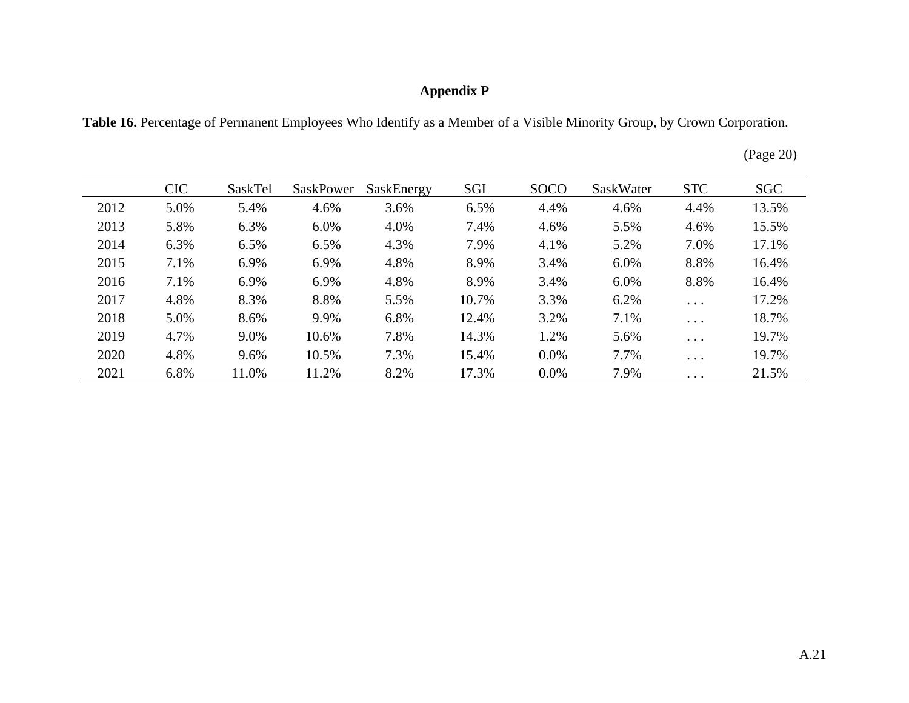**Appendix P**

**Table 16.** Percentage of Permanent Employees Who Identify as a Member of a Visible Minority Group, by Crown Corporation.

(Page 20)

| | CIC | SaskTel | SaskPower | SaskEnergy | SGI | SOCO | SaskWater | STC | SGC |
|---|---|---|---|---|---|---|---|---|---|
| 2012 | 5.0% | 5.4% | 4.6% | 3.6% | 6.5% | 4.4% | 4.6% | 4.4% | 13.5% |
| 2013 | 5.8% | 6.3% | 6.0% | 4.0% | 7.4% | 4.6% | 5.5% | 4.6% | 15.5% |
| 2014 | 6.3% | 6.5% | 6.5% | 4.3% | 7.9% | 4.1% | 5.2% | 7.0% | 17.1% |
| 2015 | 7.1% | 6.9% | 6.9% | 4.8% | 8.9% | 3.4% | 6.0% | 8.8% | 16.4% |
| 2016 | 7.1% | 6.9% | 6.9% | 4.8% | 8.9% | 3.4% | 6.0% | 8.8% | 16.4% |
| 2017 | 4.8% | 8.3% | 8.8% | 5.5% | 10.7% | 3.3% | 6.2% | . . . | 17.2% |
| 2018 | 5.0% | 8.6% | 9.9% | 6.8% | 12.4% | 3.2% | 7.1% | . . . | 18.7% |
| 2019 | 4.7% | 9.0% | 10.6% | 7.8% | 14.3% | 1.2% | 5.6% | . . . | 19.7% |
| 2020 | 4.8% | 9.6% | 10.5% | 7.3% | 15.4% | 0.0% | 7.7% | . . . | 19.7% |
| 2021 | 6.8% | 11.0% | 11.2% | 8.2% | 17.3% | 0.0% | 7.9% | . . . | 21.5% |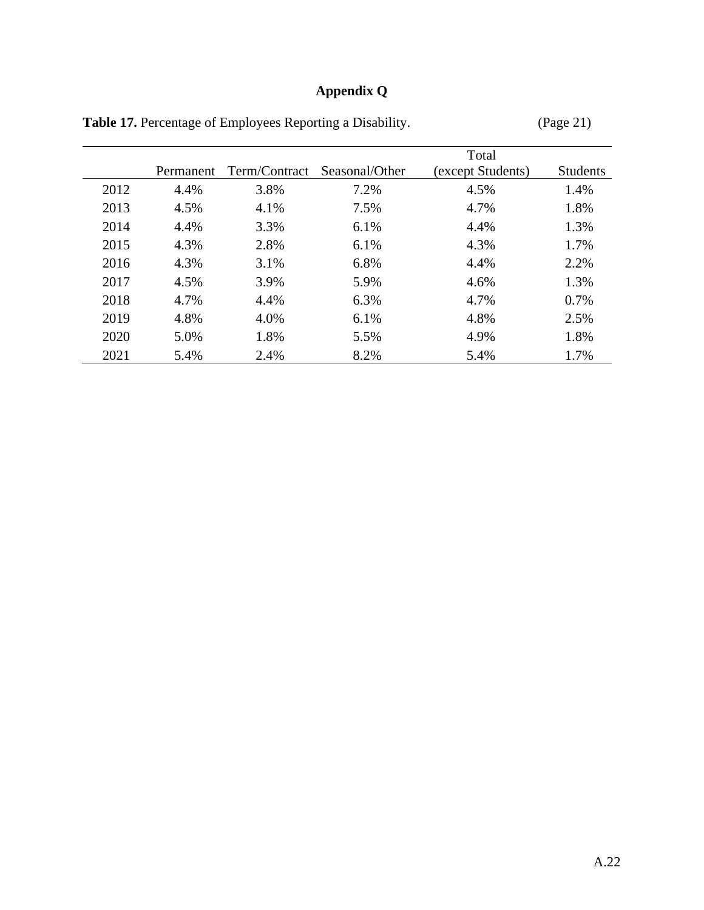# Appendix Q

**Table 17.** Percentage of Employees Reporting a Disability. (Page 21)

| | Permanent | Term/Contract | Seasonal/Other | Total (except Students) | Students |
|---|---|---|---|---|---|
| 2012 | 4.4% | 3.8% | 7.2% | 4.5% | 1.4% |
| 2013 | 4.5% | 4.1% | 7.5% | 4.7% | 1.8% |
| 2014 | 4.4% | 3.3% | 6.1% | 4.4% | 1.3% |
| 2015 | 4.3% | 2.8% | 6.1% | 4.3% | 1.7% |
| 2016 | 4.3% | 3.1% | 6.8% | 4.4% | 2.2% |
| 2017 | 4.5% | 3.9% | 5.9% | 4.6% | 1.3% |
| 2018 | 4.7% | 4.4% | 6.3% | 4.7% | 0.7% |
| 2019 | 4.8% | 4.0% | 6.1% | 4.8% | 2.5% |
| 2020 | 5.0% | 1.8% | 5.5% | 4.9% | 1.8% |
| 2021 | 5.4% | 2.4% | 8.2% | 5.4% | 1.7% |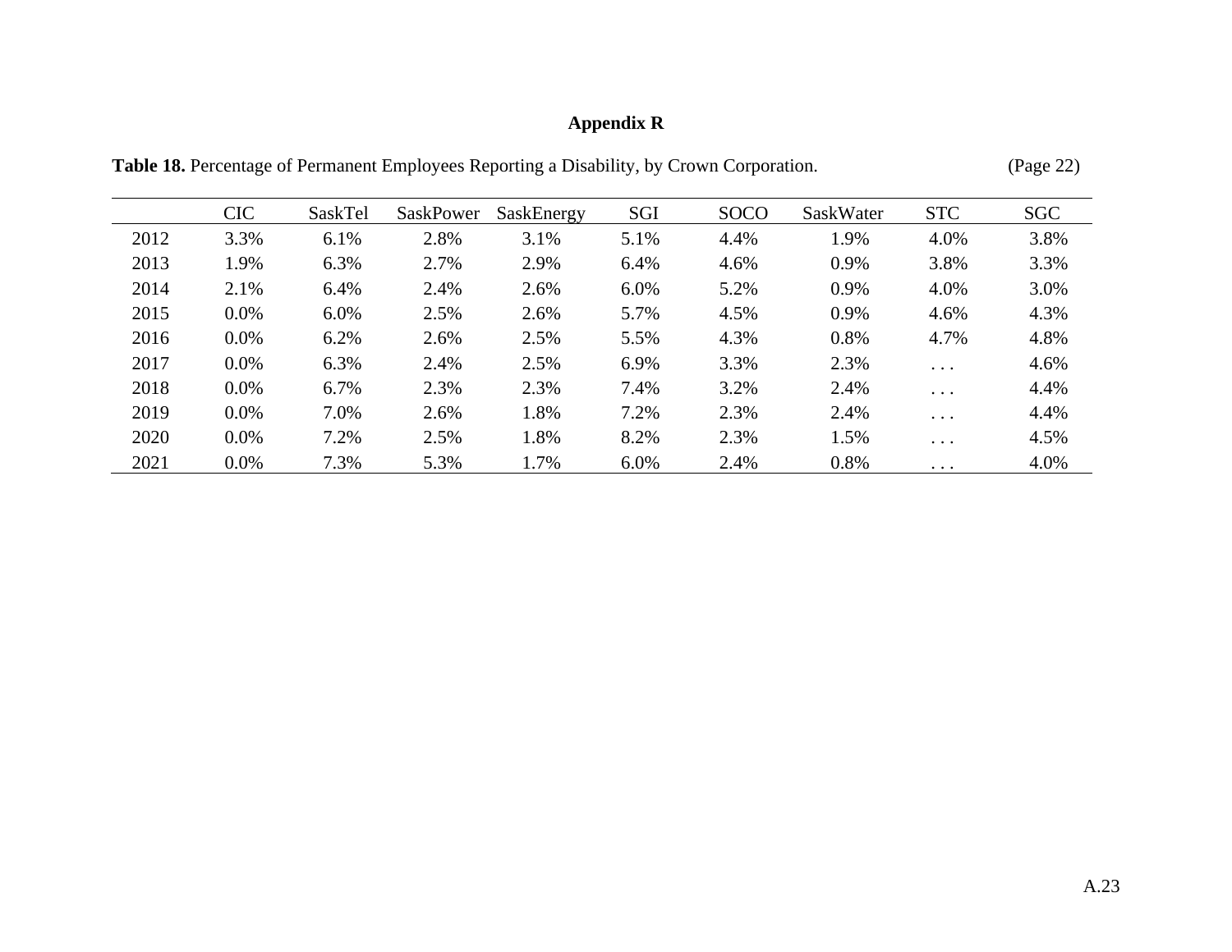# Appendix R

**Table 18.** Percentage of Permanent Employees Reporting a Disability, by Crown Corporation. (Page 22)

| | CIC | SaskTel | SaskPower | SaskEnergy | SGI | SOCO | SaskWater | STC | SGC |
|---|---|---|---|---|---|---|---|---|---|
| 2012 | 3.3% | 6.1% | 2.8% | 3.1% | 5.1% | 4.4% | 1.9% | 4.0% | 3.8% |
| 2013 | 1.9% | 6.3% | 2.7% | 2.9% | 6.4% | 4.6% | 0.9% | 3.8% | 3.3% |
| 2014 | 2.1% | 6.4% | 2.4% | 2.6% | 6.0% | 5.2% | 0.9% | 4.0% | 3.0% |
| 2015 | 0.0% | 6.0% | 2.5% | 2.6% | 5.7% | 4.5% | 0.9% | 4.6% | 4.3% |
| 2016 | 0.0% | 6.2% | 2.6% | 2.5% | 5.5% | 4.3% | 0.8% | 4.7% | 4.8% |
| 2017 | 0.0% | 6.3% | 2.4% | 2.5% | 6.9% | 3.3% | 2.3% | . . . | 4.6% |
| 2018 | 0.0% | 6.7% | 2.3% | 2.3% | 7.4% | 3.2% | 2.4% | . . . | 4.4% |
| 2019 | 0.0% | 7.0% | 2.6% | 1.8% | 7.2% | 2.3% | 2.4% | . . . | 4.4% |
| 2020 | 0.0% | 7.2% | 2.5% | 1.8% | 8.2% | 2.3% | 1.5% | . . . | 4.5% |
| 2021 | 0.0% | 7.3% | 5.3% | 1.7% | 6.0% | 2.4% | 0.8% | . . . | 4.0% |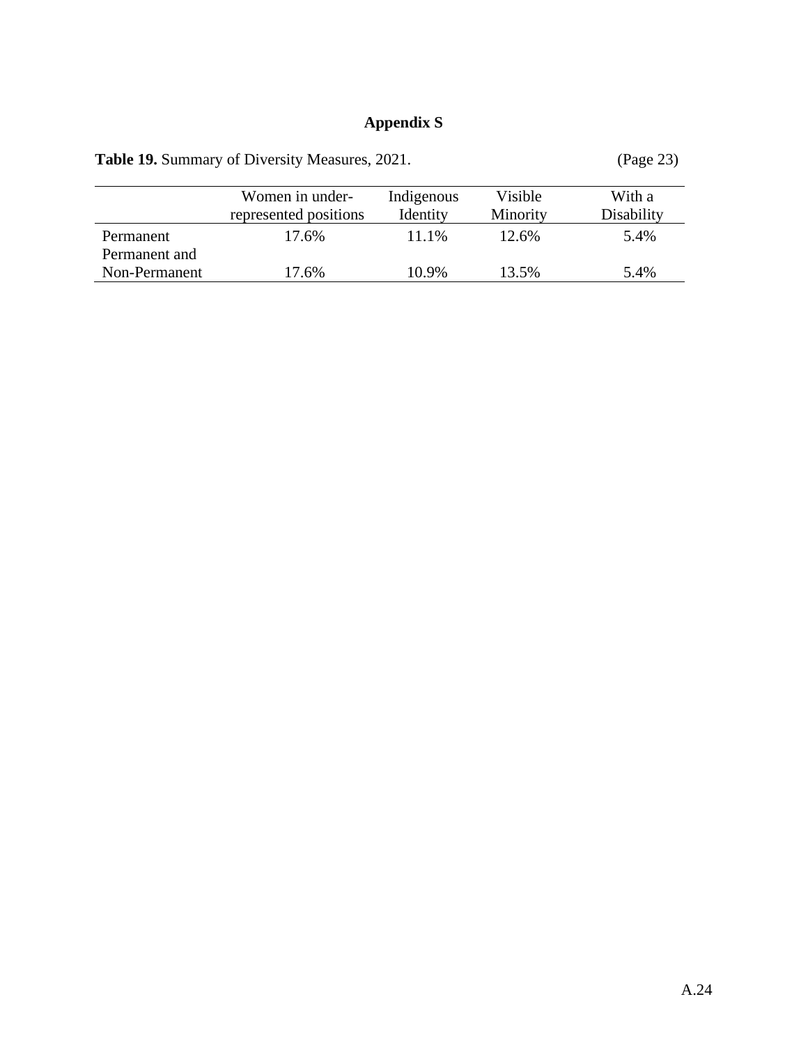# Appendix S

**Table 19.** Summary of Diversity Measures, 2021. (Page 23)

| | Women in under-represented positions | Indigenous Identity | Visible Minority | With a Disability |
|---|---|---|---|---|
| Permanent | 17.6% | 11.1% | 12.6% | 5.4% |
| Permanent and Non-Permanent | 17.6% | 10.9% | 13.5% | 5.4% |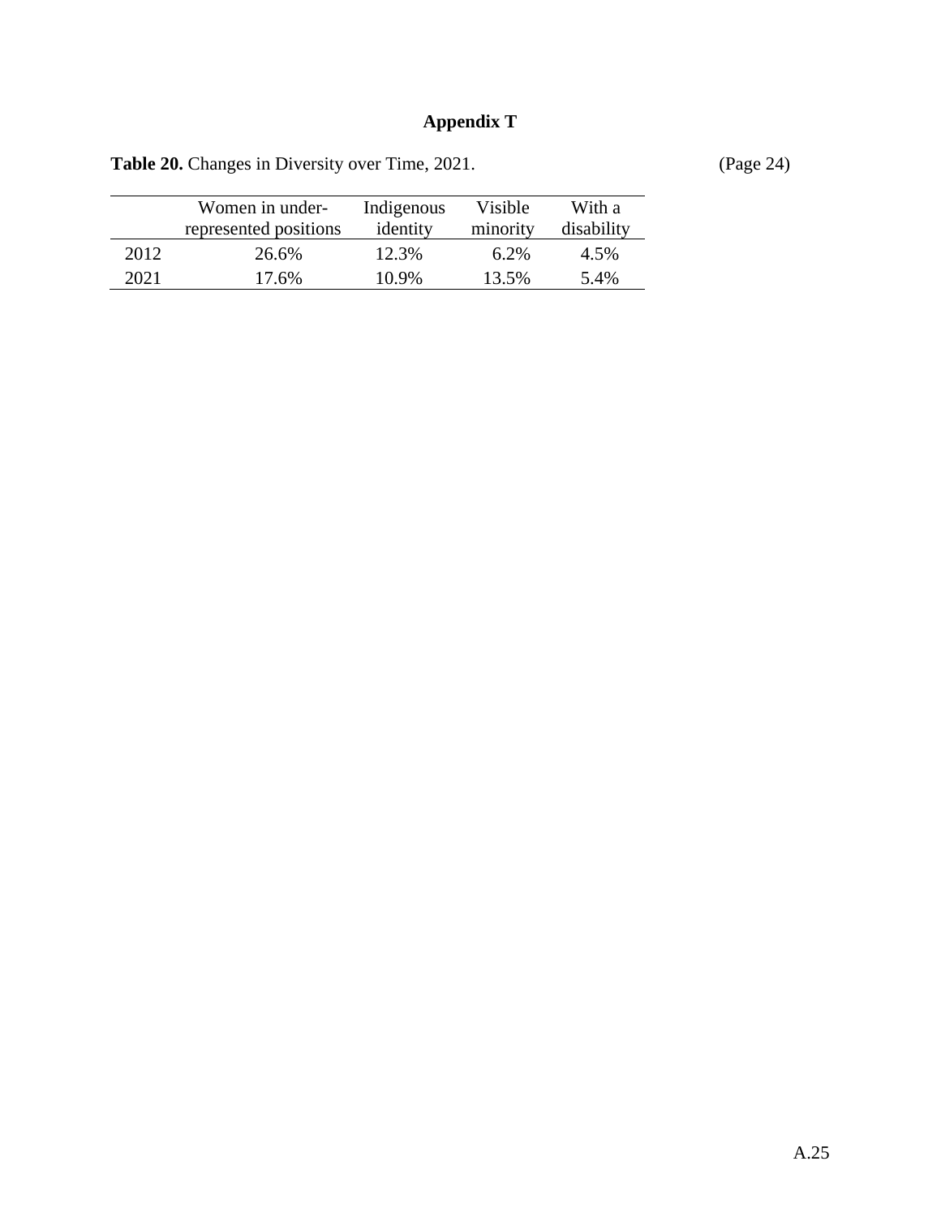# Appendix T

**Table 20.** Changes in Diversity over Time, 2021. (Page 24)

| | Women in under-represented positions | Indigenous identity | Visible minority | With a disability |
|---|---|---|---|---|
| 2012 | 26.6% | 12.3% | 6.2% | 4.5% |
| 2021 | 17.6% | 10.9% | 13.5% | 5.4% |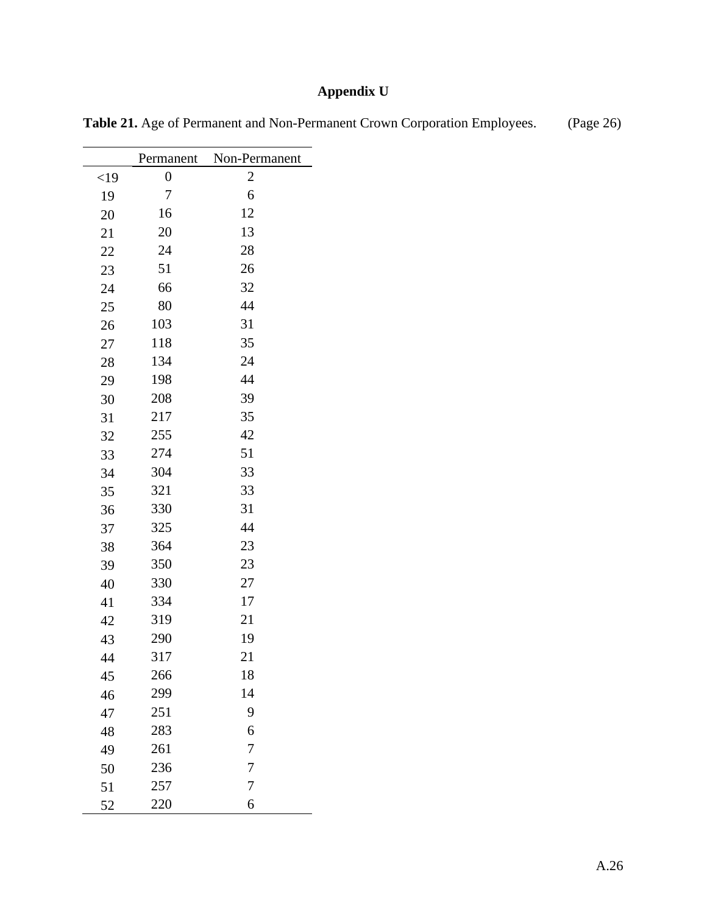# Appendix U

**Table 21.** Age of Permanent and Non-Permanent Crown Corporation Employees. (Page 26)

| | Permanent | Non-Permanent |
|---|---|---|
| <19 | 0 | 2 |
| 19 | 7 | 6 |
| 20 | 16 | 12 |
| 21 | 20 | 13 |
| 22 | 24 | 28 |
| 23 | 51 | 26 |
| 24 | 66 | 32 |
| 25 | 80 | 44 |
| 26 | 103 | 31 |
| 27 | 118 | 35 |
| 28 | 134 | 24 |
| 29 | 198 | 44 |
| 30 | 208 | 39 |
| 31 | 217 | 35 |
| 32 | 255 | 42 |
| 33 | 274 | 51 |
| 34 | 304 | 33 |
| 35 | 321 | 33 |
| 36 | 330 | 31 |
| 37 | 325 | 44 |
| 38 | 364 | 23 |
| 39 | 350 | 23 |
| 40 | 330 | 27 |
| 41 | 334 | 17 |
| 42 | 319 | 21 |
| 43 | 290 | 19 |
| 44 | 317 | 21 |
| 45 | 266 | 18 |
| 46 | 299 | 14 |
| 47 | 251 | 9 |
| 48 | 283 | 6 |
| 49 | 261 | 7 |
| 50 | 236 | 7 |
| 51 | 257 | 7 |
| 52 | 220 | 6 |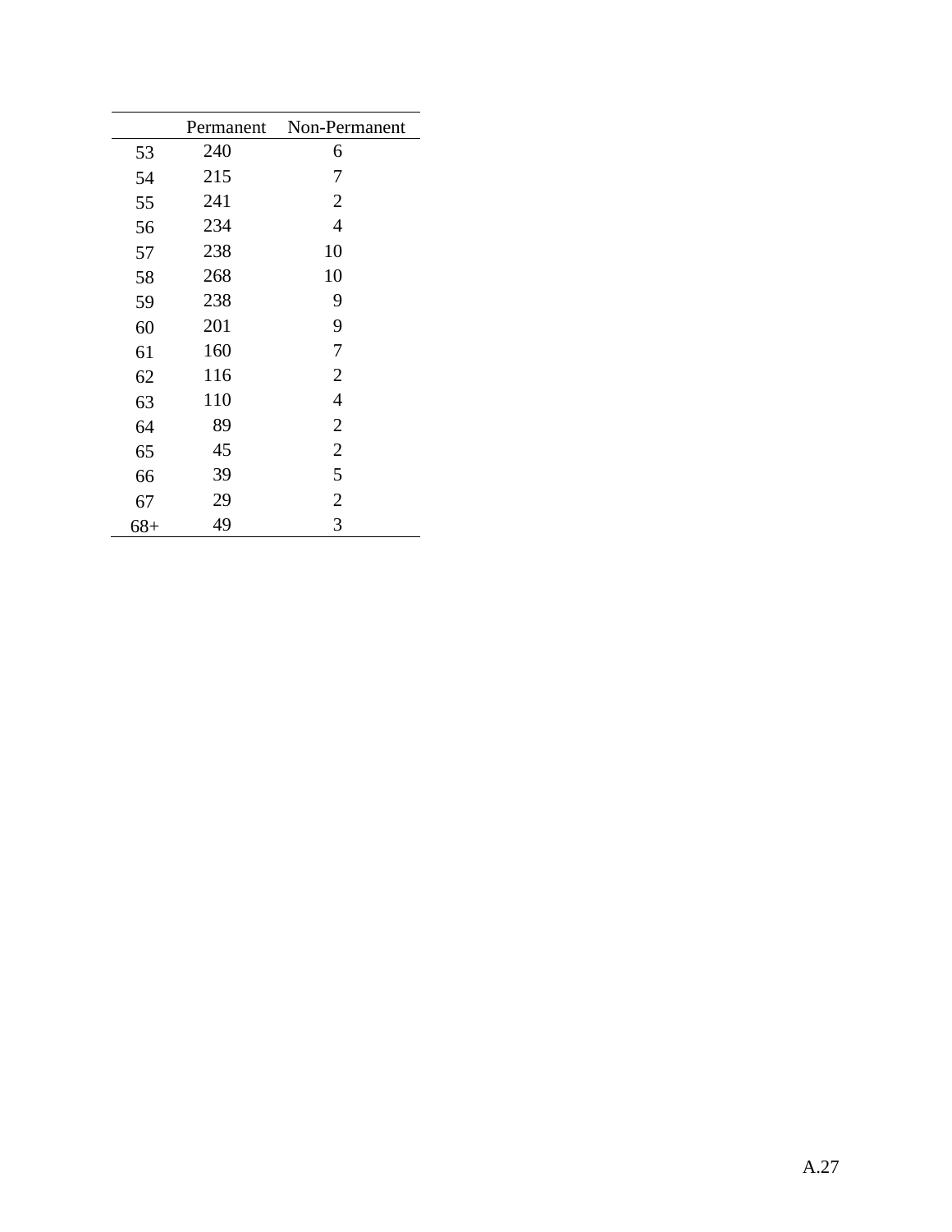| | Permanent | Non-Permanent |
|---|---|---|
| 53 | 240 | 6 |
| 54 | 215 | 7 |
| 55 | 241 | 2 |
| 56 | 234 | 4 |
| 57 | 238 | 10 |
| 58 | 268 | 10 |
| 59 | 238 | 9 |
| 60 | 201 | 9 |
| 61 | 160 | 7 |
| 62 | 116 | 2 |
| 63 | 110 | 4 |
| 64 | 89 | 2 |
| 65 | 45 | 2 |
| 66 | 39 | 5 |
| 67 | 29 | 2 |
| 68+ | 49 | 3 |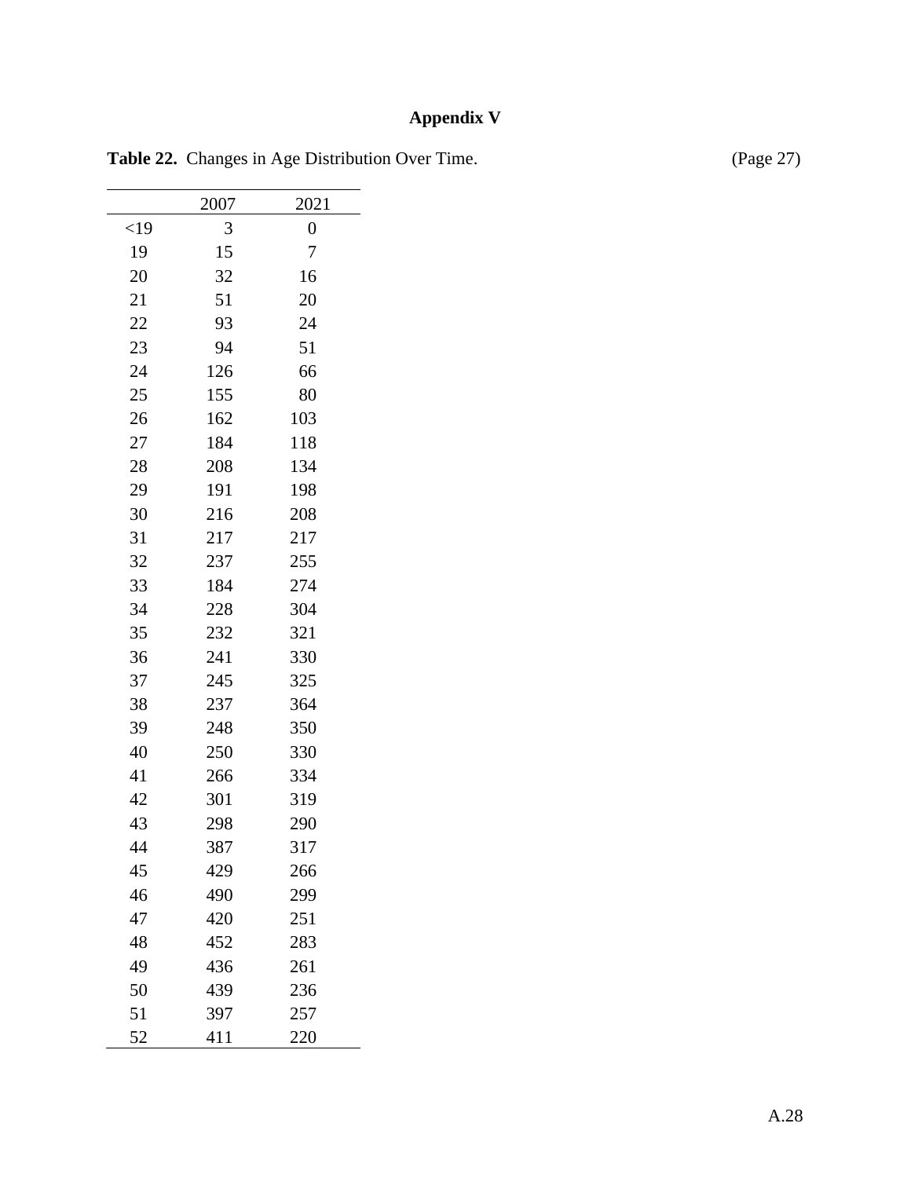# Appendix V

**Table 22.** Changes in Age Distribution Over Time. (Page 27)

| | 2007 | 2021 |
|---|---|---|
| <19 | 3 | 0 |
| 19 | 15 | 7 |
| 20 | 32 | 16 |
| 21 | 51 | 20 |
| 22 | 93 | 24 |
| 23 | 94 | 51 |
| 24 | 126 | 66 |
| 25 | 155 | 80 |
| 26 | 162 | 103 |
| 27 | 184 | 118 |
| 28 | 208 | 134 |
| 29 | 191 | 198 |
| 30 | 216 | 208 |
| 31 | 217 | 217 |
| 32 | 237 | 255 |
| 33 | 184 | 274 |
| 34 | 228 | 304 |
| 35 | 232 | 321 |
| 36 | 241 | 330 |
| 37 | 245 | 325 |
| 38 | 237 | 364 |
| 39 | 248 | 350 |
| 40 | 250 | 330 |
| 41 | 266 | 334 |
| 42 | 301 | 319 |
| 43 | 298 | 290 |
| 44 | 387 | 317 |
| 45 | 429 | 266 |
| 46 | 490 | 299 |
| 47 | 420 | 251 |
| 48 | 452 | 283 |
| 49 | 436 | 261 |
| 50 | 439 | 236 |
| 51 | 397 | 257 |
| 52 | 411 | 220 |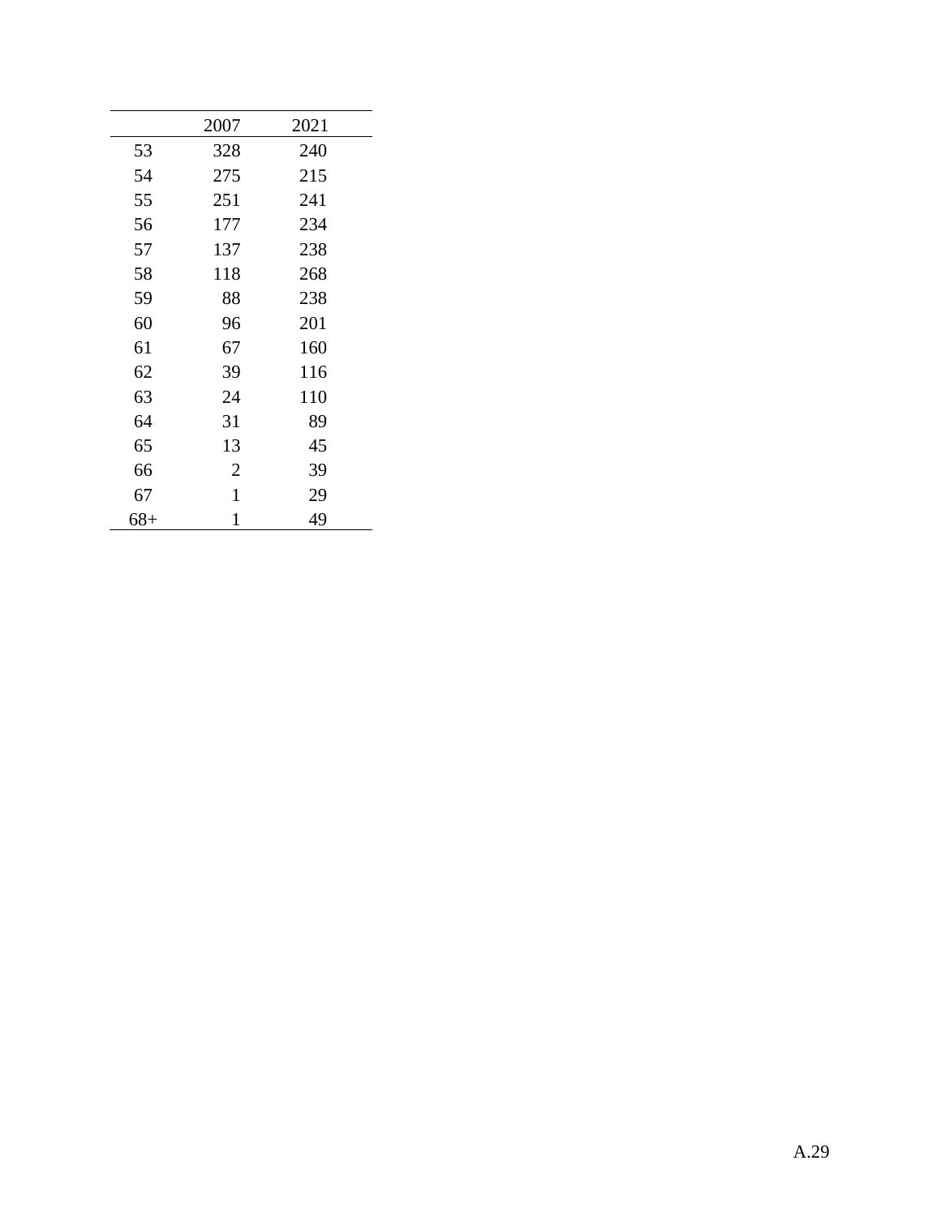| | 2007 | 2021 |
|---|---|---|
| 53 | 328 | 240 |
| 54 | 275 | 215 |
| 55 | 251 | 241 |
| 56 | 177 | 234 |
| 57 | 137 | 238 |
| 58 | 118 | 268 |
| 59 | 88 | 238 |
| 60 | 96 | 201 |
| 61 | 67 | 160 |
| 62 | 39 | 116 |
| 63 | 24 | 110 |
| 64 | 31 | 89 |
| 65 | 13 | 45 |
| 66 | 2 | 39 |
| 67 | 1 | 29 |
| 68+ | 1 | 49 |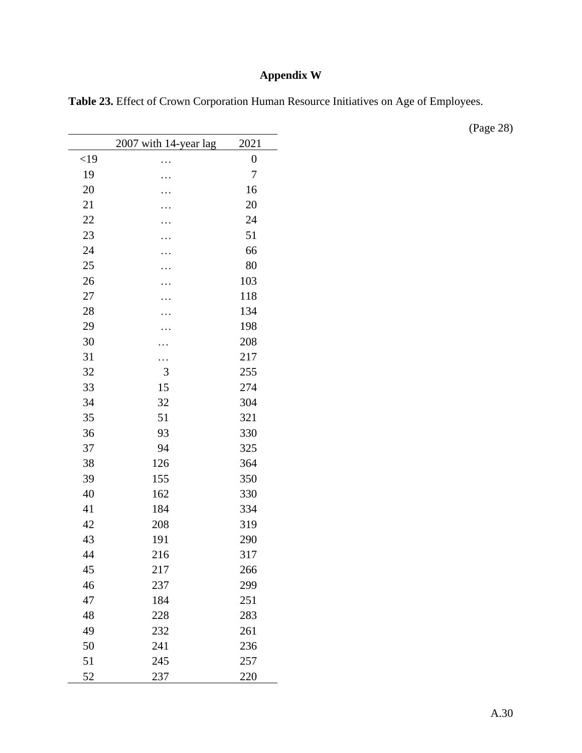# Appendix W

**Table 23.** Effect of Crown Corporation Human Resource Initiatives on Age of Employees.

(Page 28)

| | 2007 with 14-year lag | 2021 |
|---|---|---|
| <19 | … | 0 |
| 19 | … | 7 |
| 20 | … | 16 |
| 21 | … | 20 |
| 22 | … | 24 |
| 23 | … | 51 |
| 24 | … | 66 |
| 25 | … | 80 |
| 26 | … | 103 |
| 27 | … | 118 |
| 28 | … | 134 |
| 29 | … | 198 |
| 30 | … | 208 |
| 31 | … | 217 |
| 32 | 3 | 255 |
| 33 | 15 | 274 |
| 34 | 32 | 304 |
| 35 | 51 | 321 |
| 36 | 93 | 330 |
| 37 | 94 | 325 |
| 38 | 126 | 364 |
| 39 | 155 | 350 |
| 40 | 162 | 330 |
| 41 | 184 | 334 |
| 42 | 208 | 319 |
| 43 | 191 | 290 |
| 44 | 216 | 317 |
| 45 | 217 | 266 |
| 46 | 237 | 299 |
| 47 | 184 | 251 |
| 48 | 228 | 283 |
| 49 | 232 | 261 |
| 50 | 241 | 236 |
| 51 | 245 | 257 |
| 52 | 237 | 220 |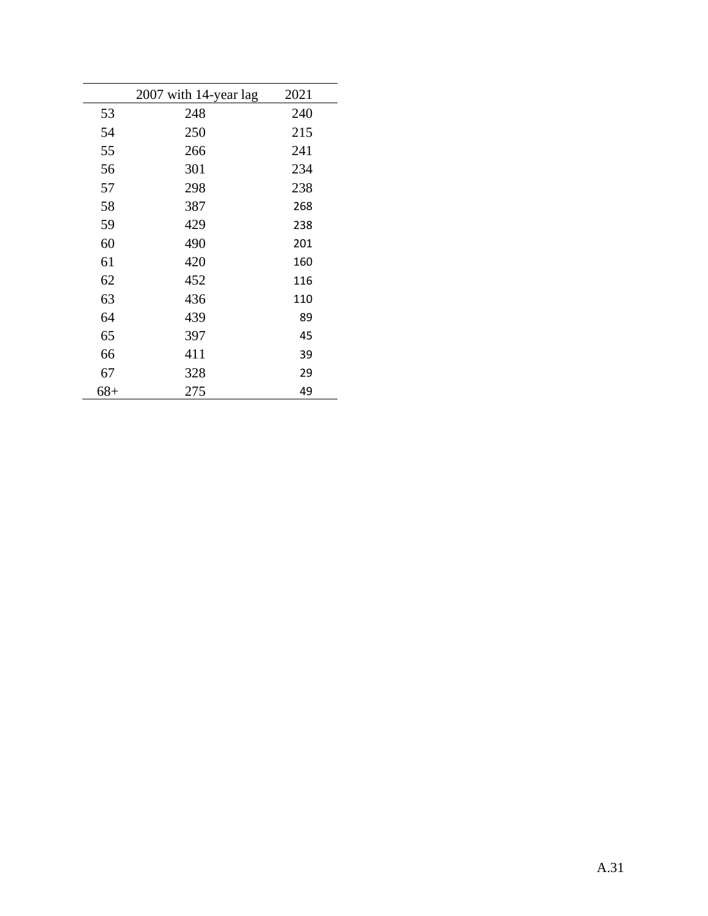| | 2007 with 14-year lag | 2021 |
|---|---|---|
| 53 | 248 | 240 |
| 54 | 250 | 215 |
| 55 | 266 | 241 |
| 56 | 301 | 234 |
| 57 | 298 | 238 |
| 58 | 387 | 268 |
| 59 | 429 | 238 |
| 60 | 490 | 201 |
| 61 | 420 | 160 |
| 62 | 452 | 116 |
| 63 | 436 | 110 |
| 64 | 439 | 89 |
| 65 | 397 | 45 |
| 66 | 411 | 39 |
| 67 | 328 | 29 |
| 68+ | 275 | 49 |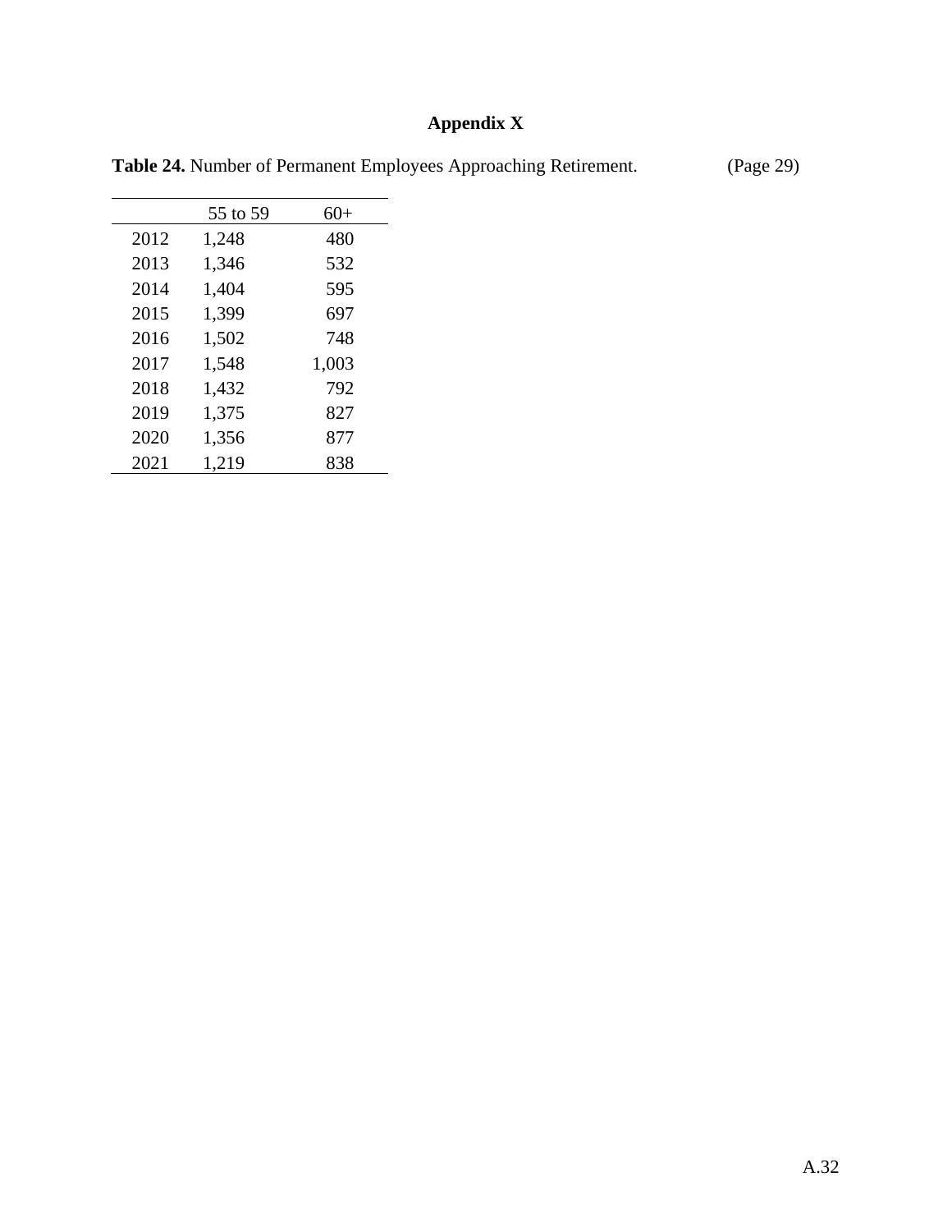# Appendix X

**Table 24.** Number of Permanent Employees Approaching Retirement. (Page 29)

| | 55 to 59 | 60+ |
|---|---|---|
| 2012 | 1,248 | 480 |
| 2013 | 1,346 | 532 |
| 2014 | 1,404 | 595 |
| 2015 | 1,399 | 697 |
| 2016 | 1,502 | 748 |
| 2017 | 1,548 | 1,003 |
| 2018 | 1,432 | 792 |
| 2019 | 1,375 | 827 |
| 2020 | 1,356 | 877 |
| 2021 | 1,219 | 838 |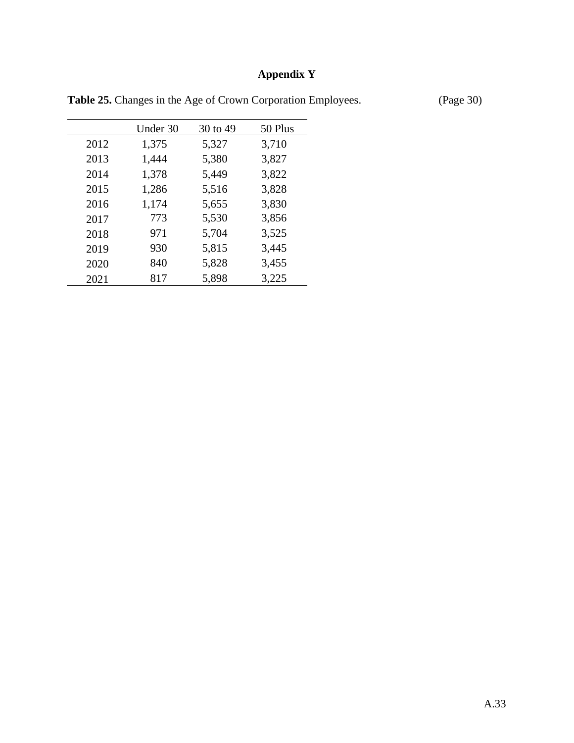# Appendix Y

**Table 25.** Changes in the Age of Crown Corporation Employees. (Page 30)

| | Under 30 | 30 to 49 | 50 Plus |
|---|---|---|---|
| 2012 | 1,375 | 5,327 | 3,710 |
| 2013 | 1,444 | 5,380 | 3,827 |
| 2014 | 1,378 | 5,449 | 3,822 |
| 2015 | 1,286 | 5,516 | 3,828 |
| 2016 | 1,174 | 5,655 | 3,830 |
| 2017 | 773 | 5,530 | 3,856 |
| 2018 | 971 | 5,704 | 3,525 |
| 2019 | 930 | 5,815 | 3,445 |
| 2020 | 840 | 5,828 | 3,455 |
| 2021 | 817 | 5,898 | 3,225 |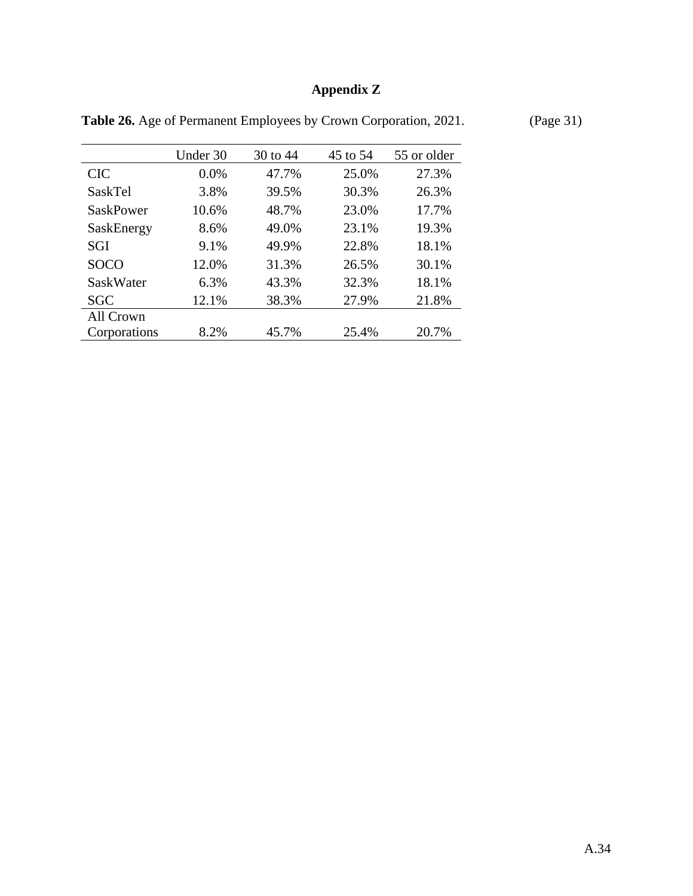# Appendix Z

**Table 26.** Age of Permanent Employees by Crown Corporation, 2021. (Page 31)

| | Under 30 | 30 to 44 | 45 to 54 | 55 or older |
|---|---|---|---|---|
| CIC | 0.0% | 47.7% | 25.0% | 27.3% |
| SaskTel | 3.8% | 39.5% | 30.3% | 26.3% |
| SaskPower | 10.6% | 48.7% | 23.0% | 17.7% |
| SaskEnergy | 8.6% | 49.0% | 23.1% | 19.3% |
| SGI | 9.1% | 49.9% | 22.8% | 18.1% |
| SOCO | 12.0% | 31.3% | 26.5% | 30.1% |
| SaskWater | 6.3% | 43.3% | 32.3% | 18.1% |
| SGC | 12.1% | 38.3% | 27.9% | 21.8% |
| All Crown Corporations | 8.2% | 45.7% | 25.4% | 20.7% |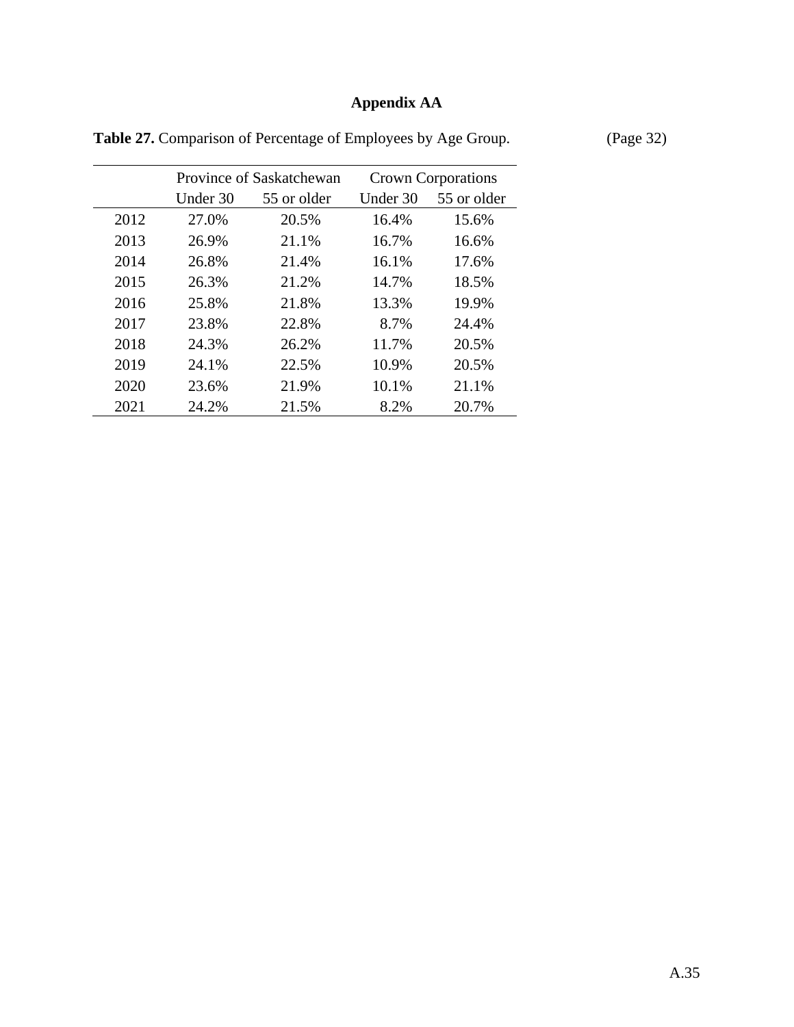# Appendix AA

**Table 27.** Comparison of Percentage of Employees by Age Group. (Page 32)

| | Province of Saskatchewan | | Crown Corporations | |
|---|---|---|---|---|
| | Under 30 | 55 or older | Under 30 | 55 or older |
| 2012 | 27.0% | 20.5% | 16.4% | 15.6% |
| 2013 | 26.9% | 21.1% | 16.7% | 16.6% |
| 2014 | 26.8% | 21.4% | 16.1% | 17.6% |
| 2015 | 26.3% | 21.2% | 14.7% | 18.5% |
| 2016 | 25.8% | 21.8% | 13.3% | 19.9% |
| 2017 | 23.8% | 22.8% | 8.7% | 24.4% |
| 2018 | 24.3% | 26.2% | 11.7% | 20.5% |
| 2019 | 24.1% | 22.5% | 10.9% | 20.5% |
| 2020 | 23.6% | 21.9% | 10.1% | 21.1% |
| 2021 | 24.2% | 21.5% | 8.2% | 20.7% |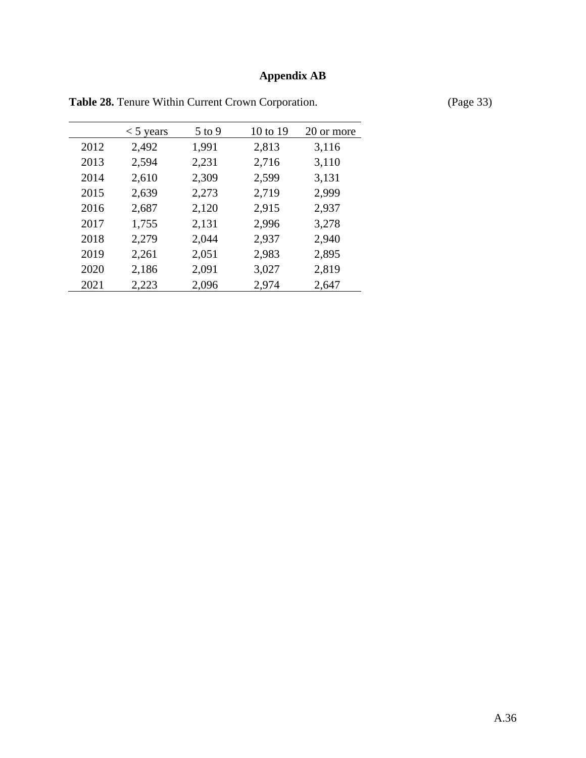# Appendix AB

**Table 28.** Tenure Within Current Crown Corporation. (Page 33)

| | < 5 years | 5 to 9 | 10 to 19 | 20 or more |
|---|---|---|---|---|
| 2012 | 2,492 | 1,991 | 2,813 | 3,116 |
| 2013 | 2,594 | 2,231 | 2,716 | 3,110 |
| 2014 | 2,610 | 2,309 | 2,599 | 3,131 |
| 2015 | 2,639 | 2,273 | 2,719 | 2,999 |
| 2016 | 2,687 | 2,120 | 2,915 | 2,937 |
| 2017 | 1,755 | 2,131 | 2,996 | 3,278 |
| 2018 | 2,279 | 2,044 | 2,937 | 2,940 |
| 2019 | 2,261 | 2,051 | 2,983 | 2,895 |
| 2020 | 2,186 | 2,091 | 3,027 | 2,819 |
| 2021 | 2,223 | 2,096 | 2,974 | 2,647 |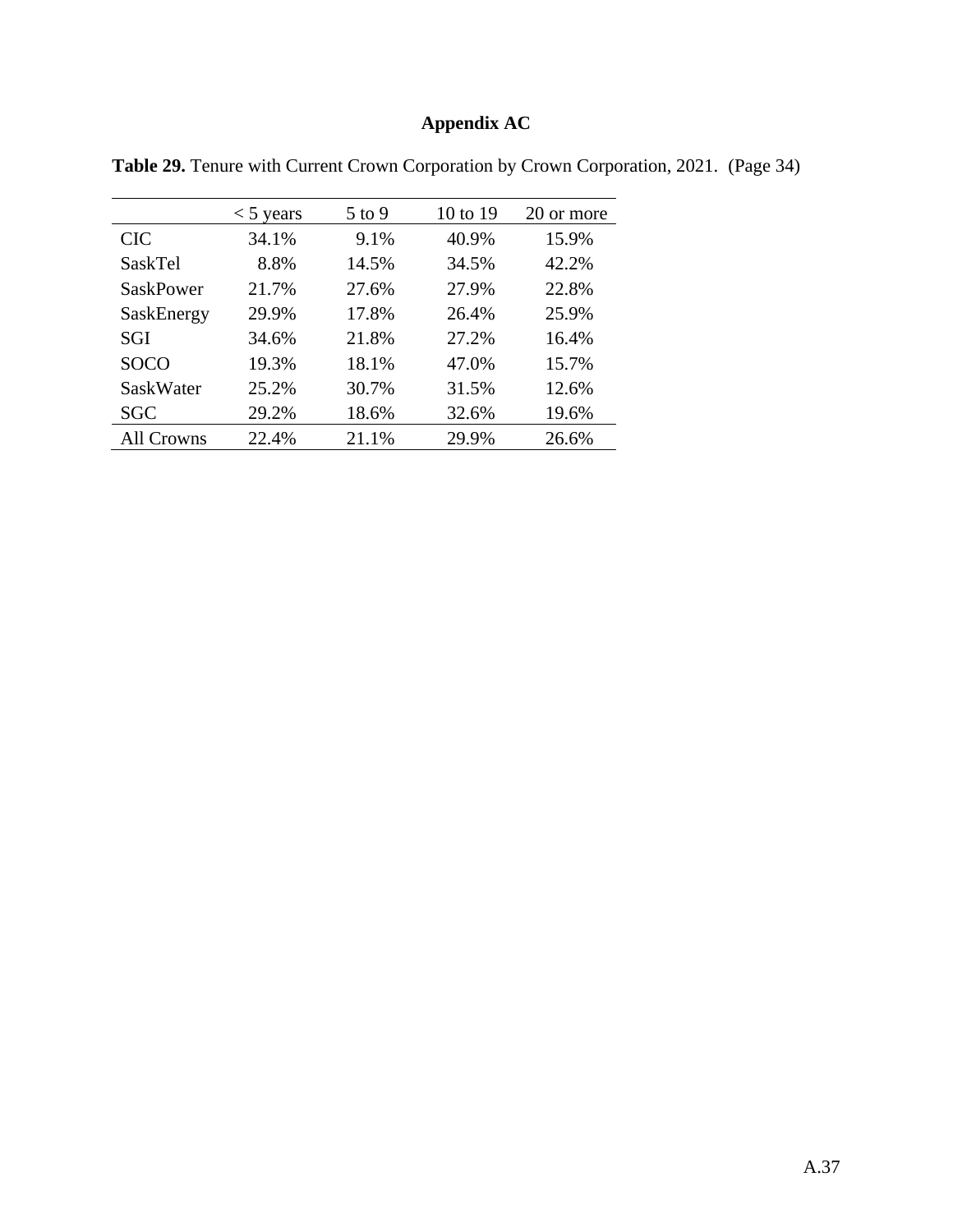# Appendix AC

**Table 29.** Tenure with Current Crown Corporation by Crown Corporation, 2021. (Page 34)

| | < 5 years | 5 to 9 | 10 to 19 | 20 or more |
|---|---|---|---|---|
| CIC | 34.1% | 9.1% | 40.9% | 15.9% |
| SaskTel | 8.8% | 14.5% | 34.5% | 42.2% |
| SaskPower | 21.7% | 27.6% | 27.9% | 22.8% |
| SaskEnergy | 29.9% | 17.8% | 26.4% | 25.9% |
| SGI | 34.6% | 21.8% | 27.2% | 16.4% |
| SOCO | 19.3% | 18.1% | 47.0% | 15.7% |
| SaskWater | 25.2% | 30.7% | 31.5% | 12.6% |
| SGC | 29.2% | 18.6% | 32.6% | 19.6% |
| All Crowns | 22.4% | 21.1% | 29.9% | 26.6% |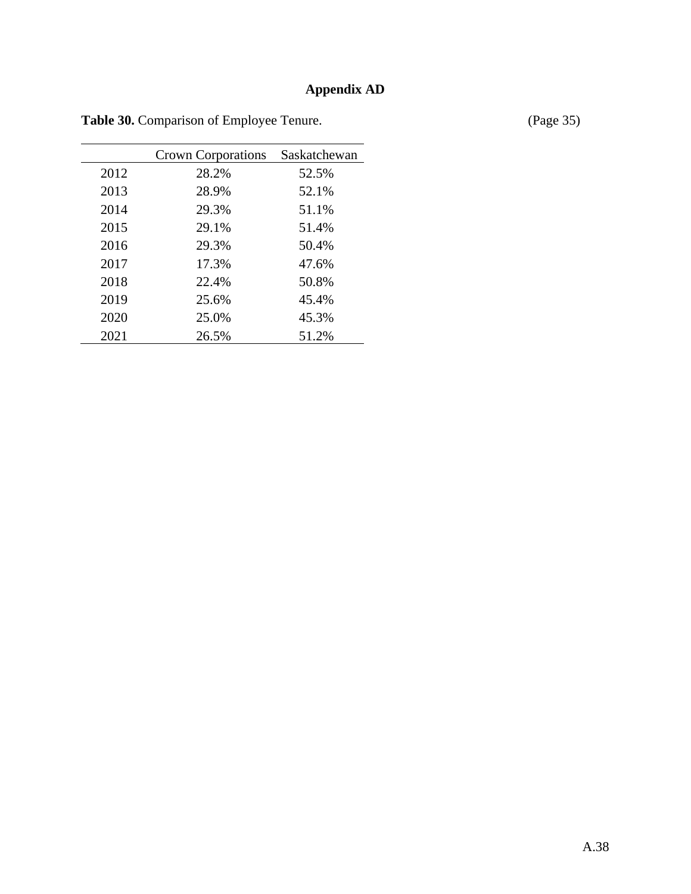# Appendix AD

**Table 30.** Comparison of Employee Tenure. (Page 35)

| | Crown Corporations | Saskatchewan |
|---|---|---|
| 2012 | 28.2% | 52.5% |
| 2013 | 28.9% | 52.1% |
| 2014 | 29.3% | 51.1% |
| 2015 | 29.1% | 51.4% |
| 2016 | 29.3% | 50.4% |
| 2017 | 17.3% | 47.6% |
| 2018 | 22.4% | 50.8% |
| 2019 | 25.6% | 45.4% |
| 2020 | 25.0% | 45.3% |
| 2021 | 26.5% | 51.2% |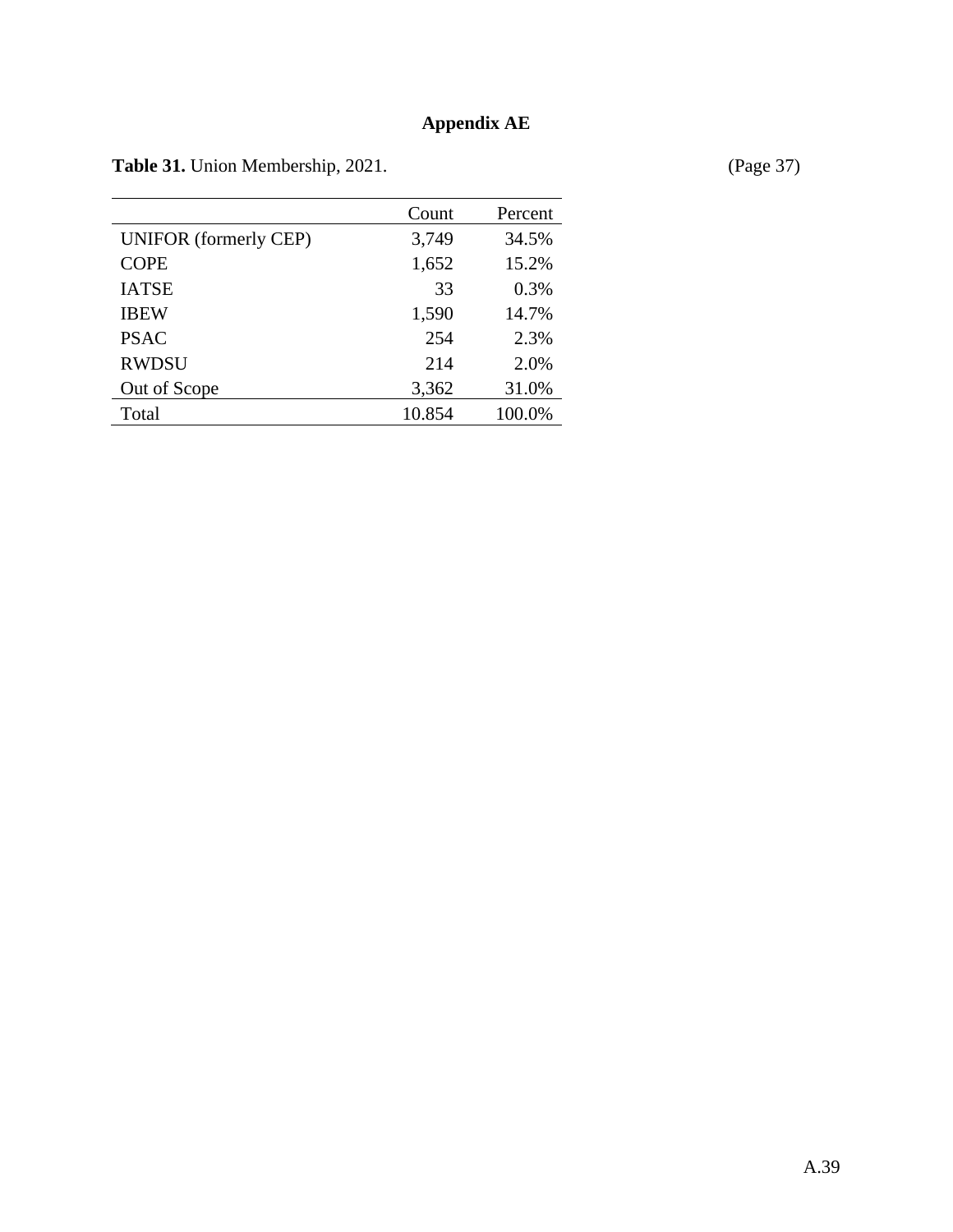**Appendix AE**

**Table 31.** Union Membership, 2021. (Page 37)

| | Count | Percent |
|---|---|---|
| UNIFOR (formerly CEP) | 3,749 | 34.5% |
| COPE | 1,652 | 15.2% |
| IATSE | 33 | 0.3% |
| IBEW | 1,590 | 14.7% |
| PSAC | 254 | 2.3% |
| RWDSU | 214 | 2.0% |
| Out of Scope | 3,362 | 31.0% |
| Total | 10.854 | 100.0% |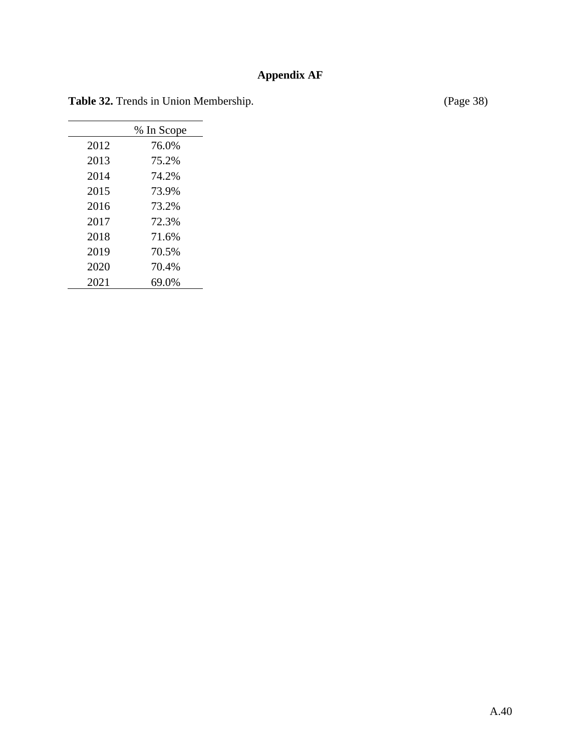## Appendix AF

**Table 32.** Trends in Union Membership. (Page 38)

| | % In Scope |
|---|---|
| 2012 | 76.0% |
| 2013 | 75.2% |
| 2014 | 74.2% |
| 2015 | 73.9% |
| 2016 | 73.2% |
| 2017 | 72.3% |
| 2018 | 71.6% |
| 2019 | 70.5% |
| 2020 | 70.4% |
| 2021 | 69.0% |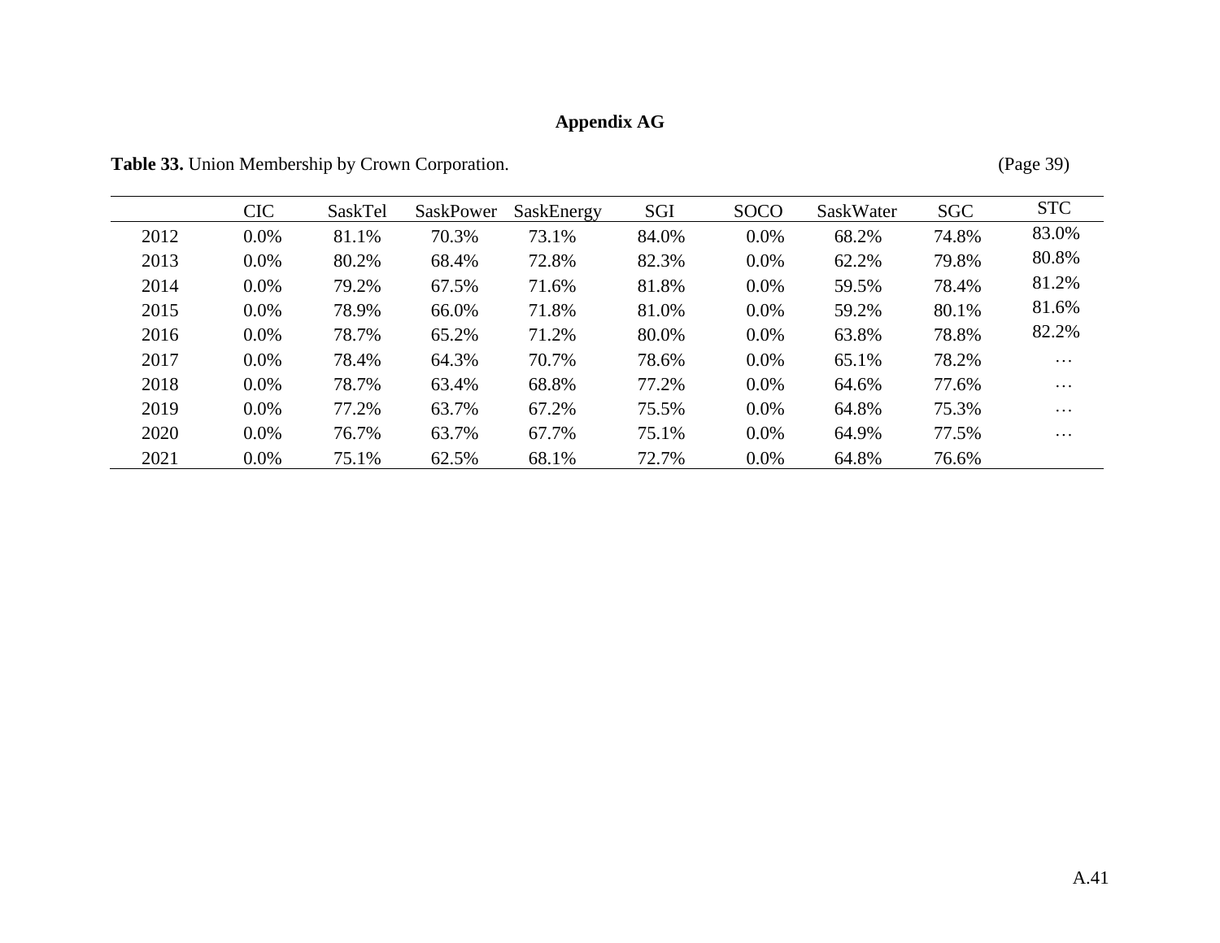## Appendix AG

**Table 33.** Union Membership by Crown Corporation. (Page 39)

| | CIC | SaskTel | SaskPower | SaskEnergy | SGI | SOCO | SaskWater | SGC | STC |
|---|---|---|---|---|---|---|---|---|---|
| 2012 | 0.0% | 81.1% | 70.3% | 73.1% | 84.0% | 0.0% | 68.2% | 74.8% | 83.0% |
| 2013 | 0.0% | 80.2% | 68.4% | 72.8% | 82.3% | 0.0% | 62.2% | 79.8% | 80.8% |
| 2014 | 0.0% | 79.2% | 67.5% | 71.6% | 81.8% | 0.0% | 59.5% | 78.4% | 81.2% |
| 2015 | 0.0% | 78.9% | 66.0% | 71.8% | 81.0% | 0.0% | 59.2% | 80.1% | 81.6% |
| 2016 | 0.0% | 78.7% | 65.2% | 71.2% | 80.0% | 0.0% | 63.8% | 78.8% | 82.2% |
| 2017 | 0.0% | 78.4% | 64.3% | 70.7% | 78.6% | 0.0% | 65.1% | 78.2% | … |
| 2018 | 0.0% | 78.7% | 63.4% | 68.8% | 77.2% | 0.0% | 64.6% | 77.6% | … |
| 2019 | 0.0% | 77.2% | 63.7% | 67.2% | 75.5% | 0.0% | 64.8% | 75.3% | … |
| 2020 | 0.0% | 76.7% | 63.7% | 67.7% | 75.1% | 0.0% | 64.9% | 77.5% | … |
| 2021 | 0.0% | 75.1% | 62.5% | 68.1% | 72.7% | 0.0% | 64.8% | 76.6% | |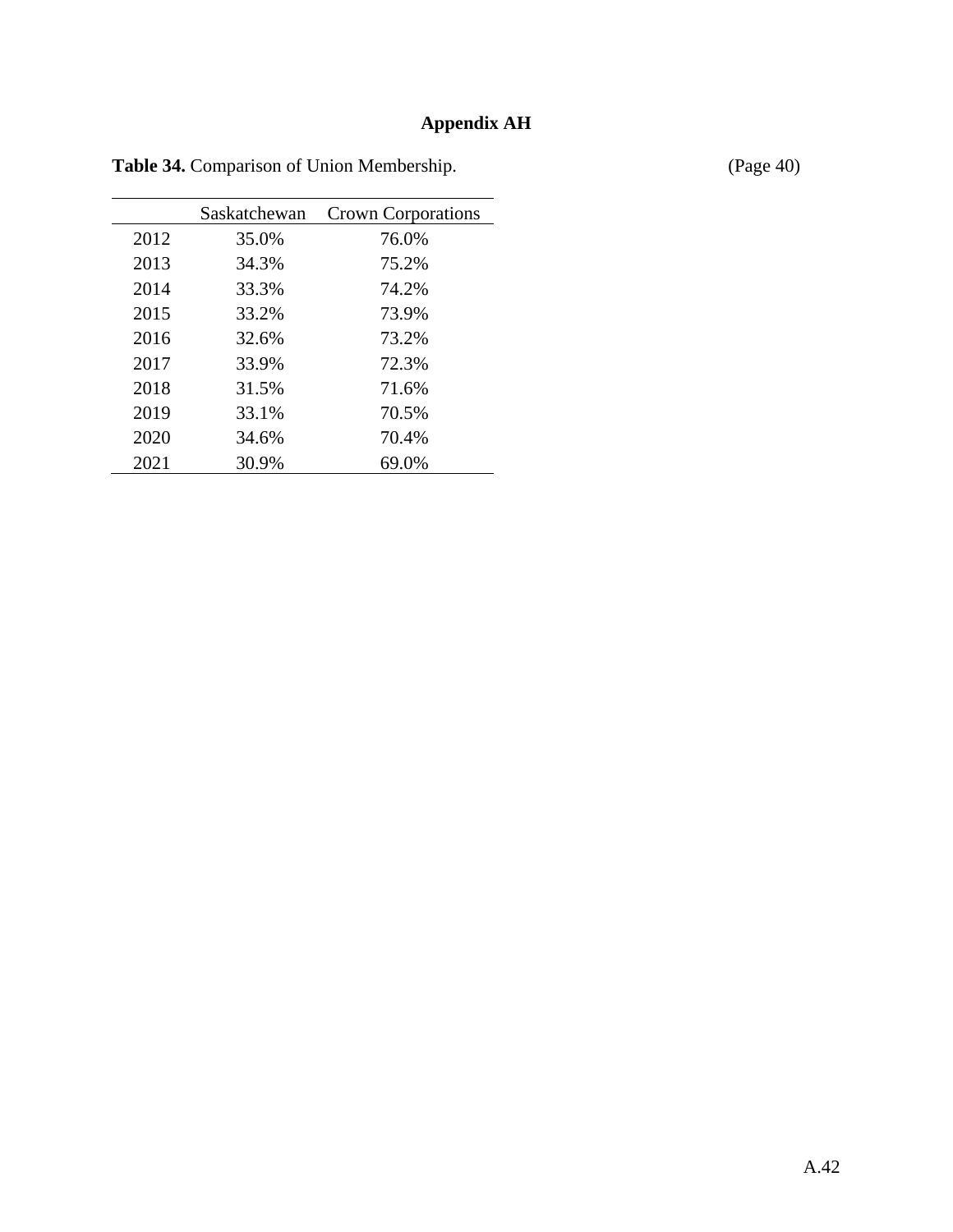# Appendix AH

**Table 34.** Comparison of Union Membership. (Page 40)

| | Saskatchewan | Crown Corporations |
|---|---|---|
| 2012 | 35.0% | 76.0% |
| 2013 | 34.3% | 75.2% |
| 2014 | 33.3% | 74.2% |
| 2015 | 33.2% | 73.9% |
| 2016 | 32.6% | 73.2% |
| 2017 | 33.9% | 72.3% |
| 2018 | 31.5% | 71.6% |
| 2019 | 33.1% | 70.5% |
| 2020 | 34.6% | 70.4% |
| 2021 | 30.9% | 69.0% |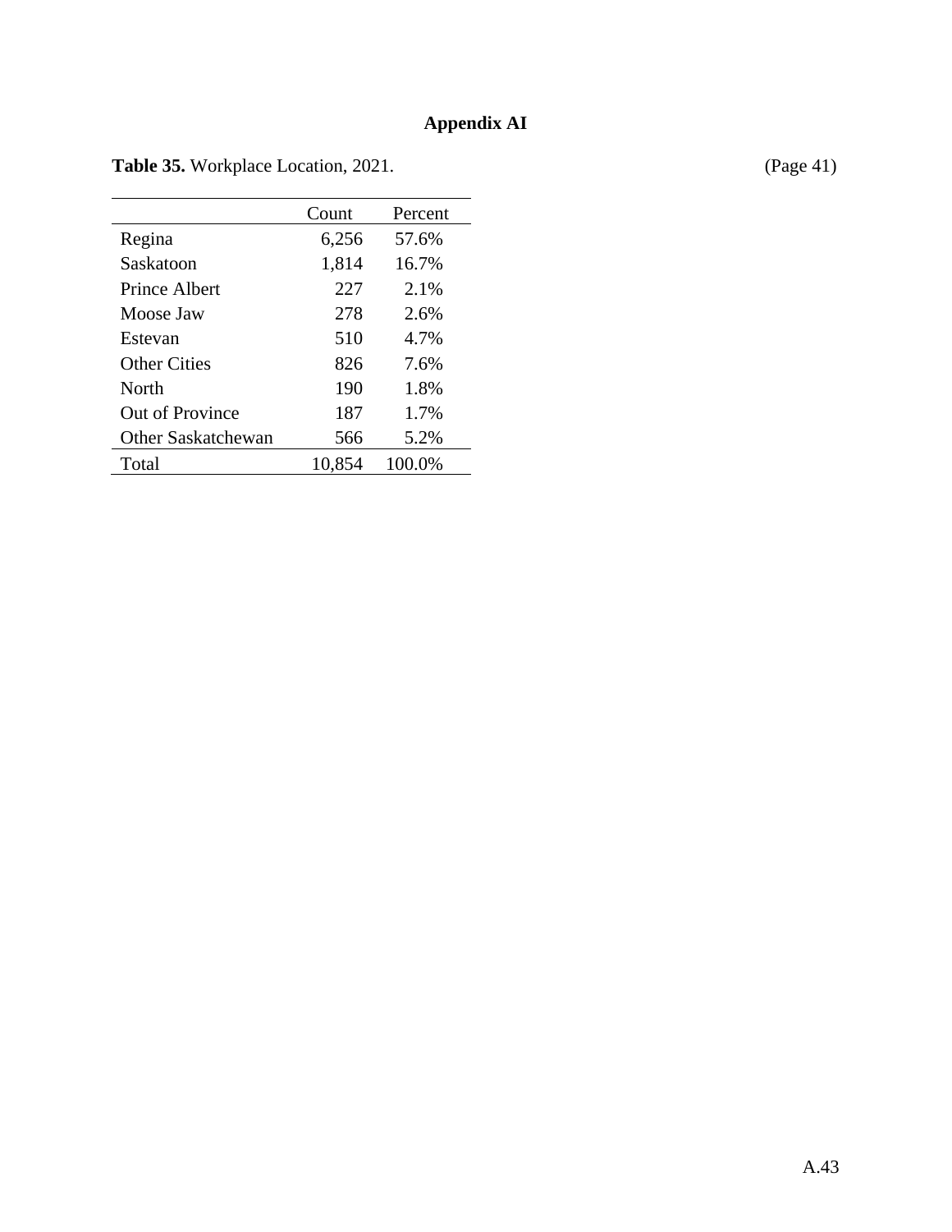# Appendix AI

**Table 35.** Workplace Location, 2021. (Page 41)

| | Count | Percent |
|---|---|---|
| Regina | 6,256 | 57.6% |
| Saskatoon | 1,814 | 16.7% |
| Prince Albert | 227 | 2.1% |
| Moose Jaw | 278 | 2.6% |
| Estevan | 510 | 4.7% |
| Other Cities | 826 | 7.6% |
| North | 190 | 1.8% |
| Out of Province | 187 | 1.7% |
| Other Saskatchewan | 566 | 5.2% |
| Total | 10,854 | 100.0% |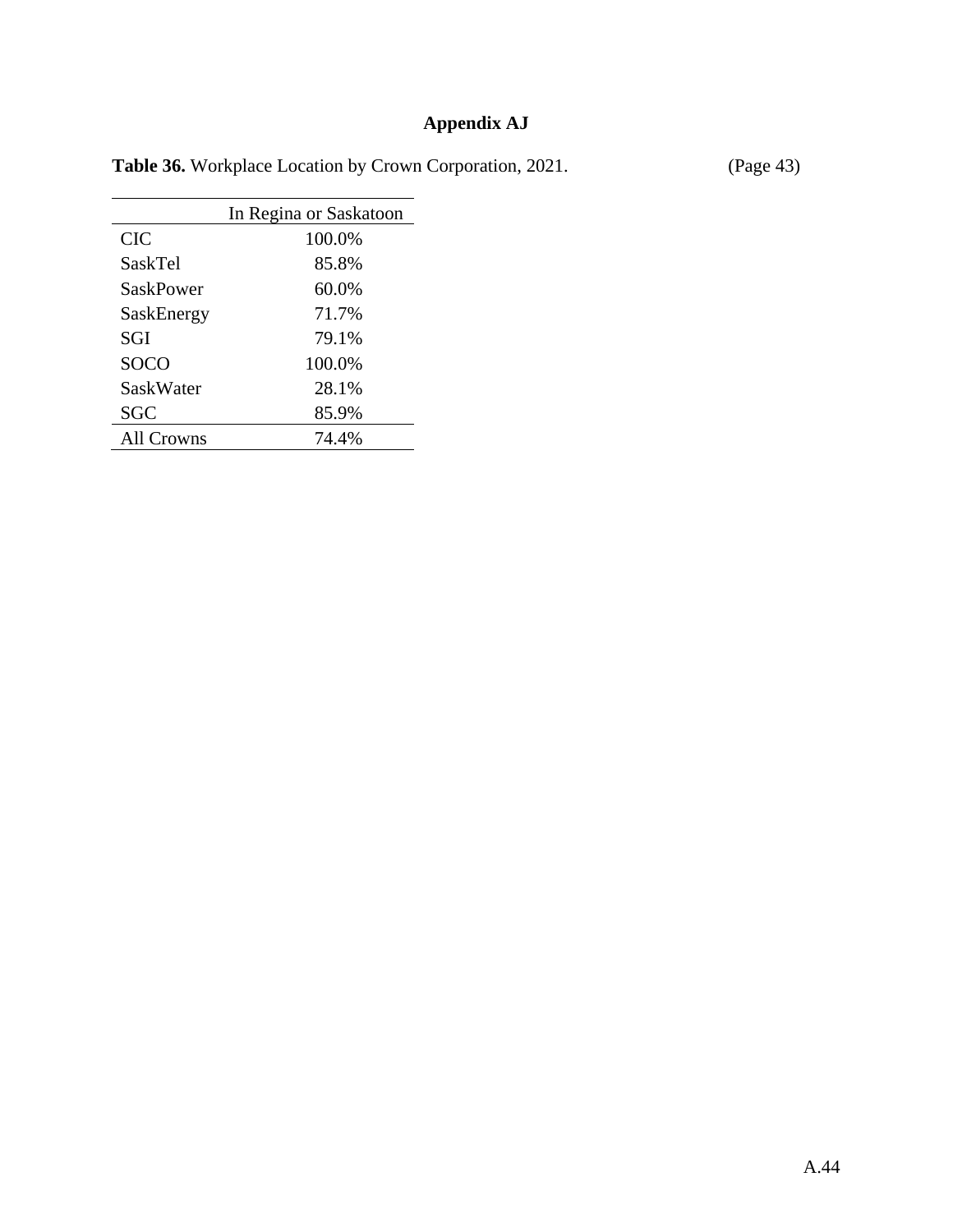# Appendix AJ

**Table 36.** Workplace Location by Crown Corporation, 2021. (Page 43)

| | In Regina or Saskatoon |
|---|---|
| CIC | 100.0% |
| SaskTel | 85.8% |
| SaskPower | 60.0% |
| SaskEnergy | 71.7% |
| SGI | 79.1% |
| SOCO | 100.0% |
| SaskWater | 28.1% |
| SGC | 85.9% |
| All Crowns | 74.4% |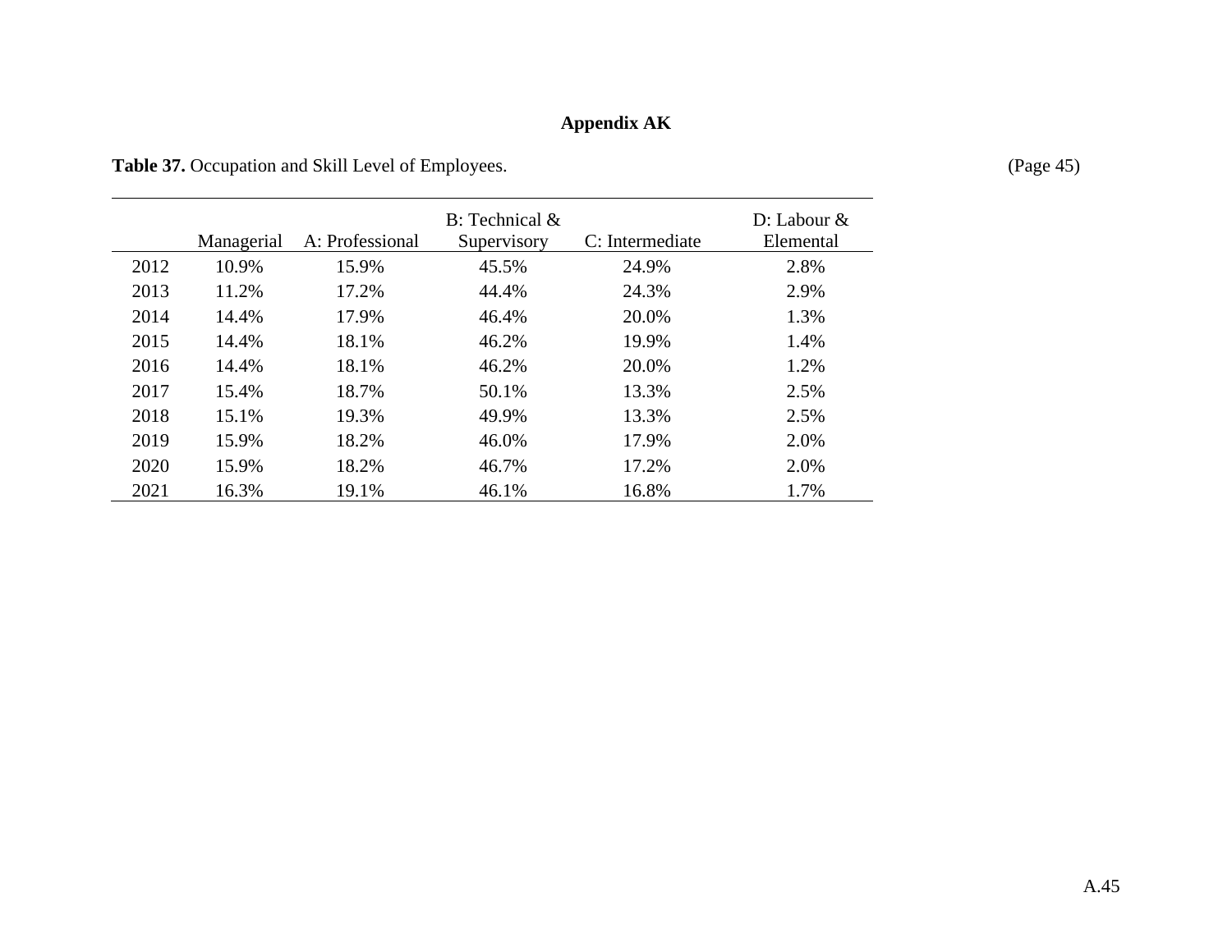# Appendix AK

**Table 37.** Occupation and Skill Level of Employees. (Page 45)

| | Managerial | A: Professional | B: Technical & Supervisory | C: Intermediate | D: Labour & Elemental |
|---|---|---|---|---|---|
| 2012 | 10.9% | 15.9% | 45.5% | 24.9% | 2.8% |
| 2013 | 11.2% | 17.2% | 44.4% | 24.3% | 2.9% |
| 2014 | 14.4% | 17.9% | 46.4% | 20.0% | 1.3% |
| 2015 | 14.4% | 18.1% | 46.2% | 19.9% | 1.4% |
| 2016 | 14.4% | 18.1% | 46.2% | 20.0% | 1.2% |
| 2017 | 15.4% | 18.7% | 50.1% | 13.3% | 2.5% |
| 2018 | 15.1% | 19.3% | 49.9% | 13.3% | 2.5% |
| 2019 | 15.9% | 18.2% | 46.0% | 17.9% | 2.0% |
| 2020 | 15.9% | 18.2% | 46.7% | 17.2% | 2.0% |
| 2021 | 16.3% | 19.1% | 46.1% | 16.8% | 1.7% |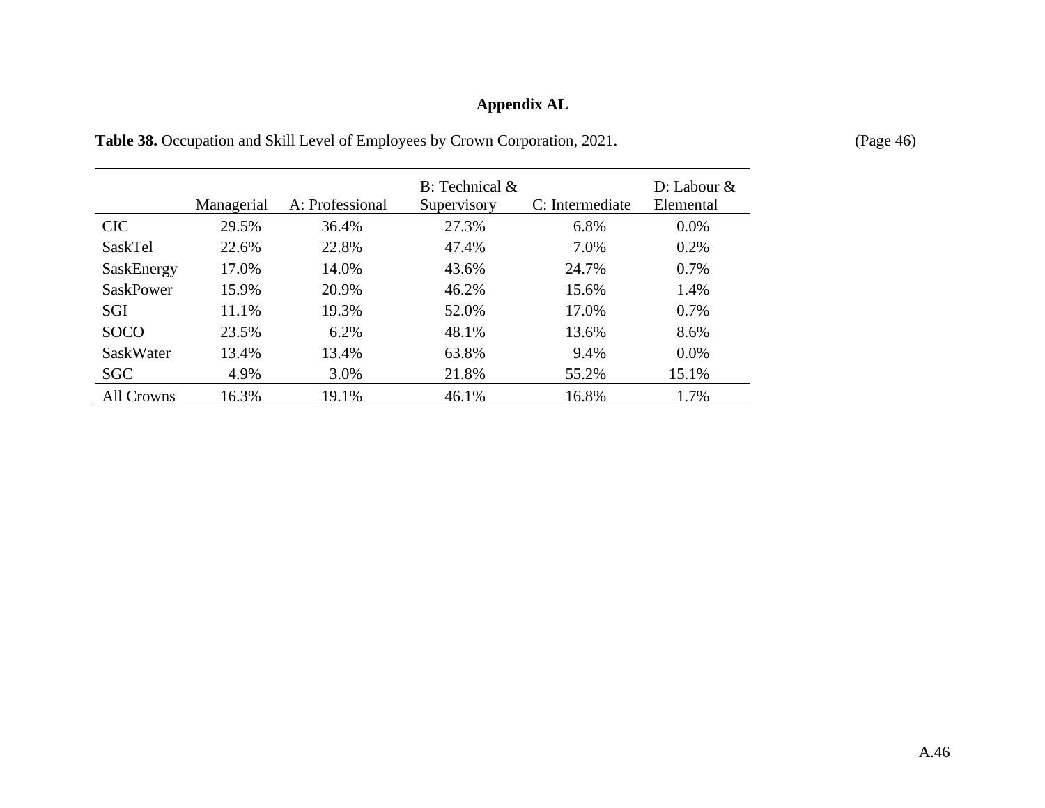# Appendix AL

**Table 38.** Occupation and Skill Level of Employees by Crown Corporation, 2021. (Page 46)

| | Managerial | A: Professional | B: Technical & Supervisory | C: Intermediate | D: Labour & Elemental |
|---|---|---|---|---|---|
| CIC | 29.5% | 36.4% | 27.3% | 6.8% | 0.0% |
| SaskTel | 22.6% | 22.8% | 47.4% | 7.0% | 0.2% |
| SaskEnergy | 17.0% | 14.0% | 43.6% | 24.7% | 0.7% |
| SaskPower | 15.9% | 20.9% | 46.2% | 15.6% | 1.4% |
| SGI | 11.1% | 19.3% | 52.0% | 17.0% | 0.7% |
| SOCO | 23.5% | 6.2% | 48.1% | 13.6% | 8.6% |
| SaskWater | 13.4% | 13.4% | 63.8% | 9.4% | 0.0% |
| SGC | 4.9% | 3.0% | 21.8% | 55.2% | 15.1% |
| All Crowns | 16.3% | 19.1% | 46.1% | 16.8% | 1.7% |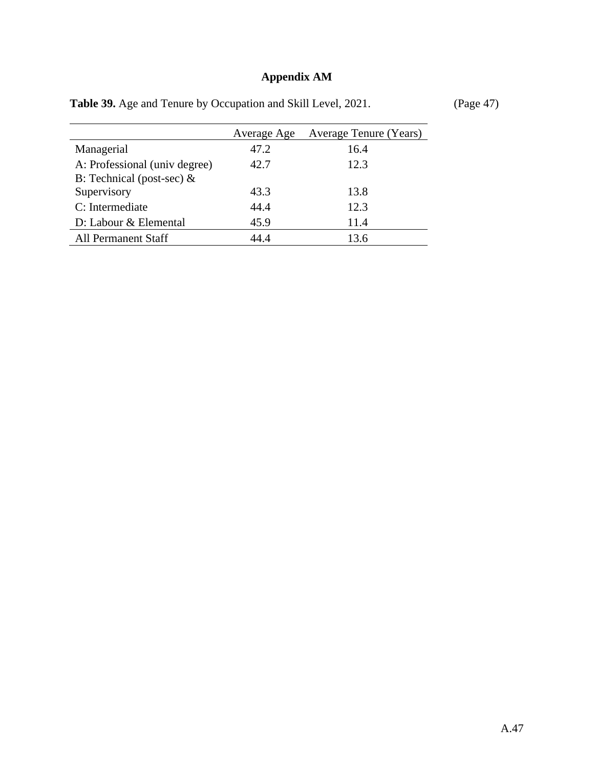# Appendix AM

**Table 39.** Age and Tenure by Occupation and Skill Level, 2021. (Page 47)

| | Average Age | Average Tenure (Years) |
|---|---|---|
| Managerial | 47.2 | 16.4 |
| A: Professional (univ degree) | 42.7 | 12.3 |
| B: Technical (post-sec) & Supervisory | 43.3 | 13.8 |
| C: Intermediate | 44.4 | 12.3 |
| D: Labour & Elemental | 45.9 | 11.4 |
| All Permanent Staff | 44.4 | 13.6 |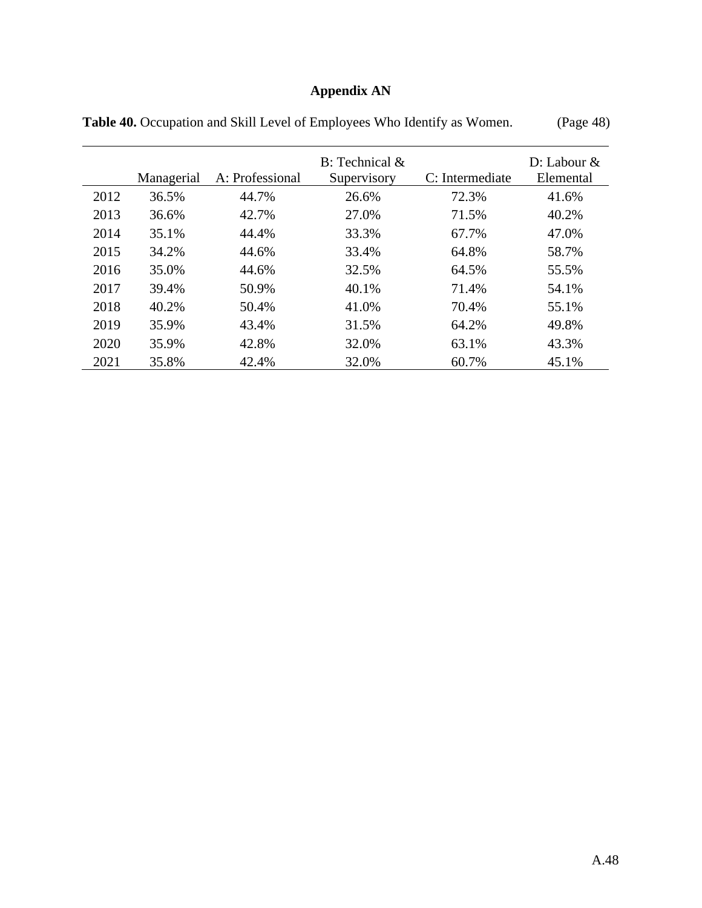# Appendix AN

**Table 40.** Occupation and Skill Level of Employees Who Identify as Women. (Page 48)

| | Managerial | A: Professional | B: Technical & Supervisory | C: Intermediate | D: Labour & Elemental |
|---|---|---|---|---|---|
| 2012 | 36.5% | 44.7% | 26.6% | 72.3% | 41.6% |
| 2013 | 36.6% | 42.7% | 27.0% | 71.5% | 40.2% |
| 2014 | 35.1% | 44.4% | 33.3% | 67.7% | 47.0% |
| 2015 | 34.2% | 44.6% | 33.4% | 64.8% | 58.7% |
| 2016 | 35.0% | 44.6% | 32.5% | 64.5% | 55.5% |
| 2017 | 39.4% | 50.9% | 40.1% | 71.4% | 54.1% |
| 2018 | 40.2% | 50.4% | 41.0% | 70.4% | 55.1% |
| 2019 | 35.9% | 43.4% | 31.5% | 64.2% | 49.8% |
| 2020 | 35.9% | 42.8% | 32.0% | 63.1% | 43.3% |
| 2021 | 35.8% | 42.4% | 32.0% | 60.7% | 45.1% |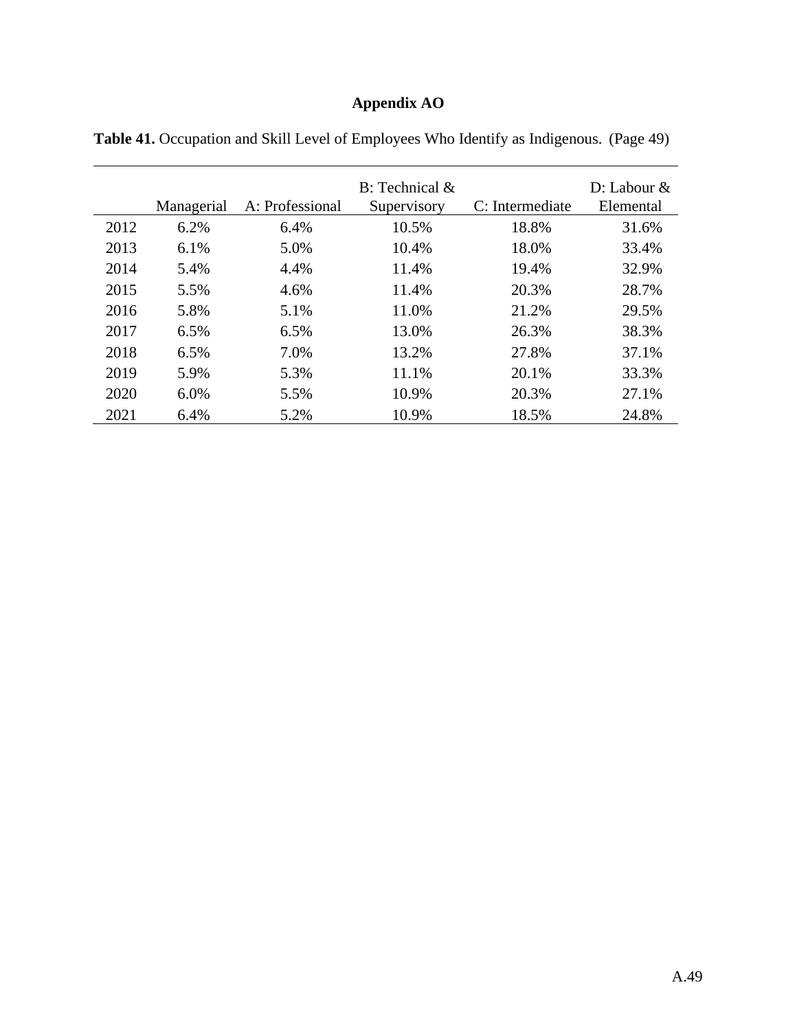# Appendix AO

**Table 41.** Occupation and Skill Level of Employees Who Identify as Indigenous. (Page 49)

| | Managerial | A: Professional | B: Technical & Supervisory | C: Intermediate | D: Labour & Elemental |
|---|---|---|---|---|---|
| 2012 | 6.2% | 6.4% | 10.5% | 18.8% | 31.6% |
| 2013 | 6.1% | 5.0% | 10.4% | 18.0% | 33.4% |
| 2014 | 5.4% | 4.4% | 11.4% | 19.4% | 32.9% |
| 2015 | 5.5% | 4.6% | 11.4% | 20.3% | 28.7% |
| 2016 | 5.8% | 5.1% | 11.0% | 21.2% | 29.5% |
| 2017 | 6.5% | 6.5% | 13.0% | 26.3% | 38.3% |
| 2018 | 6.5% | 7.0% | 13.2% | 27.8% | 37.1% |
| 2019 | 5.9% | 5.3% | 11.1% | 20.1% | 33.3% |
| 2020 | 6.0% | 5.5% | 10.9% | 20.3% | 27.1% |
| 2021 | 6.4% | 5.2% | 10.9% | 18.5% | 24.8% |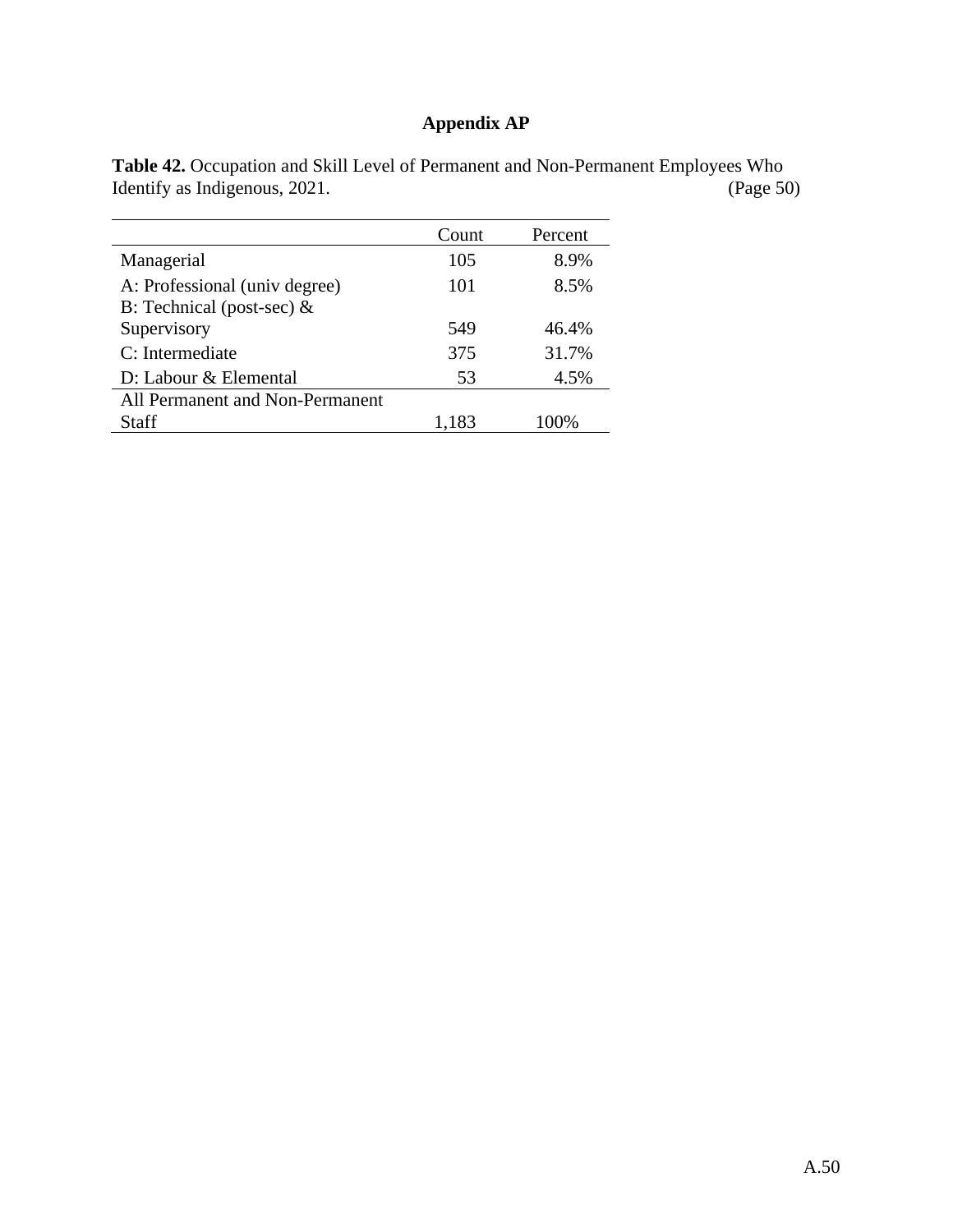# Appendix AP

**Table 42.** Occupation and Skill Level of Permanent and Non-Permanent Employees Who Identify as Indigenous, 2021. (Page 50)

| | Count | Percent |
|---|---|---|
| Managerial | 105 | 8.9% |
| A: Professional (univ degree) | 101 | 8.5% |
| B: Technical (post-sec) & Supervisory | 549 | 46.4% |
| C: Intermediate | 375 | 31.7% |
| D: Labour & Elemental | 53 | 4.5% |
| All Permanent and Non-Permanent Staff | 1,183 | 100% |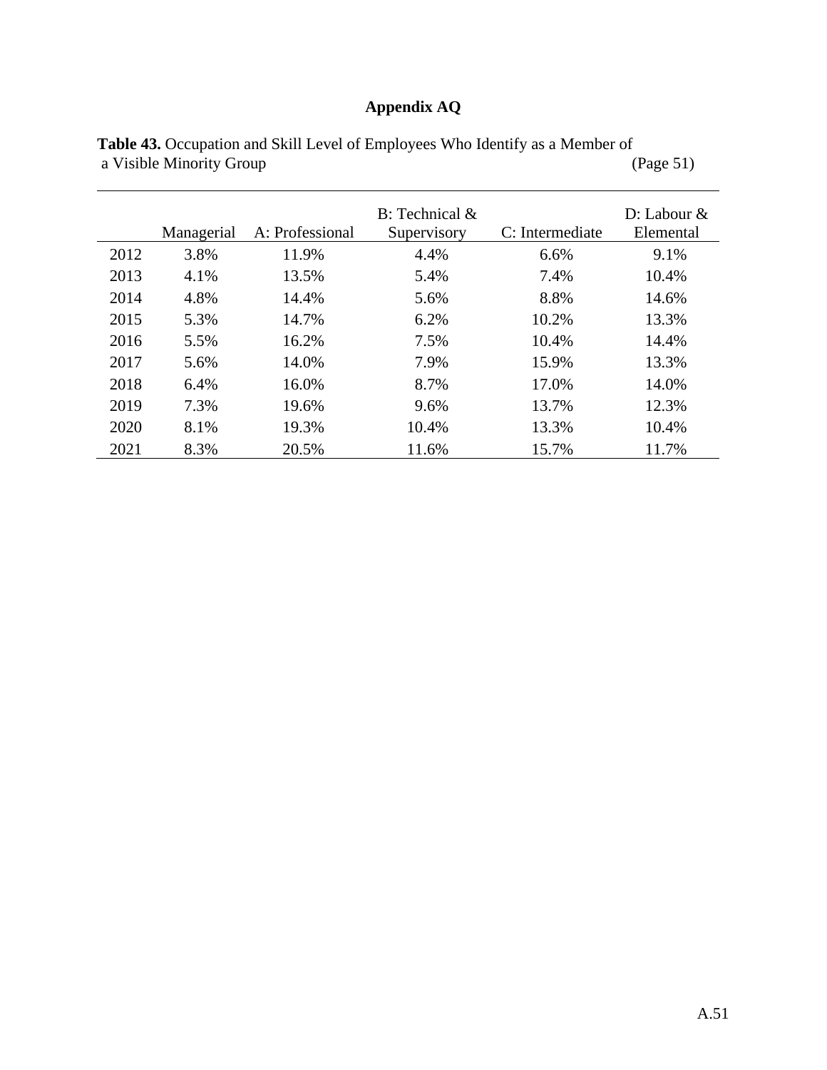# Appendix AQ

**Table 43.** Occupation and Skill Level of Employees Who Identify as a Member of a Visible Minority Group (Page 51)

| | Managerial | A: Professional | B: Technical & Supervisory | C: Intermediate | D: Labour & Elemental |
|---|---|---|---|---|---|
| 2012 | 3.8% | 11.9% | 4.4% | 6.6% | 9.1% |
| 2013 | 4.1% | 13.5% | 5.4% | 7.4% | 10.4% |
| 2014 | 4.8% | 14.4% | 5.6% | 8.8% | 14.6% |
| 2015 | 5.3% | 14.7% | 6.2% | 10.2% | 13.3% |
| 2016 | 5.5% | 16.2% | 7.5% | 10.4% | 14.4% |
| 2017 | 5.6% | 14.0% | 7.9% | 15.9% | 13.3% |
| 2018 | 6.4% | 16.0% | 8.7% | 17.0% | 14.0% |
| 2019 | 7.3% | 19.6% | 9.6% | 13.7% | 12.3% |
| 2020 | 8.1% | 19.3% | 10.4% | 13.3% | 10.4% |
| 2021 | 8.3% | 20.5% | 11.6% | 15.7% | 11.7% |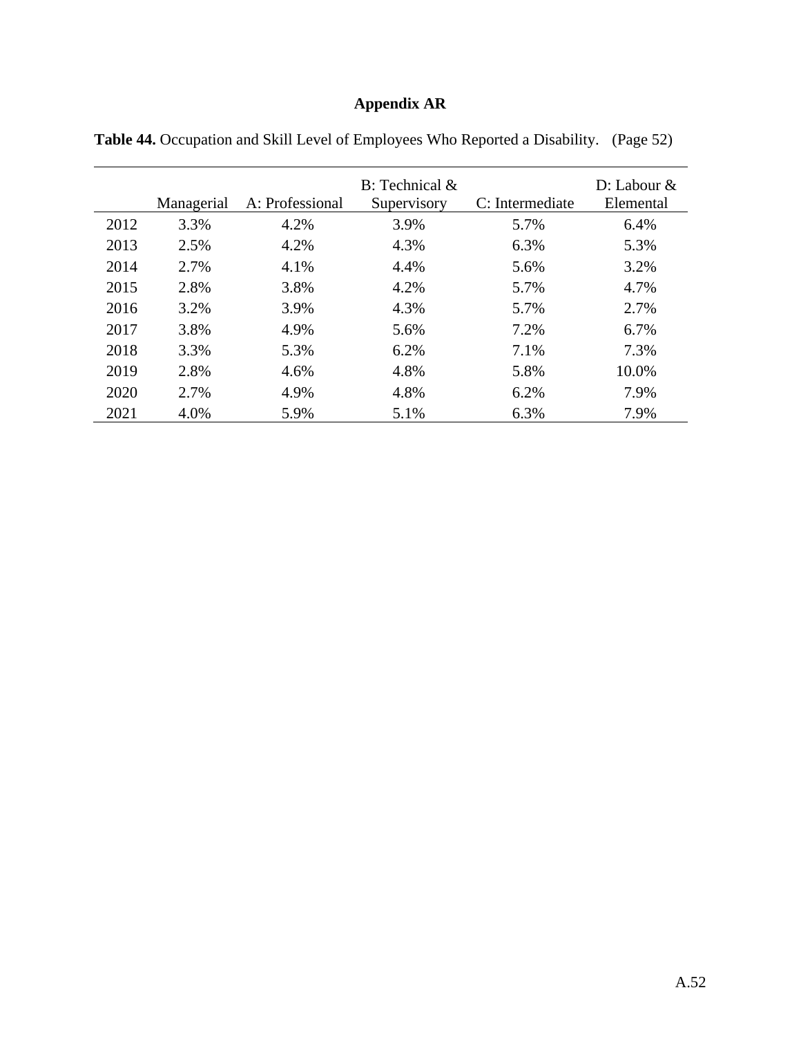# Appendix AR

**Table 44.** Occupation and Skill Level of Employees Who Reported a Disability. (Page 52)

| | Managerial | A: Professional | B: Technical & Supervisory | C: Intermediate | D: Labour & Elemental |
|---|---|---|---|---|---|
| 2012 | 3.3% | 4.2% | 3.9% | 5.7% | 6.4% |
| 2013 | 2.5% | 4.2% | 4.3% | 6.3% | 5.3% |
| 2014 | 2.7% | 4.1% | 4.4% | 5.6% | 3.2% |
| 2015 | 2.8% | 3.8% | 4.2% | 5.7% | 4.7% |
| 2016 | 3.2% | 3.9% | 4.3% | 5.7% | 2.7% |
| 2017 | 3.8% | 4.9% | 5.6% | 7.2% | 6.7% |
| 2018 | 3.3% | 5.3% | 6.2% | 7.1% | 7.3% |
| 2019 | 2.8% | 4.6% | 4.8% | 5.8% | 10.0% |
| 2020 | 2.7% | 4.9% | 4.8% | 6.2% | 7.9% |
| 2021 | 4.0% | 5.9% | 5.1% | 6.3% | 7.9% |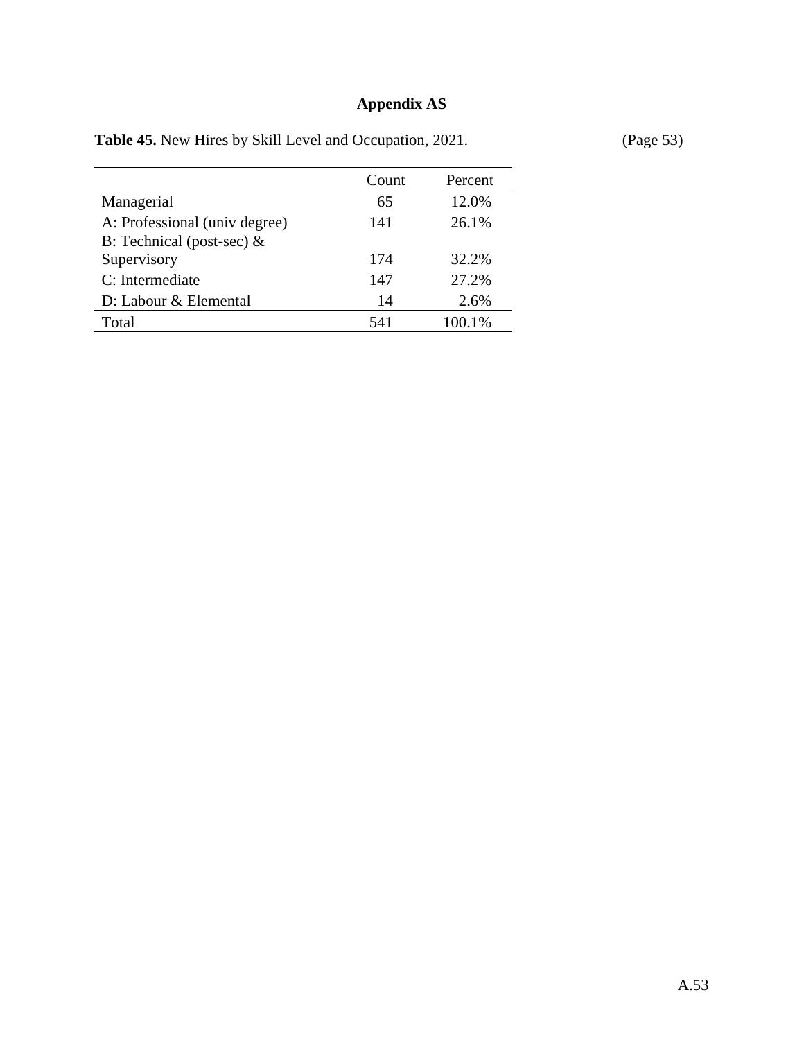# Appendix AS

**Table 45.** New Hires by Skill Level and Occupation, 2021. (Page 53)

| | Count | Percent |
|---|---|---|
| Managerial | 65 | 12.0% |
| A: Professional (univ degree) | 141 | 26.1% |
| B: Technical (post-sec) & Supervisory | 174 | 32.2% |
| C: Intermediate | 147 | 27.2% |
| D: Labour & Elemental | 14 | 2.6% |
| Total | 541 | 100.1% |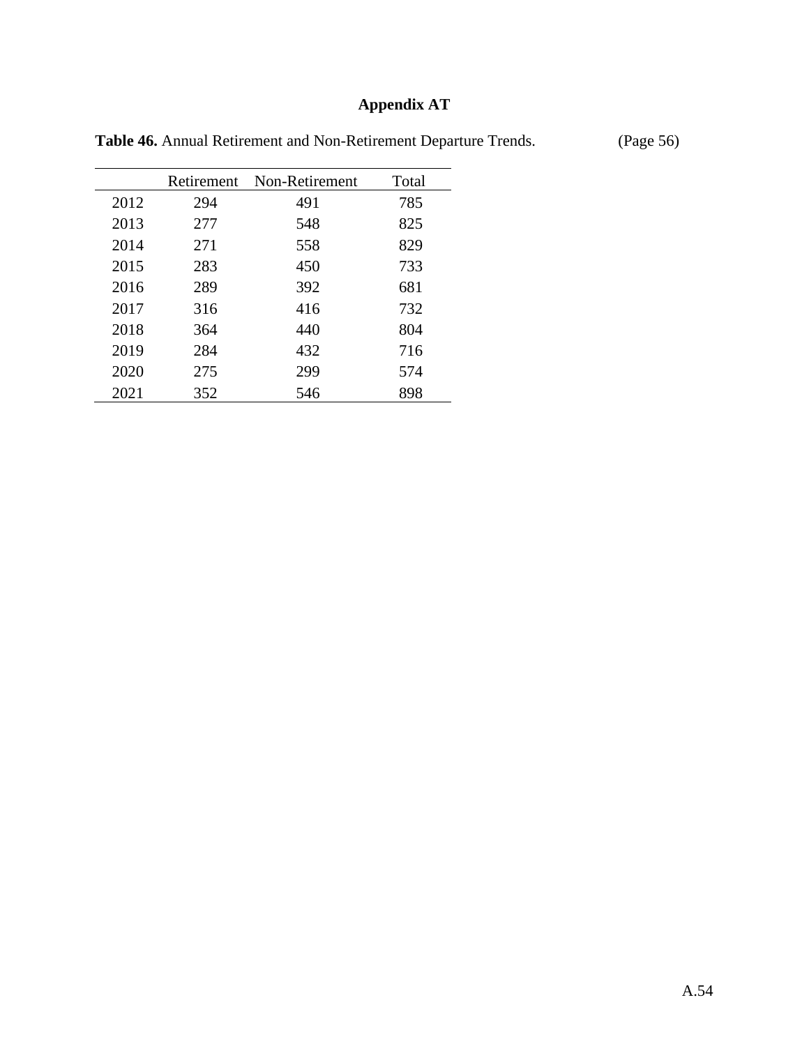# Appendix AT

**Table 46.** Annual Retirement and Non-Retirement Departure Trends. (Page 56)

| | Retirement | Non-Retirement | Total |
|---|---|---|---|
| 2012 | 294 | 491 | 785 |
| 2013 | 277 | 548 | 825 |
| 2014 | 271 | 558 | 829 |
| 2015 | 283 | 450 | 733 |
| 2016 | 289 | 392 | 681 |
| 2017 | 316 | 416 | 732 |
| 2018 | 364 | 440 | 804 |
| 2019 | 284 | 432 | 716 |
| 2020 | 275 | 299 | 574 |
| 2021 | 352 | 546 | 898 |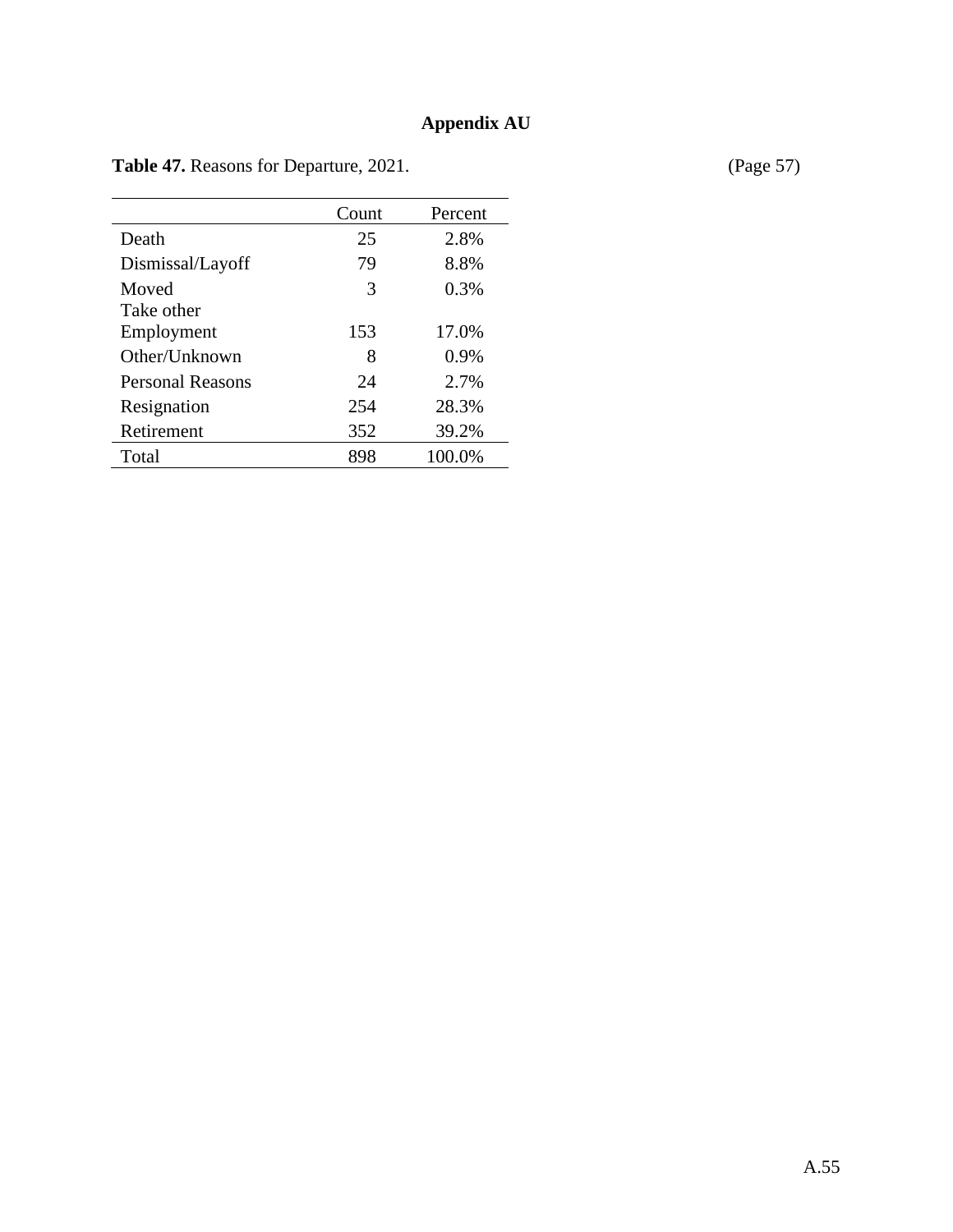# Appendix AU

**Table 47.** Reasons for Departure, 2021. (Page 57)

| | Count | Percent |
|---|---|---|
| Death | 25 | 2.8% |
| Dismissal/Layoff | 79 | 8.8% |
| Moved | 3 | 0.3% |
| Take other Employment | 153 | 17.0% |
| Other/Unknown | 8 | 0.9% |
| Personal Reasons | 24 | 2.7% |
| Resignation | 254 | 28.3% |
| Retirement | 352 | 39.2% |
| Total | 898 | 100.0% |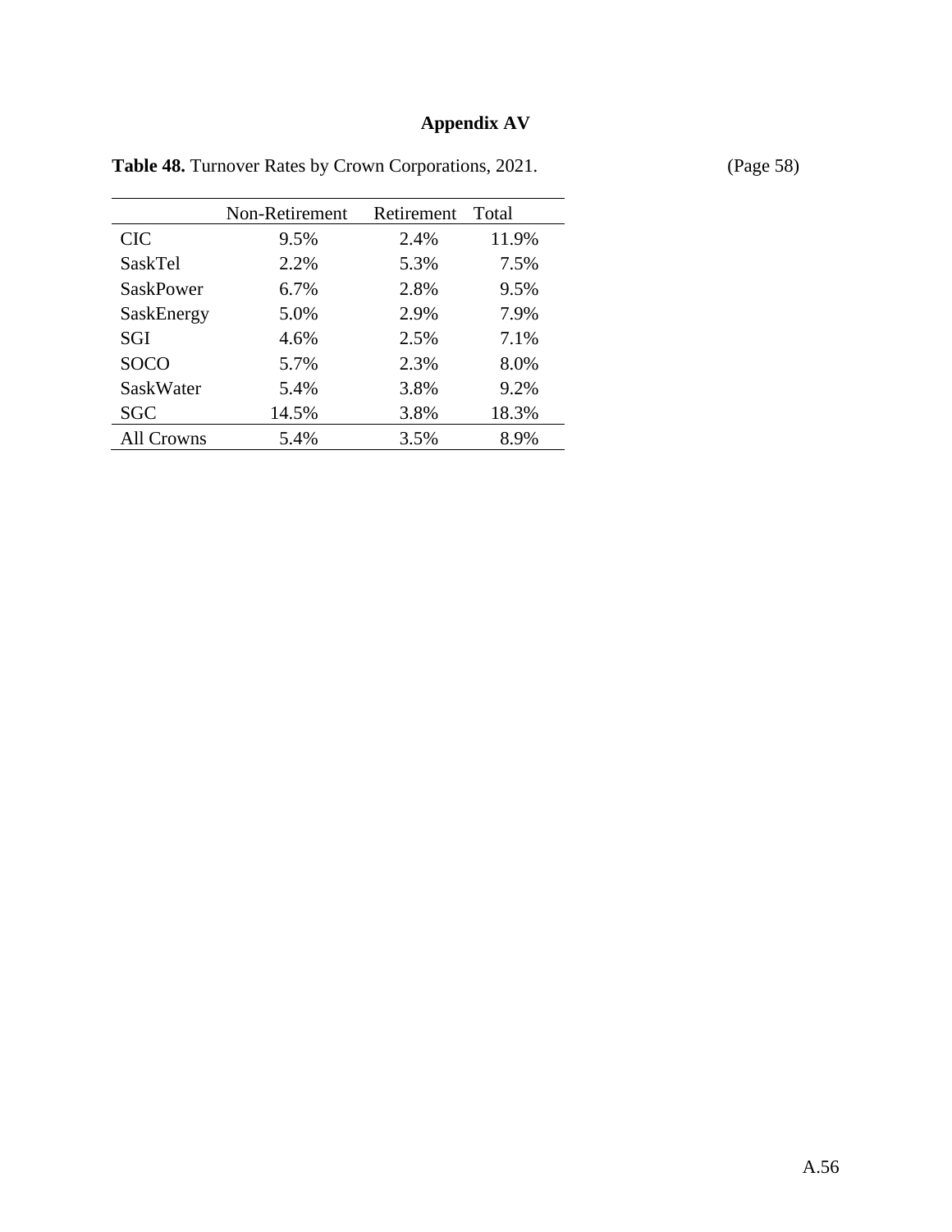## Appendix AV

**Table 48.** Turnover Rates by Crown Corporations, 2021. (Page 58)

| | Non-Retirement | Retirement | Total |
|---|---|---|---|
| CIC | 9.5% | 2.4% | 11.9% |
| SaskTel | 2.2% | 5.3% | 7.5% |
| SaskPower | 6.7% | 2.8% | 9.5% |
| SaskEnergy | 5.0% | 2.9% | 7.9% |
| SGI | 4.6% | 2.5% | 7.1% |
| SOCO | 5.7% | 2.3% | 8.0% |
| SaskWater | 5.4% | 3.8% | 9.2% |
| SGC | 14.5% | 3.8% | 18.3% |
| All Crowns | 5.4% | 3.5% | 8.9% |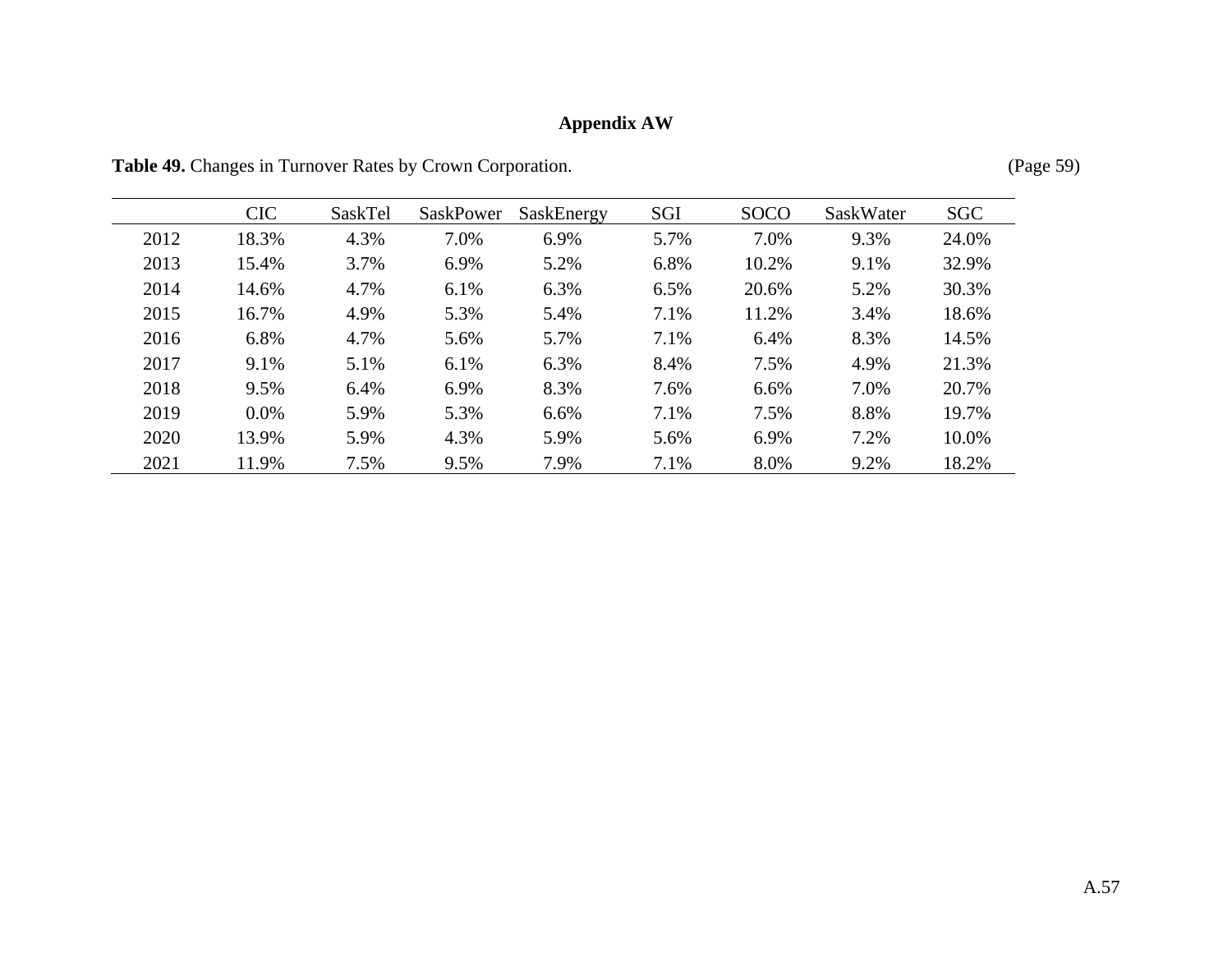## Appendix AW

**Table 49.** Changes in Turnover Rates by Crown Corporation. (Page 59)

| | CIC | SaskTel | SaskPower | SaskEnergy | SGI | SOCO | SaskWater | SGC |
|---|---|---|---|---|---|---|---|---|
| 2012 | 18.3% | 4.3% | 7.0% | 6.9% | 5.7% | 7.0% | 9.3% | 24.0% |
| 2013 | 15.4% | 3.7% | 6.9% | 5.2% | 6.8% | 10.2% | 9.1% | 32.9% |
| 2014 | 14.6% | 4.7% | 6.1% | 6.3% | 6.5% | 20.6% | 5.2% | 30.3% |
| 2015 | 16.7% | 4.9% | 5.3% | 5.4% | 7.1% | 11.2% | 3.4% | 18.6% |
| 2016 | 6.8% | 4.7% | 5.6% | 5.7% | 7.1% | 6.4% | 8.3% | 14.5% |
| 2017 | 9.1% | 5.1% | 6.1% | 6.3% | 8.4% | 7.5% | 4.9% | 21.3% |
| 2018 | 9.5% | 6.4% | 6.9% | 8.3% | 7.6% | 6.6% | 7.0% | 20.7% |
| 2019 | 0.0% | 5.9% | 5.3% | 6.6% | 7.1% | 7.5% | 8.8% | 19.7% |
| 2020 | 13.9% | 5.9% | 4.3% | 5.9% | 5.6% | 6.9% | 7.2% | 10.0% |
| 2021 | 11.9% | 7.5% | 9.5% | 7.9% | 7.1% | 8.0% | 9.2% | 18.2% |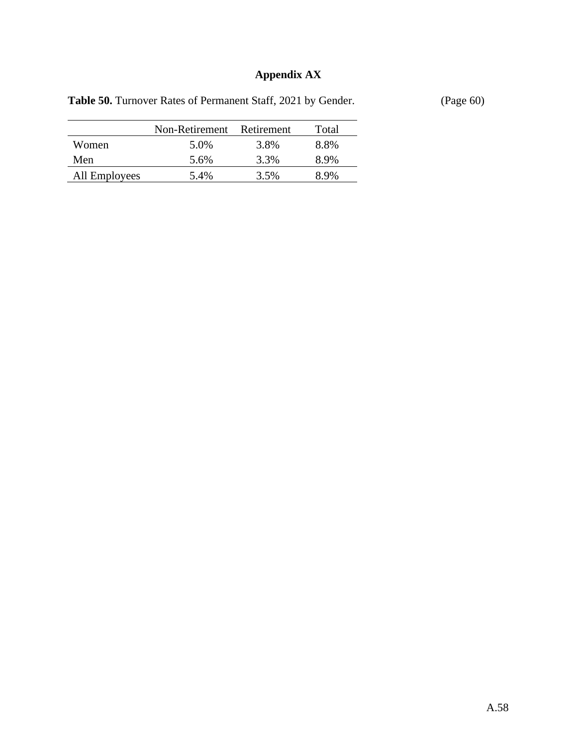# Appendix AX

**Table 50.** Turnover Rates of Permanent Staff, 2021 by Gender. (Page 60)

| | Non-Retirement | Retirement | Total |
|---|---|---|---|
| Women | 5.0% | 3.8% | 8.8% |
| Men | 5.6% | 3.3% | 8.9% |
| All Employees | 5.4% | 3.5% | 8.9% |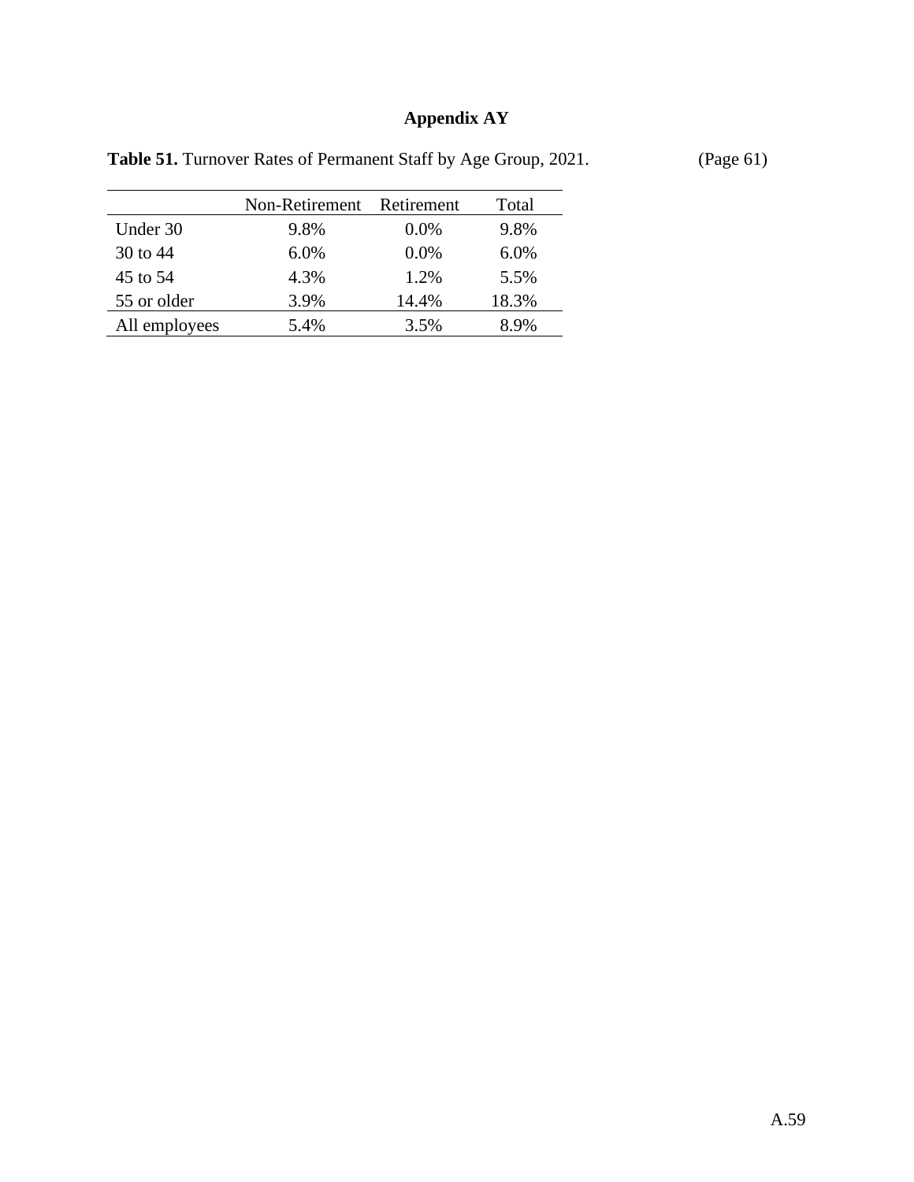# Appendix AY

**Table 51.** Turnover Rates of Permanent Staff by Age Group, 2021. (Page 61)

| | Non-Retirement | Retirement | Total |
|---|---|---|---|
| Under 30 | 9.8% | 0.0% | 9.8% |
| 30 to 44 | 6.0% | 0.0% | 6.0% |
| 45 to 54 | 4.3% | 1.2% | 5.5% |
| 55 or older | 3.9% | 14.4% | 18.3% |
| All employees | 5.4% | 3.5% | 8.9% |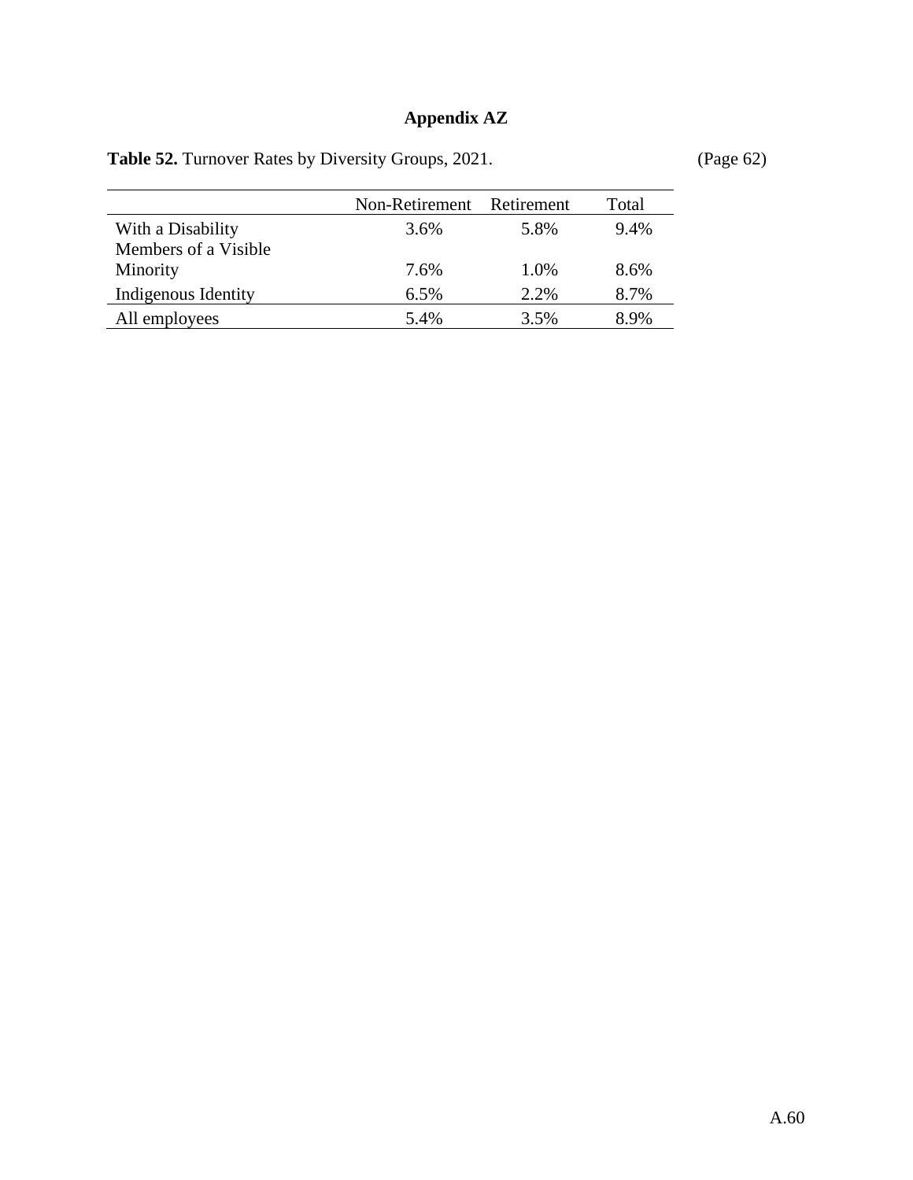# Appendix AZ

**Table 52.** Turnover Rates by Diversity Groups, 2021. (Page 62)

| | Non-Retirement | Retirement | Total |
|---|---|---|---|
| With a Disability | 3.6% | 5.8% | 9.4% |
| Members of a Visible Minority | 7.6% | 1.0% | 8.6% |
| Indigenous Identity | 6.5% | 2.2% | 8.7% |
| All employees | 5.4% | 3.5% | 8.9% |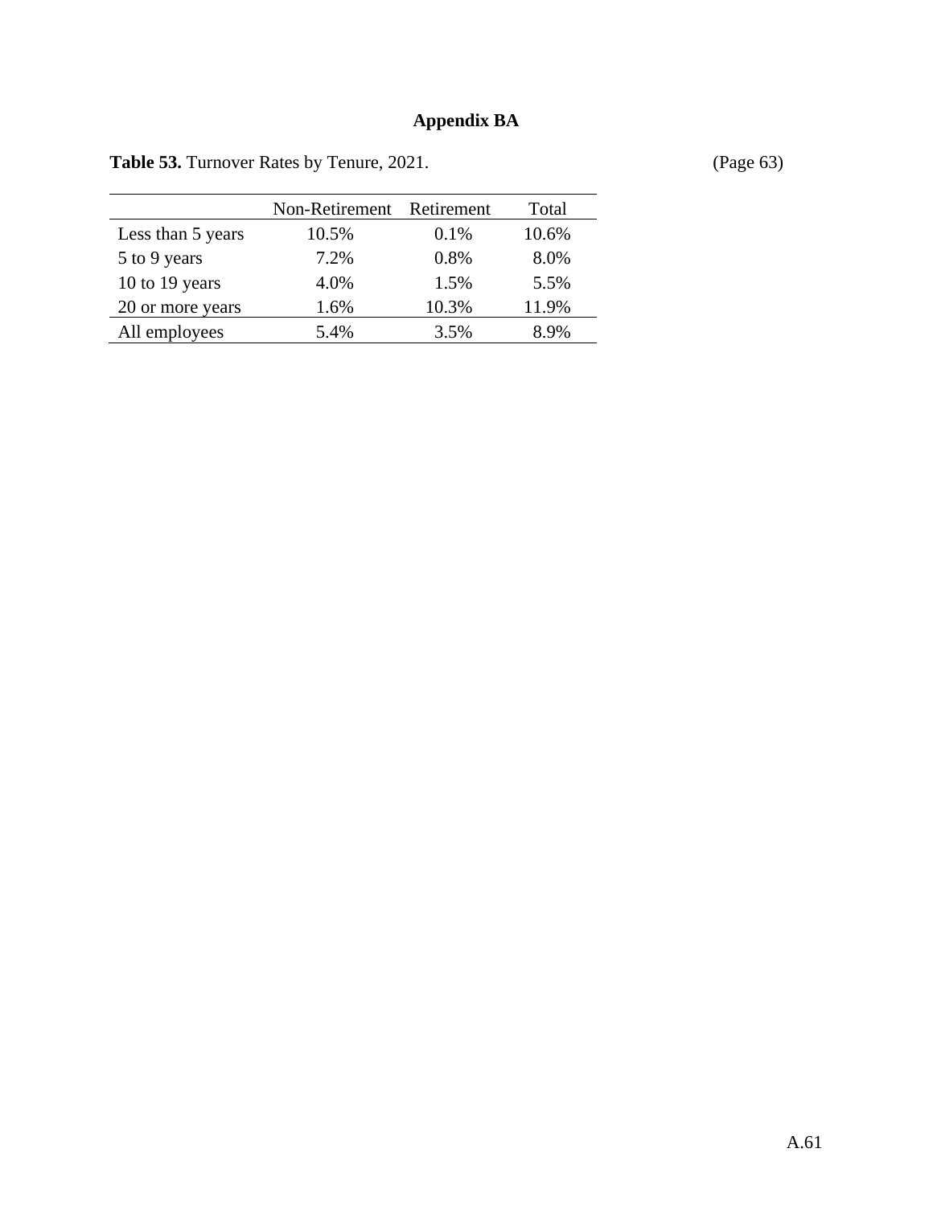# Appendix BA

**Table 53.** Turnover Rates by Tenure, 2021. (Page 63)

| | Non-Retirement | Retirement | Total |
|---|---|---|---|
| Less than 5 years | 10.5% | 0.1% | 10.6% |
| 5 to 9 years | 7.2% | 0.8% | 8.0% |
| 10 to 19 years | 4.0% | 1.5% | 5.5% |
| 20 or more years | 1.6% | 10.3% | 11.9% |
| All employees | 5.4% | 3.5% | 8.9% |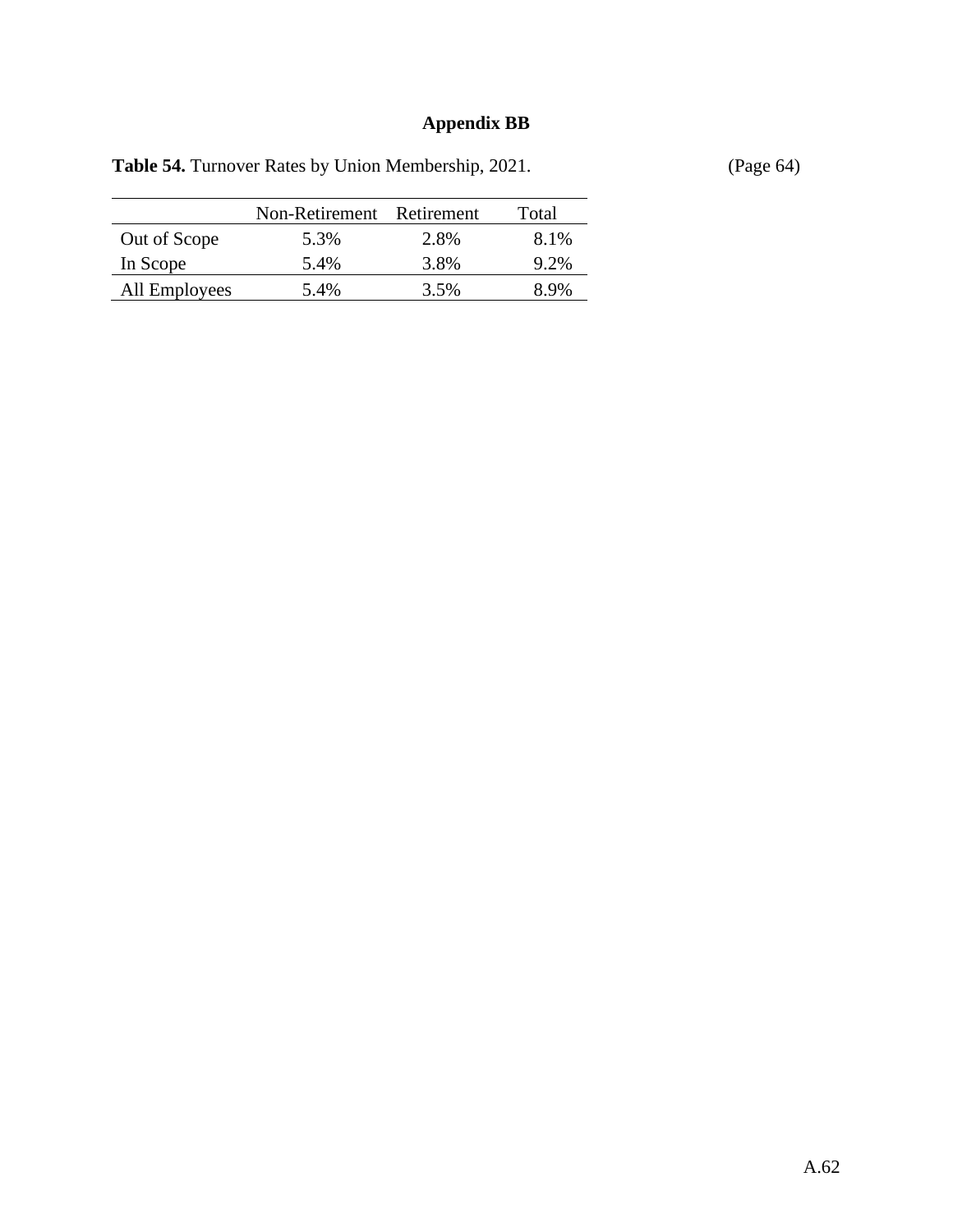## Appendix BB

**Table 54.** Turnover Rates by Union Membership, 2021. (Page 64)

| | Non-Retirement | Retirement | Total |
|---|---|---|---|
| Out of Scope | 5.3% | 2.8% | 8.1% |
| In Scope | 5.4% | 3.8% | 9.2% |
| All Employees | 5.4% | 3.5% | 8.9% |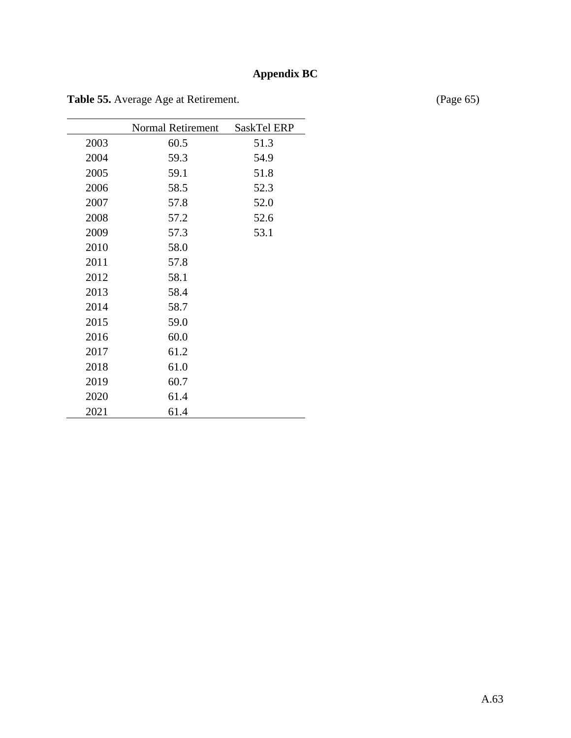# Appendix BC

**Table 55.** Average Age at Retirement. (Page 65)

| | Normal Retirement | SaskTel ERP |
|---|---|---|
| 2003 | 60.5 | 51.3 |
| 2004 | 59.3 | 54.9 |
| 2005 | 59.1 | 51.8 |
| 2006 | 58.5 | 52.3 |
| 2007 | 57.8 | 52.0 |
| 2008 | 57.2 | 52.6 |
| 2009 | 57.3 | 53.1 |
| 2010 | 58.0 | |
| 2011 | 57.8 | |
| 2012 | 58.1 | |
| 2013 | 58.4 | |
| 2014 | 58.7 | |
| 2015 | 59.0 | |
| 2016 | 60.0 | |
| 2017 | 61.2 | |
| 2018 | 61.0 | |
| 2019 | 60.7 | |
| 2020 | 61.4 | |
| 2021 | 61.4 | |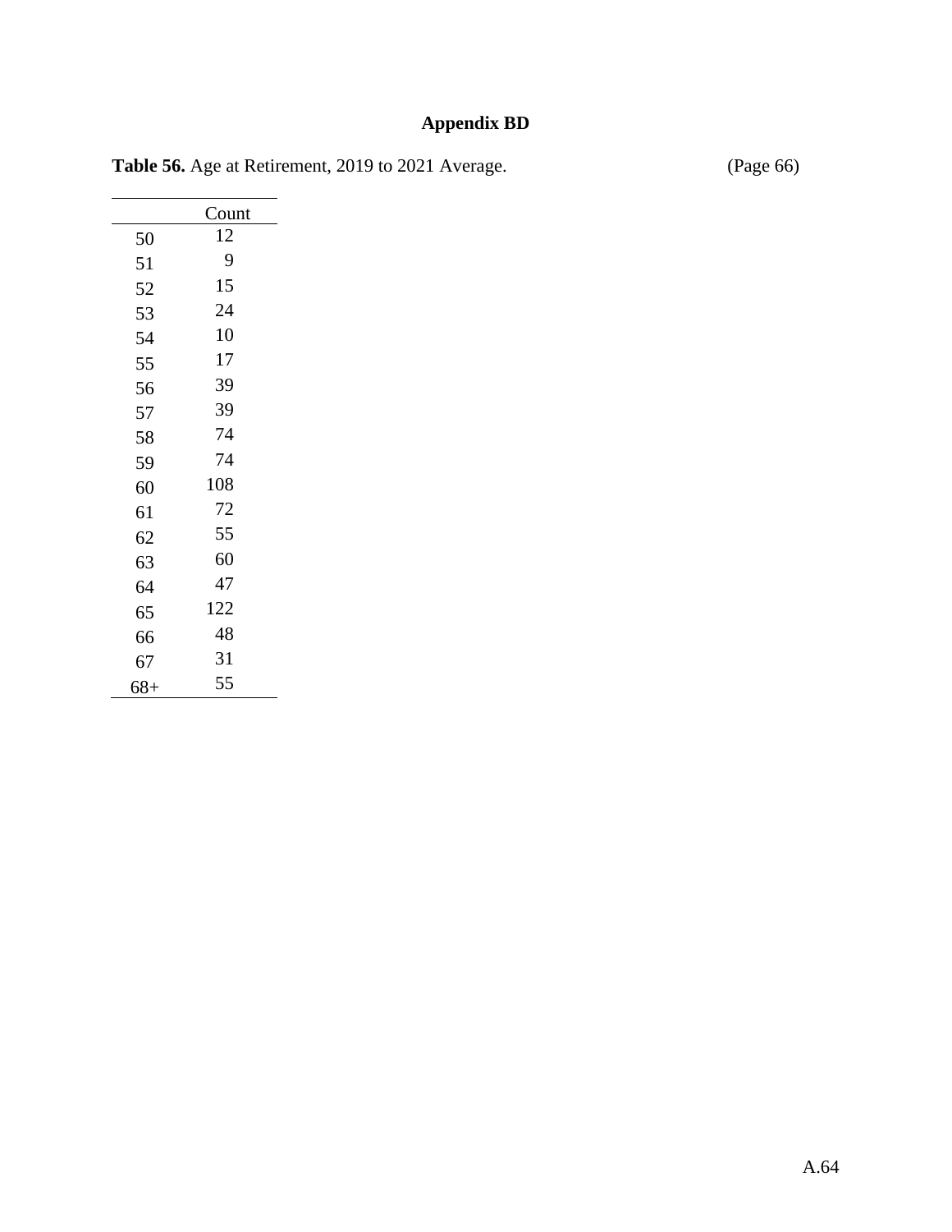# Appendix BD

**Table 56.** Age at Retirement, 2019 to 2021 Average. (Page 66)

| | Count |
|---|---|
| 50 | 12 |
| 51 | 9 |
| 52 | 15 |
| 53 | 24 |
| 54 | 10 |
| 55 | 17 |
| 56 | 39 |
| 57 | 39 |
| 58 | 74 |
| 59 | 74 |
| 60 | 108 |
| 61 | 72 |
| 62 | 55 |
| 63 | 60 |
| 64 | 47 |
| 65 | 122 |
| 66 | 48 |
| 67 | 31 |
| 68+ | 55 |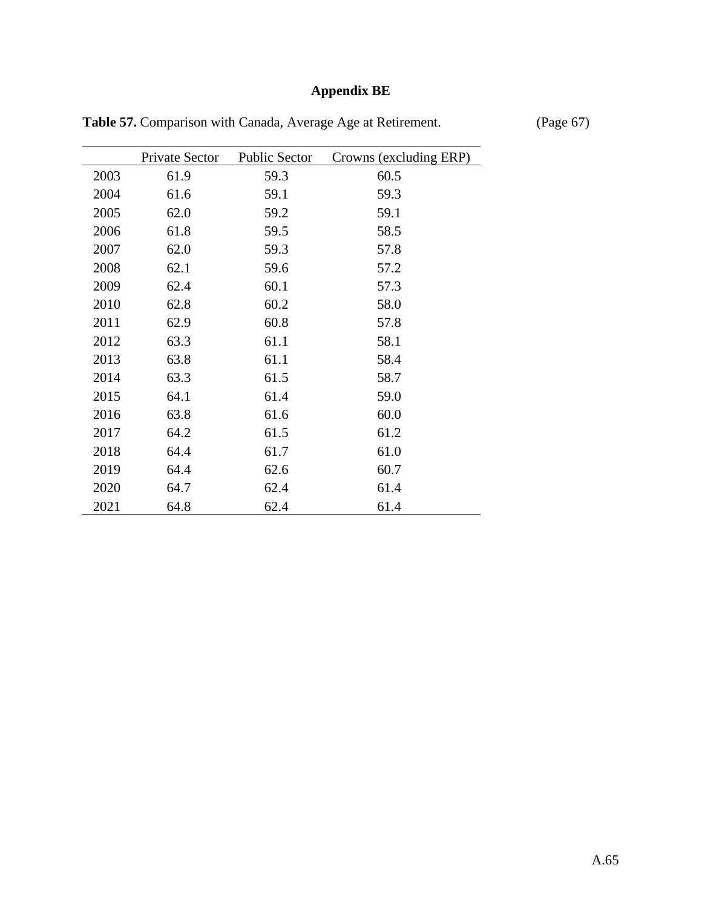## Appendix BE

**Table 57.** Comparison with Canada, Average Age at Retirement. (Page 67)

| | Private Sector | Public Sector | Crowns (excluding ERP) |
|---|---|---|---|
| 2003 | 61.9 | 59.3 | 60.5 |
| 2004 | 61.6 | 59.1 | 59.3 |
| 2005 | 62.0 | 59.2 | 59.1 |
| 2006 | 61.8 | 59.5 | 58.5 |
| 2007 | 62.0 | 59.3 | 57.8 |
| 2008 | 62.1 | 59.6 | 57.2 |
| 2009 | 62.4 | 60.1 | 57.3 |
| 2010 | 62.8 | 60.2 | 58.0 |
| 2011 | 62.9 | 60.8 | 57.8 |
| 2012 | 63.3 | 61.1 | 58.1 |
| 2013 | 63.8 | 61.1 | 58.4 |
| 2014 | 63.3 | 61.5 | 58.7 |
| 2015 | 64.1 | 61.4 | 59.0 |
| 2016 | 63.8 | 61.6 | 60.0 |
| 2017 | 64.2 | 61.5 | 61.2 |
| 2018 | 64.4 | 61.7 | 61.0 |
| 2019 | 64.4 | 62.6 | 60.7 |
| 2020 | 64.7 | 62.4 | 61.4 |
| 2021 | 64.8 | 62.4 | 61.4 |